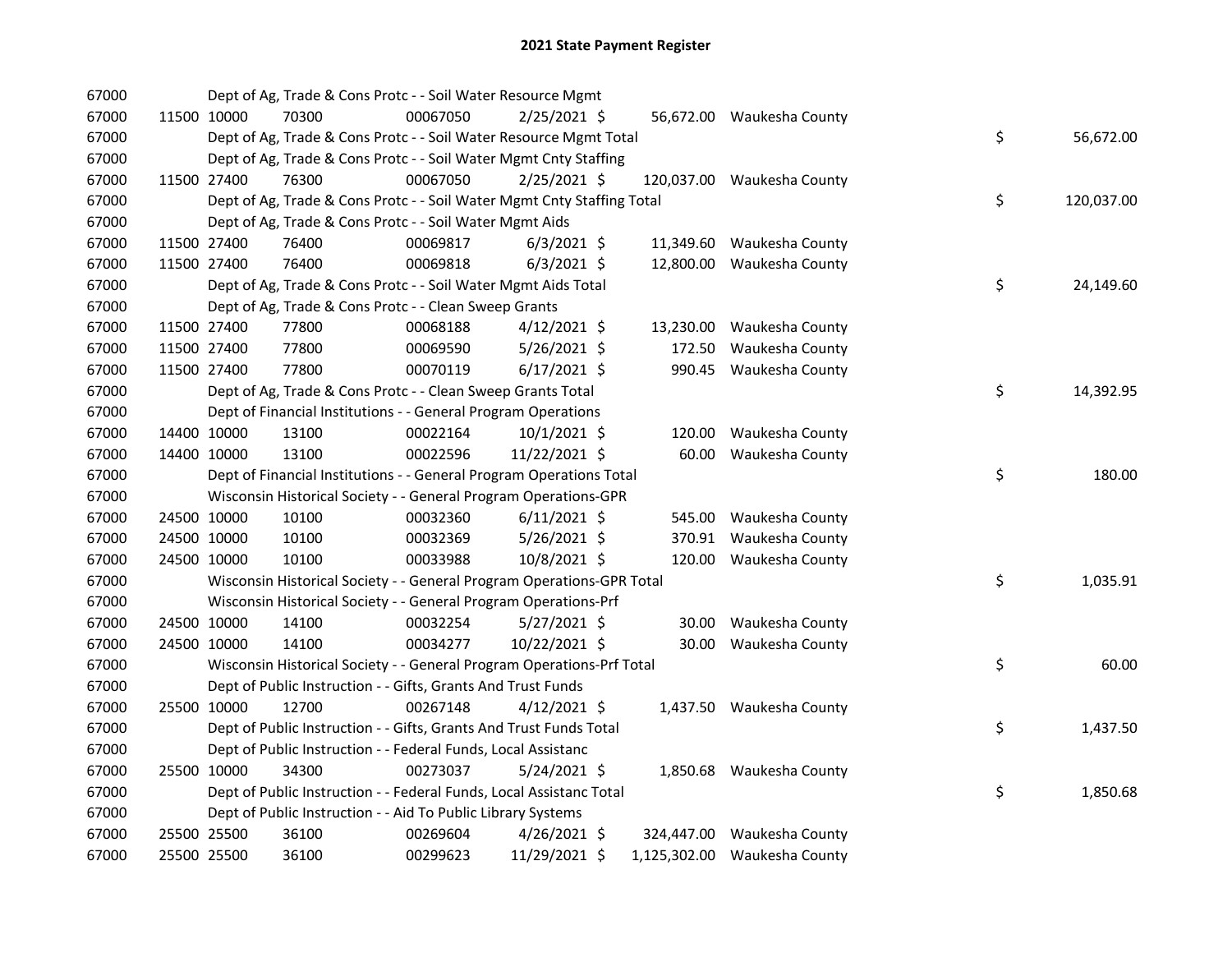# 2021 State Payment Register

| | | | | | | | | | |
|---|---|---|---|---|---|---|---|---|---|
| 67000 | | | Dept of Ag, Trade & Cons Protc - - Soil Water Resource Mgmt | | | | | | |
| 67000 | 11500 | 10000 | 70300 | 00067050 | 2/25/2021 | $ 56,672.00 | Waukesha County | | |
| 67000 | | | Dept of Ag, Trade & Cons Protc - - Soil Water Resource Mgmt Total | | | | | $ | 56,672.00 |
| 67000 | | | Dept of Ag, Trade & Cons Protc - - Soil Water Mgmt Cnty Staffing | | | | | | |
| 67000 | 11500 | 27400 | 76300 | 00067050 | 2/25/2021 | $ 120,037.00 | Waukesha County | | |
| 67000 | | | Dept of Ag, Trade & Cons Protc - - Soil Water Mgmt Cnty Staffing Total | | | | | $ | 120,037.00 |
| 67000 | | | Dept of Ag, Trade & Cons Protc - - Soil Water Mgmt Aids | | | | | | |
| 67000 | 11500 | 27400 | 76400 | 00069817 | 6/3/2021 | $ 11,349.60 | Waukesha County | | |
| 67000 | 11500 | 27400 | 76400 | 00069818 | 6/3/2021 | $ 12,800.00 | Waukesha County | | |
| 67000 | | | Dept of Ag, Trade & Cons Protc - - Soil Water Mgmt Aids Total | | | | | $ | 24,149.60 |
| 67000 | | | Dept of Ag, Trade & Cons Protc - - Clean Sweep Grants | | | | | | |
| 67000 | 11500 | 27400 | 77800 | 00068188 | 4/12/2021 | $ 13,230.00 | Waukesha County | | |
| 67000 | 11500 | 27400 | 77800 | 00069590 | 5/26/2021 | $ 172.50 | Waukesha County | | |
| 67000 | 11500 | 27400 | 77800 | 00070119 | 6/17/2021 | $ 990.45 | Waukesha County | | |
| 67000 | | | Dept of Ag, Trade & Cons Protc - - Clean Sweep Grants Total | | | | | $ | 14,392.95 |
| 67000 | | | Dept of Financial Institutions - - General Program Operations | | | | | | |
| 67000 | 14400 | 10000 | 13100 | 00022164 | 10/1/2021 | $ 120.00 | Waukesha County | | |
| 67000 | 14400 | 10000 | 13100 | 00022596 | 11/22/2021 | $ 60.00 | Waukesha County | | |
| 67000 | | | Dept of Financial Institutions - - General Program Operations Total | | | | | $ | 180.00 |
| 67000 | | | Wisconsin Historical Society - - General Program Operations-GPR | | | | | | |
| 67000 | 24500 | 10000 | 10100 | 00032360 | 6/11/2021 | $ 545.00 | Waukesha County | | |
| 67000 | 24500 | 10000 | 10100 | 00032369 | 5/26/2021 | $ 370.91 | Waukesha County | | |
| 67000 | 24500 | 10000 | 10100 | 00033988 | 10/8/2021 | $ 120.00 | Waukesha County | | |
| 67000 | | | Wisconsin Historical Society - - General Program Operations-GPR Total | | | | | $ | 1,035.91 |
| 67000 | | | Wisconsin Historical Society - - General Program Operations-Prf | | | | | | |
| 67000 | 24500 | 10000 | 14100 | 00032254 | 5/27/2021 | $ 30.00 | Waukesha County | | |
| 67000 | 24500 | 10000 | 14100 | 00034277 | 10/22/2021 | $ 30.00 | Waukesha County | | |
| 67000 | | | Wisconsin Historical Society - - General Program Operations-Prf Total | | | | | $ | 60.00 |
| 67000 | | | Dept of Public Instruction - - Gifts, Grants And Trust Funds | | | | | | |
| 67000 | 25500 | 10000 | 12700 | 00267148 | 4/12/2021 | $ 1,437.50 | Waukesha County | | |
| 67000 | | | Dept of Public Instruction - - Gifts, Grants And Trust Funds Total | | | | | $ | 1,437.50 |
| 67000 | | | Dept of Public Instruction - - Federal Funds, Local Assistanc | | | | | | |
| 67000 | 25500 | 10000 | 34300 | 00273037 | 5/24/2021 | $ 1,850.68 | Waukesha County | | |
| 67000 | | | Dept of Public Instruction - - Federal Funds, Local Assistanc Total | | | | | $ | 1,850.68 |
| 67000 | | | Dept of Public Instruction - - Aid To Public Library Systems | | | | | | |
| 67000 | 25500 | 25500 | 36100 | 00269604 | 4/26/2021 | $ 324,447.00 | Waukesha County | | |
| 67000 | 25500 | 25500 | 36100 | 00299623 | 11/29/2021 | $ 1,125,302.00 | Waukesha County | | |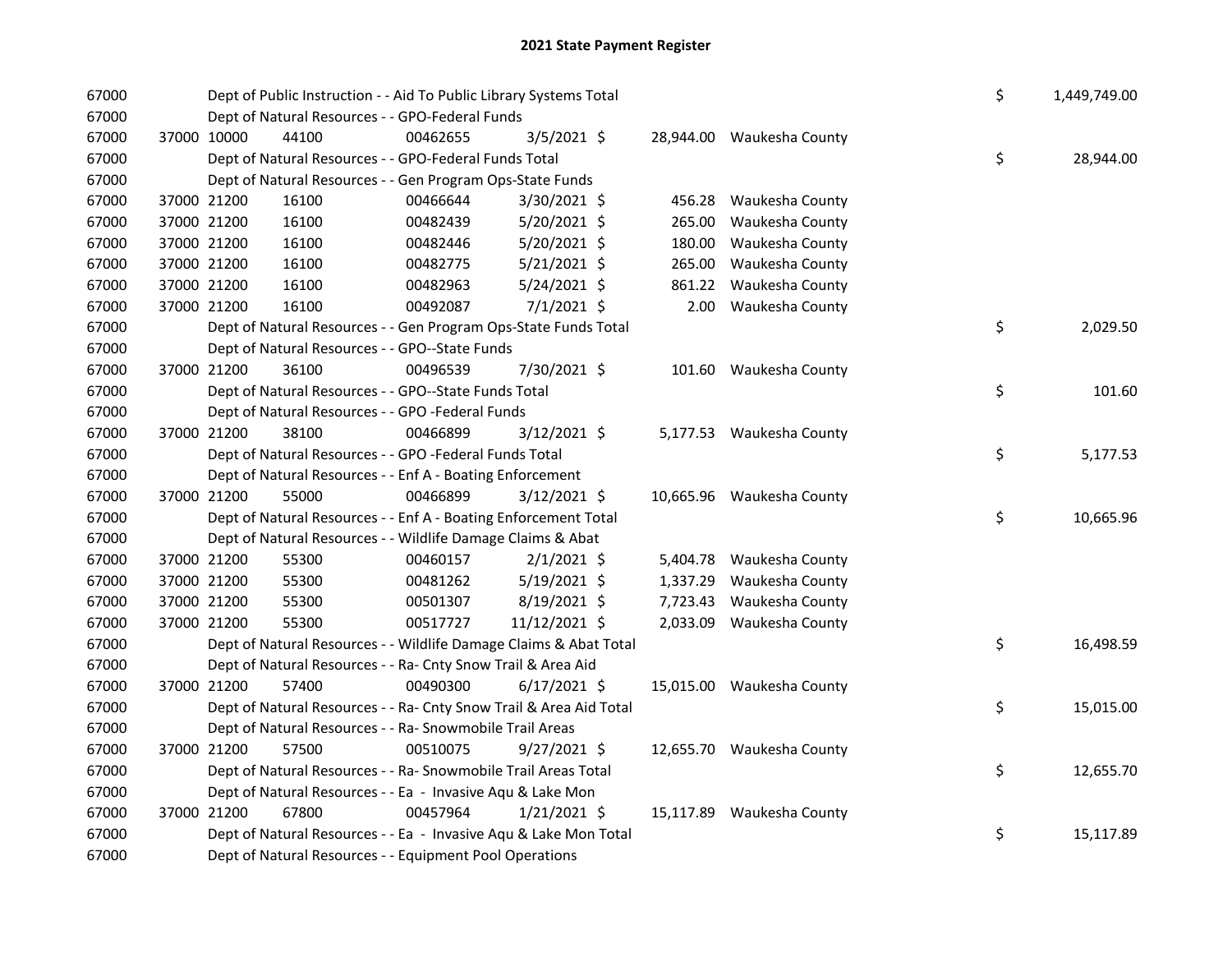# 2021 State Payment Register

| | | | | | | | | | |
|---|---|---|---|---|---|---|---|---|---|
| 67000 | | | Dept of Public Instruction - - Aid To Public Library Systems Total | | | | | $ | 1,449,749.00 |
| 67000 | | | Dept of Natural Resources - - GPO-Federal Funds | | | | | | |
| 67000 | 37000 | 10000 | 44100 | 00462655 | 3/5/2021 | $ 28,944.00 | Waukesha County | | |
| 67000 | | | Dept of Natural Resources - - GPO-Federal Funds Total | | | | | $ | 28,944.00 |
| 67000 | | | Dept of Natural Resources - - Gen Program Ops-State Funds | | | | | | |
| 67000 | 37000 | 21200 | 16100 | 00466644 | 3/30/2021 | $ 456.28 | Waukesha County | | |
| 67000 | 37000 | 21200 | 16100 | 00482439 | 5/20/2021 | $ 265.00 | Waukesha County | | |
| 67000 | 37000 | 21200 | 16100 | 00482446 | 5/20/2021 | $ 180.00 | Waukesha County | | |
| 67000 | 37000 | 21200 | 16100 | 00482775 | 5/21/2021 | $ 265.00 | Waukesha County | | |
| 67000 | 37000 | 21200 | 16100 | 00482963 | 5/24/2021 | $ 861.22 | Waukesha County | | |
| 67000 | 37000 | 21200 | 16100 | 00492087 | 7/1/2021 | $ 2.00 | Waukesha County | | |
| 67000 | | | Dept of Natural Resources - - Gen Program Ops-State Funds Total | | | | | $ | 2,029.50 |
| 67000 | | | Dept of Natural Resources - - GPO--State Funds | | | | | | |
| 67000 | 37000 | 21200 | 36100 | 00496539 | 7/30/2021 | $ 101.60 | Waukesha County | | |
| 67000 | | | Dept of Natural Resources - - GPO--State Funds Total | | | | | $ | 101.60 |
| 67000 | | | Dept of Natural Resources - - GPO -Federal Funds | | | | | | |
| 67000 | 37000 | 21200 | 38100 | 00466899 | 3/12/2021 | $ 5,177.53 | Waukesha County | | |
| 67000 | | | Dept of Natural Resources - - GPO -Federal Funds Total | | | | | $ | 5,177.53 |
| 67000 | | | Dept of Natural Resources - - Enf A - Boating Enforcement | | | | | | |
| 67000 | 37000 | 21200 | 55000 | 00466899 | 3/12/2021 | $ 10,665.96 | Waukesha County | | |
| 67000 | | | Dept of Natural Resources - - Enf A - Boating Enforcement Total | | | | | $ | 10,665.96 |
| 67000 | | | Dept of Natural Resources - - Wildlife Damage Claims & Abat | | | | | | |
| 67000 | 37000 | 21200 | 55300 | 00460157 | 2/1/2021 | $ 5,404.78 | Waukesha County | | |
| 67000 | 37000 | 21200 | 55300 | 00481262 | 5/19/2021 | $ 1,337.29 | Waukesha County | | |
| 67000 | 37000 | 21200 | 55300 | 00501307 | 8/19/2021 | $ 7,723.43 | Waukesha County | | |
| 67000 | 37000 | 21200 | 55300 | 00517727 | 11/12/2021 | $ 2,033.09 | Waukesha County | | |
| 67000 | | | Dept of Natural Resources - - Wildlife Damage Claims & Abat Total | | | | | $ | 16,498.59 |
| 67000 | | | Dept of Natural Resources - - Ra- Cnty Snow Trail & Area Aid | | | | | | |
| 67000 | 37000 | 21200 | 57400 | 00490300 | 6/17/2021 | $ 15,015.00 | Waukesha County | | |
| 67000 | | | Dept of Natural Resources - - Ra- Cnty Snow Trail & Area Aid Total | | | | | $ | 15,015.00 |
| 67000 | | | Dept of Natural Resources - - Ra- Snowmobile Trail Areas | | | | | | |
| 67000 | 37000 | 21200 | 57500 | 00510075 | 9/27/2021 | $ 12,655.70 | Waukesha County | | |
| 67000 | | | Dept of Natural Resources - - Ra- Snowmobile Trail Areas Total | | | | | $ | 12,655.70 |
| 67000 | | | Dept of Natural Resources - - Ea - Invasive Aqu & Lake Mon | | | | | | |
| 67000 | 37000 | 21200 | 67800 | 00457964 | 1/21/2021 | $ 15,117.89 | Waukesha County | | |
| 67000 | | | Dept of Natural Resources - - Ea - Invasive Aqu & Lake Mon Total | | | | | $ | 15,117.89 |
| 67000 | | | Dept of Natural Resources - - Equipment Pool Operations | | | | | | |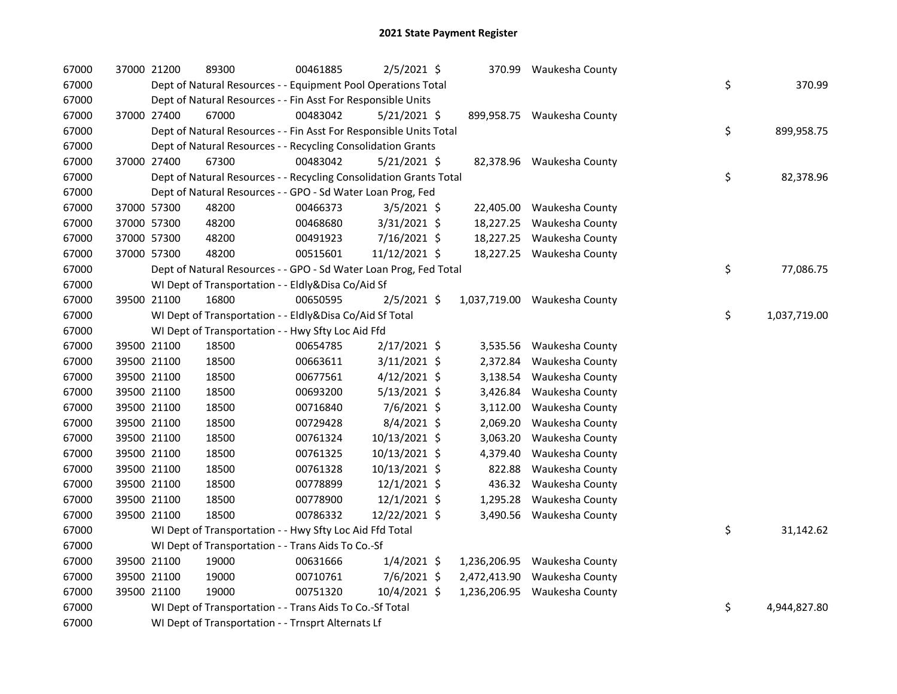# 2021 State Payment Register

| | | | | | | | | | |
|---|---|---|---|---|---|---|---|---|---|
| 67000 | 37000 | 21200 | 89300 | 00461885 | 2/5/2021 | $ 370.99 | Waukesha County | | |
| 67000 | | Dept of Natural Resources - - Equipment Pool Operations Total | | | | | | $ | 370.99 |
| 67000 | | Dept of Natural Resources - - Fin Asst For Responsible Units | | | | | | | |
| 67000 | 37000 | 27400 | 67000 | 00483042 | 5/21/2021 | $ 899,958.75 | Waukesha County | | |
| 67000 | | Dept of Natural Resources - - Fin Asst For Responsible Units Total | | | | | | $ | 899,958.75 |
| 67000 | | Dept of Natural Resources - - Recycling Consolidation Grants | | | | | | | |
| 67000 | 37000 | 27400 | 67300 | 00483042 | 5/21/2021 | $ 82,378.96 | Waukesha County | | |
| 67000 | | Dept of Natural Resources - - Recycling Consolidation Grants Total | | | | | | $ | 82,378.96 |
| 67000 | | Dept of Natural Resources - - GPO - Sd Water Loan Prog, Fed | | | | | | | |
| 67000 | 37000 | 57300 | 48200 | 00466373 | 3/5/2021 | $ 22,405.00 | Waukesha County | | |
| 67000 | 37000 | 57300 | 48200 | 00468680 | 3/31/2021 | $ 18,227.25 | Waukesha County | | |
| 67000 | 37000 | 57300 | 48200 | 00491923 | 7/16/2021 | $ 18,227.25 | Waukesha County | | |
| 67000 | 37000 | 57300 | 48200 | 00515601 | 11/12/2021 | $ 18,227.25 | Waukesha County | | |
| 67000 | | Dept of Natural Resources - - GPO - Sd Water Loan Prog, Fed Total | | | | | | $ | 77,086.75 |
| 67000 | | WI Dept of Transportation - - Eldly&Disa Co/Aid Sf | | | | | | | |
| 67000 | 39500 | 21100 | 16800 | 00650595 | 2/5/2021 | $ 1,037,719.00 | Waukesha County | | |
| 67000 | | WI Dept of Transportation - - Eldly&Disa Co/Aid Sf Total | | | | | | $ | 1,037,719.00 |
| 67000 | | WI Dept of Transportation - - Hwy Sfty Loc Aid Ffd | | | | | | | |
| 67000 | 39500 | 21100 | 18500 | 00654785 | 2/17/2021 | $ 3,535.56 | Waukesha County | | |
| 67000 | 39500 | 21100 | 18500 | 00663611 | 3/11/2021 | $ 2,372.84 | Waukesha County | | |
| 67000 | 39500 | 21100 | 18500 | 00677561 | 4/12/2021 | $ 3,138.54 | Waukesha County | | |
| 67000 | 39500 | 21100 | 18500 | 00693200 | 5/13/2021 | $ 3,426.84 | Waukesha County | | |
| 67000 | 39500 | 21100 | 18500 | 00716840 | 7/6/2021 | $ 3,112.00 | Waukesha County | | |
| 67000 | 39500 | 21100 | 18500 | 00729428 | 8/4/2021 | $ 2,069.20 | Waukesha County | | |
| 67000 | 39500 | 21100 | 18500 | 00761324 | 10/13/2021 | $ 3,063.20 | Waukesha County | | |
| 67000 | 39500 | 21100 | 18500 | 00761325 | 10/13/2021 | $ 4,379.40 | Waukesha County | | |
| 67000 | 39500 | 21100 | 18500 | 00761328 | 10/13/2021 | $ 822.88 | Waukesha County | | |
| 67000 | 39500 | 21100 | 18500 | 00778899 | 12/1/2021 | $ 436.32 | Waukesha County | | |
| 67000 | 39500 | 21100 | 18500 | 00778900 | 12/1/2021 | $ 1,295.28 | Waukesha County | | |
| 67000 | 39500 | 21100 | 18500 | 00786332 | 12/22/2021 | $ 3,490.56 | Waukesha County | | |
| 67000 | | WI Dept of Transportation - - Hwy Sfty Loc Aid Ffd Total | | | | | | $ | 31,142.62 |
| 67000 | | WI Dept of Transportation - - Trans Aids To Co.-Sf | | | | | | | |
| 67000 | 39500 | 21100 | 19000 | 00631666 | 1/4/2021 | $ 1,236,206.95 | Waukesha County | | |
| 67000 | 39500 | 21100 | 19000 | 00710761 | 7/6/2021 | $ 2,472,413.90 | Waukesha County | | |
| 67000 | 39500 | 21100 | 19000 | 00751320 | 10/4/2021 | $ 1,236,206.95 | Waukesha County | | |
| 67000 | | WI Dept of Transportation - - Trans Aids To Co.-Sf Total | | | | | | $ | 4,944,827.80 |
| 67000 | | WI Dept of Transportation - - Trnsprt Alternats Lf | | | | | | | |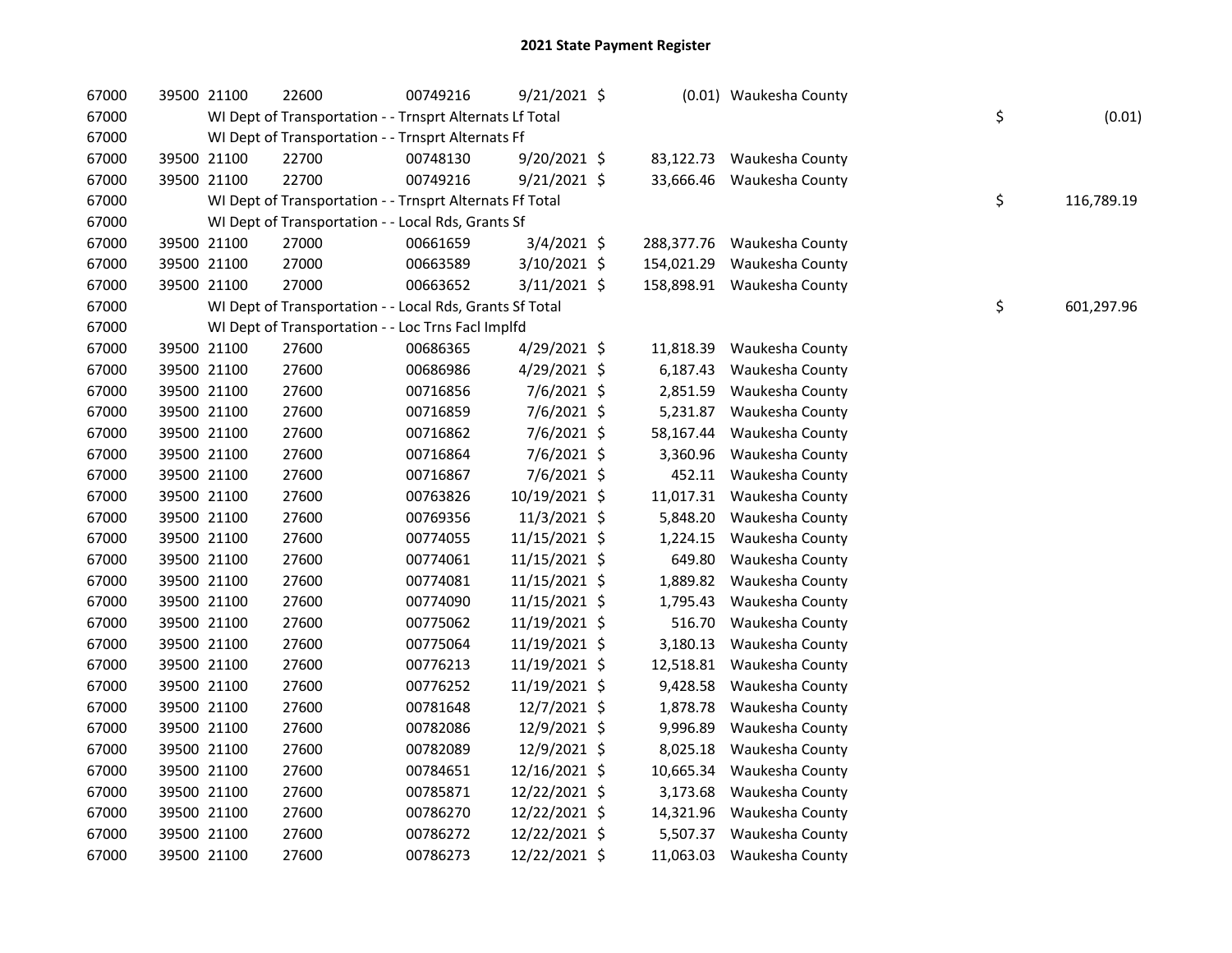# 2021 State Payment Register

| | | | | | | | | | |
|---|---|---|---|---|---|---|---|---|---|
| 67000 | 39500 | 21100 | 22600 | 00749216 | 9/21/2021 | $ | (0.01) | Waukesha County | |
| 67000 | | WI Dept of Transportation - - Trnsprt Alternats Lf Total | | | | | | | $ (0.01) |
| 67000 | | WI Dept of Transportation - - Trnsprt Alternats Ff | | | | | | | |
| 67000 | 39500 | 21100 | 22700 | 00748130 | 9/20/2021 | $ | 83,122.73 | Waukesha County | |
| 67000 | 39500 | 21100 | 22700 | 00749216 | 9/21/2021 | $ | 33,666.46 | Waukesha County | |
| 67000 | | WI Dept of Transportation - - Trnsprt Alternats Ff Total | | | | | | | $ 116,789.19 |
| 67000 | | WI Dept of Transportation - - Local Rds, Grants Sf | | | | | | | |
| 67000 | 39500 | 21100 | 27000 | 00661659 | 3/4/2021 | $ | 288,377.76 | Waukesha County | |
| 67000 | 39500 | 21100 | 27000 | 00663589 | 3/10/2021 | $ | 154,021.29 | Waukesha County | |
| 67000 | 39500 | 21100 | 27000 | 00663652 | 3/11/2021 | $ | 158,898.91 | Waukesha County | |
| 67000 | | WI Dept of Transportation - - Local Rds, Grants Sf Total | | | | | | | $ 601,297.96 |
| 67000 | | WI Dept of Transportation - - Loc Trns Facl Implfd | | | | | | | |
| 67000 | 39500 | 21100 | 27600 | 00686365 | 4/29/2021 | $ | 11,818.39 | Waukesha County | |
| 67000 | 39500 | 21100 | 27600 | 00686986 | 4/29/2021 | $ | 6,187.43 | Waukesha County | |
| 67000 | 39500 | 21100 | 27600 | 00716856 | 7/6/2021 | $ | 2,851.59 | Waukesha County | |
| 67000 | 39500 | 21100 | 27600 | 00716859 | 7/6/2021 | $ | 5,231.87 | Waukesha County | |
| 67000 | 39500 | 21100 | 27600 | 00716862 | 7/6/2021 | $ | 58,167.44 | Waukesha County | |
| 67000 | 39500 | 21100 | 27600 | 00716864 | 7/6/2021 | $ | 3,360.96 | Waukesha County | |
| 67000 | 39500 | 21100 | 27600 | 00716867 | 7/6/2021 | $ | 452.11 | Waukesha County | |
| 67000 | 39500 | 21100 | 27600 | 00763826 | 10/19/2021 | $ | 11,017.31 | Waukesha County | |
| 67000 | 39500 | 21100 | 27600 | 00769356 | 11/3/2021 | $ | 5,848.20 | Waukesha County | |
| 67000 | 39500 | 21100 | 27600 | 00774055 | 11/15/2021 | $ | 1,224.15 | Waukesha County | |
| 67000 | 39500 | 21100 | 27600 | 00774061 | 11/15/2021 | $ | 649.80 | Waukesha County | |
| 67000 | 39500 | 21100 | 27600 | 00774081 | 11/15/2021 | $ | 1,889.82 | Waukesha County | |
| 67000 | 39500 | 21100 | 27600 | 00774090 | 11/15/2021 | $ | 1,795.43 | Waukesha County | |
| 67000 | 39500 | 21100 | 27600 | 00775062 | 11/19/2021 | $ | 516.70 | Waukesha County | |
| 67000 | 39500 | 21100 | 27600 | 00775064 | 11/19/2021 | $ | 3,180.13 | Waukesha County | |
| 67000 | 39500 | 21100 | 27600 | 00776213 | 11/19/2021 | $ | 12,518.81 | Waukesha County | |
| 67000 | 39500 | 21100 | 27600 | 00776252 | 11/19/2021 | $ | 9,428.58 | Waukesha County | |
| 67000 | 39500 | 21100 | 27600 | 00781648 | 12/7/2021 | $ | 1,878.78 | Waukesha County | |
| 67000 | 39500 | 21100 | 27600 | 00782086 | 12/9/2021 | $ | 9,996.89 | Waukesha County | |
| 67000 | 39500 | 21100 | 27600 | 00782089 | 12/9/2021 | $ | 8,025.18 | Waukesha County | |
| 67000 | 39500 | 21100 | 27600 | 00784651 | 12/16/2021 | $ | 10,665.34 | Waukesha County | |
| 67000 | 39500 | 21100 | 27600 | 00785871 | 12/22/2021 | $ | 3,173.68 | Waukesha County | |
| 67000 | 39500 | 21100 | 27600 | 00786270 | 12/22/2021 | $ | 14,321.96 | Waukesha County | |
| 67000 | 39500 | 21100 | 27600 | 00786272 | 12/22/2021 | $ | 5,507.37 | Waukesha County | |
| 67000 | 39500 | 21100 | 27600 | 00786273 | 12/22/2021 | $ | 11,063.03 | Waukesha County | |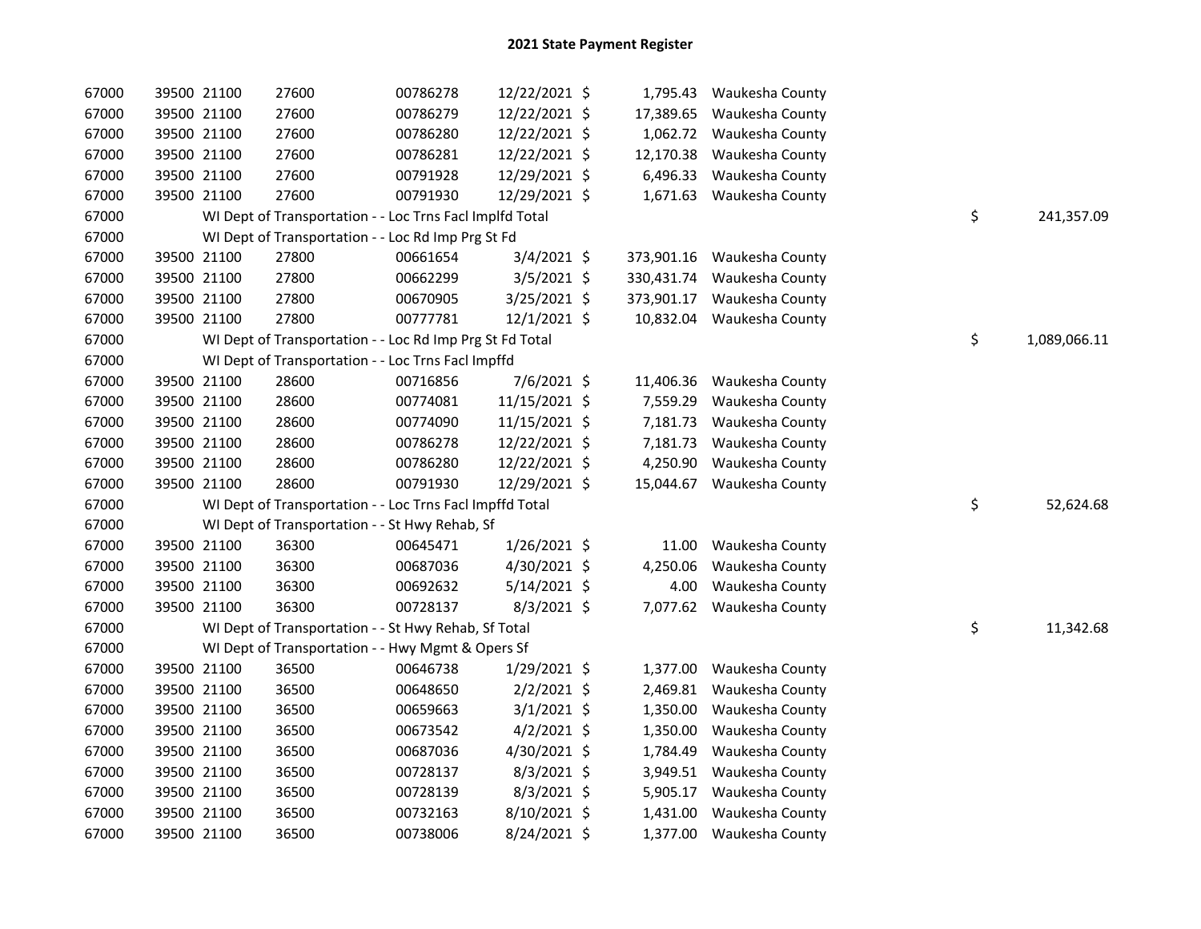## 2021 State Payment Register

| | | | | | | | | | |
|---|---|---|---|---|---|---|---|---|---|
| 67000 | 39500 | 21100 | 27600 | 00786278 | 12/22/2021 | $ 1,795.43 | Waukesha County | | |
| 67000 | 39500 | 21100 | 27600 | 00786279 | 12/22/2021 | $ 17,389.65 | Waukesha County | | |
| 67000 | 39500 | 21100 | 27600 | 00786280 | 12/22/2021 | $ 1,062.72 | Waukesha County | | |
| 67000 | 39500 | 21100 | 27600 | 00786281 | 12/22/2021 | $ 12,170.38 | Waukesha County | | |
| 67000 | 39500 | 21100 | 27600 | 00791928 | 12/29/2021 | $ 6,496.33 | Waukesha County | | |
| 67000 | 39500 | 21100 | 27600 | 00791930 | 12/29/2021 | $ 1,671.63 | Waukesha County | | |
| 67000 | | WI Dept of Transportation - - Loc Trns Facl Implfd Total | | | | | | $ | 241,357.09 |
| 67000 | | WI Dept of Transportation - - Loc Rd Imp Prg St Fd | | | | | | | |
| 67000 | 39500 | 21100 | 27800 | 00661654 | 3/4/2021 | $ 373,901.16 | Waukesha County | | |
| 67000 | 39500 | 21100 | 27800 | 00662299 | 3/5/2021 | $ 330,431.74 | Waukesha County | | |
| 67000 | 39500 | 21100 | 27800 | 00670905 | 3/25/2021 | $ 373,901.17 | Waukesha County | | |
| 67000 | 39500 | 21100 | 27800 | 00777781 | 12/1/2021 | $ 10,832.04 | Waukesha County | | |
| 67000 | | WI Dept of Transportation - - Loc Rd Imp Prg St Fd Total | | | | | | $ | 1,089,066.11 |
| 67000 | | WI Dept of Transportation - - Loc Trns Facl Impffd | | | | | | | |
| 67000 | 39500 | 21100 | 28600 | 00716856 | 7/6/2021 | $ 11,406.36 | Waukesha County | | |
| 67000 | 39500 | 21100 | 28600 | 00774081 | 11/15/2021 | $ 7,559.29 | Waukesha County | | |
| 67000 | 39500 | 21100 | 28600 | 00774090 | 11/15/2021 | $ 7,181.73 | Waukesha County | | |
| 67000 | 39500 | 21100 | 28600 | 00786278 | 12/22/2021 | $ 7,181.73 | Waukesha County | | |
| 67000 | 39500 | 21100 | 28600 | 00786280 | 12/22/2021 | $ 4,250.90 | Waukesha County | | |
| 67000 | 39500 | 21100 | 28600 | 00791930 | 12/29/2021 | $ 15,044.67 | Waukesha County | | |
| 67000 | | WI Dept of Transportation - - Loc Trns Facl Impffd Total | | | | | | $ | 52,624.68 |
| 67000 | | WI Dept of Transportation - - St Hwy Rehab, Sf | | | | | | | |
| 67000 | 39500 | 21100 | 36300 | 00645471 | 1/26/2021 | $ 11.00 | Waukesha County | | |
| 67000 | 39500 | 21100 | 36300 | 00687036 | 4/30/2021 | $ 4,250.06 | Waukesha County | | |
| 67000 | 39500 | 21100 | 36300 | 00692632 | 5/14/2021 | $ 4.00 | Waukesha County | | |
| 67000 | 39500 | 21100 | 36300 | 00728137 | 8/3/2021 | $ 7,077.62 | Waukesha County | | |
| 67000 | | WI Dept of Transportation - - St Hwy Rehab, Sf Total | | | | | | $ | 11,342.68 |
| 67000 | | WI Dept of Transportation - - Hwy Mgmt & Opers Sf | | | | | | | |
| 67000 | 39500 | 21100 | 36500 | 00646738 | 1/29/2021 | $ 1,377.00 | Waukesha County | | |
| 67000 | 39500 | 21100 | 36500 | 00648650 | 2/2/2021 | $ 2,469.81 | Waukesha County | | |
| 67000 | 39500 | 21100 | 36500 | 00659663 | 3/1/2021 | $ 1,350.00 | Waukesha County | | |
| 67000 | 39500 | 21100 | 36500 | 00673542 | 4/2/2021 | $ 1,350.00 | Waukesha County | | |
| 67000 | 39500 | 21100 | 36500 | 00687036 | 4/30/2021 | $ 1,784.49 | Waukesha County | | |
| 67000 | 39500 | 21100 | 36500 | 00728137 | 8/3/2021 | $ 3,949.51 | Waukesha County | | |
| 67000 | 39500 | 21100 | 36500 | 00728139 | 8/3/2021 | $ 5,905.17 | Waukesha County | | |
| 67000 | 39500 | 21100 | 36500 | 00732163 | 8/10/2021 | $ 1,431.00 | Waukesha County | | |
| 67000 | 39500 | 21100 | 36500 | 00738006 | 8/24/2021 | $ 1,377.00 | Waukesha County | | |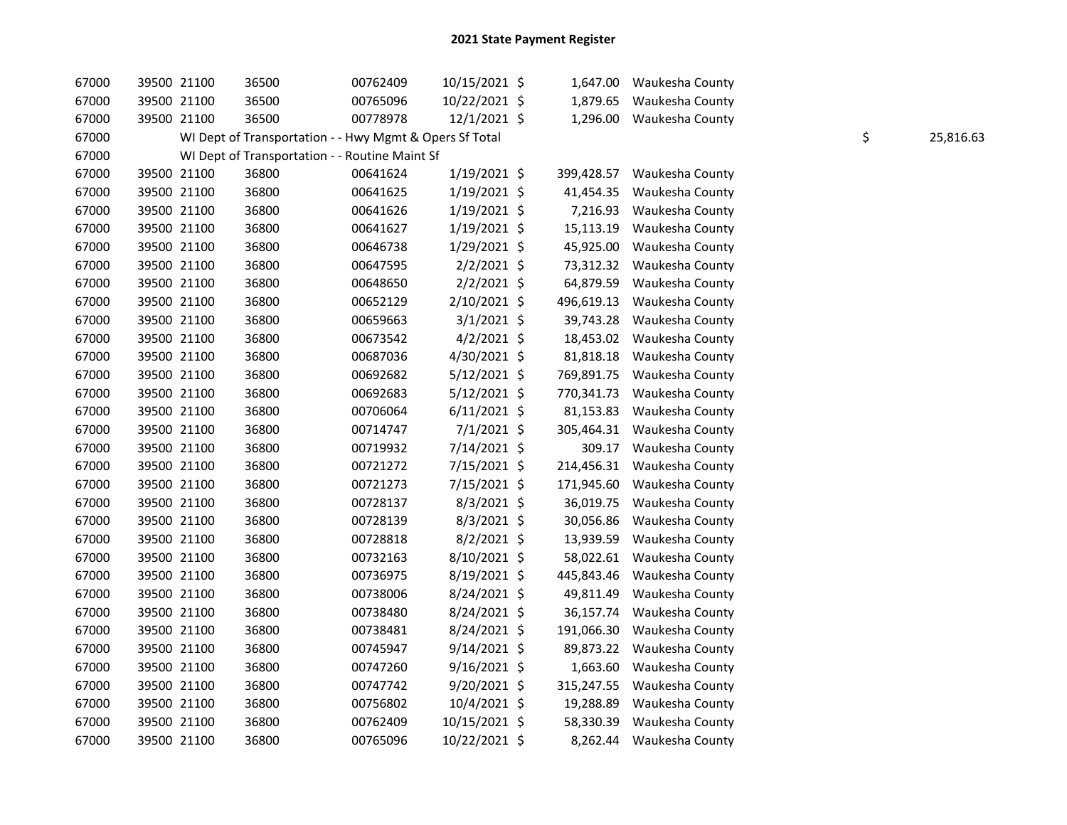# 2021 State Payment Register

| | | | | | | | | | |
|---|---|---|---|---|---|---|---|---|---|
| 67000 | 39500 | 21100 | 36500 | 00762409 | 10/15/2021 | $ 1,647.00 | Waukesha County | | |
| 67000 | 39500 | 21100 | 36500 | 00765096 | 10/22/2021 | $ 1,879.65 | Waukesha County | | |
| 67000 | 39500 | 21100 | 36500 | 00778978 | 12/1/2021 | $ 1,296.00 | Waukesha County | | |
| 67000 | | WI Dept of Transportation - - Hwy Mgmt & Opers Sf Total | | | | | | $ | 25,816.63 |
| 67000 | | WI Dept of Transportation - - Routine Maint Sf | | | | | | | |
| 67000 | 39500 | 21100 | 36800 | 00641624 | 1/19/2021 | $ 399,428.57 | Waukesha County | | |
| 67000 | 39500 | 21100 | 36800 | 00641625 | 1/19/2021 | $ 41,454.35 | Waukesha County | | |
| 67000 | 39500 | 21100 | 36800 | 00641626 | 1/19/2021 | $ 7,216.93 | Waukesha County | | |
| 67000 | 39500 | 21100 | 36800 | 00641627 | 1/19/2021 | $ 15,113.19 | Waukesha County | | |
| 67000 | 39500 | 21100 | 36800 | 00646738 | 1/29/2021 | $ 45,925.00 | Waukesha County | | |
| 67000 | 39500 | 21100 | 36800 | 00647595 | 2/2/2021 | $ 73,312.32 | Waukesha County | | |
| 67000 | 39500 | 21100 | 36800 | 00648650 | 2/2/2021 | $ 64,879.59 | Waukesha County | | |
| 67000 | 39500 | 21100 | 36800 | 00652129 | 2/10/2021 | $ 496,619.13 | Waukesha County | | |
| 67000 | 39500 | 21100 | 36800 | 00659663 | 3/1/2021 | $ 39,743.28 | Waukesha County | | |
| 67000 | 39500 | 21100 | 36800 | 00673542 | 4/2/2021 | $ 18,453.02 | Waukesha County | | |
| 67000 | 39500 | 21100 | 36800 | 00687036 | 4/30/2021 | $ 81,818.18 | Waukesha County | | |
| 67000 | 39500 | 21100 | 36800 | 00692682 | 5/12/2021 | $ 769,891.75 | Waukesha County | | |
| 67000 | 39500 | 21100 | 36800 | 00692683 | 5/12/2021 | $ 770,341.73 | Waukesha County | | |
| 67000 | 39500 | 21100 | 36800 | 00706064 | 6/11/2021 | $ 81,153.83 | Waukesha County | | |
| 67000 | 39500 | 21100 | 36800 | 00714747 | 7/1/2021 | $ 305,464.31 | Waukesha County | | |
| 67000 | 39500 | 21100 | 36800 | 00719932 | 7/14/2021 | $ 309.17 | Waukesha County | | |
| 67000 | 39500 | 21100 | 36800 | 00721272 | 7/15/2021 | $ 214,456.31 | Waukesha County | | |
| 67000 | 39500 | 21100 | 36800 | 00721273 | 7/15/2021 | $ 171,945.60 | Waukesha County | | |
| 67000 | 39500 | 21100 | 36800 | 00728137 | 8/3/2021 | $ 36,019.75 | Waukesha County | | |
| 67000 | 39500 | 21100 | 36800 | 00728139 | 8/3/2021 | $ 30,056.86 | Waukesha County | | |
| 67000 | 39500 | 21100 | 36800 | 00728818 | 8/2/2021 | $ 13,939.59 | Waukesha County | | |
| 67000 | 39500 | 21100 | 36800 | 00732163 | 8/10/2021 | $ 58,022.61 | Waukesha County | | |
| 67000 | 39500 | 21100 | 36800 | 00736975 | 8/19/2021 | $ 445,843.46 | Waukesha County | | |
| 67000 | 39500 | 21100 | 36800 | 00738006 | 8/24/2021 | $ 49,811.49 | Waukesha County | | |
| 67000 | 39500 | 21100 | 36800 | 00738480 | 8/24/2021 | $ 36,157.74 | Waukesha County | | |
| 67000 | 39500 | 21100 | 36800 | 00738481 | 8/24/2021 | $ 191,066.30 | Waukesha County | | |
| 67000 | 39500 | 21100 | 36800 | 00745947 | 9/14/2021 | $ 89,873.22 | Waukesha County | | |
| 67000 | 39500 | 21100 | 36800 | 00747260 | 9/16/2021 | $ 1,663.60 | Waukesha County | | |
| 67000 | 39500 | 21100 | 36800 | 00747742 | 9/20/2021 | $ 315,247.55 | Waukesha County | | |
| 67000 | 39500 | 21100 | 36800 | 00756802 | 10/4/2021 | $ 19,288.89 | Waukesha County | | |
| 67000 | 39500 | 21100 | 36800 | 00762409 | 10/15/2021 | $ 58,330.39 | Waukesha County | | |
| 67000 | 39500 | 21100 | 36800 | 00765096 | 10/22/2021 | $ 8,262.44 | Waukesha County | | |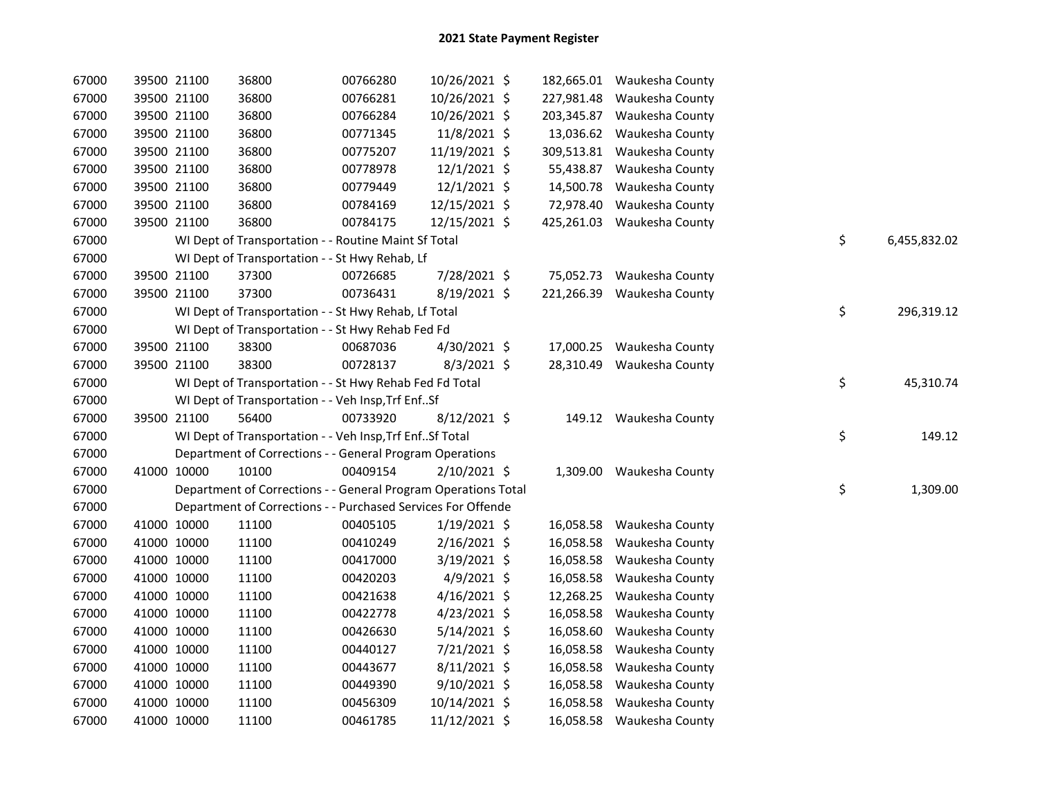# 2021 State Payment Register

| | | | | | | | | |
|---|---|---|---|---|---|---|---|---|
| 67000 | 39500 | 21100 | 36800 | 00766280 | 10/26/2021 $ | 182,665.01 | Waukesha County | |
| 67000 | 39500 | 21100 | 36800 | 00766281 | 10/26/2021 $ | 227,981.48 | Waukesha County | |
| 67000 | 39500 | 21100 | 36800 | 00766284 | 10/26/2021 $ | 203,345.87 | Waukesha County | |
| 67000 | 39500 | 21100 | 36800 | 00771345 | 11/8/2021 $ | 13,036.62 | Waukesha County | |
| 67000 | 39500 | 21100 | 36800 | 00775207 | 11/19/2021 $ | 309,513.81 | Waukesha County | |
| 67000 | 39500 | 21100 | 36800 | 00778978 | 12/1/2021 $ | 55,438.87 | Waukesha County | |
| 67000 | 39500 | 21100 | 36800 | 00779449 | 12/1/2021 $ | 14,500.78 | Waukesha County | |
| 67000 | 39500 | 21100 | 36800 | 00784169 | 12/15/2021 $ | 72,978.40 | Waukesha County | |
| 67000 | 39500 | 21100 | 36800 | 00784175 | 12/15/2021 $ | 425,261.03 | Waukesha County | |
| 67000 | | WI Dept of Transportation - - Routine Maint Sf Total | | | | | | $ 6,455,832.02 |
| 67000 | | WI Dept of Transportation - - St Hwy Rehab, Lf | | | | | | |
| 67000 | 39500 | 21100 | 37300 | 00726685 | 7/28/2021 $ | 75,052.73 | Waukesha County | |
| 67000 | 39500 | 21100 | 37300 | 00736431 | 8/19/2021 $ | 221,266.39 | Waukesha County | |
| 67000 | | WI Dept of Transportation - - St Hwy Rehab, Lf Total | | | | | | $ 296,319.12 |
| 67000 | | WI Dept of Transportation - - St Hwy Rehab Fed Fd | | | | | | |
| 67000 | 39500 | 21100 | 38300 | 00687036 | 4/30/2021 $ | 17,000.25 | Waukesha County | |
| 67000 | 39500 | 21100 | 38300 | 00728137 | 8/3/2021 $ | 28,310.49 | Waukesha County | |
| 67000 | | WI Dept of Transportation - - St Hwy Rehab Fed Fd Total | | | | | | $ 45,310.74 |
| 67000 | | WI Dept of Transportation - - Veh Insp,Trf Enf..Sf | | | | | | |
| 67000 | 39500 | 21100 | 56400 | 00733920 | 8/12/2021 $ | 149.12 | Waukesha County | |
| 67000 | | WI Dept of Transportation - - Veh Insp,Trf Enf..Sf Total | | | | | | $ 149.12 |
| 67000 | | Department of Corrections - - General Program Operations | | | | | | |
| 67000 | 41000 | 10000 | 10100 | 00409154 | 2/10/2021 $ | 1,309.00 | Waukesha County | |
| 67000 | | Department of Corrections - - General Program Operations Total | | | | | | $ 1,309.00 |
| 67000 | | Department of Corrections - - Purchased Services For Offende | | | | | | |
| 67000 | 41000 | 10000 | 11100 | 00405105 | 1/19/2021 $ | 16,058.58 | Waukesha County | |
| 67000 | 41000 | 10000 | 11100 | 00410249 | 2/16/2021 $ | 16,058.58 | Waukesha County | |
| 67000 | 41000 | 10000 | 11100 | 00417000 | 3/19/2021 $ | 16,058.58 | Waukesha County | |
| 67000 | 41000 | 10000 | 11100 | 00420203 | 4/9/2021 $ | 16,058.58 | Waukesha County | |
| 67000 | 41000 | 10000 | 11100 | 00421638 | 4/16/2021 $ | 12,268.25 | Waukesha County | |
| 67000 | 41000 | 10000 | 11100 | 00422778 | 4/23/2021 $ | 16,058.58 | Waukesha County | |
| 67000 | 41000 | 10000 | 11100 | 00426630 | 5/14/2021 $ | 16,058.60 | Waukesha County | |
| 67000 | 41000 | 10000 | 11100 | 00440127 | 7/21/2021 $ | 16,058.58 | Waukesha County | |
| 67000 | 41000 | 10000 | 11100 | 00443677 | 8/11/2021 $ | 16,058.58 | Waukesha County | |
| 67000 | 41000 | 10000 | 11100 | 00449390 | 9/10/2021 $ | 16,058.58 | Waukesha County | |
| 67000 | 41000 | 10000 | 11100 | 00456309 | 10/14/2021 $ | 16,058.58 | Waukesha County | |
| 67000 | 41000 | 10000 | 11100 | 00461785 | 11/12/2021 $ | 16,058.58 | Waukesha County | |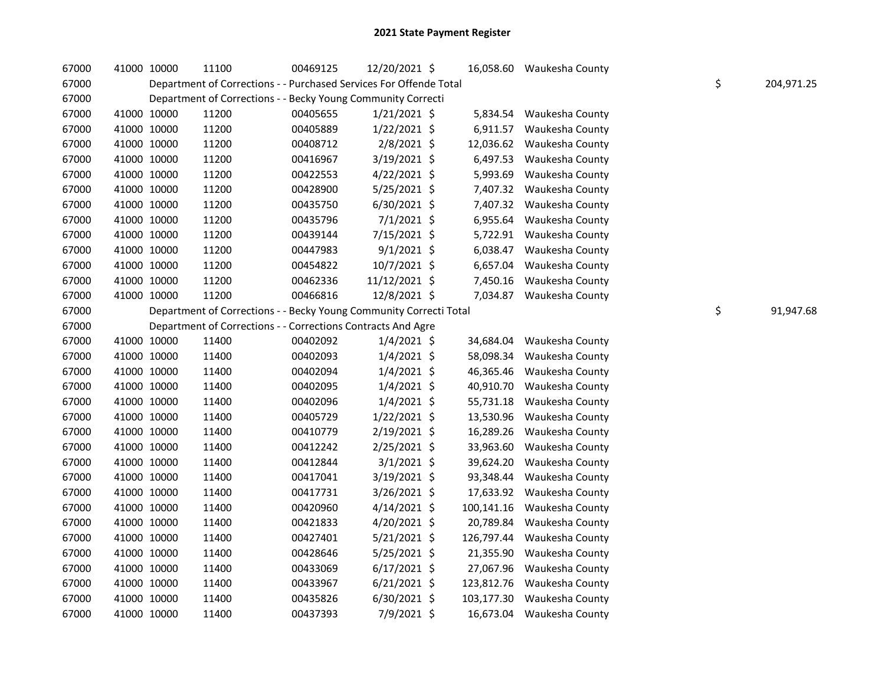# 2021 State Payment Register

| | | | | | | | | | |
|---|---|---|---|---|---|---|---|---|---|
| 67000 | 41000 | 10000 | 11100 | 00469125 | 12/20/2021 | $ 16,058.60 | Waukesha County | | |
| 67000 | | Department of Corrections - - Purchased Services For Offende Total | | | | | | $ | 204,971.25 |
| 67000 | | Department of Corrections - - Becky Young Community Correcti | | | | | | | |
| 67000 | 41000 | 10000 | 11200 | 00405655 | 1/21/2021 | $ 5,834.54 | Waukesha County | | |
| 67000 | 41000 | 10000 | 11200 | 00405889 | 1/22/2021 | $ 6,911.57 | Waukesha County | | |
| 67000 | 41000 | 10000 | 11200 | 00408712 | 2/8/2021 | $ 12,036.62 | Waukesha County | | |
| 67000 | 41000 | 10000 | 11200 | 00416967 | 3/19/2021 | $ 6,497.53 | Waukesha County | | |
| 67000 | 41000 | 10000 | 11200 | 00422553 | 4/22/2021 | $ 5,993.69 | Waukesha County | | |
| 67000 | 41000 | 10000 | 11200 | 00428900 | 5/25/2021 | $ 7,407.32 | Waukesha County | | |
| 67000 | 41000 | 10000 | 11200 | 00435750 | 6/30/2021 | $ 7,407.32 | Waukesha County | | |
| 67000 | 41000 | 10000 | 11200 | 00435796 | 7/1/2021 | $ 6,955.64 | Waukesha County | | |
| 67000 | 41000 | 10000 | 11200 | 00439144 | 7/15/2021 | $ 5,722.91 | Waukesha County | | |
| 67000 | 41000 | 10000 | 11200 | 00447983 | 9/1/2021 | $ 6,038.47 | Waukesha County | | |
| 67000 | 41000 | 10000 | 11200 | 00454822 | 10/7/2021 | $ 6,657.04 | Waukesha County | | |
| 67000 | 41000 | 10000 | 11200 | 00462336 | 11/12/2021 | $ 7,450.16 | Waukesha County | | |
| 67000 | 41000 | 10000 | 11200 | 00466816 | 12/8/2021 | $ 7,034.87 | Waukesha County | | |
| 67000 | | Department of Corrections - - Becky Young Community Correcti Total | | | | | | $ | 91,947.68 |
| 67000 | | Department of Corrections - - Corrections Contracts And Agre | | | | | | | |
| 67000 | 41000 | 10000 | 11400 | 00402092 | 1/4/2021 | $ 34,684.04 | Waukesha County | | |
| 67000 | 41000 | 10000 | 11400 | 00402093 | 1/4/2021 | $ 58,098.34 | Waukesha County | | |
| 67000 | 41000 | 10000 | 11400 | 00402094 | 1/4/2021 | $ 46,365.46 | Waukesha County | | |
| 67000 | 41000 | 10000 | 11400 | 00402095 | 1/4/2021 | $ 40,910.70 | Waukesha County | | |
| 67000 | 41000 | 10000 | 11400 | 00402096 | 1/4/2021 | $ 55,731.18 | Waukesha County | | |
| 67000 | 41000 | 10000 | 11400 | 00405729 | 1/22/2021 | $ 13,530.96 | Waukesha County | | |
| 67000 | 41000 | 10000 | 11400 | 00410779 | 2/19/2021 | $ 16,289.26 | Waukesha County | | |
| 67000 | 41000 | 10000 | 11400 | 00412242 | 2/25/2021 | $ 33,963.60 | Waukesha County | | |
| 67000 | 41000 | 10000 | 11400 | 00412844 | 3/1/2021 | $ 39,624.20 | Waukesha County | | |
| 67000 | 41000 | 10000 | 11400 | 00417041 | 3/19/2021 | $ 93,348.44 | Waukesha County | | |
| 67000 | 41000 | 10000 | 11400 | 00417731 | 3/26/2021 | $ 17,633.92 | Waukesha County | | |
| 67000 | 41000 | 10000 | 11400 | 00420960 | 4/14/2021 | $ 100,141.16 | Waukesha County | | |
| 67000 | 41000 | 10000 | 11400 | 00421833 | 4/20/2021 | $ 20,789.84 | Waukesha County | | |
| 67000 | 41000 | 10000 | 11400 | 00427401 | 5/21/2021 | $ 126,797.44 | Waukesha County | | |
| 67000 | 41000 | 10000 | 11400 | 00428646 | 5/25/2021 | $ 21,355.90 | Waukesha County | | |
| 67000 | 41000 | 10000 | 11400 | 00433069 | 6/17/2021 | $ 27,067.96 | Waukesha County | | |
| 67000 | 41000 | 10000 | 11400 | 00433967 | 6/21/2021 | $ 123,812.76 | Waukesha County | | |
| 67000 | 41000 | 10000 | 11400 | 00435826 | 6/30/2021 | $ 103,177.30 | Waukesha County | | |
| 67000 | 41000 | 10000 | 11400 | 00437393 | 7/9/2021 | $ 16,673.04 | Waukesha County | | |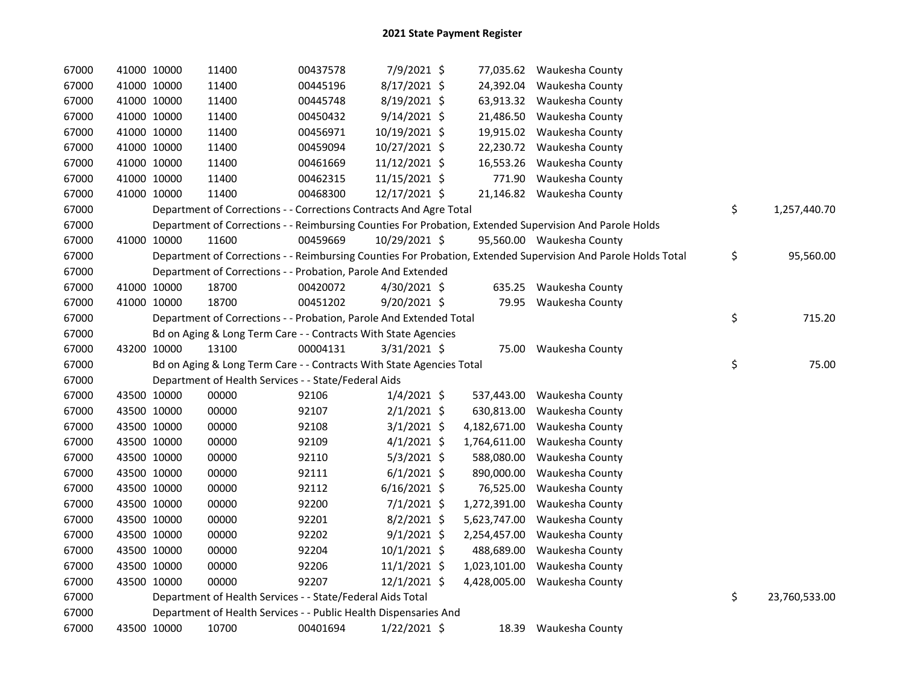# 2021 State Payment Register

| | | | | | | | | | |
|---|---|---|---|---|---|---|---|---|---|
| 67000 | 41000 | 10000 | 11400 | 00437578 | 7/9/2021 | $ 77,035.62 | Waukesha County | | |
| 67000 | 41000 | 10000 | 11400 | 00445196 | 8/17/2021 | $ 24,392.04 | Waukesha County | | |
| 67000 | 41000 | 10000 | 11400 | 00445748 | 8/19/2021 | $ 63,913.32 | Waukesha County | | |
| 67000 | 41000 | 10000 | 11400 | 00450432 | 9/14/2021 | $ 21,486.50 | Waukesha County | | |
| 67000 | 41000 | 10000 | 11400 | 00456971 | 10/19/2021 | $ 19,915.02 | Waukesha County | | |
| 67000 | 41000 | 10000 | 11400 | 00459094 | 10/27/2021 | $ 22,230.72 | Waukesha County | | |
| 67000 | 41000 | 10000 | 11400 | 00461669 | 11/12/2021 | $ 16,553.26 | Waukesha County | | |
| 67000 | 41000 | 10000 | 11400 | 00462315 | 11/15/2021 | $ 771.90 | Waukesha County | | |
| 67000 | 41000 | 10000 | 11400 | 00468300 | 12/17/2021 | $ 21,146.82 | Waukesha County | | |
| 67000 | | Department of Corrections - - Corrections Contracts And Agre Total | | | | | | $ | 1,257,440.70 |
| 67000 | | Department of Corrections - - Reimbursing Counties For Probation, Extended Supervision And Parole Holds | | | | | | | |
| 67000 | 41000 | 10000 | 11600 | 00459669 | 10/29/2021 | $ 95,560.00 | Waukesha County | | |
| 67000 | | Department of Corrections - - Reimbursing Counties For Probation, Extended Supervision And Parole Holds Total | | | | | | $ | 95,560.00 |
| 67000 | | Department of Corrections - - Probation, Parole And Extended | | | | | | | |
| 67000 | 41000 | 10000 | 18700 | 00420072 | 4/30/2021 | $ 635.25 | Waukesha County | | |
| 67000 | 41000 | 10000 | 18700 | 00451202 | 9/20/2021 | $ 79.95 | Waukesha County | | |
| 67000 | | Department of Corrections - - Probation, Parole And Extended Total | | | | | | $ | 715.20 |
| 67000 | | Bd on Aging & Long Term Care - - Contracts With State Agencies | | | | | | | |
| 67000 | 43200 | 10000 | 13100 | 00004131 | 3/31/2021 | $ 75.00 | Waukesha County | | |
| 67000 | | Bd on Aging & Long Term Care - - Contracts With State Agencies Total | | | | | | $ | 75.00 |
| 67000 | | Department of Health Services - - State/Federal Aids | | | | | | | |
| 67000 | 43500 | 10000 | 00000 | 92106 | 1/4/2021 | $ 537,443.00 | Waukesha County | | |
| 67000 | 43500 | 10000 | 00000 | 92107 | 2/1/2021 | $ 630,813.00 | Waukesha County | | |
| 67000 | 43500 | 10000 | 00000 | 92108 | 3/1/2021 | $ 4,182,671.00 | Waukesha County | | |
| 67000 | 43500 | 10000 | 00000 | 92109 | 4/1/2021 | $ 1,764,611.00 | Waukesha County | | |
| 67000 | 43500 | 10000 | 00000 | 92110 | 5/3/2021 | $ 588,080.00 | Waukesha County | | |
| 67000 | 43500 | 10000 | 00000 | 92111 | 6/1/2021 | $ 890,000.00 | Waukesha County | | |
| 67000 | 43500 | 10000 | 00000 | 92112 | 6/16/2021 | $ 76,525.00 | Waukesha County | | |
| 67000 | 43500 | 10000 | 00000 | 92200 | 7/1/2021 | $ 1,272,391.00 | Waukesha County | | |
| 67000 | 43500 | 10000 | 00000 | 92201 | 8/2/2021 | $ 5,623,747.00 | Waukesha County | | |
| 67000 | 43500 | 10000 | 00000 | 92202 | 9/1/2021 | $ 2,254,457.00 | Waukesha County | | |
| 67000 | 43500 | 10000 | 00000 | 92204 | 10/1/2021 | $ 488,689.00 | Waukesha County | | |
| 67000 | 43500 | 10000 | 00000 | 92206 | 11/1/2021 | $ 1,023,101.00 | Waukesha County | | |
| 67000 | 43500 | 10000 | 00000 | 92207 | 12/1/2021 | $ 4,428,005.00 | Waukesha County | | |
| 67000 | | Department of Health Services - - State/Federal Aids Total | | | | | | $ | 23,760,533.00 |
| 67000 | | Department of Health Services - - Public Health Dispensaries And | | | | | | | |
| 67000 | 43500 | 10000 | 10700 | 00401694 | 1/22/2021 | $ 18.39 | Waukesha County | | |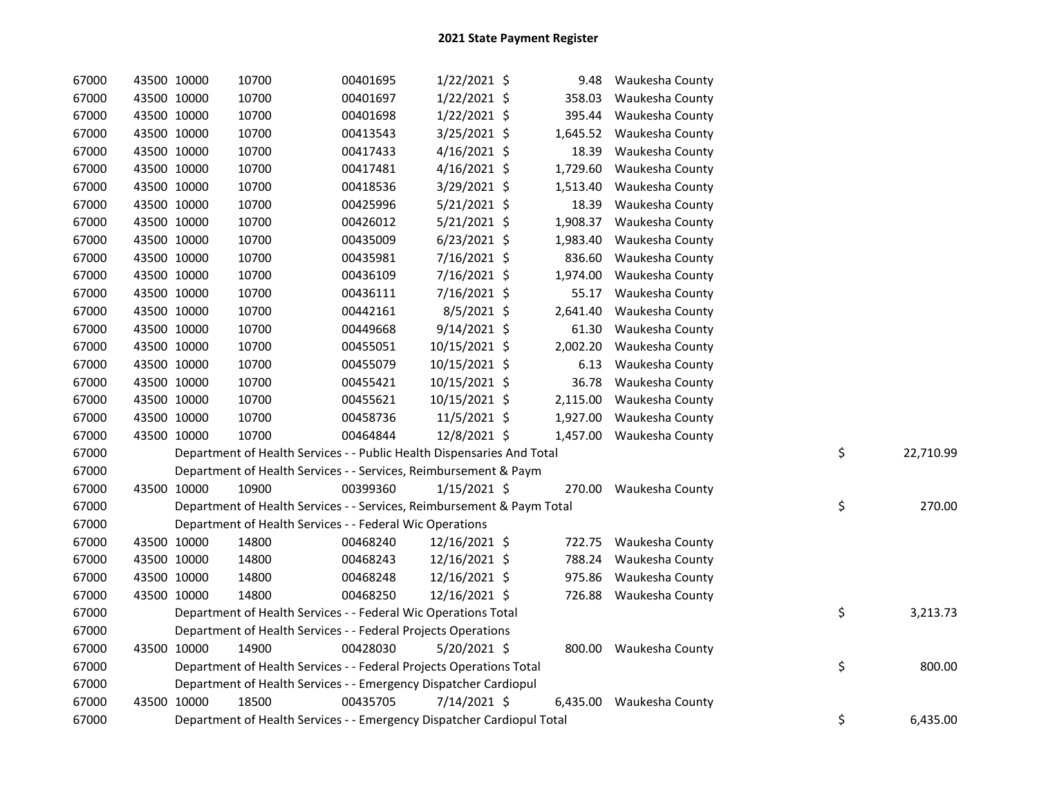# 2021 State Payment Register

| | | | | | | | | | |
|---|---|---|---|---|---|---|---|---|---|
| 67000 | 43500 | 10000 | 10700 | 00401695 | 1/22/2021 | $ 9.48 | Waukesha County | | |
| 67000 | 43500 | 10000 | 10700 | 00401697 | 1/22/2021 | $ 358.03 | Waukesha County | | |
| 67000 | 43500 | 10000 | 10700 | 00401698 | 1/22/2021 | $ 395.44 | Waukesha County | | |
| 67000 | 43500 | 10000 | 10700 | 00413543 | 3/25/2021 | $ 1,645.52 | Waukesha County | | |
| 67000 | 43500 | 10000 | 10700 | 00417433 | 4/16/2021 | $ 18.39 | Waukesha County | | |
| 67000 | 43500 | 10000 | 10700 | 00417481 | 4/16/2021 | $ 1,729.60 | Waukesha County | | |
| 67000 | 43500 | 10000 | 10700 | 00418536 | 3/29/2021 | $ 1,513.40 | Waukesha County | | |
| 67000 | 43500 | 10000 | 10700 | 00425996 | 5/21/2021 | $ 18.39 | Waukesha County | | |
| 67000 | 43500 | 10000 | 10700 | 00426012 | 5/21/2021 | $ 1,908.37 | Waukesha County | | |
| 67000 | 43500 | 10000 | 10700 | 00435009 | 6/23/2021 | $ 1,983.40 | Waukesha County | | |
| 67000 | 43500 | 10000 | 10700 | 00435981 | 7/16/2021 | $ 836.60 | Waukesha County | | |
| 67000 | 43500 | 10000 | 10700 | 00436109 | 7/16/2021 | $ 1,974.00 | Waukesha County | | |
| 67000 | 43500 | 10000 | 10700 | 00436111 | 7/16/2021 | $ 55.17 | Waukesha County | | |
| 67000 | 43500 | 10000 | 10700 | 00442161 | 8/5/2021 | $ 2,641.40 | Waukesha County | | |
| 67000 | 43500 | 10000 | 10700 | 00449668 | 9/14/2021 | $ 61.30 | Waukesha County | | |
| 67000 | 43500 | 10000 | 10700 | 00455051 | 10/15/2021 | $ 2,002.20 | Waukesha County | | |
| 67000 | 43500 | 10000 | 10700 | 00455079 | 10/15/2021 | $ 6.13 | Waukesha County | | |
| 67000 | 43500 | 10000 | 10700 | 00455421 | 10/15/2021 | $ 36.78 | Waukesha County | | |
| 67000 | 43500 | 10000 | 10700 | 00455621 | 10/15/2021 | $ 2,115.00 | Waukesha County | | |
| 67000 | 43500 | 10000 | 10700 | 00458736 | 11/5/2021 | $ 1,927.00 | Waukesha County | | |
| 67000 | 43500 | 10000 | 10700 | 00464844 | 12/8/2021 | $ 1,457.00 | Waukesha County | | |
| 67000 | | Department of Health Services - - Public Health Dispensaries And Total | | | | | | $ | 22,710.99 |
| 67000 | | Department of Health Services - - Services, Reimbursement & Paym | | | | | | | |
| 67000 | 43500 | 10000 | 10900 | 00399360 | 1/15/2021 | $ 270.00 | Waukesha County | | |
| 67000 | | Department of Health Services - - Services, Reimbursement & Paym Total | | | | | | $ | 270.00 |
| 67000 | | Department of Health Services - - Federal Wic Operations | | | | | | | |
| 67000 | 43500 | 10000 | 14800 | 00468240 | 12/16/2021 | $ 722.75 | Waukesha County | | |
| 67000 | 43500 | 10000 | 14800 | 00468243 | 12/16/2021 | $ 788.24 | Waukesha County | | |
| 67000 | 43500 | 10000 | 14800 | 00468248 | 12/16/2021 | $ 975.86 | Waukesha County | | |
| 67000 | 43500 | 10000 | 14800 | 00468250 | 12/16/2021 | $ 726.88 | Waukesha County | | |
| 67000 | | Department of Health Services - - Federal Wic Operations Total | | | | | | $ | 3,213.73 |
| 67000 | | Department of Health Services - - Federal Projects Operations | | | | | | | |
| 67000 | 43500 | 10000 | 14900 | 00428030 | 5/20/2021 | $ 800.00 | Waukesha County | | |
| 67000 | | Department of Health Services - - Federal Projects Operations Total | | | | | | $ | 800.00 |
| 67000 | | Department of Health Services - - Emergency Dispatcher Cardiopul | | | | | | | |
| 67000 | 43500 | 10000 | 18500 | 00435705 | 7/14/2021 | $ 6,435.00 | Waukesha County | | |
| 67000 | | Department of Health Services - - Emergency Dispatcher Cardiopul Total | | | | | | $ | 6,435.00 |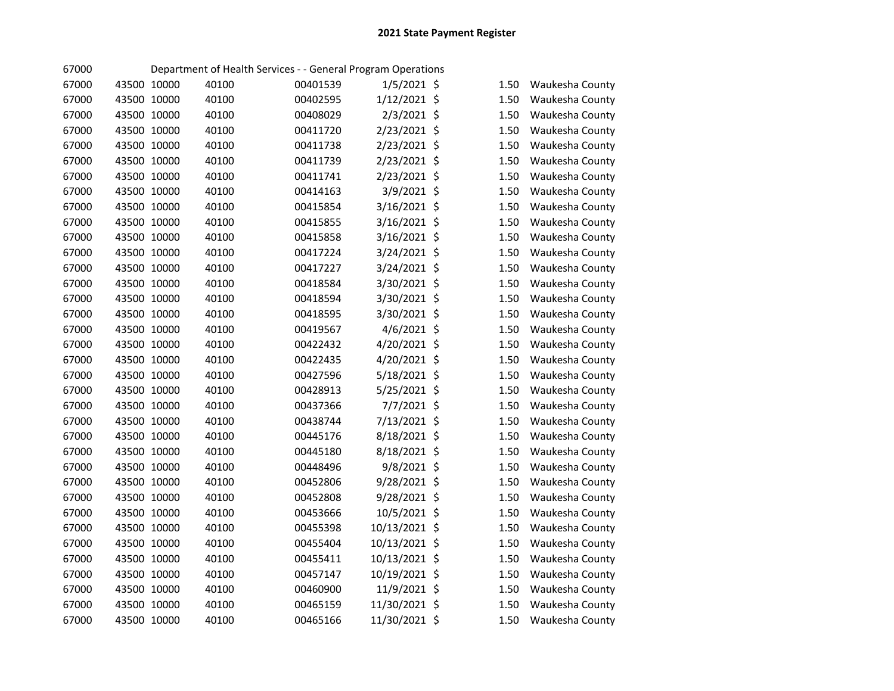# 2021 State Payment Register

67000 Department of Health Services - - General Program Operations

| | | | | | | | | |
|---|---|---|---|---|---|---|---|---|
| 67000 | 43500 | 10000 | 40100 | 00401539 | 1/5/2021 | $ | 1.50 | Waukesha County |
| 67000 | 43500 | 10000 | 40100 | 00402595 | 1/12/2021 | $ | 1.50 | Waukesha County |
| 67000 | 43500 | 10000 | 40100 | 00408029 | 2/3/2021 | $ | 1.50 | Waukesha County |
| 67000 | 43500 | 10000 | 40100 | 00411720 | 2/23/2021 | $ | 1.50 | Waukesha County |
| 67000 | 43500 | 10000 | 40100 | 00411738 | 2/23/2021 | $ | 1.50 | Waukesha County |
| 67000 | 43500 | 10000 | 40100 | 00411739 | 2/23/2021 | $ | 1.50 | Waukesha County |
| 67000 | 43500 | 10000 | 40100 | 00411741 | 2/23/2021 | $ | 1.50 | Waukesha County |
| 67000 | 43500 | 10000 | 40100 | 00414163 | 3/9/2021 | $ | 1.50 | Waukesha County |
| 67000 | 43500 | 10000 | 40100 | 00415854 | 3/16/2021 | $ | 1.50 | Waukesha County |
| 67000 | 43500 | 10000 | 40100 | 00415855 | 3/16/2021 | $ | 1.50 | Waukesha County |
| 67000 | 43500 | 10000 | 40100 | 00415858 | 3/16/2021 | $ | 1.50 | Waukesha County |
| 67000 | 43500 | 10000 | 40100 | 00417224 | 3/24/2021 | $ | 1.50 | Waukesha County |
| 67000 | 43500 | 10000 | 40100 | 00417227 | 3/24/2021 | $ | 1.50 | Waukesha County |
| 67000 | 43500 | 10000 | 40100 | 00418584 | 3/30/2021 | $ | 1.50 | Waukesha County |
| 67000 | 43500 | 10000 | 40100 | 00418594 | 3/30/2021 | $ | 1.50 | Waukesha County |
| 67000 | 43500 | 10000 | 40100 | 00418595 | 3/30/2021 | $ | 1.50 | Waukesha County |
| 67000 | 43500 | 10000 | 40100 | 00419567 | 4/6/2021 | $ | 1.50 | Waukesha County |
| 67000 | 43500 | 10000 | 40100 | 00422432 | 4/20/2021 | $ | 1.50 | Waukesha County |
| 67000 | 43500 | 10000 | 40100 | 00422435 | 4/20/2021 | $ | 1.50 | Waukesha County |
| 67000 | 43500 | 10000 | 40100 | 00427596 | 5/18/2021 | $ | 1.50 | Waukesha County |
| 67000 | 43500 | 10000 | 40100 | 00428913 | 5/25/2021 | $ | 1.50 | Waukesha County |
| 67000 | 43500 | 10000 | 40100 | 00437366 | 7/7/2021 | $ | 1.50 | Waukesha County |
| 67000 | 43500 | 10000 | 40100 | 00438744 | 7/13/2021 | $ | 1.50 | Waukesha County |
| 67000 | 43500 | 10000 | 40100 | 00445176 | 8/18/2021 | $ | 1.50 | Waukesha County |
| 67000 | 43500 | 10000 | 40100 | 00445180 | 8/18/2021 | $ | 1.50 | Waukesha County |
| 67000 | 43500 | 10000 | 40100 | 00448496 | 9/8/2021 | $ | 1.50 | Waukesha County |
| 67000 | 43500 | 10000 | 40100 | 00452806 | 9/28/2021 | $ | 1.50 | Waukesha County |
| 67000 | 43500 | 10000 | 40100 | 00452808 | 9/28/2021 | $ | 1.50 | Waukesha County |
| 67000 | 43500 | 10000 | 40100 | 00453666 | 10/5/2021 | $ | 1.50 | Waukesha County |
| 67000 | 43500 | 10000 | 40100 | 00455398 | 10/13/2021 | $ | 1.50 | Waukesha County |
| 67000 | 43500 | 10000 | 40100 | 00455404 | 10/13/2021 | $ | 1.50 | Waukesha County |
| 67000 | 43500 | 10000 | 40100 | 00455411 | 10/13/2021 | $ | 1.50 | Waukesha County |
| 67000 | 43500 | 10000 | 40100 | 00457147 | 10/19/2021 | $ | 1.50 | Waukesha County |
| 67000 | 43500 | 10000 | 40100 | 00460900 | 11/9/2021 | $ | 1.50 | Waukesha County |
| 67000 | 43500 | 10000 | 40100 | 00465159 | 11/30/2021 | $ | 1.50 | Waukesha County |
| 67000 | 43500 | 10000 | 40100 | 00465166 | 11/30/2021 | $ | 1.50 | Waukesha County |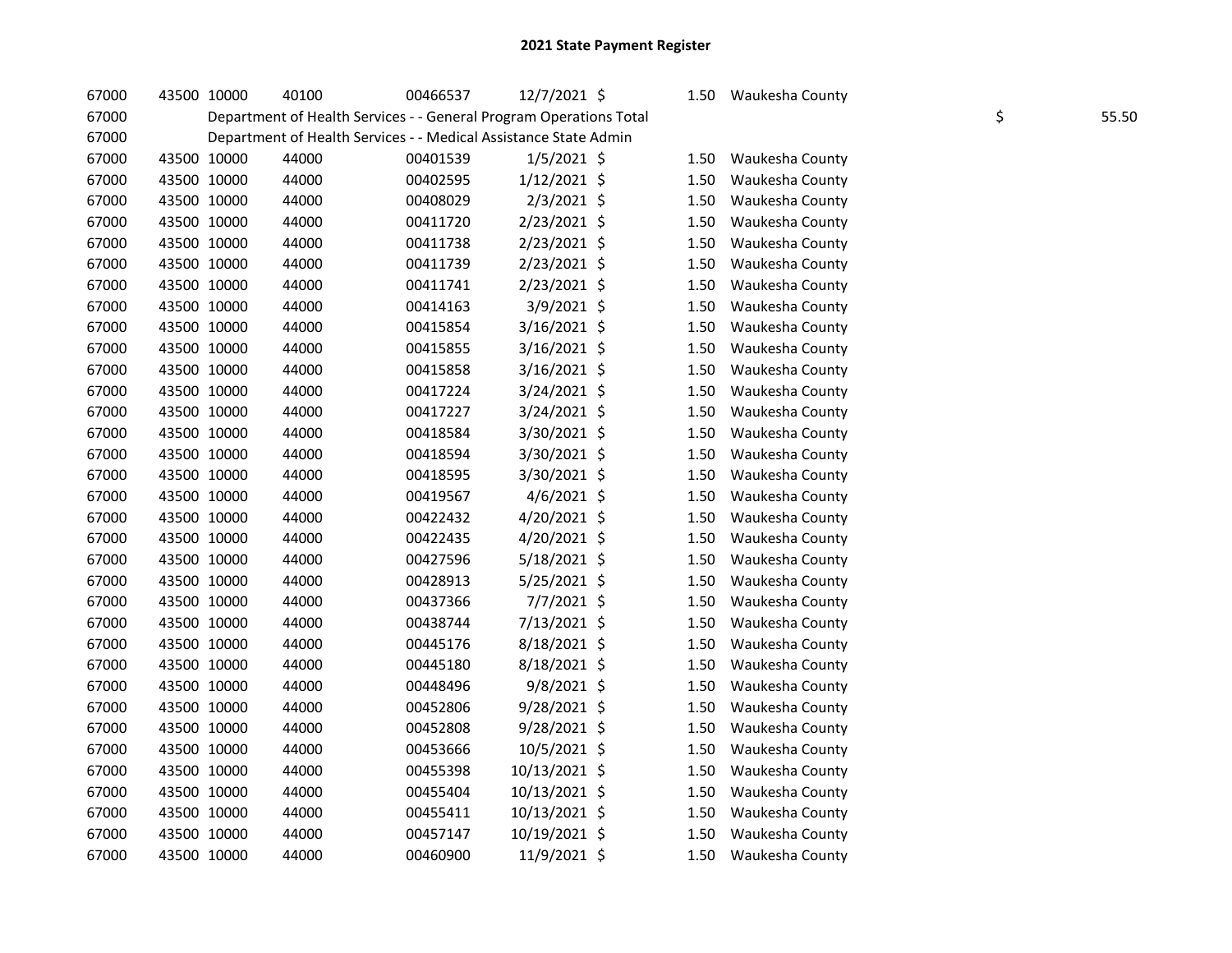# 2021 State Payment Register

| | | | | | | | | | | |
|---|---|---|---|---|---|---|---|---|---|---|
| 67000 | 43500 | 10000 | 40100 | 00466537 | 12/7/2021 | $ | 1.50 | Waukesha County | | |
| 67000 | Department of Health Services - - General Program Operations Total | | | | | | | | $ | 55.50 |
| 67000 | Department of Health Services - - Medical Assistance State Admin | | | | | | | | | |
| 67000 | 43500 | 10000 | 44000 | 00401539 | 1/5/2021 | $ | 1.50 | Waukesha County | | |
| 67000 | 43500 | 10000 | 44000 | 00402595 | 1/12/2021 | $ | 1.50 | Waukesha County | | |
| 67000 | 43500 | 10000 | 44000 | 00408029 | 2/3/2021 | $ | 1.50 | Waukesha County | | |
| 67000 | 43500 | 10000 | 44000 | 00411720 | 2/23/2021 | $ | 1.50 | Waukesha County | | |
| 67000 | 43500 | 10000 | 44000 | 00411738 | 2/23/2021 | $ | 1.50 | Waukesha County | | |
| 67000 | 43500 | 10000 | 44000 | 00411739 | 2/23/2021 | $ | 1.50 | Waukesha County | | |
| 67000 | 43500 | 10000 | 44000 | 00411741 | 2/23/2021 | $ | 1.50 | Waukesha County | | |
| 67000 | 43500 | 10000 | 44000 | 00414163 | 3/9/2021 | $ | 1.50 | Waukesha County | | |
| 67000 | 43500 | 10000 | 44000 | 00415854 | 3/16/2021 | $ | 1.50 | Waukesha County | | |
| 67000 | 43500 | 10000 | 44000 | 00415855 | 3/16/2021 | $ | 1.50 | Waukesha County | | |
| 67000 | 43500 | 10000 | 44000 | 00415858 | 3/16/2021 | $ | 1.50 | Waukesha County | | |
| 67000 | 43500 | 10000 | 44000 | 00417224 | 3/24/2021 | $ | 1.50 | Waukesha County | | |
| 67000 | 43500 | 10000 | 44000 | 00417227 | 3/24/2021 | $ | 1.50 | Waukesha County | | |
| 67000 | 43500 | 10000 | 44000 | 00418584 | 3/30/2021 | $ | 1.50 | Waukesha County | | |
| 67000 | 43500 | 10000 | 44000 | 00418594 | 3/30/2021 | $ | 1.50 | Waukesha County | | |
| 67000 | 43500 | 10000 | 44000 | 00418595 | 3/30/2021 | $ | 1.50 | Waukesha County | | |
| 67000 | 43500 | 10000 | 44000 | 00419567 | 4/6/2021 | $ | 1.50 | Waukesha County | | |
| 67000 | 43500 | 10000 | 44000 | 00422432 | 4/20/2021 | $ | 1.50 | Waukesha County | | |
| 67000 | 43500 | 10000 | 44000 | 00422435 | 4/20/2021 | $ | 1.50 | Waukesha County | | |
| 67000 | 43500 | 10000 | 44000 | 00427596 | 5/18/2021 | $ | 1.50 | Waukesha County | | |
| 67000 | 43500 | 10000 | 44000 | 00428913 | 5/25/2021 | $ | 1.50 | Waukesha County | | |
| 67000 | 43500 | 10000 | 44000 | 00437366 | 7/7/2021 | $ | 1.50 | Waukesha County | | |
| 67000 | 43500 | 10000 | 44000 | 00438744 | 7/13/2021 | $ | 1.50 | Waukesha County | | |
| 67000 | 43500 | 10000 | 44000 | 00445176 | 8/18/2021 | $ | 1.50 | Waukesha County | | |
| 67000 | 43500 | 10000 | 44000 | 00445180 | 8/18/2021 | $ | 1.50 | Waukesha County | | |
| 67000 | 43500 | 10000 | 44000 | 00448496 | 9/8/2021 | $ | 1.50 | Waukesha County | | |
| 67000 | 43500 | 10000 | 44000 | 00452806 | 9/28/2021 | $ | 1.50 | Waukesha County | | |
| 67000 | 43500 | 10000 | 44000 | 00452808 | 9/28/2021 | $ | 1.50 | Waukesha County | | |
| 67000 | 43500 | 10000 | 44000 | 00453666 | 10/5/2021 | $ | 1.50 | Waukesha County | | |
| 67000 | 43500 | 10000 | 44000 | 00455398 | 10/13/2021 | $ | 1.50 | Waukesha County | | |
| 67000 | 43500 | 10000 | 44000 | 00455404 | 10/13/2021 | $ | 1.50 | Waukesha County | | |
| 67000 | 43500 | 10000 | 44000 | 00455411 | 10/13/2021 | $ | 1.50 | Waukesha County | | |
| 67000 | 43500 | 10000 | 44000 | 00457147 | 10/19/2021 | $ | 1.50 | Waukesha County | | |
| 67000 | 43500 | 10000 | 44000 | 00460900 | 11/9/2021 | $ | 1.50 | Waukesha County | | |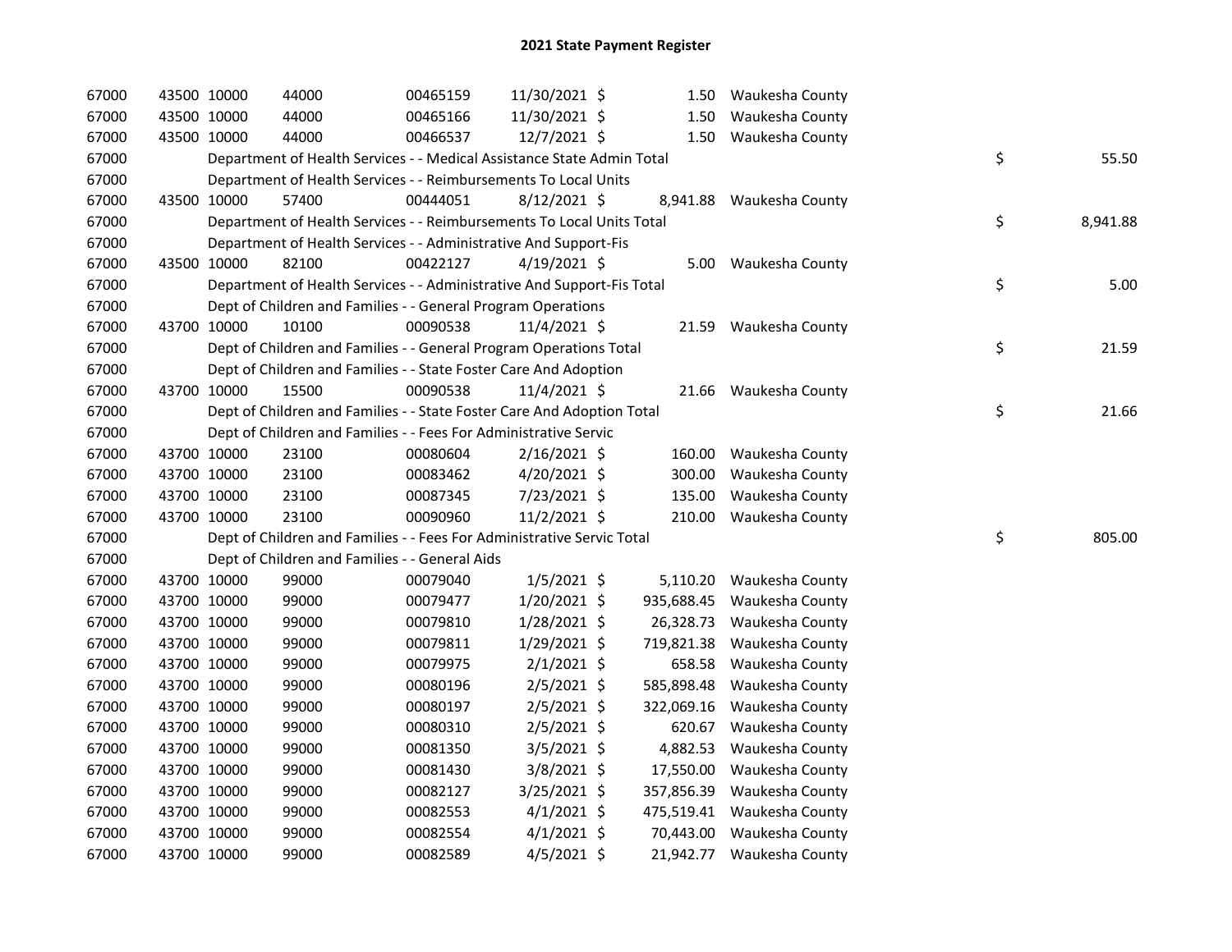# 2021 State Payment Register

| | | | | | | | | | |
|---|---|---|---|---|---|---|---|---|---|
| 67000 | 43500 | 10000 | 44000 | 00465159 | 11/30/2021 | $ 1.50 | Waukesha County | | |
| 67000 | 43500 | 10000 | 44000 | 00465166 | 11/30/2021 | $ 1.50 | Waukesha County | | |
| 67000 | 43500 | 10000 | 44000 | 00466537 | 12/7/2021 | $ 1.50 | Waukesha County | | |
| 67000 | | Department of Health Services - - Medical Assistance State Admin Total | | | | | | $ | 55.50 |
| 67000 | | Department of Health Services - - Reimbursements To Local Units | | | | | | | |
| 67000 | 43500 | 10000 | 57400 | 00444051 | 8/12/2021 | $ 8,941.88 | Waukesha County | | |
| 67000 | | Department of Health Services - - Reimbursements To Local Units Total | | | | | | $ | 8,941.88 |
| 67000 | | Department of Health Services - - Administrative And Support-Fis | | | | | | | |
| 67000 | 43500 | 10000 | 82100 | 00422127 | 4/19/2021 | $ 5.00 | Waukesha County | | |
| 67000 | | Department of Health Services - - Administrative And Support-Fis Total | | | | | | $ | 5.00 |
| 67000 | | Dept of Children and Families - - General Program Operations | | | | | | | |
| 67000 | 43700 | 10000 | 10100 | 00090538 | 11/4/2021 | $ 21.59 | Waukesha County | | |
| 67000 | | Dept of Children and Families - - General Program Operations Total | | | | | | $ | 21.59 |
| 67000 | | Dept of Children and Families - - State Foster Care And Adoption | | | | | | | |
| 67000 | 43700 | 10000 | 15500 | 00090538 | 11/4/2021 | $ 21.66 | Waukesha County | | |
| 67000 | | Dept of Children and Families - - State Foster Care And Adoption Total | | | | | | $ | 21.66 |
| 67000 | | Dept of Children and Families - - Fees For Administrative Servic | | | | | | | |
| 67000 | 43700 | 10000 | 23100 | 00080604 | 2/16/2021 | $ 160.00 | Waukesha County | | |
| 67000 | 43700 | 10000 | 23100 | 00083462 | 4/20/2021 | $ 300.00 | Waukesha County | | |
| 67000 | 43700 | 10000 | 23100 | 00087345 | 7/23/2021 | $ 135.00 | Waukesha County | | |
| 67000 | 43700 | 10000 | 23100 | 00090960 | 11/2/2021 | $ 210.00 | Waukesha County | | |
| 67000 | | Dept of Children and Families - - Fees For Administrative Servic Total | | | | | | $ | 805.00 |
| 67000 | | Dept of Children and Families - - General Aids | | | | | | | |
| 67000 | 43700 | 10000 | 99000 | 00079040 | 1/5/2021 | $ 5,110.20 | Waukesha County | | |
| 67000 | 43700 | 10000 | 99000 | 00079477 | 1/20/2021 | $ 935,688.45 | Waukesha County | | |
| 67000 | 43700 | 10000 | 99000 | 00079810 | 1/28/2021 | $ 26,328.73 | Waukesha County | | |
| 67000 | 43700 | 10000 | 99000 | 00079811 | 1/29/2021 | $ 719,821.38 | Waukesha County | | |
| 67000 | 43700 | 10000 | 99000 | 00079975 | 2/1/2021 | $ 658.58 | Waukesha County | | |
| 67000 | 43700 | 10000 | 99000 | 00080196 | 2/5/2021 | $ 585,898.48 | Waukesha County | | |
| 67000 | 43700 | 10000 | 99000 | 00080197 | 2/5/2021 | $ 322,069.16 | Waukesha County | | |
| 67000 | 43700 | 10000 | 99000 | 00080310 | 2/5/2021 | $ 620.67 | Waukesha County | | |
| 67000 | 43700 | 10000 | 99000 | 00081350 | 3/5/2021 | $ 4,882.53 | Waukesha County | | |
| 67000 | 43700 | 10000 | 99000 | 00081430 | 3/8/2021 | $ 17,550.00 | Waukesha County | | |
| 67000 | 43700 | 10000 | 99000 | 00082127 | 3/25/2021 | $ 357,856.39 | Waukesha County | | |
| 67000 | 43700 | 10000 | 99000 | 00082553 | 4/1/2021 | $ 475,519.41 | Waukesha County | | |
| 67000 | 43700 | 10000 | 99000 | 00082554 | 4/1/2021 | $ 70,443.00 | Waukesha County | | |
| 67000 | 43700 | 10000 | 99000 | 00082589 | 4/5/2021 | $ 21,942.77 | Waukesha County | | |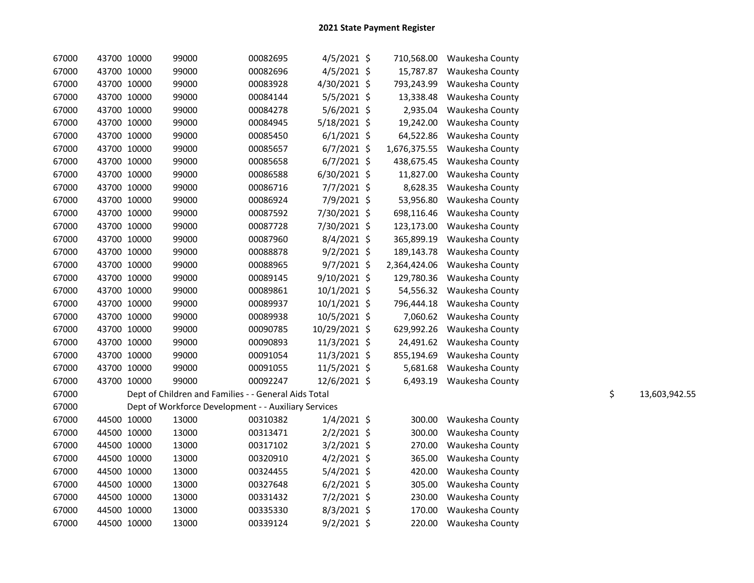# 2021 State Payment Register

| | | | | | | | | | |
|---|---|---|---|---|---|---|---|---|---|
| 67000 | 43700 | 10000 | 99000 | 00082695 | 4/5/2021 | $ 710,568.00 | Waukesha County | | |
| 67000 | 43700 | 10000 | 99000 | 00082696 | 4/5/2021 | $ 15,787.87 | Waukesha County | | |
| 67000 | 43700 | 10000 | 99000 | 00083928 | 4/30/2021 | $ 793,243.99 | Waukesha County | | |
| 67000 | 43700 | 10000 | 99000 | 00084144 | 5/5/2021 | $ 13,338.48 | Waukesha County | | |
| 67000 | 43700 | 10000 | 99000 | 00084278 | 5/6/2021 | $ 2,935.04 | Waukesha County | | |
| 67000 | 43700 | 10000 | 99000 | 00084945 | 5/18/2021 | $ 19,242.00 | Waukesha County | | |
| 67000 | 43700 | 10000 | 99000 | 00085450 | 6/1/2021 | $ 64,522.86 | Waukesha County | | |
| 67000 | 43700 | 10000 | 99000 | 00085657 | 6/7/2021 | $ 1,676,375.55 | Waukesha County | | |
| 67000 | 43700 | 10000 | 99000 | 00085658 | 6/7/2021 | $ 438,675.45 | Waukesha County | | |
| 67000 | 43700 | 10000 | 99000 | 00086588 | 6/30/2021 | $ 11,827.00 | Waukesha County | | |
| 67000 | 43700 | 10000 | 99000 | 00086716 | 7/7/2021 | $ 8,628.35 | Waukesha County | | |
| 67000 | 43700 | 10000 | 99000 | 00086924 | 7/9/2021 | $ 53,956.80 | Waukesha County | | |
| 67000 | 43700 | 10000 | 99000 | 00087592 | 7/30/2021 | $ 698,116.46 | Waukesha County | | |
| 67000 | 43700 | 10000 | 99000 | 00087728 | 7/30/2021 | $ 123,173.00 | Waukesha County | | |
| 67000 | 43700 | 10000 | 99000 | 00087960 | 8/4/2021 | $ 365,899.19 | Waukesha County | | |
| 67000 | 43700 | 10000 | 99000 | 00088878 | 9/2/2021 | $ 189,143.78 | Waukesha County | | |
| 67000 | 43700 | 10000 | 99000 | 00088965 | 9/7/2021 | $ 2,364,424.06 | Waukesha County | | |
| 67000 | 43700 | 10000 | 99000 | 00089145 | 9/10/2021 | $ 129,780.36 | Waukesha County | | |
| 67000 | 43700 | 10000 | 99000 | 00089861 | 10/1/2021 | $ 54,556.32 | Waukesha County | | |
| 67000 | 43700 | 10000 | 99000 | 00089937 | 10/1/2021 | $ 796,444.18 | Waukesha County | | |
| 67000 | 43700 | 10000 | 99000 | 00089938 | 10/5/2021 | $ 7,060.62 | Waukesha County | | |
| 67000 | 43700 | 10000 | 99000 | 00090785 | 10/29/2021 | $ 629,992.26 | Waukesha County | | |
| 67000 | 43700 | 10000 | 99000 | 00090893 | 11/3/2021 | $ 24,491.62 | Waukesha County | | |
| 67000 | 43700 | 10000 | 99000 | 00091054 | 11/3/2021 | $ 855,194.69 | Waukesha County | | |
| 67000 | 43700 | 10000 | 99000 | 00091055 | 11/5/2021 | $ 5,681.68 | Waukesha County | | |
| 67000 | 43700 | 10000 | 99000 | 00092247 | 12/6/2021 | $ 6,493.19 | Waukesha County | | |
| 67000 | | Dept of Children and Families - - General Aids Total | | | | | | $ | 13,603,942.55 |
| 67000 | | Dept of Workforce Development - - Auxiliary Services | | | | | | | |
| 67000 | 44500 | 10000 | 13000 | 00310382 | 1/4/2021 | $ 300.00 | Waukesha County | | |
| 67000 | 44500 | 10000 | 13000 | 00313471 | 2/2/2021 | $ 300.00 | Waukesha County | | |
| 67000 | 44500 | 10000 | 13000 | 00317102 | 3/2/2021 | $ 270.00 | Waukesha County | | |
| 67000 | 44500 | 10000 | 13000 | 00320910 | 4/2/2021 | $ 365.00 | Waukesha County | | |
| 67000 | 44500 | 10000 | 13000 | 00324455 | 5/4/2021 | $ 420.00 | Waukesha County | | |
| 67000 | 44500 | 10000 | 13000 | 00327648 | 6/2/2021 | $ 305.00 | Waukesha County | | |
| 67000 | 44500 | 10000 | 13000 | 00331432 | 7/2/2021 | $ 230.00 | Waukesha County | | |
| 67000 | 44500 | 10000 | 13000 | 00335330 | 8/3/2021 | $ 170.00 | Waukesha County | | |
| 67000 | 44500 | 10000 | 13000 | 00339124 | 9/2/2021 | $ 220.00 | Waukesha County | | |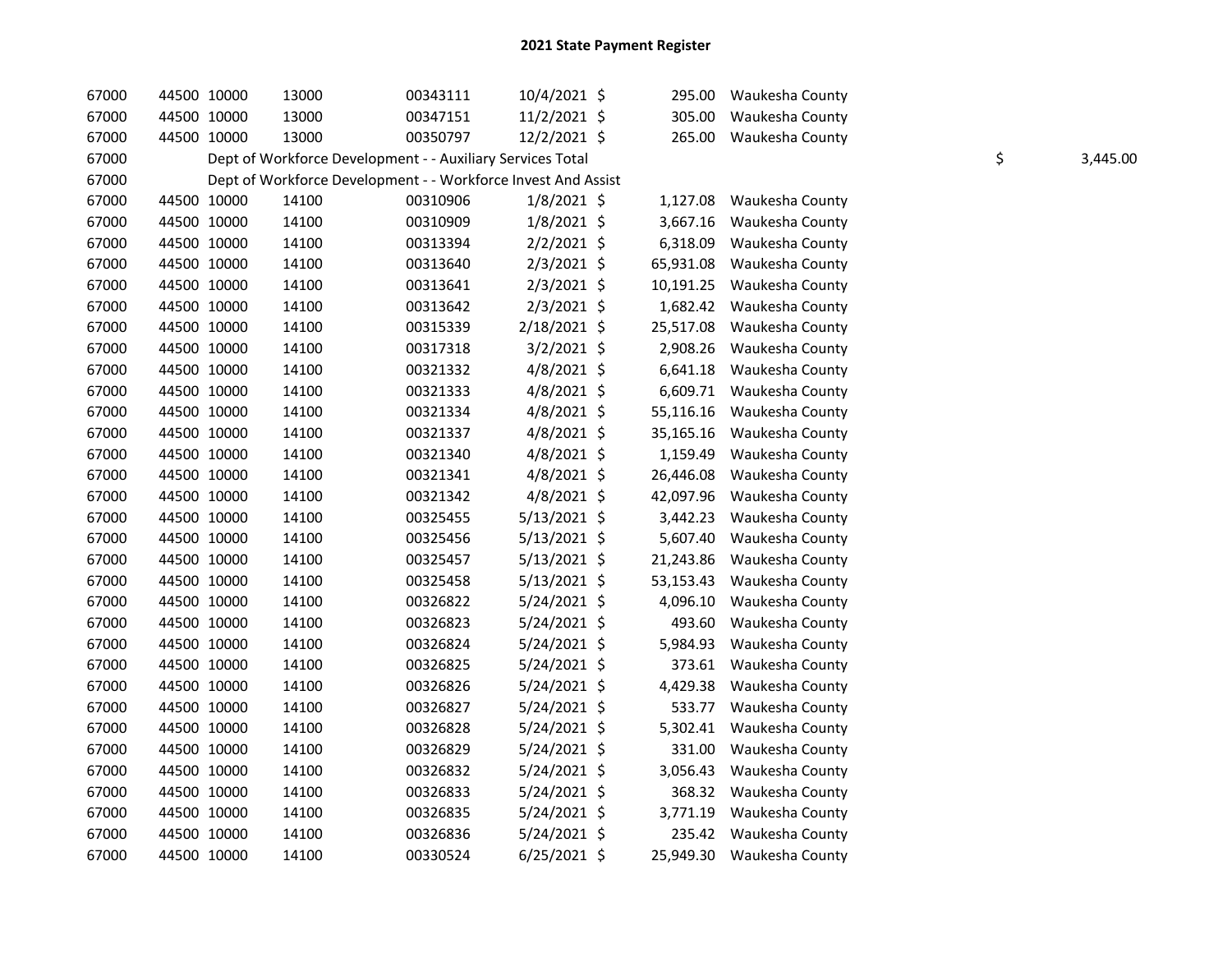# 2021 State Payment Register

| | | | | | | | | | | |
|---|---|---|---|---|---|---|---|---|---|---|
| 67000 | 44500 | 10000 | 13000 | 00343111 | 10/4/2021 | $ | 295.00 | Waukesha County | | |
| 67000 | 44500 | 10000 | 13000 | 00347151 | 11/2/2021 | $ | 305.00 | Waukesha County | | |
| 67000 | 44500 | 10000 | 13000 | 00350797 | 12/2/2021 | $ | 265.00 | Waukesha County | | |
| 67000 | | Dept of Workforce Development - - Auxiliary Services Total | | | | | | | $ | 3,445.00 |
| 67000 | | Dept of Workforce Development - - Workforce Invest And Assist | | | | | | | | |
| 67000 | 44500 | 10000 | 14100 | 00310906 | 1/8/2021 | $ | 1,127.08 | Waukesha County | | |
| 67000 | 44500 | 10000 | 14100 | 00310909 | 1/8/2021 | $ | 3,667.16 | Waukesha County | | |
| 67000 | 44500 | 10000 | 14100 | 00313394 | 2/2/2021 | $ | 6,318.09 | Waukesha County | | |
| 67000 | 44500 | 10000 | 14100 | 00313640 | 2/3/2021 | $ | 65,931.08 | Waukesha County | | |
| 67000 | 44500 | 10000 | 14100 | 00313641 | 2/3/2021 | $ | 10,191.25 | Waukesha County | | |
| 67000 | 44500 | 10000 | 14100 | 00313642 | 2/3/2021 | $ | 1,682.42 | Waukesha County | | |
| 67000 | 44500 | 10000 | 14100 | 00315339 | 2/18/2021 | $ | 25,517.08 | Waukesha County | | |
| 67000 | 44500 | 10000 | 14100 | 00317318 | 3/2/2021 | $ | 2,908.26 | Waukesha County | | |
| 67000 | 44500 | 10000 | 14100 | 00321332 | 4/8/2021 | $ | 6,641.18 | Waukesha County | | |
| 67000 | 44500 | 10000 | 14100 | 00321333 | 4/8/2021 | $ | 6,609.71 | Waukesha County | | |
| 67000 | 44500 | 10000 | 14100 | 00321334 | 4/8/2021 | $ | 55,116.16 | Waukesha County | | |
| 67000 | 44500 | 10000 | 14100 | 00321337 | 4/8/2021 | $ | 35,165.16 | Waukesha County | | |
| 67000 | 44500 | 10000 | 14100 | 00321340 | 4/8/2021 | $ | 1,159.49 | Waukesha County | | |
| 67000 | 44500 | 10000 | 14100 | 00321341 | 4/8/2021 | $ | 26,446.08 | Waukesha County | | |
| 67000 | 44500 | 10000 | 14100 | 00321342 | 4/8/2021 | $ | 42,097.96 | Waukesha County | | |
| 67000 | 44500 | 10000 | 14100 | 00325455 | 5/13/2021 | $ | 3,442.23 | Waukesha County | | |
| 67000 | 44500 | 10000 | 14100 | 00325456 | 5/13/2021 | $ | 5,607.40 | Waukesha County | | |
| 67000 | 44500 | 10000 | 14100 | 00325457 | 5/13/2021 | $ | 21,243.86 | Waukesha County | | |
| 67000 | 44500 | 10000 | 14100 | 00325458 | 5/13/2021 | $ | 53,153.43 | Waukesha County | | |
| 67000 | 44500 | 10000 | 14100 | 00326822 | 5/24/2021 | $ | 4,096.10 | Waukesha County | | |
| 67000 | 44500 | 10000 | 14100 | 00326823 | 5/24/2021 | $ | 493.60 | Waukesha County | | |
| 67000 | 44500 | 10000 | 14100 | 00326824 | 5/24/2021 | $ | 5,984.93 | Waukesha County | | |
| 67000 | 44500 | 10000 | 14100 | 00326825 | 5/24/2021 | $ | 373.61 | Waukesha County | | |
| 67000 | 44500 | 10000 | 14100 | 00326826 | 5/24/2021 | $ | 4,429.38 | Waukesha County | | |
| 67000 | 44500 | 10000 | 14100 | 00326827 | 5/24/2021 | $ | 533.77 | Waukesha County | | |
| 67000 | 44500 | 10000 | 14100 | 00326828 | 5/24/2021 | $ | 5,302.41 | Waukesha County | | |
| 67000 | 44500 | 10000 | 14100 | 00326829 | 5/24/2021 | $ | 331.00 | Waukesha County | | |
| 67000 | 44500 | 10000 | 14100 | 00326832 | 5/24/2021 | $ | 3,056.43 | Waukesha County | | |
| 67000 | 44500 | 10000 | 14100 | 00326833 | 5/24/2021 | $ | 368.32 | Waukesha County | | |
| 67000 | 44500 | 10000 | 14100 | 00326835 | 5/24/2021 | $ | 3,771.19 | Waukesha County | | |
| 67000 | 44500 | 10000 | 14100 | 00326836 | 5/24/2021 | $ | 235.42 | Waukesha County | | |
| 67000 | 44500 | 10000 | 14100 | 00330524 | 6/25/2021 | $ | 25,949.30 | Waukesha County | | |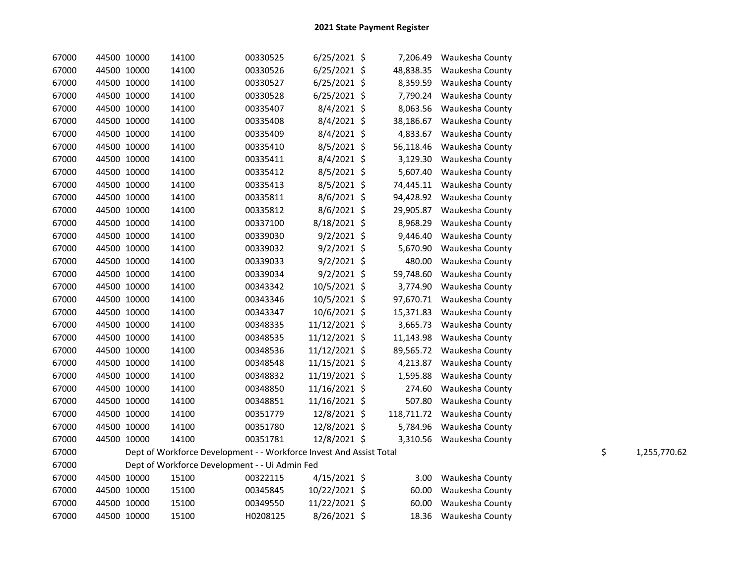# 2021 State Payment Register

| | | | | | | | | | |
|---|---|---|---|---|---|---|---|---|---|
| 67000 | 44500 | 10000 | 14100 | 00330525 | 6/25/2021 | $ | 7,206.49 | Waukesha County | |
| 67000 | 44500 | 10000 | 14100 | 00330526 | 6/25/2021 | $ | 48,838.35 | Waukesha County | |
| 67000 | 44500 | 10000 | 14100 | 00330527 | 6/25/2021 | $ | 8,359.59 | Waukesha County | |
| 67000 | 44500 | 10000 | 14100 | 00330528 | 6/25/2021 | $ | 7,790.24 | Waukesha County | |
| 67000 | 44500 | 10000 | 14100 | 00335407 | 8/4/2021 | $ | 8,063.56 | Waukesha County | |
| 67000 | 44500 | 10000 | 14100 | 00335408 | 8/4/2021 | $ | 38,186.67 | Waukesha County | |
| 67000 | 44500 | 10000 | 14100 | 00335409 | 8/4/2021 | $ | 4,833.67 | Waukesha County | |
| 67000 | 44500 | 10000 | 14100 | 00335410 | 8/5/2021 | $ | 56,118.46 | Waukesha County | |
| 67000 | 44500 | 10000 | 14100 | 00335411 | 8/4/2021 | $ | 3,129.30 | Waukesha County | |
| 67000 | 44500 | 10000 | 14100 | 00335412 | 8/5/2021 | $ | 5,607.40 | Waukesha County | |
| 67000 | 44500 | 10000 | 14100 | 00335413 | 8/5/2021 | $ | 74,445.11 | Waukesha County | |
| 67000 | 44500 | 10000 | 14100 | 00335811 | 8/6/2021 | $ | 94,428.92 | Waukesha County | |
| 67000 | 44500 | 10000 | 14100 | 00335812 | 8/6/2021 | $ | 29,905.87 | Waukesha County | |
| 67000 | 44500 | 10000 | 14100 | 00337100 | 8/18/2021 | $ | 8,968.29 | Waukesha County | |
| 67000 | 44500 | 10000 | 14100 | 00339030 | 9/2/2021 | $ | 9,446.40 | Waukesha County | |
| 67000 | 44500 | 10000 | 14100 | 00339032 | 9/2/2021 | $ | 5,670.90 | Waukesha County | |
| 67000 | 44500 | 10000 | 14100 | 00339033 | 9/2/2021 | $ | 480.00 | Waukesha County | |
| 67000 | 44500 | 10000 | 14100 | 00339034 | 9/2/2021 | $ | 59,748.60 | Waukesha County | |
| 67000 | 44500 | 10000 | 14100 | 00343342 | 10/5/2021 | $ | 3,774.90 | Waukesha County | |
| 67000 | 44500 | 10000 | 14100 | 00343346 | 10/5/2021 | $ | 97,670.71 | Waukesha County | |
| 67000 | 44500 | 10000 | 14100 | 00343347 | 10/6/2021 | $ | 15,371.83 | Waukesha County | |
| 67000 | 44500 | 10000 | 14100 | 00348335 | 11/12/2021 | $ | 3,665.73 | Waukesha County | |
| 67000 | 44500 | 10000 | 14100 | 00348535 | 11/12/2021 | $ | 11,143.98 | Waukesha County | |
| 67000 | 44500 | 10000 | 14100 | 00348536 | 11/12/2021 | $ | 89,565.72 | Waukesha County | |
| 67000 | 44500 | 10000 | 14100 | 00348548 | 11/15/2021 | $ | 4,213.87 | Waukesha County | |
| 67000 | 44500 | 10000 | 14100 | 00348832 | 11/19/2021 | $ | 1,595.88 | Waukesha County | |
| 67000 | 44500 | 10000 | 14100 | 00348850 | 11/16/2021 | $ | 274.60 | Waukesha County | |
| 67000 | 44500 | 10000 | 14100 | 00348851 | 11/16/2021 | $ | 507.80 | Waukesha County | |
| 67000 | 44500 | 10000 | 14100 | 00351779 | 12/8/2021 | $ | 118,711.72 | Waukesha County | |
| 67000 | 44500 | 10000 | 14100 | 00351780 | 12/8/2021 | $ | 5,784.96 | Waukesha County | |
| 67000 | 44500 | 10000 | 14100 | 00351781 | 12/8/2021 | $ | 3,310.56 | Waukesha County | |
| 67000 | Dept of Workforce Development - - Workforce Invest And Assist Total | | | | | | | | $ 1,255,770.62 |
| 67000 | Dept of Workforce Development - - Ui Admin Fed | | | | | | | | |
| 67000 | 44500 | 10000 | 15100 | 00322115 | 4/15/2021 | $ | 3.00 | Waukesha County | |
| 67000 | 44500 | 10000 | 15100 | 00345845 | 10/22/2021 | $ | 60.00 | Waukesha County | |
| 67000 | 44500 | 10000 | 15100 | 00349550 | 11/22/2021 | $ | 60.00 | Waukesha County | |
| 67000 | 44500 | 10000 | 15100 | H0208125 | 8/26/2021 | $ | 18.36 | Waukesha County | |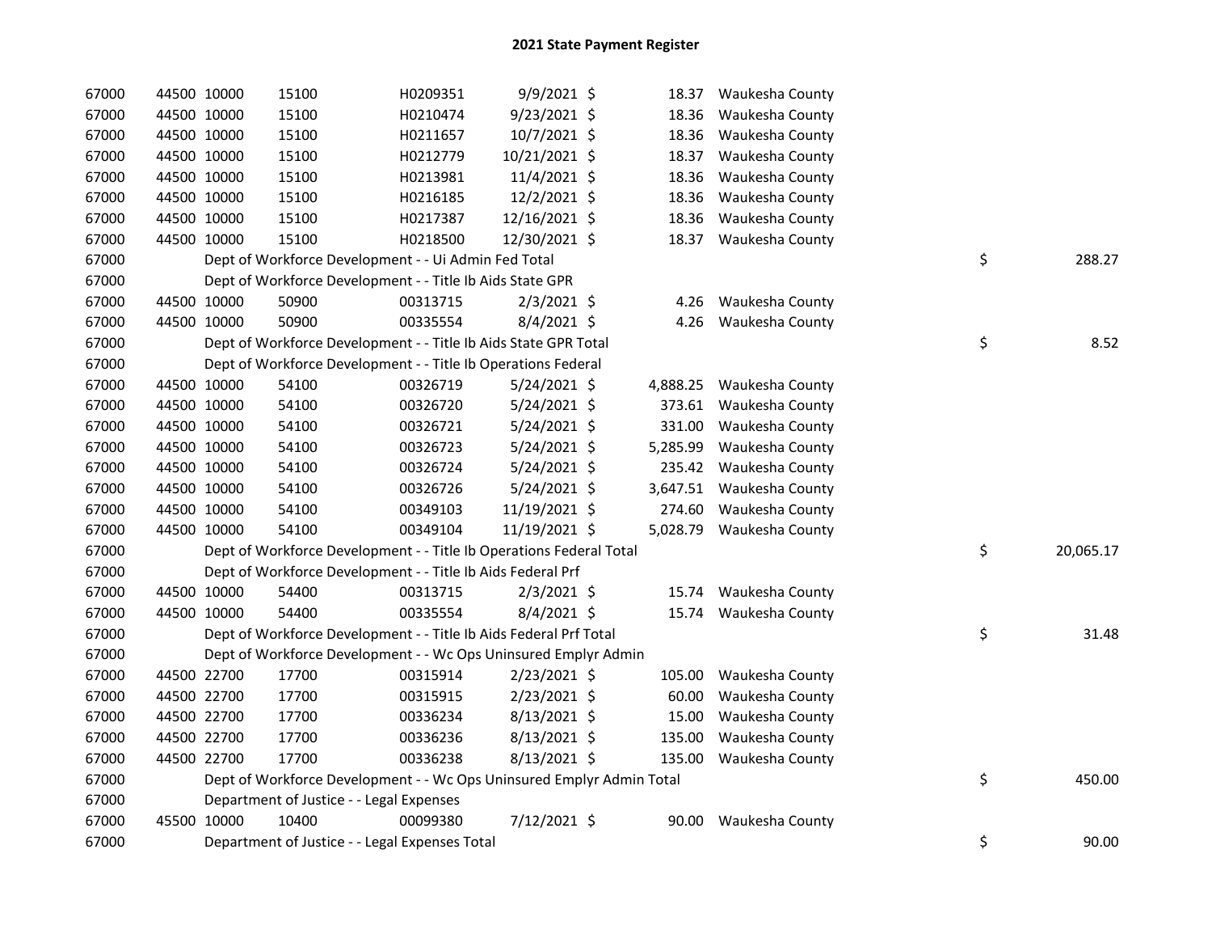# 2021 State Payment Register

| | | | | | | | | | |
|---|---|---|---|---|---|---|---|---|---|
| 67000 | 44500 | 10000 | 15100 | H0209351 | 9/9/2021 | $ 18.37 | Waukesha County | | |
| 67000 | 44500 | 10000 | 15100 | H0210474 | 9/23/2021 | $ 18.36 | Waukesha County | | |
| 67000 | 44500 | 10000 | 15100 | H0211657 | 10/7/2021 | $ 18.36 | Waukesha County | | |
| 67000 | 44500 | 10000 | 15100 | H0212779 | 10/21/2021 | $ 18.37 | Waukesha County | | |
| 67000 | 44500 | 10000 | 15100 | H0213981 | 11/4/2021 | $ 18.36 | Waukesha County | | |
| 67000 | 44500 | 10000 | 15100 | H0216185 | 12/2/2021 | $ 18.36 | Waukesha County | | |
| 67000 | 44500 | 10000 | 15100 | H0217387 | 12/16/2021 | $ 18.36 | Waukesha County | | |
| 67000 | 44500 | 10000 | 15100 | H0218500 | 12/30/2021 | $ 18.37 | Waukesha County | | |
| 67000 | | Dept of Workforce Development - - Ui Admin Fed Total | | | | | | $ | 288.27 |
| 67000 | | Dept of Workforce Development - - Title Ib Aids State GPR | | | | | | | |
| 67000 | 44500 | 10000 | 50900 | 00313715 | 2/3/2021 | $ 4.26 | Waukesha County | | |
| 67000 | 44500 | 10000 | 50900 | 00335554 | 8/4/2021 | $ 4.26 | Waukesha County | | |
| 67000 | | Dept of Workforce Development - - Title Ib Aids State GPR Total | | | | | | $ | 8.52 |
| 67000 | | Dept of Workforce Development - - Title Ib Operations Federal | | | | | | | |
| 67000 | 44500 | 10000 | 54100 | 00326719 | 5/24/2021 | $ 4,888.25 | Waukesha County | | |
| 67000 | 44500 | 10000 | 54100 | 00326720 | 5/24/2021 | $ 373.61 | Waukesha County | | |
| 67000 | 44500 | 10000 | 54100 | 00326721 | 5/24/2021 | $ 331.00 | Waukesha County | | |
| 67000 | 44500 | 10000 | 54100 | 00326723 | 5/24/2021 | $ 5,285.99 | Waukesha County | | |
| 67000 | 44500 | 10000 | 54100 | 00326724 | 5/24/2021 | $ 235.42 | Waukesha County | | |
| 67000 | 44500 | 10000 | 54100 | 00326726 | 5/24/2021 | $ 3,647.51 | Waukesha County | | |
| 67000 | 44500 | 10000 | 54100 | 00349103 | 11/19/2021 | $ 274.60 | Waukesha County | | |
| 67000 | 44500 | 10000 | 54100 | 00349104 | 11/19/2021 | $ 5,028.79 | Waukesha County | | |
| 67000 | | Dept of Workforce Development - - Title Ib Operations Federal Total | | | | | | $ | 20,065.17 |
| 67000 | | Dept of Workforce Development - - Title Ib Aids Federal Prf | | | | | | | |
| 67000 | 44500 | 10000 | 54400 | 00313715 | 2/3/2021 | $ 15.74 | Waukesha County | | |
| 67000 | 44500 | 10000 | 54400 | 00335554 | 8/4/2021 | $ 15.74 | Waukesha County | | |
| 67000 | | Dept of Workforce Development - - Title Ib Aids Federal Prf Total | | | | | | $ | 31.48 |
| 67000 | | Dept of Workforce Development - - Wc Ops Uninsured Emplyr Admin | | | | | | | |
| 67000 | 44500 | 22700 | 17700 | 00315914 | 2/23/2021 | $ 105.00 | Waukesha County | | |
| 67000 | 44500 | 22700 | 17700 | 00315915 | 2/23/2021 | $ 60.00 | Waukesha County | | |
| 67000 | 44500 | 22700 | 17700 | 00336234 | 8/13/2021 | $ 15.00 | Waukesha County | | |
| 67000 | 44500 | 22700 | 17700 | 00336236 | 8/13/2021 | $ 135.00 | Waukesha County | | |
| 67000 | 44500 | 22700 | 17700 | 00336238 | 8/13/2021 | $ 135.00 | Waukesha County | | |
| 67000 | | Dept of Workforce Development - - Wc Ops Uninsured Emplyr Admin Total | | | | | | $ | 450.00 |
| 67000 | | Department of Justice - - Legal Expenses | | | | | | | |
| 67000 | 45500 | 10000 | 10400 | 00099380 | 7/12/2021 | $ 90.00 | Waukesha County | | |
| 67000 | | Department of Justice - - Legal Expenses Total | | | | | | $ | 90.00 |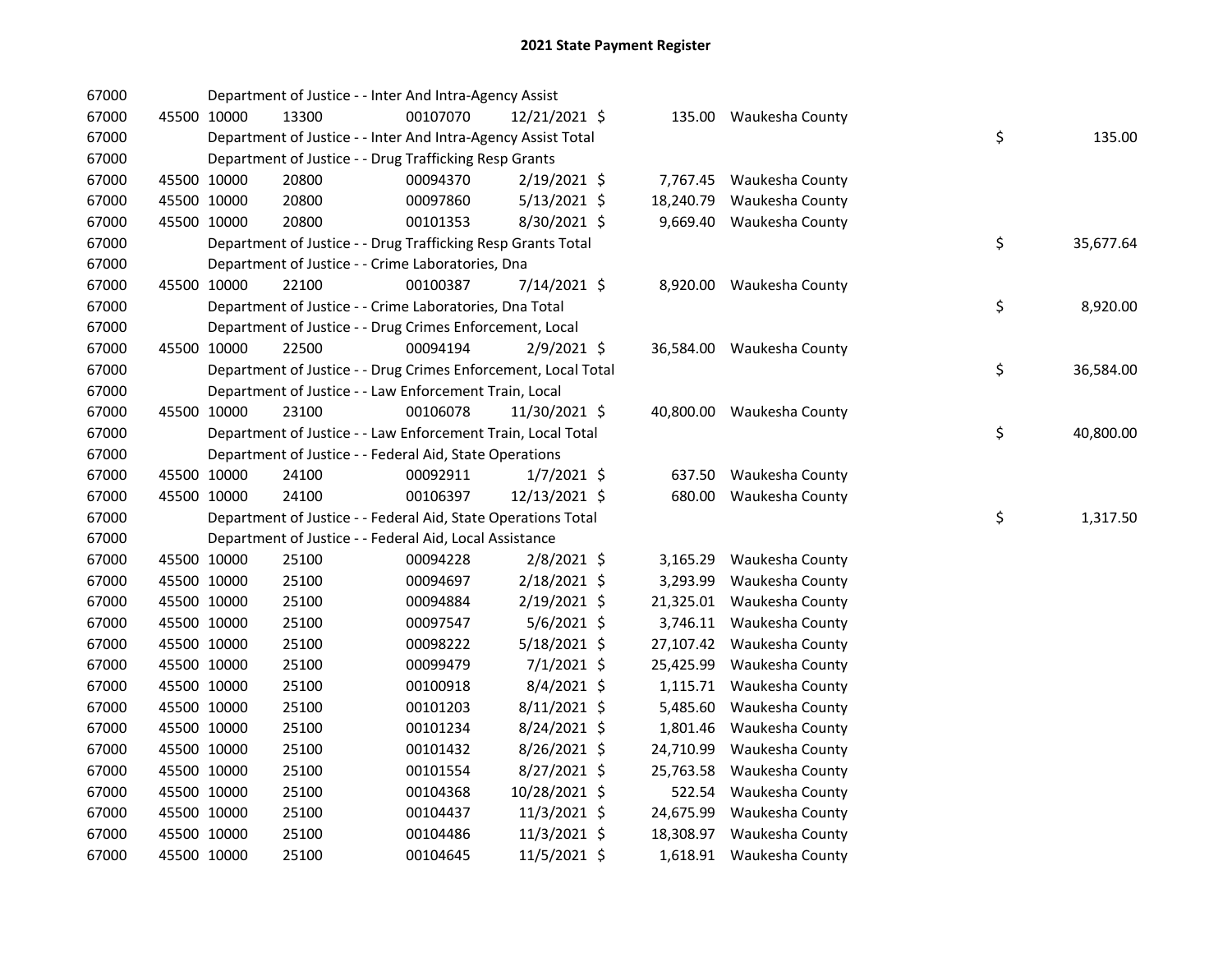# 2021 State Payment Register

| | | | | | | | | | |
|---|---|---|---|---|---|---|---|---|---|
| 67000 | | | Department of Justice - - Inter And Intra-Agency Assist | | | | | | |
| 67000 | 45500 | 10000 | 13300 | 00107070 | 12/21/2021 | $ 135.00 | Waukesha County | | |
| 67000 | | | Department of Justice - - Inter And Intra-Agency Assist Total | | | | | $ | 135.00 |
| 67000 | | | Department of Justice - - Drug Trafficking Resp Grants | | | | | | |
| 67000 | 45500 | 10000 | 20800 | 00094370 | 2/19/2021 | $ 7,767.45 | Waukesha County | | |
| 67000 | 45500 | 10000 | 20800 | 00097860 | 5/13/2021 | $ 18,240.79 | Waukesha County | | |
| 67000 | 45500 | 10000 | 20800 | 00101353 | 8/30/2021 | $ 9,669.40 | Waukesha County | | |
| 67000 | | | Department of Justice - - Drug Trafficking Resp Grants Total | | | | | $ | 35,677.64 |
| 67000 | | | Department of Justice - - Crime Laboratories, Dna | | | | | | |
| 67000 | 45500 | 10000 | 22100 | 00100387 | 7/14/2021 | $ 8,920.00 | Waukesha County | | |
| 67000 | | | Department of Justice - - Crime Laboratories, Dna Total | | | | | $ | 8,920.00 |
| 67000 | | | Department of Justice - - Drug Crimes Enforcement, Local | | | | | | |
| 67000 | 45500 | 10000 | 22500 | 00094194 | 2/9/2021 | $ 36,584.00 | Waukesha County | | |
| 67000 | | | Department of Justice - - Drug Crimes Enforcement, Local Total | | | | | $ | 36,584.00 |
| 67000 | | | Department of Justice - - Law Enforcement Train, Local | | | | | | |
| 67000 | 45500 | 10000 | 23100 | 00106078 | 11/30/2021 | $ 40,800.00 | Waukesha County | | |
| 67000 | | | Department of Justice - - Law Enforcement Train, Local Total | | | | | $ | 40,800.00 |
| 67000 | | | Department of Justice - - Federal Aid, State Operations | | | | | | |
| 67000 | 45500 | 10000 | 24100 | 00092911 | 1/7/2021 | $ 637.50 | Waukesha County | | |
| 67000 | 45500 | 10000 | 24100 | 00106397 | 12/13/2021 | $ 680.00 | Waukesha County | | |
| 67000 | | | Department of Justice - - Federal Aid, State Operations Total | | | | | $ | 1,317.50 |
| 67000 | | | Department of Justice - - Federal Aid, Local Assistance | | | | | | |
| 67000 | 45500 | 10000 | 25100 | 00094228 | 2/8/2021 | $ 3,165.29 | Waukesha County | | |
| 67000 | 45500 | 10000 | 25100 | 00094697 | 2/18/2021 | $ 3,293.99 | Waukesha County | | |
| 67000 | 45500 | 10000 | 25100 | 00094884 | 2/19/2021 | $ 21,325.01 | Waukesha County | | |
| 67000 | 45500 | 10000 | 25100 | 00097547 | 5/6/2021 | $ 3,746.11 | Waukesha County | | |
| 67000 | 45500 | 10000 | 25100 | 00098222 | 5/18/2021 | $ 27,107.42 | Waukesha County | | |
| 67000 | 45500 | 10000 | 25100 | 00099479 | 7/1/2021 | $ 25,425.99 | Waukesha County | | |
| 67000 | 45500 | 10000 | 25100 | 00100918 | 8/4/2021 | $ 1,115.71 | Waukesha County | | |
| 67000 | 45500 | 10000 | 25100 | 00101203 | 8/11/2021 | $ 5,485.60 | Waukesha County | | |
| 67000 | 45500 | 10000 | 25100 | 00101234 | 8/24/2021 | $ 1,801.46 | Waukesha County | | |
| 67000 | 45500 | 10000 | 25100 | 00101432 | 8/26/2021 | $ 24,710.99 | Waukesha County | | |
| 67000 | 45500 | 10000 | 25100 | 00101554 | 8/27/2021 | $ 25,763.58 | Waukesha County | | |
| 67000 | 45500 | 10000 | 25100 | 00104368 | 10/28/2021 | $ 522.54 | Waukesha County | | |
| 67000 | 45500 | 10000 | 25100 | 00104437 | 11/3/2021 | $ 24,675.99 | Waukesha County | | |
| 67000 | 45500 | 10000 | 25100 | 00104486 | 11/3/2021 | $ 18,308.97 | Waukesha County | | |
| 67000 | 45500 | 10000 | 25100 | 00104645 | 11/5/2021 | $ 1,618.91 | Waukesha County | | |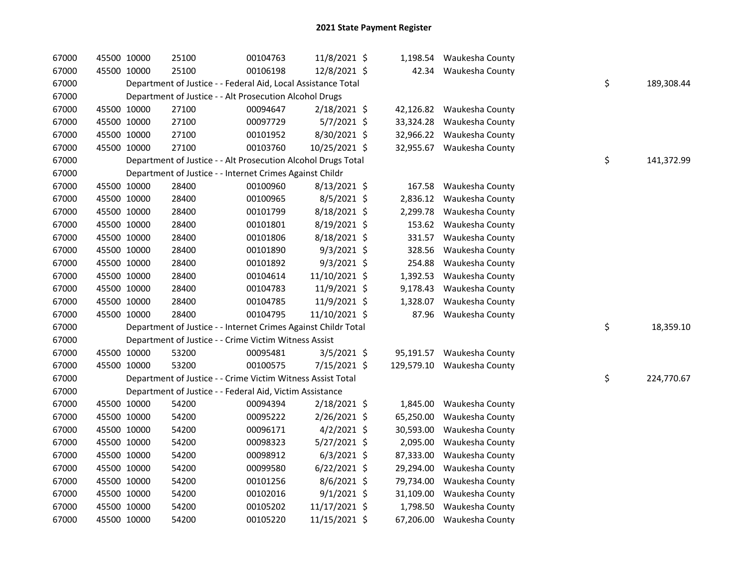# 2021 State Payment Register

| | | | | | | | | | |
|---|---|---|---|---|---|---|---|---|---|
| 67000 | 45500 | 10000 | 25100 | 00104763 | 11/8/2021 | $ 1,198.54 | Waukesha County | | |
| 67000 | 45500 | 10000 | 25100 | 00106198 | 12/8/2021 | $ 42.34 | Waukesha County | | |
| 67000 | | Department of Justice - - Federal Aid, Local Assistance Total | | | | | | $ | 189,308.44 |
| 67000 | | Department of Justice - - Alt Prosecution Alcohol Drugs | | | | | | | |
| 67000 | 45500 | 10000 | 27100 | 00094647 | 2/18/2021 | $ 42,126.82 | Waukesha County | | |
| 67000 | 45500 | 10000 | 27100 | 00097729 | 5/7/2021 | $ 33,324.28 | Waukesha County | | |
| 67000 | 45500 | 10000 | 27100 | 00101952 | 8/30/2021 | $ 32,966.22 | Waukesha County | | |
| 67000 | 45500 | 10000 | 27100 | 00103760 | 10/25/2021 | $ 32,955.67 | Waukesha County | | |
| 67000 | | Department of Justice - - Alt Prosecution Alcohol Drugs Total | | | | | | $ | 141,372.99 |
| 67000 | | Department of Justice - - Internet Crimes Against Childr | | | | | | | |
| 67000 | 45500 | 10000 | 28400 | 00100960 | 8/13/2021 | $ 167.58 | Waukesha County | | |
| 67000 | 45500 | 10000 | 28400 | 00100965 | 8/5/2021 | $ 2,836.12 | Waukesha County | | |
| 67000 | 45500 | 10000 | 28400 | 00101799 | 8/18/2021 | $ 2,299.78 | Waukesha County | | |
| 67000 | 45500 | 10000 | 28400 | 00101801 | 8/19/2021 | $ 153.62 | Waukesha County | | |
| 67000 | 45500 | 10000 | 28400 | 00101806 | 8/18/2021 | $ 331.57 | Waukesha County | | |
| 67000 | 45500 | 10000 | 28400 | 00101890 | 9/3/2021 | $ 328.56 | Waukesha County | | |
| 67000 | 45500 | 10000 | 28400 | 00101892 | 9/3/2021 | $ 254.88 | Waukesha County | | |
| 67000 | 45500 | 10000 | 28400 | 00104614 | 11/10/2021 | $ 1,392.53 | Waukesha County | | |
| 67000 | 45500 | 10000 | 28400 | 00104783 | 11/9/2021 | $ 9,178.43 | Waukesha County | | |
| 67000 | 45500 | 10000 | 28400 | 00104785 | 11/9/2021 | $ 1,328.07 | Waukesha County | | |
| 67000 | 45500 | 10000 | 28400 | 00104795 | 11/10/2021 | $ 87.96 | Waukesha County | | |
| 67000 | | Department of Justice - - Internet Crimes Against Childr Total | | | | | | $ | 18,359.10 |
| 67000 | | Department of Justice - - Crime Victim Witness Assist | | | | | | | |
| 67000 | 45500 | 10000 | 53200 | 00095481 | 3/5/2021 | $ 95,191.57 | Waukesha County | | |
| 67000 | 45500 | 10000 | 53200 | 00100575 | 7/15/2021 | $ 129,579.10 | Waukesha County | | |
| 67000 | | Department of Justice - - Crime Victim Witness Assist Total | | | | | | $ | 224,770.67 |
| 67000 | | Department of Justice - - Federal Aid, Victim Assistance | | | | | | | |
| 67000 | 45500 | 10000 | 54200 | 00094394 | 2/18/2021 | $ 1,845.00 | Waukesha County | | |
| 67000 | 45500 | 10000 | 54200 | 00095222 | 2/26/2021 | $ 65,250.00 | Waukesha County | | |
| 67000 | 45500 | 10000 | 54200 | 00096171 | 4/2/2021 | $ 30,593.00 | Waukesha County | | |
| 67000 | 45500 | 10000 | 54200 | 00098323 | 5/27/2021 | $ 2,095.00 | Waukesha County | | |
| 67000 | 45500 | 10000 | 54200 | 00098912 | 6/3/2021 | $ 87,333.00 | Waukesha County | | |
| 67000 | 45500 | 10000 | 54200 | 00099580 | 6/22/2021 | $ 29,294.00 | Waukesha County | | |
| 67000 | 45500 | 10000 | 54200 | 00101256 | 8/6/2021 | $ 79,734.00 | Waukesha County | | |
| 67000 | 45500 | 10000 | 54200 | 00102016 | 9/1/2021 | $ 31,109.00 | Waukesha County | | |
| 67000 | 45500 | 10000 | 54200 | 00105202 | 11/17/2021 | $ 1,798.50 | Waukesha County | | |
| 67000 | 45500 | 10000 | 54200 | 00105220 | 11/15/2021 | $ 67,206.00 | Waukesha County | | |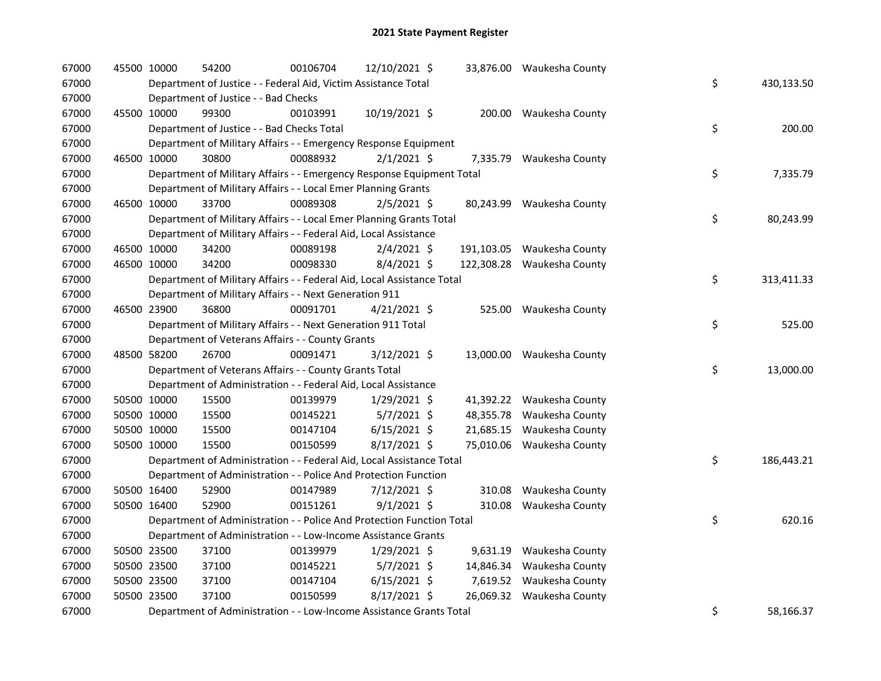# 2021 State Payment Register

| | | | | | | | | |
|---|---|---|---|---|---|---|---|---|
| 67000 | 45500 | 10000 | 54200 | 00106704 | 12/10/2021 | $ 33,876.00 | Waukesha County | |
| 67000 | | Department of Justice - - Federal Aid, Victim Assistance Total | | | | | | $ 430,133.50 |
| 67000 | | Department of Justice - - Bad Checks | | | | | | |
| 67000 | 45500 | 10000 | 99300 | 00103991 | 10/19/2021 | $ 200.00 | Waukesha County | |
| 67000 | | Department of Justice - - Bad Checks Total | | | | | | $ 200.00 |
| 67000 | | Department of Military Affairs - - Emergency Response Equipment | | | | | | |
| 67000 | 46500 | 10000 | 30800 | 00088932 | 2/1/2021 | $ 7,335.79 | Waukesha County | |
| 67000 | | Department of Military Affairs - - Emergency Response Equipment Total | | | | | | $ 7,335.79 |
| 67000 | | Department of Military Affairs - - Local Emer Planning Grants | | | | | | |
| 67000 | 46500 | 10000 | 33700 | 00089308 | 2/5/2021 | $ 80,243.99 | Waukesha County | |
| 67000 | | Department of Military Affairs - - Local Emer Planning Grants Total | | | | | | $ 80,243.99 |
| 67000 | | Department of Military Affairs - - Federal Aid, Local Assistance | | | | | | |
| 67000 | 46500 | 10000 | 34200 | 00089198 | 2/4/2021 | $ 191,103.05 | Waukesha County | |
| 67000 | 46500 | 10000 | 34200 | 00098330 | 8/4/2021 | $ 122,308.28 | Waukesha County | |
| 67000 | | Department of Military Affairs - - Federal Aid, Local Assistance Total | | | | | | $ 313,411.33 |
| 67000 | | Department of Military Affairs - - Next Generation 911 | | | | | | |
| 67000 | 46500 | 23900 | 36800 | 00091701 | 4/21/2021 | $ 525.00 | Waukesha County | |
| 67000 | | Department of Military Affairs - - Next Generation 911 Total | | | | | | $ 525.00 |
| 67000 | | Department of Veterans Affairs - - County Grants | | | | | | |
| 67000 | 48500 | 58200 | 26700 | 00091471 | 3/12/2021 | $ 13,000.00 | Waukesha County | |
| 67000 | | Department of Veterans Affairs - - County Grants Total | | | | | | $ 13,000.00 |
| 67000 | | Department of Administration - - Federal Aid, Local Assistance | | | | | | |
| 67000 | 50500 | 10000 | 15500 | 00139979 | 1/29/2021 | $ 41,392.22 | Waukesha County | |
| 67000 | 50500 | 10000 | 15500 | 00145221 | 5/7/2021 | $ 48,355.78 | Waukesha County | |
| 67000 | 50500 | 10000 | 15500 | 00147104 | 6/15/2021 | $ 21,685.15 | Waukesha County | |
| 67000 | 50500 | 10000 | 15500 | 00150599 | 8/17/2021 | $ 75,010.06 | Waukesha County | |
| 67000 | | Department of Administration - - Federal Aid, Local Assistance Total | | | | | | $ 186,443.21 |
| 67000 | | Department of Administration - - Police And Protection Function | | | | | | |
| 67000 | 50500 | 16400 | 52900 | 00147989 | 7/12/2021 | $ 310.08 | Waukesha County | |
| 67000 | 50500 | 16400 | 52900 | 00151261 | 9/1/2021 | $ 310.08 | Waukesha County | |
| 67000 | | Department of Administration - - Police And Protection Function Total | | | | | | $ 620.16 |
| 67000 | | Department of Administration - - Low-Income Assistance Grants | | | | | | |
| 67000 | 50500 | 23500 | 37100 | 00139979 | 1/29/2021 | $ 9,631.19 | Waukesha County | |
| 67000 | 50500 | 23500 | 37100 | 00145221 | 5/7/2021 | $ 14,846.34 | Waukesha County | |
| 67000 | 50500 | 23500 | 37100 | 00147104 | 6/15/2021 | $ 7,619.52 | Waukesha County | |
| 67000 | 50500 | 23500 | 37100 | 00150599 | 8/17/2021 | $ 26,069.32 | Waukesha County | |
| 67000 | | Department of Administration - - Low-Income Assistance Grants Total | | | | | | $ 58,166.37 |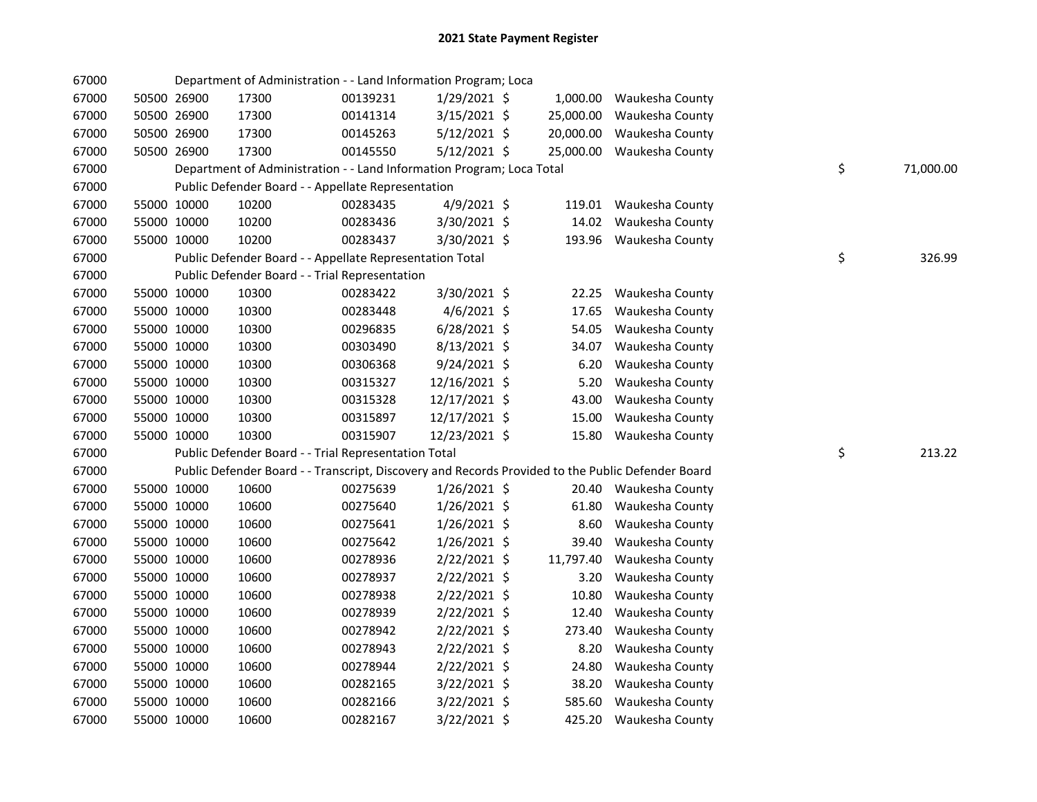# 2021 State Payment Register

| | | | | | | | | | |
|---|---|---|---|---|---|---|---|---|---|
| 67000 | | | Department of Administration - - Land Information Program; Loca | | | | | | |
| 67000 | 50500 | 26900 | 17300 | 00139231 | 1/29/2021 | $ | 1,000.00 | Waukesha County | |
| 67000 | 50500 | 26900 | 17300 | 00141314 | 3/15/2021 | $ | 25,000.00 | Waukesha County | |
| 67000 | 50500 | 26900 | 17300 | 00145263 | 5/12/2021 | $ | 20,000.00 | Waukesha County | |
| 67000 | 50500 | 26900 | 17300 | 00145550 | 5/12/2021 | $ | 25,000.00 | Waukesha County | |
| 67000 | | | Department of Administration - - Land Information Program; Loca Total | | | | | | $ 71,000.00 |
| 67000 | | | Public Defender Board - - Appellate Representation | | | | | | |
| 67000 | 55000 | 10000 | 10200 | 00283435 | 4/9/2021 | $ | 119.01 | Waukesha County | |
| 67000 | 55000 | 10000 | 10200 | 00283436 | 3/30/2021 | $ | 14.02 | Waukesha County | |
| 67000 | 55000 | 10000 | 10200 | 00283437 | 3/30/2021 | $ | 193.96 | Waukesha County | |
| 67000 | | | Public Defender Board - - Appellate Representation Total | | | | | | $ 326.99 |
| 67000 | | | Public Defender Board - - Trial Representation | | | | | | |
| 67000 | 55000 | 10000 | 10300 | 00283422 | 3/30/2021 | $ | 22.25 | Waukesha County | |
| 67000 | 55000 | 10000 | 10300 | 00283448 | 4/6/2021 | $ | 17.65 | Waukesha County | |
| 67000 | 55000 | 10000 | 10300 | 00296835 | 6/28/2021 | $ | 54.05 | Waukesha County | |
| 67000 | 55000 | 10000 | 10300 | 00303490 | 8/13/2021 | $ | 34.07 | Waukesha County | |
| 67000 | 55000 | 10000 | 10300 | 00306368 | 9/24/2021 | $ | 6.20 | Waukesha County | |
| 67000 | 55000 | 10000 | 10300 | 00315327 | 12/16/2021 | $ | 5.20 | Waukesha County | |
| 67000 | 55000 | 10000 | 10300 | 00315328 | 12/17/2021 | $ | 43.00 | Waukesha County | |
| 67000 | 55000 | 10000 | 10300 | 00315897 | 12/17/2021 | $ | 15.00 | Waukesha County | |
| 67000 | 55000 | 10000 | 10300 | 00315907 | 12/23/2021 | $ | 15.80 | Waukesha County | |
| 67000 | | | Public Defender Board - - Trial Representation Total | | | | | | $ 213.22 |
| 67000 | | | Public Defender Board - - Transcript, Discovery and Records Provided to the Public Defender Board | | | | | | |
| 67000 | 55000 | 10000 | 10600 | 00275639 | 1/26/2021 | $ | 20.40 | Waukesha County | |
| 67000 | 55000 | 10000 | 10600 | 00275640 | 1/26/2021 | $ | 61.80 | Waukesha County | |
| 67000 | 55000 | 10000 | 10600 | 00275641 | 1/26/2021 | $ | 8.60 | Waukesha County | |
| 67000 | 55000 | 10000 | 10600 | 00275642 | 1/26/2021 | $ | 39.40 | Waukesha County | |
| 67000 | 55000 | 10000 | 10600 | 00278936 | 2/22/2021 | $ | 11,797.40 | Waukesha County | |
| 67000 | 55000 | 10000 | 10600 | 00278937 | 2/22/2021 | $ | 3.20 | Waukesha County | |
| 67000 | 55000 | 10000 | 10600 | 00278938 | 2/22/2021 | $ | 10.80 | Waukesha County | |
| 67000 | 55000 | 10000 | 10600 | 00278939 | 2/22/2021 | $ | 12.40 | Waukesha County | |
| 67000 | 55000 | 10000 | 10600 | 00278942 | 2/22/2021 | $ | 273.40 | Waukesha County | |
| 67000 | 55000 | 10000 | 10600 | 00278943 | 2/22/2021 | $ | 8.20 | Waukesha County | |
| 67000 | 55000 | 10000 | 10600 | 00278944 | 2/22/2021 | $ | 24.80 | Waukesha County | |
| 67000 | 55000 | 10000 | 10600 | 00282165 | 3/22/2021 | $ | 38.20 | Waukesha County | |
| 67000 | 55000 | 10000 | 10600 | 00282166 | 3/22/2021 | $ | 585.60 | Waukesha County | |
| 67000 | 55000 | 10000 | 10600 | 00282167 | 3/22/2021 | $ | 425.20 | Waukesha County | |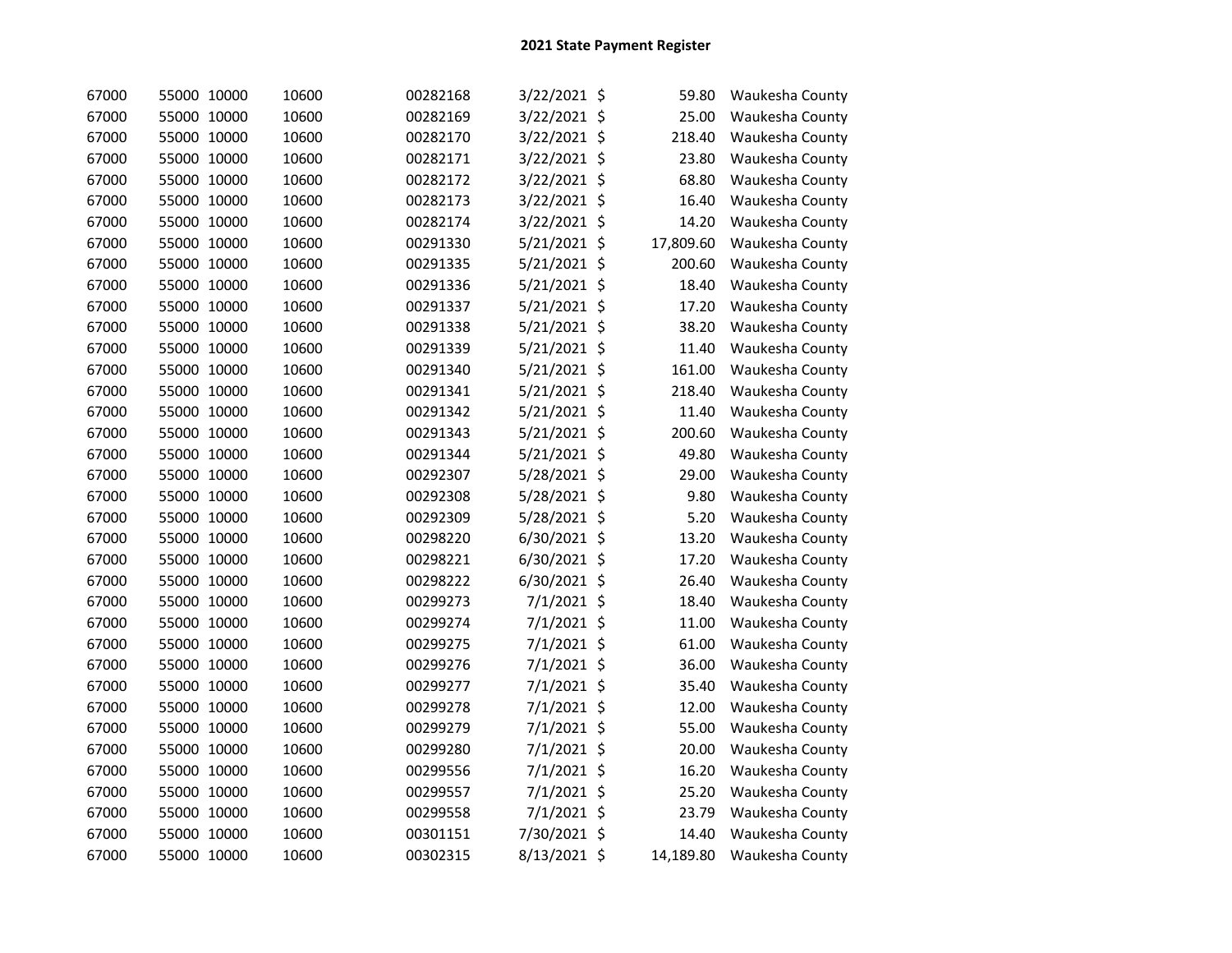## 2021 State Payment Register

| | | | | | | | | |
|---|---|---|---|---|---|---|---|---|
| 67000 | 55000 | 10000 | 10600 | 00282168 | 3/22/2021 | $ | 59.80 | Waukesha County |
| 67000 | 55000 | 10000 | 10600 | 00282169 | 3/22/2021 | $ | 25.00 | Waukesha County |
| 67000 | 55000 | 10000 | 10600 | 00282170 | 3/22/2021 | $ | 218.40 | Waukesha County |
| 67000 | 55000 | 10000 | 10600 | 00282171 | 3/22/2021 | $ | 23.80 | Waukesha County |
| 67000 | 55000 | 10000 | 10600 | 00282172 | 3/22/2021 | $ | 68.80 | Waukesha County |
| 67000 | 55000 | 10000 | 10600 | 00282173 | 3/22/2021 | $ | 16.40 | Waukesha County |
| 67000 | 55000 | 10000 | 10600 | 00282174 | 3/22/2021 | $ | 14.20 | Waukesha County |
| 67000 | 55000 | 10000 | 10600 | 00291330 | 5/21/2021 | $ | 17,809.60 | Waukesha County |
| 67000 | 55000 | 10000 | 10600 | 00291335 | 5/21/2021 | $ | 200.60 | Waukesha County |
| 67000 | 55000 | 10000 | 10600 | 00291336 | 5/21/2021 | $ | 18.40 | Waukesha County |
| 67000 | 55000 | 10000 | 10600 | 00291337 | 5/21/2021 | $ | 17.20 | Waukesha County |
| 67000 | 55000 | 10000 | 10600 | 00291338 | 5/21/2021 | $ | 38.20 | Waukesha County |
| 67000 | 55000 | 10000 | 10600 | 00291339 | 5/21/2021 | $ | 11.40 | Waukesha County |
| 67000 | 55000 | 10000 | 10600 | 00291340 | 5/21/2021 | $ | 161.00 | Waukesha County |
| 67000 | 55000 | 10000 | 10600 | 00291341 | 5/21/2021 | $ | 218.40 | Waukesha County |
| 67000 | 55000 | 10000 | 10600 | 00291342 | 5/21/2021 | $ | 11.40 | Waukesha County |
| 67000 | 55000 | 10000 | 10600 | 00291343 | 5/21/2021 | $ | 200.60 | Waukesha County |
| 67000 | 55000 | 10000 | 10600 | 00291344 | 5/21/2021 | $ | 49.80 | Waukesha County |
| 67000 | 55000 | 10000 | 10600 | 00292307 | 5/28/2021 | $ | 29.00 | Waukesha County |
| 67000 | 55000 | 10000 | 10600 | 00292308 | 5/28/2021 | $ | 9.80 | Waukesha County |
| 67000 | 55000 | 10000 | 10600 | 00292309 | 5/28/2021 | $ | 5.20 | Waukesha County |
| 67000 | 55000 | 10000 | 10600 | 00298220 | 6/30/2021 | $ | 13.20 | Waukesha County |
| 67000 | 55000 | 10000 | 10600 | 00298221 | 6/30/2021 | $ | 17.20 | Waukesha County |
| 67000 | 55000 | 10000 | 10600 | 00298222 | 6/30/2021 | $ | 26.40 | Waukesha County |
| 67000 | 55000 | 10000 | 10600 | 00299273 | 7/1/2021 | $ | 18.40 | Waukesha County |
| 67000 | 55000 | 10000 | 10600 | 00299274 | 7/1/2021 | $ | 11.00 | Waukesha County |
| 67000 | 55000 | 10000 | 10600 | 00299275 | 7/1/2021 | $ | 61.00 | Waukesha County |
| 67000 | 55000 | 10000 | 10600 | 00299276 | 7/1/2021 | $ | 36.00 | Waukesha County |
| 67000 | 55000 | 10000 | 10600 | 00299277 | 7/1/2021 | $ | 35.40 | Waukesha County |
| 67000 | 55000 | 10000 | 10600 | 00299278 | 7/1/2021 | $ | 12.00 | Waukesha County |
| 67000 | 55000 | 10000 | 10600 | 00299279 | 7/1/2021 | $ | 55.00 | Waukesha County |
| 67000 | 55000 | 10000 | 10600 | 00299280 | 7/1/2021 | $ | 20.00 | Waukesha County |
| 67000 | 55000 | 10000 | 10600 | 00299556 | 7/1/2021 | $ | 16.20 | Waukesha County |
| 67000 | 55000 | 10000 | 10600 | 00299557 | 7/1/2021 | $ | 25.20 | Waukesha County |
| 67000 | 55000 | 10000 | 10600 | 00299558 | 7/1/2021 | $ | 23.79 | Waukesha County |
| 67000 | 55000 | 10000 | 10600 | 00301151 | 7/30/2021 | $ | 14.40 | Waukesha County |
| 67000 | 55000 | 10000 | 10600 | 00302315 | 8/13/2021 | $ | 14,189.80 | Waukesha County |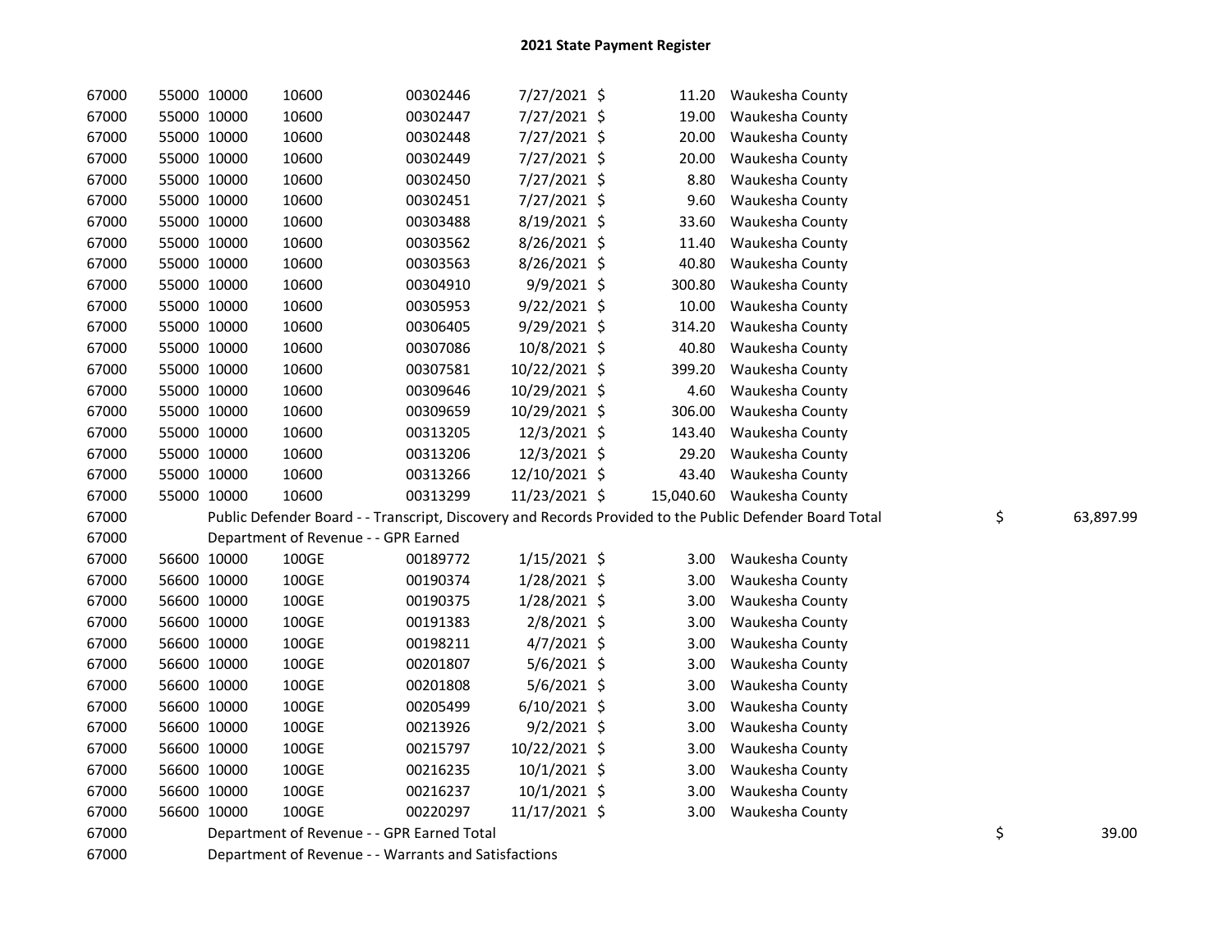# 2021 State Payment Register

| | | | | | | | | | |
|---|---|---|---|---|---|---|---|---|---|
| 67000 | 55000 | 10000 | 10600 | 00302446 | 7/27/2021 | $ 11.20 | Waukesha County | | |
| 67000 | 55000 | 10000 | 10600 | 00302447 | 7/27/2021 | $ 19.00 | Waukesha County | | |
| 67000 | 55000 | 10000 | 10600 | 00302448 | 7/27/2021 | $ 20.00 | Waukesha County | | |
| 67000 | 55000 | 10000 | 10600 | 00302449 | 7/27/2021 | $ 20.00 | Waukesha County | | |
| 67000 | 55000 | 10000 | 10600 | 00302450 | 7/27/2021 | $ 8.80 | Waukesha County | | |
| 67000 | 55000 | 10000 | 10600 | 00302451 | 7/27/2021 | $ 9.60 | Waukesha County | | |
| 67000 | 55000 | 10000 | 10600 | 00303488 | 8/19/2021 | $ 33.60 | Waukesha County | | |
| 67000 | 55000 | 10000 | 10600 | 00303562 | 8/26/2021 | $ 11.40 | Waukesha County | | |
| 67000 | 55000 | 10000 | 10600 | 00303563 | 8/26/2021 | $ 40.80 | Waukesha County | | |
| 67000 | 55000 | 10000 | 10600 | 00304910 | 9/9/2021 | $ 300.80 | Waukesha County | | |
| 67000 | 55000 | 10000 | 10600 | 00305953 | 9/22/2021 | $ 10.00 | Waukesha County | | |
| 67000 | 55000 | 10000 | 10600 | 00306405 | 9/29/2021 | $ 314.20 | Waukesha County | | |
| 67000 | 55000 | 10000 | 10600 | 00307086 | 10/8/2021 | $ 40.80 | Waukesha County | | |
| 67000 | 55000 | 10000 | 10600 | 00307581 | 10/22/2021 | $ 399.20 | Waukesha County | | |
| 67000 | 55000 | 10000 | 10600 | 00309646 | 10/29/2021 | $ 4.60 | Waukesha County | | |
| 67000 | 55000 | 10000 | 10600 | 00309659 | 10/29/2021 | $ 306.00 | Waukesha County | | |
| 67000 | 55000 | 10000 | 10600 | 00313205 | 12/3/2021 | $ 143.40 | Waukesha County | | |
| 67000 | 55000 | 10000 | 10600 | 00313206 | 12/3/2021 | $ 29.20 | Waukesha County | | |
| 67000 | 55000 | 10000 | 10600 | 00313266 | 12/10/2021 | $ 43.40 | Waukesha County | | |
| 67000 | 55000 | 10000 | 10600 | 00313299 | 11/23/2021 | $ 15,040.60 | Waukesha County | | |
| 67000 | | Public Defender Board - - Transcript, Discovery and Records Provided to the Public Defender Board Total | | | | | | $ | 63,897.99 |
| 67000 | | Department of Revenue - - GPR Earned | | | | | | | |
| 67000 | 56600 | 10000 | 100GE | 00189772 | 1/15/2021 | $ 3.00 | Waukesha County | | |
| 67000 | 56600 | 10000 | 100GE | 00190374 | 1/28/2021 | $ 3.00 | Waukesha County | | |
| 67000 | 56600 | 10000 | 100GE | 00190375 | 1/28/2021 | $ 3.00 | Waukesha County | | |
| 67000 | 56600 | 10000 | 100GE | 00191383 | 2/8/2021 | $ 3.00 | Waukesha County | | |
| 67000 | 56600 | 10000 | 100GE | 00198211 | 4/7/2021 | $ 3.00 | Waukesha County | | |
| 67000 | 56600 | 10000 | 100GE | 00201807 | 5/6/2021 | $ 3.00 | Waukesha County | | |
| 67000 | 56600 | 10000 | 100GE | 00201808 | 5/6/2021 | $ 3.00 | Waukesha County | | |
| 67000 | 56600 | 10000 | 100GE | 00205499 | 6/10/2021 | $ 3.00 | Waukesha County | | |
| 67000 | 56600 | 10000 | 100GE | 00213926 | 9/2/2021 | $ 3.00 | Waukesha County | | |
| 67000 | 56600 | 10000 | 100GE | 00215797 | 10/22/2021 | $ 3.00 | Waukesha County | | |
| 67000 | 56600 | 10000 | 100GE | 00216235 | 10/1/2021 | $ 3.00 | Waukesha County | | |
| 67000 | 56600 | 10000 | 100GE | 00216237 | 10/1/2021 | $ 3.00 | Waukesha County | | |
| 67000 | 56600 | 10000 | 100GE | 00220297 | 11/17/2021 | $ 3.00 | Waukesha County | | |
| 67000 | | Department of Revenue - - GPR Earned Total | | | | | | $ | 39.00 |
| 67000 | | Department of Revenue - - Warrants and Satisfactions | | | | | | | |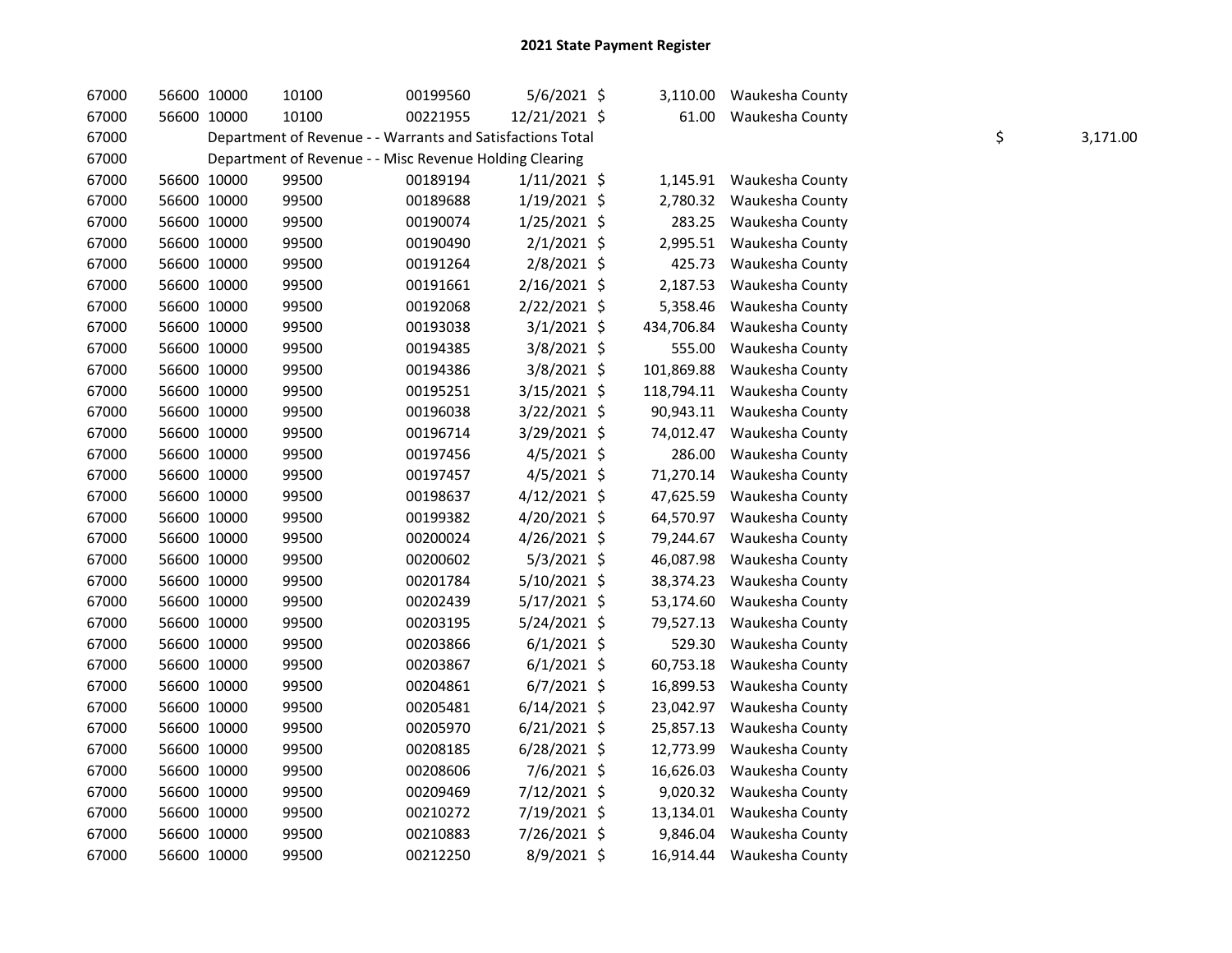## 2021 State Payment Register

| | | | | | | | | | |
|---|---|---|---|---|---|---|---|---|---|
| 67000 | 56600 | 10000 | 10100 | 00199560 | 5/6/2021 | $ | 3,110.00 | Waukesha County | |
| 67000 | 56600 | 10000 | 10100 | 00221955 | 12/21/2021 | $ | 61.00 | Waukesha County | |
| 67000 | | Department of Revenue - - Warrants and Satisfactions Total | | | | | | | $ 3,171.00 |
| 67000 | | Department of Revenue - - Misc Revenue Holding Clearing | | | | | | | |
| 67000 | 56600 | 10000 | 99500 | 00189194 | 1/11/2021 | $ | 1,145.91 | Waukesha County | |
| 67000 | 56600 | 10000 | 99500 | 00189688 | 1/19/2021 | $ | 2,780.32 | Waukesha County | |
| 67000 | 56600 | 10000 | 99500 | 00190074 | 1/25/2021 | $ | 283.25 | Waukesha County | |
| 67000 | 56600 | 10000 | 99500 | 00190490 | 2/1/2021 | $ | 2,995.51 | Waukesha County | |
| 67000 | 56600 | 10000 | 99500 | 00191264 | 2/8/2021 | $ | 425.73 | Waukesha County | |
| 67000 | 56600 | 10000 | 99500 | 00191661 | 2/16/2021 | $ | 2,187.53 | Waukesha County | |
| 67000 | 56600 | 10000 | 99500 | 00192068 | 2/22/2021 | $ | 5,358.46 | Waukesha County | |
| 67000 | 56600 | 10000 | 99500 | 00193038 | 3/1/2021 | $ | 434,706.84 | Waukesha County | |
| 67000 | 56600 | 10000 | 99500 | 00194385 | 3/8/2021 | $ | 555.00 | Waukesha County | |
| 67000 | 56600 | 10000 | 99500 | 00194386 | 3/8/2021 | $ | 101,869.88 | Waukesha County | |
| 67000 | 56600 | 10000 | 99500 | 00195251 | 3/15/2021 | $ | 118,794.11 | Waukesha County | |
| 67000 | 56600 | 10000 | 99500 | 00196038 | 3/22/2021 | $ | 90,943.11 | Waukesha County | |
| 67000 | 56600 | 10000 | 99500 | 00196714 | 3/29/2021 | $ | 74,012.47 | Waukesha County | |
| 67000 | 56600 | 10000 | 99500 | 00197456 | 4/5/2021 | $ | 286.00 | Waukesha County | |
| 67000 | 56600 | 10000 | 99500 | 00197457 | 4/5/2021 | $ | 71,270.14 | Waukesha County | |
| 67000 | 56600 | 10000 | 99500 | 00198637 | 4/12/2021 | $ | 47,625.59 | Waukesha County | |
| 67000 | 56600 | 10000 | 99500 | 00199382 | 4/20/2021 | $ | 64,570.97 | Waukesha County | |
| 67000 | 56600 | 10000 | 99500 | 00200024 | 4/26/2021 | $ | 79,244.67 | Waukesha County | |
| 67000 | 56600 | 10000 | 99500 | 00200602 | 5/3/2021 | $ | 46,087.98 | Waukesha County | |
| 67000 | 56600 | 10000 | 99500 | 00201784 | 5/10/2021 | $ | 38,374.23 | Waukesha County | |
| 67000 | 56600 | 10000 | 99500 | 00202439 | 5/17/2021 | $ | 53,174.60 | Waukesha County | |
| 67000 | 56600 | 10000 | 99500 | 00203195 | 5/24/2021 | $ | 79,527.13 | Waukesha County | |
| 67000 | 56600 | 10000 | 99500 | 00203866 | 6/1/2021 | $ | 529.30 | Waukesha County | |
| 67000 | 56600 | 10000 | 99500 | 00203867 | 6/1/2021 | $ | 60,753.18 | Waukesha County | |
| 67000 | 56600 | 10000 | 99500 | 00204861 | 6/7/2021 | $ | 16,899.53 | Waukesha County | |
| 67000 | 56600 | 10000 | 99500 | 00205481 | 6/14/2021 | $ | 23,042.97 | Waukesha County | |
| 67000 | 56600 | 10000 | 99500 | 00205970 | 6/21/2021 | $ | 25,857.13 | Waukesha County | |
| 67000 | 56600 | 10000 | 99500 | 00208185 | 6/28/2021 | $ | 12,773.99 | Waukesha County | |
| 67000 | 56600 | 10000 | 99500 | 00208606 | 7/6/2021 | $ | 16,626.03 | Waukesha County | |
| 67000 | 56600 | 10000 | 99500 | 00209469 | 7/12/2021 | $ | 9,020.32 | Waukesha County | |
| 67000 | 56600 | 10000 | 99500 | 00210272 | 7/19/2021 | $ | 13,134.01 | Waukesha County | |
| 67000 | 56600 | 10000 | 99500 | 00210883 | 7/26/2021 | $ | 9,846.04 | Waukesha County | |
| 67000 | 56600 | 10000 | 99500 | 00212250 | 8/9/2021 | $ | 16,914.44 | Waukesha County | |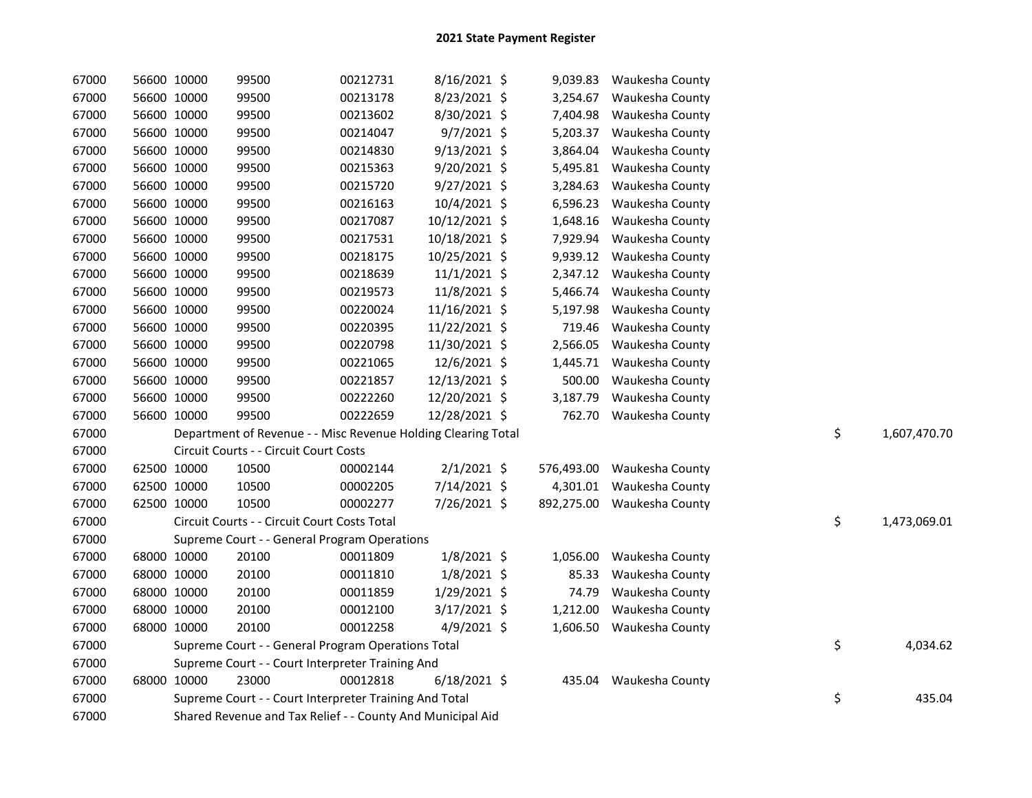# 2021 State Payment Register

| | | | | | | | | |
|---|---|---|---|---|---|---|---|---|
| 67000 | 56600 | 10000 | 99500 | 00212731 | 8/16/2021 | $ 9,039.83 | Waukesha County | |
| 67000 | 56600 | 10000 | 99500 | 00213178 | 8/23/2021 | $ 3,254.67 | Waukesha County | |
| 67000 | 56600 | 10000 | 99500 | 00213602 | 8/30/2021 | $ 7,404.98 | Waukesha County | |
| 67000 | 56600 | 10000 | 99500 | 00214047 | 9/7/2021 | $ 5,203.37 | Waukesha County | |
| 67000 | 56600 | 10000 | 99500 | 00214830 | 9/13/2021 | $ 3,864.04 | Waukesha County | |
| 67000 | 56600 | 10000 | 99500 | 00215363 | 9/20/2021 | $ 5,495.81 | Waukesha County | |
| 67000 | 56600 | 10000 | 99500 | 00215720 | 9/27/2021 | $ 3,284.63 | Waukesha County | |
| 67000 | 56600 | 10000 | 99500 | 00216163 | 10/4/2021 | $ 6,596.23 | Waukesha County | |
| 67000 | 56600 | 10000 | 99500 | 00217087 | 10/12/2021 | $ 1,648.16 | Waukesha County | |
| 67000 | 56600 | 10000 | 99500 | 00217531 | 10/18/2021 | $ 7,929.94 | Waukesha County | |
| 67000 | 56600 | 10000 | 99500 | 00218175 | 10/25/2021 | $ 9,939.12 | Waukesha County | |
| 67000 | 56600 | 10000 | 99500 | 00218639 | 11/1/2021 | $ 2,347.12 | Waukesha County | |
| 67000 | 56600 | 10000 | 99500 | 00219573 | 11/8/2021 | $ 5,466.74 | Waukesha County | |
| 67000 | 56600 | 10000 | 99500 | 00220024 | 11/16/2021 | $ 5,197.98 | Waukesha County | |
| 67000 | 56600 | 10000 | 99500 | 00220395 | 11/22/2021 | $ 719.46 | Waukesha County | |
| 67000 | 56600 | 10000 | 99500 | 00220798 | 11/30/2021 | $ 2,566.05 | Waukesha County | |
| 67000 | 56600 | 10000 | 99500 | 00221065 | 12/6/2021 | $ 1,445.71 | Waukesha County | |
| 67000 | 56600 | 10000 | 99500 | 00221857 | 12/13/2021 | $ 500.00 | Waukesha County | |
| 67000 | 56600 | 10000 | 99500 | 00222260 | 12/20/2021 | $ 3,187.79 | Waukesha County | |
| 67000 | 56600 | 10000 | 99500 | 00222659 | 12/28/2021 | $ 762.70 | Waukesha County | |
| 67000 | Department of Revenue - - Misc Revenue Holding Clearing Total | | | | | | | $ 1,607,470.70 |
| 67000 | Circuit Courts - - Circuit Court Costs | | | | | | | |
| 67000 | 62500 | 10000 | 10500 | 00002144 | 2/1/2021 | $ 576,493.00 | Waukesha County | |
| 67000 | 62500 | 10000 | 10500 | 00002205 | 7/14/2021 | $ 4,301.01 | Waukesha County | |
| 67000 | 62500 | 10000 | 10500 | 00002277 | 7/26/2021 | $ 892,275.00 | Waukesha County | |
| 67000 | Circuit Courts - - Circuit Court Costs Total | | | | | | | $ 1,473,069.01 |
| 67000 | Supreme Court - - General Program Operations | | | | | | | |
| 67000 | 68000 | 10000 | 20100 | 00011809 | 1/8/2021 | $ 1,056.00 | Waukesha County | |
| 67000 | 68000 | 10000 | 20100 | 00011810 | 1/8/2021 | $ 85.33 | Waukesha County | |
| 67000 | 68000 | 10000 | 20100 | 00011859 | 1/29/2021 | $ 74.79 | Waukesha County | |
| 67000 | 68000 | 10000 | 20100 | 00012100 | 3/17/2021 | $ 1,212.00 | Waukesha County | |
| 67000 | 68000 | 10000 | 20100 | 00012258 | 4/9/2021 | $ 1,606.50 | Waukesha County | |
| 67000 | Supreme Court - - General Program Operations Total | | | | | | | $ 4,034.62 |
| 67000 | Supreme Court - - Court Interpreter Training And | | | | | | | |
| 67000 | 68000 | 10000 | 23000 | 00012818 | 6/18/2021 | $ 435.04 | Waukesha County | |
| 67000 | Supreme Court - - Court Interpreter Training And Total | | | | | | | $ 435.04 |
| 67000 | Shared Revenue and Tax Relief - - County And Municipal Aid | | | | | | | |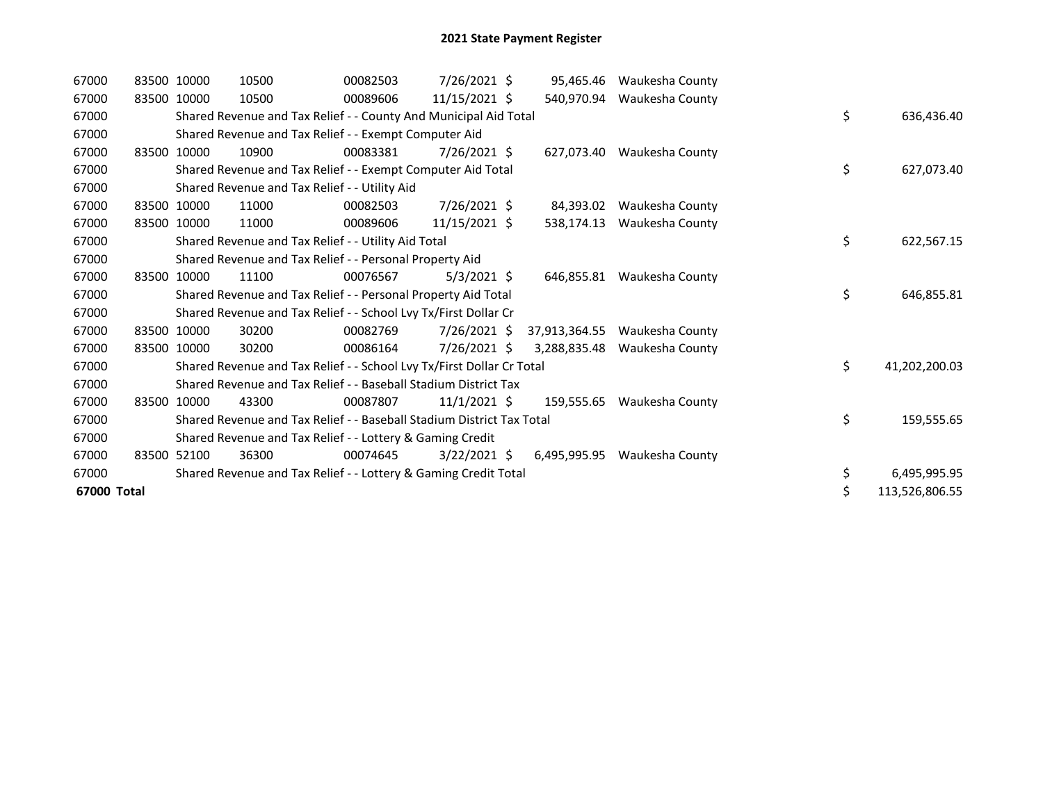# 2021 State Payment Register

| | | | | | | | | | |
|---|---|---|---|---|---|---|---|---|---|
| 67000 | 83500 | 10000 | 10500 | 00082503 | 7/26/2021 | $ 95,465.46 | Waukesha County | | |
| 67000 | 83500 | 10000 | 10500 | 00089606 | 11/15/2021 | $ 540,970.94 | Waukesha County | | |
| 67000 | | Shared Revenue and Tax Relief - - County And Municipal Aid Total | | | | | | $ | 636,436.40 |
| 67000 | | Shared Revenue and Tax Relief - - Exempt Computer Aid | | | | | | | |
| 67000 | 83500 | 10000 | 10900 | 00083381 | 7/26/2021 | $ 627,073.40 | Waukesha County | | |
| 67000 | | Shared Revenue and Tax Relief - - Exempt Computer Aid Total | | | | | | $ | 627,073.40 |
| 67000 | | Shared Revenue and Tax Relief - - Utility Aid | | | | | | | |
| 67000 | 83500 | 10000 | 11000 | 00082503 | 7/26/2021 | $ 84,393.02 | Waukesha County | | |
| 67000 | 83500 | 10000 | 11000 | 00089606 | 11/15/2021 | $ 538,174.13 | Waukesha County | | |
| 67000 | | Shared Revenue and Tax Relief - - Utility Aid Total | | | | | | $ | 622,567.15 |
| 67000 | | Shared Revenue and Tax Relief - - Personal Property Aid | | | | | | | |
| 67000 | 83500 | 10000 | 11100 | 00076567 | 5/3/2021 | $ 646,855.81 | Waukesha County | | |
| 67000 | | Shared Revenue and Tax Relief - - Personal Property Aid Total | | | | | | $ | 646,855.81 |
| 67000 | | Shared Revenue and Tax Relief - - School Lvy Tx/First Dollar Cr | | | | | | | |
| 67000 | 83500 | 10000 | 30200 | 00082769 | 7/26/2021 | $ 37,913,364.55 | Waukesha County | | |
| 67000 | 83500 | 10000 | 30200 | 00086164 | 7/26/2021 | $ 3,288,835.48 | Waukesha County | | |
| 67000 | | Shared Revenue and Tax Relief - - School Lvy Tx/First Dollar Cr Total | | | | | | $ | 41,202,200.03 |
| 67000 | | Shared Revenue and Tax Relief - - Baseball Stadium District Tax | | | | | | | |
| 67000 | 83500 | 10000 | 43300 | 00087807 | 11/1/2021 | $ 159,555.65 | Waukesha County | | |
| 67000 | | Shared Revenue and Tax Relief - - Baseball Stadium District Tax Total | | | | | | $ | 159,555.65 |
| 67000 | | Shared Revenue and Tax Relief - - Lottery & Gaming Credit | | | | | | | |
| 67000 | 83500 | 52100 | 36300 | 00074645 | 3/22/2021 | $ 6,495,995.95 | Waukesha County | | |
| 67000 | | Shared Revenue and Tax Relief - - Lottery & Gaming Credit Total | | | | | | $ | 6,495,995.95 |
| **67000 Total** | | | | | | | | $ | 113,526,806.55 |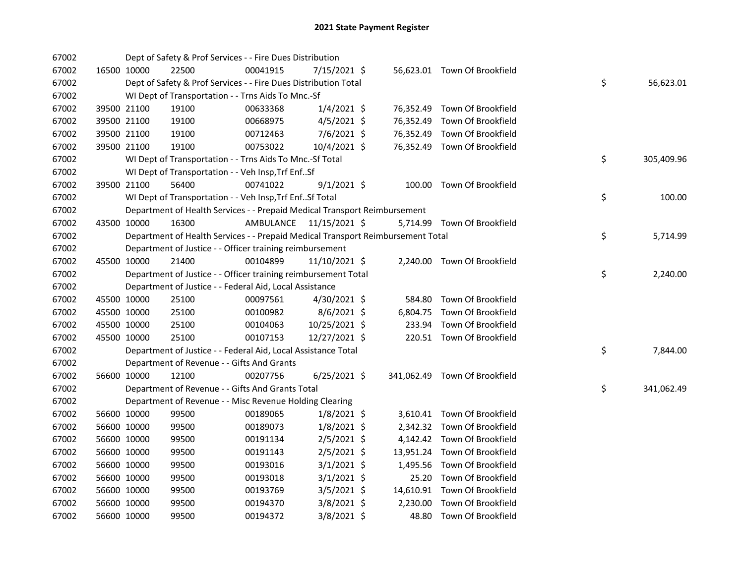# 2021 State Payment Register

| | | | | | | | | | |
|---|---|---|---|---|---|---|---|---|---|
| 67002 | | | Dept of Safety & Prof Services - - Fire Dues Distribution | | | | | | |
| 67002 | 16500 | 10000 | 22500 | 00041915 | 7/15/2021 | $ 56,623.01 | Town Of Brookfield | | |
| 67002 | | | Dept of Safety & Prof Services - - Fire Dues Distribution Total | | | | | $ | 56,623.01 |
| 67002 | | | WI Dept of Transportation - - Trns Aids To Mnc.-Sf | | | | | | |
| 67002 | 39500 | 21100 | 19100 | 00633368 | 1/4/2021 | $ 76,352.49 | Town Of Brookfield | | |
| 67002 | 39500 | 21100 | 19100 | 00668975 | 4/5/2021 | $ 76,352.49 | Town Of Brookfield | | |
| 67002 | 39500 | 21100 | 19100 | 00712463 | 7/6/2021 | $ 76,352.49 | Town Of Brookfield | | |
| 67002 | 39500 | 21100 | 19100 | 00753022 | 10/4/2021 | $ 76,352.49 | Town Of Brookfield | | |
| 67002 | | | WI Dept of Transportation - - Trns Aids To Mnc.-Sf Total | | | | | $ | 305,409.96 |
| 67002 | | | WI Dept of Transportation - - Veh Insp,Trf Enf..Sf | | | | | | |
| 67002 | 39500 | 21100 | 56400 | 00741022 | 9/1/2021 | $ 100.00 | Town Of Brookfield | | |
| 67002 | | | WI Dept of Transportation - - Veh Insp,Trf Enf..Sf Total | | | | | $ | 100.00 |
| 67002 | | | Department of Health Services - - Prepaid Medical Transport Reimbursement | | | | | | |
| 67002 | 43500 | 10000 | 16300 | AMBULANCE | 11/15/2021 | $ 5,714.99 | Town Of Brookfield | | |
| 67002 | | | Department of Health Services - - Prepaid Medical Transport Reimbursement Total | | | | | $ | 5,714.99 |
| 67002 | | | Department of Justice - - Officer training reimbursement | | | | | | |
| 67002 | 45500 | 10000 | 21400 | 00104899 | 11/10/2021 | $ 2,240.00 | Town Of Brookfield | | |
| 67002 | | | Department of Justice - - Officer training reimbursement Total | | | | | $ | 2,240.00 |
| 67002 | | | Department of Justice - - Federal Aid, Local Assistance | | | | | | |
| 67002 | 45500 | 10000 | 25100 | 00097561 | 4/30/2021 | $ 584.80 | Town Of Brookfield | | |
| 67002 | 45500 | 10000 | 25100 | 00100982 | 8/6/2021 | $ 6,804.75 | Town Of Brookfield | | |
| 67002 | 45500 | 10000 | 25100 | 00104063 | 10/25/2021 | $ 233.94 | Town Of Brookfield | | |
| 67002 | 45500 | 10000 | 25100 | 00107153 | 12/27/2021 | $ 220.51 | Town Of Brookfield | | |
| 67002 | | | Department of Justice - - Federal Aid, Local Assistance Total | | | | | $ | 7,844.00 |
| 67002 | | | Department of Revenue - - Gifts And Grants | | | | | | |
| 67002 | 56600 | 10000 | 12100 | 00207756 | 6/25/2021 | $ 341,062.49 | Town Of Brookfield | | |
| 67002 | | | Department of Revenue - - Gifts And Grants Total | | | | | $ | 341,062.49 |
| 67002 | | | Department of Revenue - - Misc Revenue Holding Clearing | | | | | | |
| 67002 | 56600 | 10000 | 99500 | 00189065 | 1/8/2021 | $ 3,610.41 | Town Of Brookfield | | |
| 67002 | 56600 | 10000 | 99500 | 00189073 | 1/8/2021 | $ 2,342.32 | Town Of Brookfield | | |
| 67002 | 56600 | 10000 | 99500 | 00191134 | 2/5/2021 | $ 4,142.42 | Town Of Brookfield | | |
| 67002 | 56600 | 10000 | 99500 | 00191143 | 2/5/2021 | $ 13,951.24 | Town Of Brookfield | | |
| 67002 | 56600 | 10000 | 99500 | 00193016 | 3/1/2021 | $ 1,495.56 | Town Of Brookfield | | |
| 67002 | 56600 | 10000 | 99500 | 00193018 | 3/1/2021 | $ 25.20 | Town Of Brookfield | | |
| 67002 | 56600 | 10000 | 99500 | 00193769 | 3/5/2021 | $ 14,610.91 | Town Of Brookfield | | |
| 67002 | 56600 | 10000 | 99500 | 00194370 | 3/8/2021 | $ 2,230.00 | Town Of Brookfield | | |
| 67002 | 56600 | 10000 | 99500 | 00194372 | 3/8/2021 | $ 48.80 | Town Of Brookfield | | |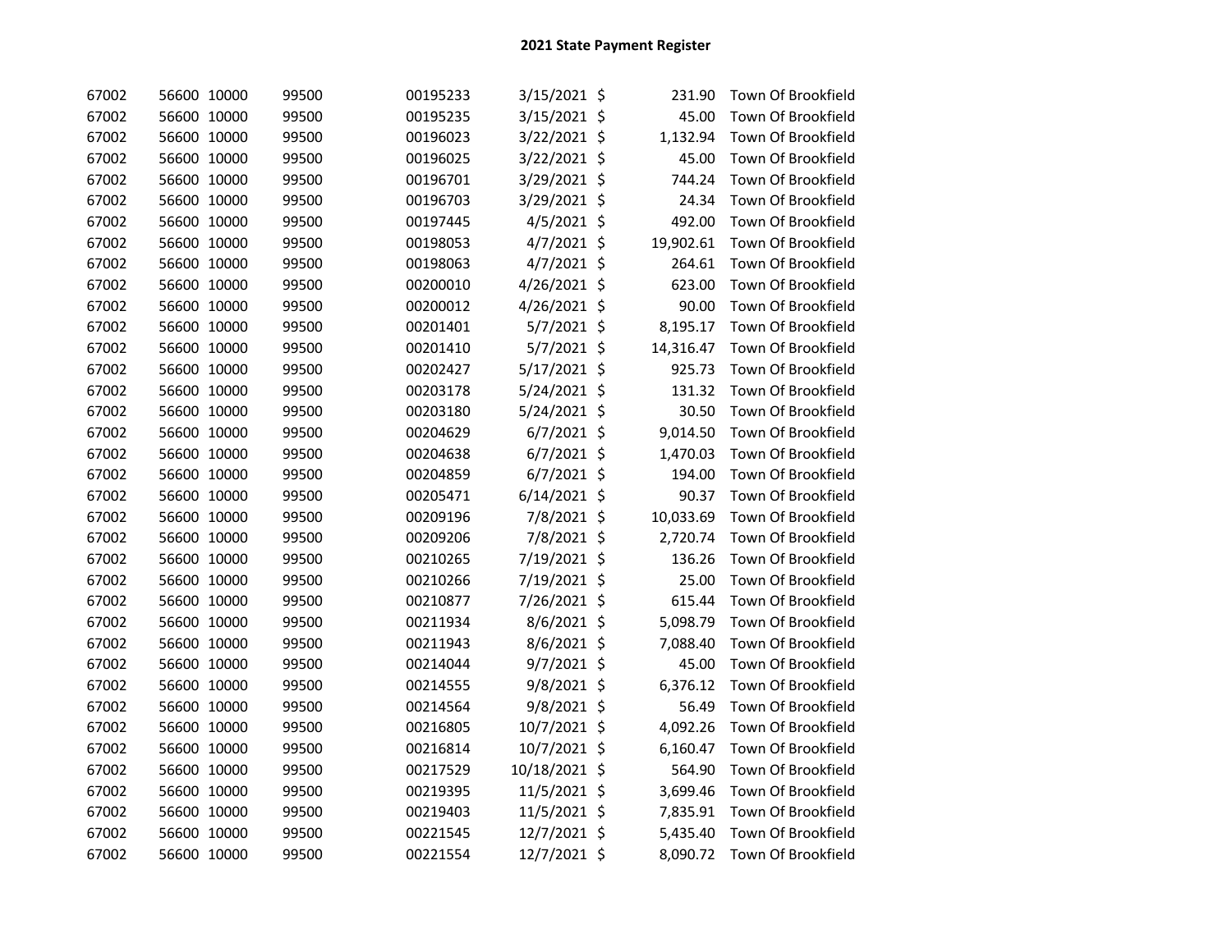## 2021 State Payment Register

| | | | | | | | | |
|---|---|---|---|---|---|---|---|---|
| 67002 | 56600 | 10000 | 99500 | 00195233 | 3/15/2021 | $ | 231.90 | Town Of Brookfield |
| 67002 | 56600 | 10000 | 99500 | 00195235 | 3/15/2021 | $ | 45.00 | Town Of Brookfield |
| 67002 | 56600 | 10000 | 99500 | 00196023 | 3/22/2021 | $ | 1,132.94 | Town Of Brookfield |
| 67002 | 56600 | 10000 | 99500 | 00196025 | 3/22/2021 | $ | 45.00 | Town Of Brookfield |
| 67002 | 56600 | 10000 | 99500 | 00196701 | 3/29/2021 | $ | 744.24 | Town Of Brookfield |
| 67002 | 56600 | 10000 | 99500 | 00196703 | 3/29/2021 | $ | 24.34 | Town Of Brookfield |
| 67002 | 56600 | 10000 | 99500 | 00197445 | 4/5/2021 | $ | 492.00 | Town Of Brookfield |
| 67002 | 56600 | 10000 | 99500 | 00198053 | 4/7/2021 | $ | 19,902.61 | Town Of Brookfield |
| 67002 | 56600 | 10000 | 99500 | 00198063 | 4/7/2021 | $ | 264.61 | Town Of Brookfield |
| 67002 | 56600 | 10000 | 99500 | 00200010 | 4/26/2021 | $ | 623.00 | Town Of Brookfield |
| 67002 | 56600 | 10000 | 99500 | 00200012 | 4/26/2021 | $ | 90.00 | Town Of Brookfield |
| 67002 | 56600 | 10000 | 99500 | 00201401 | 5/7/2021 | $ | 8,195.17 | Town Of Brookfield |
| 67002 | 56600 | 10000 | 99500 | 00201410 | 5/7/2021 | $ | 14,316.47 | Town Of Brookfield |
| 67002 | 56600 | 10000 | 99500 | 00202427 | 5/17/2021 | $ | 925.73 | Town Of Brookfield |
| 67002 | 56600 | 10000 | 99500 | 00203178 | 5/24/2021 | $ | 131.32 | Town Of Brookfield |
| 67002 | 56600 | 10000 | 99500 | 00203180 | 5/24/2021 | $ | 30.50 | Town Of Brookfield |
| 67002 | 56600 | 10000 | 99500 | 00204629 | 6/7/2021 | $ | 9,014.50 | Town Of Brookfield |
| 67002 | 56600 | 10000 | 99500 | 00204638 | 6/7/2021 | $ | 1,470.03 | Town Of Brookfield |
| 67002 | 56600 | 10000 | 99500 | 00204859 | 6/7/2021 | $ | 194.00 | Town Of Brookfield |
| 67002 | 56600 | 10000 | 99500 | 00205471 | 6/14/2021 | $ | 90.37 | Town Of Brookfield |
| 67002 | 56600 | 10000 | 99500 | 00209196 | 7/8/2021 | $ | 10,033.69 | Town Of Brookfield |
| 67002 | 56600 | 10000 | 99500 | 00209206 | 7/8/2021 | $ | 2,720.74 | Town Of Brookfield |
| 67002 | 56600 | 10000 | 99500 | 00210265 | 7/19/2021 | $ | 136.26 | Town Of Brookfield |
| 67002 | 56600 | 10000 | 99500 | 00210266 | 7/19/2021 | $ | 25.00 | Town Of Brookfield |
| 67002 | 56600 | 10000 | 99500 | 00210877 | 7/26/2021 | $ | 615.44 | Town Of Brookfield |
| 67002 | 56600 | 10000 | 99500 | 00211934 | 8/6/2021 | $ | 5,098.79 | Town Of Brookfield |
| 67002 | 56600 | 10000 | 99500 | 00211943 | 8/6/2021 | $ | 7,088.40 | Town Of Brookfield |
| 67002 | 56600 | 10000 | 99500 | 00214044 | 9/7/2021 | $ | 45.00 | Town Of Brookfield |
| 67002 | 56600 | 10000 | 99500 | 00214555 | 9/8/2021 | $ | 6,376.12 | Town Of Brookfield |
| 67002 | 56600 | 10000 | 99500 | 00214564 | 9/8/2021 | $ | 56.49 | Town Of Brookfield |
| 67002 | 56600 | 10000 | 99500 | 00216805 | 10/7/2021 | $ | 4,092.26 | Town Of Brookfield |
| 67002 | 56600 | 10000 | 99500 | 00216814 | 10/7/2021 | $ | 6,160.47 | Town Of Brookfield |
| 67002 | 56600 | 10000 | 99500 | 00217529 | 10/18/2021 | $ | 564.90 | Town Of Brookfield |
| 67002 | 56600 | 10000 | 99500 | 00219395 | 11/5/2021 | $ | 3,699.46 | Town Of Brookfield |
| 67002 | 56600 | 10000 | 99500 | 00219403 | 11/5/2021 | $ | 7,835.91 | Town Of Brookfield |
| 67002 | 56600 | 10000 | 99500 | 00221545 | 12/7/2021 | $ | 5,435.40 | Town Of Brookfield |
| 67002 | 56600 | 10000 | 99500 | 00221554 | 12/7/2021 | $ | 8,090.72 | Town Of Brookfield |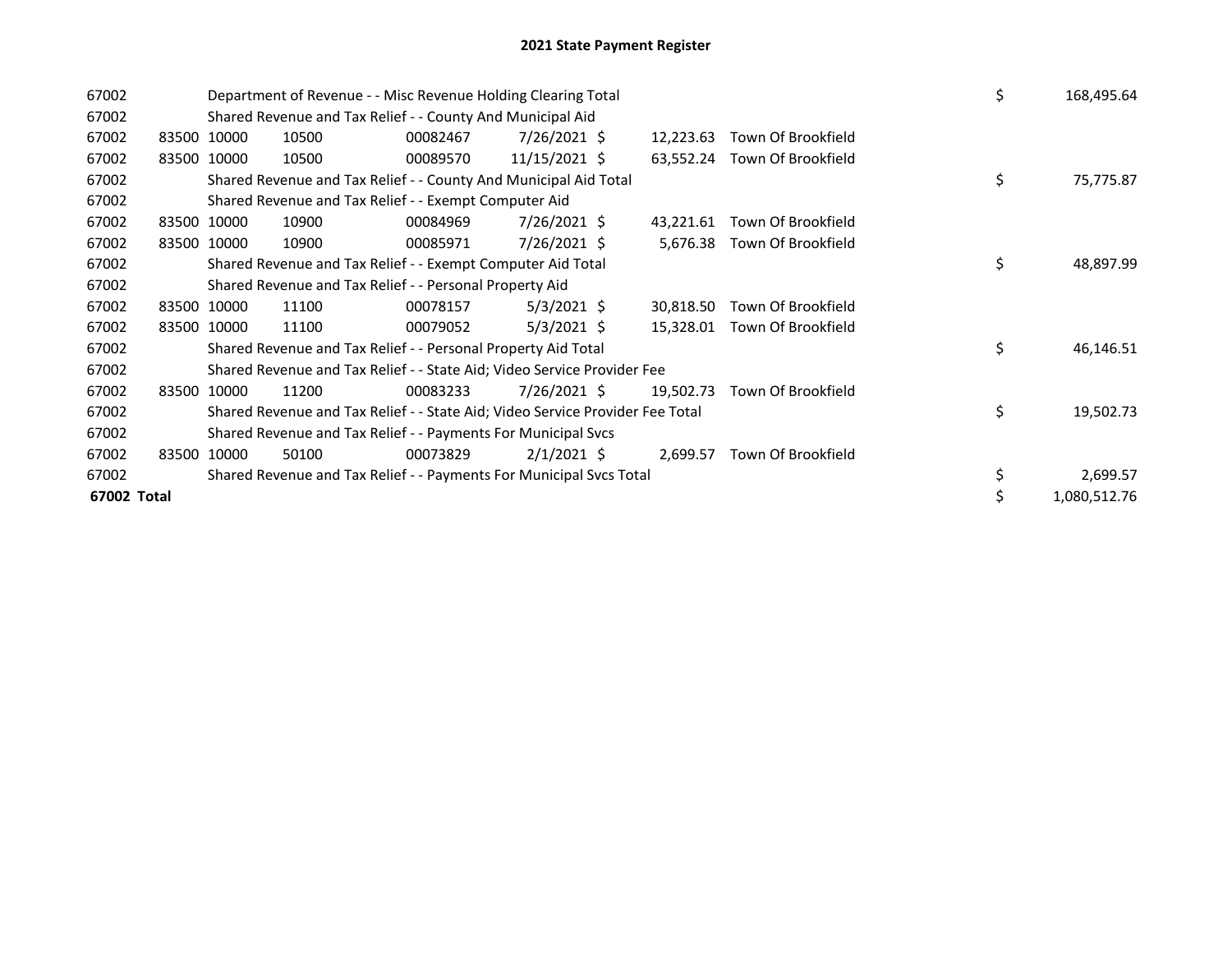# 2021 State Payment Register

| | | | | | | | | | |
|---|---|---|---|---|---|---|---|---|---|
| 67002 | | Department of Revenue - - Misc Revenue Holding Clearing Total | | | | | | $ | 168,495.64 |
| 67002 | | Shared Revenue and Tax Relief - - County And Municipal Aid | | | | | | | |
| 67002 | 83500 | 10000 | 10500 | 00082467 | 7/26/2021 $ | 12,223.63 | Town Of Brookfield | | |
| 67002 | 83500 | 10000 | 10500 | 00089570 | 11/15/2021 $ | 63,552.24 | Town Of Brookfield | | |
| 67002 | | Shared Revenue and Tax Relief - - County And Municipal Aid Total | | | | | | $ | 75,775.87 |
| 67002 | | Shared Revenue and Tax Relief - - Exempt Computer Aid | | | | | | | |
| 67002 | 83500 | 10000 | 10900 | 00084969 | 7/26/2021 $ | 43,221.61 | Town Of Brookfield | | |
| 67002 | 83500 | 10000 | 10900 | 00085971 | 7/26/2021 $ | 5,676.38 | Town Of Brookfield | | |
| 67002 | | Shared Revenue and Tax Relief - - Exempt Computer Aid Total | | | | | | $ | 48,897.99 |
| 67002 | | Shared Revenue and Tax Relief - - Personal Property Aid | | | | | | | |
| 67002 | 83500 | 10000 | 11100 | 00078157 | 5/3/2021 $ | 30,818.50 | Town Of Brookfield | | |
| 67002 | 83500 | 10000 | 11100 | 00079052 | 5/3/2021 $ | 15,328.01 | Town Of Brookfield | | |
| 67002 | | Shared Revenue and Tax Relief - - Personal Property Aid Total | | | | | | $ | 46,146.51 |
| 67002 | | Shared Revenue and Tax Relief - - State Aid; Video Service Provider Fee | | | | | | | |
| 67002 | 83500 | 10000 | 11200 | 00083233 | 7/26/2021 $ | 19,502.73 | Town Of Brookfield | | |
| 67002 | | Shared Revenue and Tax Relief - - State Aid; Video Service Provider Fee Total | | | | | | $ | 19,502.73 |
| 67002 | | Shared Revenue and Tax Relief - - Payments For Municipal Svcs | | | | | | | |
| 67002 | 83500 | 10000 | 50100 | 00073829 | 2/1/2021 $ | 2,699.57 | Town Of Brookfield | | |
| 67002 | | Shared Revenue and Tax Relief - - Payments For Municipal Svcs Total | | | | | | $ | 2,699.57 |
| **67002 Total** | | | | | | | | $ | 1,080,512.76 |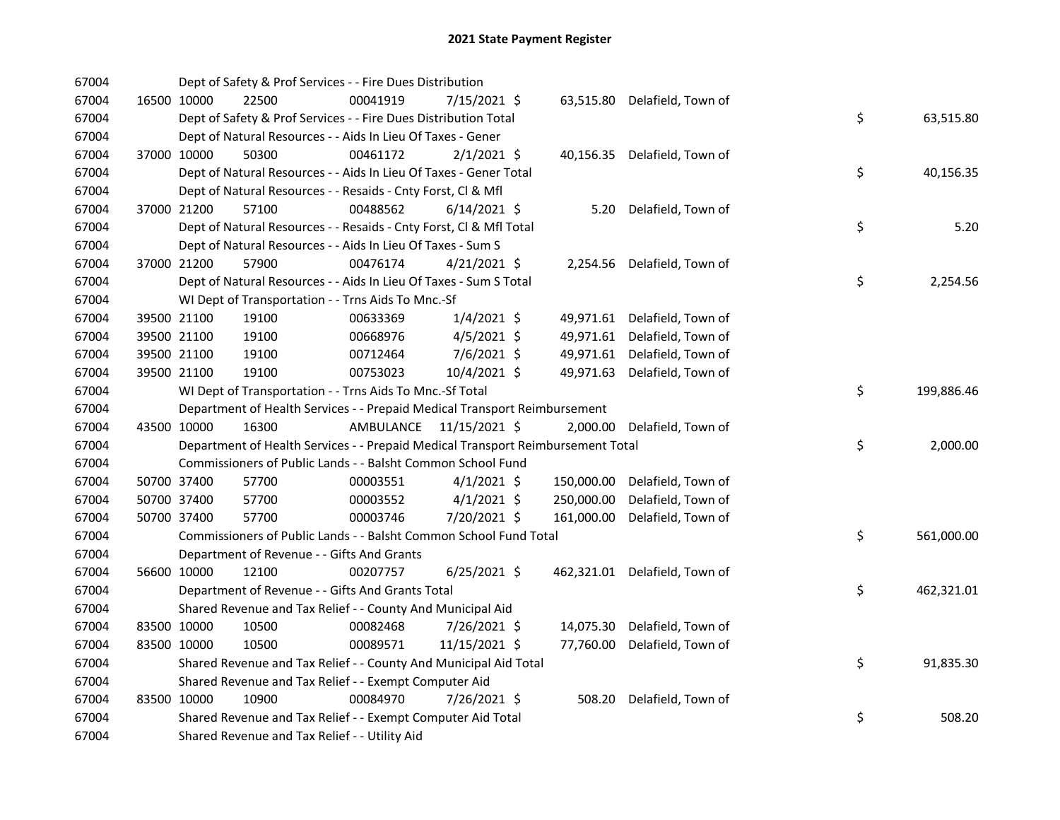# 2021 State Payment Register

| | | | | | | | | | |
|---|---|---|---|---|---|---|---|---|---|
| 67004 | | Dept of Safety & Prof Services - - Fire Dues Distribution | | | | | | | |
| 67004 | 16500 | 10000 | 22500 | 00041919 | 7/15/2021 | $ 63,515.80 | Delafield, Town of | | |
| 67004 | | Dept of Safety & Prof Services - - Fire Dues Distribution Total | | | | | | $ | 63,515.80 |
| 67004 | | Dept of Natural Resources - - Aids In Lieu Of Taxes - Gener | | | | | | | |
| 67004 | 37000 | 10000 | 50300 | 00461172 | 2/1/2021 | $ 40,156.35 | Delafield, Town of | | |
| 67004 | | Dept of Natural Resources - - Aids In Lieu Of Taxes - Gener Total | | | | | | $ | 40,156.35 |
| 67004 | | Dept of Natural Resources - - Resaids - Cnty Forst, Cl & Mfl | | | | | | | |
| 67004 | 37000 | 21200 | 57100 | 00488562 | 6/14/2021 | $ 5.20 | Delafield, Town of | | |
| 67004 | | Dept of Natural Resources - - Resaids - Cnty Forst, Cl & Mfl Total | | | | | | $ | 5.20 |
| 67004 | | Dept of Natural Resources - - Aids In Lieu Of Taxes - Sum S | | | | | | | |
| 67004 | 37000 | 21200 | 57900 | 00476174 | 4/21/2021 | $ 2,254.56 | Delafield, Town of | | |
| 67004 | | Dept of Natural Resources - - Aids In Lieu Of Taxes - Sum S Total | | | | | | $ | 2,254.56 |
| 67004 | | WI Dept of Transportation - - Trns Aids To Mnc.-Sf | | | | | | | |
| 67004 | 39500 | 21100 | 19100 | 00633369 | 1/4/2021 | $ 49,971.61 | Delafield, Town of | | |
| 67004 | 39500 | 21100 | 19100 | 00668976 | 4/5/2021 | $ 49,971.61 | Delafield, Town of | | |
| 67004 | 39500 | 21100 | 19100 | 00712464 | 7/6/2021 | $ 49,971.61 | Delafield, Town of | | |
| 67004 | 39500 | 21100 | 19100 | 00753023 | 10/4/2021 | $ 49,971.63 | Delafield, Town of | | |
| 67004 | | WI Dept of Transportation - - Trns Aids To Mnc.-Sf Total | | | | | | $ | 199,886.46 |
| 67004 | | Department of Health Services - - Prepaid Medical Transport Reimbursement | | | | | | | |
| 67004 | 43500 | 10000 | 16300 | AMBULANCE | 11/15/2021 | $ 2,000.00 | Delafield, Town of | | |
| 67004 | | Department of Health Services - - Prepaid Medical Transport Reimbursement Total | | | | | | $ | 2,000.00 |
| 67004 | | Commissioners of Public Lands - - Balsht Common School Fund | | | | | | | |
| 67004 | 50700 | 37400 | 57700 | 00003551 | 4/1/2021 | $ 150,000.00 | Delafield, Town of | | |
| 67004 | 50700 | 37400 | 57700 | 00003552 | 4/1/2021 | $ 250,000.00 | Delafield, Town of | | |
| 67004 | 50700 | 37400 | 57700 | 00003746 | 7/20/2021 | $ 161,000.00 | Delafield, Town of | | |
| 67004 | | Commissioners of Public Lands - - Balsht Common School Fund Total | | | | | | $ | 561,000.00 |
| 67004 | | Department of Revenue - - Gifts And Grants | | | | | | | |
| 67004 | 56600 | 10000 | 12100 | 00207757 | 6/25/2021 | $ 462,321.01 | Delafield, Town of | | |
| 67004 | | Department of Revenue - - Gifts And Grants Total | | | | | | $ | 462,321.01 |
| 67004 | | Shared Revenue and Tax Relief - - County And Municipal Aid | | | | | | | |
| 67004 | 83500 | 10000 | 10500 | 00082468 | 7/26/2021 | $ 14,075.30 | Delafield, Town of | | |
| 67004 | 83500 | 10000 | 10500 | 00089571 | 11/15/2021 | $ 77,760.00 | Delafield, Town of | | |
| 67004 | | Shared Revenue and Tax Relief - - County And Municipal Aid Total | | | | | | $ | 91,835.30 |
| 67004 | | Shared Revenue and Tax Relief - - Exempt Computer Aid | | | | | | | |
| 67004 | 83500 | 10000 | 10900 | 00084970 | 7/26/2021 | $ 508.20 | Delafield, Town of | | |
| 67004 | | Shared Revenue and Tax Relief - - Exempt Computer Aid Total | | | | | | $ | 508.20 |
| 67004 | | Shared Revenue and Tax Relief - - Utility Aid | | | | | | | |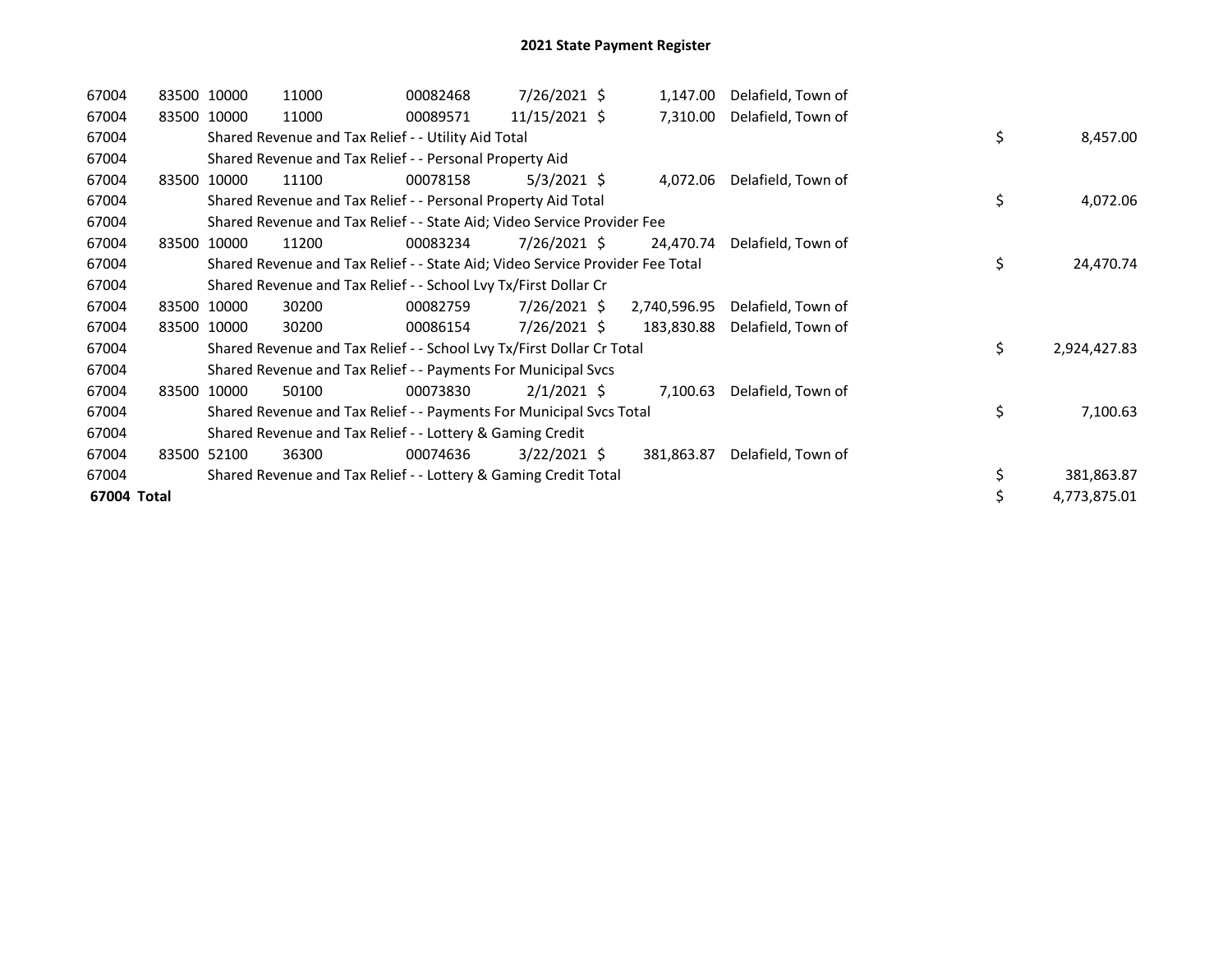## 2021 State Payment Register

| | | | | | | | | | |
|---|---|---|---|---|---|---|---|---|---|
| 67004 | 83500 | 10000 | 11000 | 00082468 | 7/26/2021 | $ 1,147.00 | Delafield, Town of | | |
| 67004 | 83500 | 10000 | 11000 | 00089571 | 11/15/2021 | $ 7,310.00 | Delafield, Town of | | |
| 67004 | | Shared Revenue and Tax Relief - - Utility Aid Total | | | | | | $ | 8,457.00 |
| 67004 | | Shared Revenue and Tax Relief - - Personal Property Aid | | | | | | | |
| 67004 | 83500 | 10000 | 11100 | 00078158 | 5/3/2021 | $ 4,072.06 | Delafield, Town of | | |
| 67004 | | Shared Revenue and Tax Relief - - Personal Property Aid Total | | | | | | $ | 4,072.06 |
| 67004 | | Shared Revenue and Tax Relief - - State Aid; Video Service Provider Fee | | | | | | | |
| 67004 | 83500 | 10000 | 11200 | 00083234 | 7/26/2021 | $ 24,470.74 | Delafield, Town of | | |
| 67004 | | Shared Revenue and Tax Relief - - State Aid; Video Service Provider Fee Total | | | | | | $ | 24,470.74 |
| 67004 | | Shared Revenue and Tax Relief - - School Lvy Tx/First Dollar Cr | | | | | | | |
| 67004 | 83500 | 10000 | 30200 | 00082759 | 7/26/2021 | $ 2,740,596.95 | Delafield, Town of | | |
| 67004 | 83500 | 10000 | 30200 | 00086154 | 7/26/2021 | $ 183,830.88 | Delafield, Town of | | |
| 67004 | | Shared Revenue and Tax Relief - - School Lvy Tx/First Dollar Cr Total | | | | | | $ | 2,924,427.83 |
| 67004 | | Shared Revenue and Tax Relief - - Payments For Municipal Svcs | | | | | | | |
| 67004 | 83500 | 10000 | 50100 | 00073830 | 2/1/2021 | $ 7,100.63 | Delafield, Town of | | |
| 67004 | | Shared Revenue and Tax Relief - - Payments For Municipal Svcs Total | | | | | | $ | 7,100.63 |
| 67004 | | Shared Revenue and Tax Relief - - Lottery & Gaming Credit | | | | | | | |
| 67004 | 83500 | 52100 | 36300 | 00074636 | 3/22/2021 | $ 381,863.87 | Delafield, Town of | | |
| 67004 | | Shared Revenue and Tax Relief - - Lottery & Gaming Credit Total | | | | | | $ | 381,863.87 |
| **67004 Total** | | | | | | | | $ | 4,773,875.01 |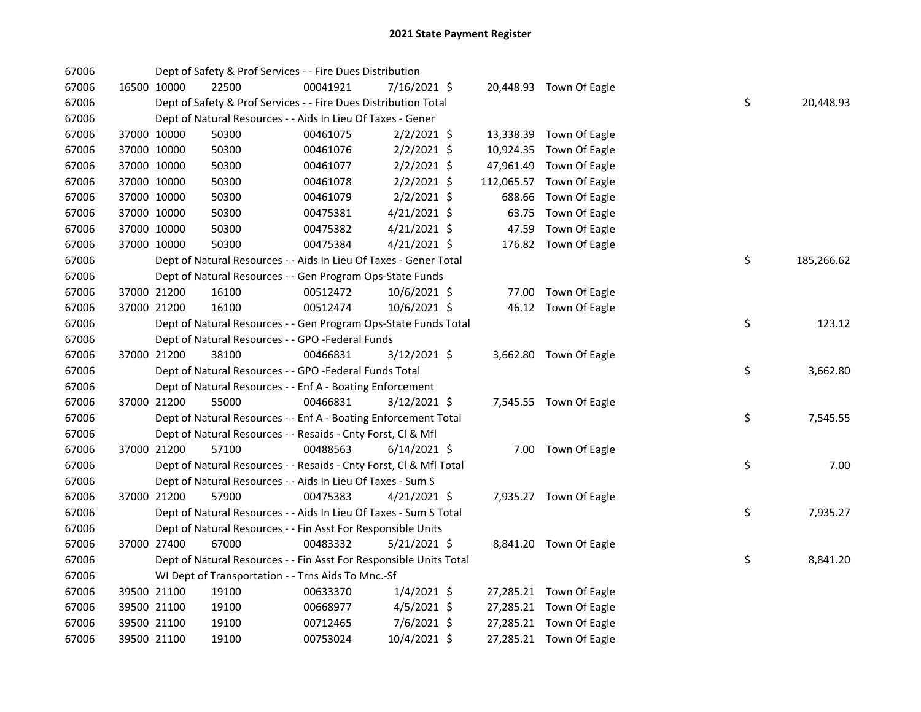## 2021 State Payment Register

| | | | | | | | | | |
|---|---|---|---|---|---|---|---|---|---|
| 67006 | | | Dept of Safety & Prof Services - - Fire Dues Distribution | | | | | | |
| 67006 | 16500 | 10000 | 22500 | 00041921 | 7/16/2021 | $ 20,448.93 | Town Of Eagle | | |
| 67006 | | | Dept of Safety & Prof Services - - Fire Dues Distribution Total | | | | | $ | 20,448.93 |
| 67006 | | | Dept of Natural Resources - - Aids In Lieu Of Taxes - Gener | | | | | | |
| 67006 | 37000 | 10000 | 50300 | 00461075 | 2/2/2021 | $ 13,338.39 | Town Of Eagle | | |
| 67006 | 37000 | 10000 | 50300 | 00461076 | 2/2/2021 | $ 10,924.35 | Town Of Eagle | | |
| 67006 | 37000 | 10000 | 50300 | 00461077 | 2/2/2021 | $ 47,961.49 | Town Of Eagle | | |
| 67006 | 37000 | 10000 | 50300 | 00461078 | 2/2/2021 | $ 112,065.57 | Town Of Eagle | | |
| 67006 | 37000 | 10000 | 50300 | 00461079 | 2/2/2021 | $ 688.66 | Town Of Eagle | | |
| 67006 | 37000 | 10000 | 50300 | 00475381 | 4/21/2021 | $ 63.75 | Town Of Eagle | | |
| 67006 | 37000 | 10000 | 50300 | 00475382 | 4/21/2021 | $ 47.59 | Town Of Eagle | | |
| 67006 | 37000 | 10000 | 50300 | 00475384 | 4/21/2021 | $ 176.82 | Town Of Eagle | | |
| 67006 | | | Dept of Natural Resources - - Aids In Lieu Of Taxes - Gener Total | | | | | $ | 185,266.62 |
| 67006 | | | Dept of Natural Resources - - Gen Program Ops-State Funds | | | | | | |
| 67006 | 37000 | 21200 | 16100 | 00512472 | 10/6/2021 | $ 77.00 | Town Of Eagle | | |
| 67006 | 37000 | 21200 | 16100 | 00512474 | 10/6/2021 | $ 46.12 | Town Of Eagle | | |
| 67006 | | | Dept of Natural Resources - - Gen Program Ops-State Funds Total | | | | | $ | 123.12 |
| 67006 | | | Dept of Natural Resources - - GPO -Federal Funds | | | | | | |
| 67006 | 37000 | 21200 | 38100 | 00466831 | 3/12/2021 | $ 3,662.80 | Town Of Eagle | | |
| 67006 | | | Dept of Natural Resources - - GPO -Federal Funds Total | | | | | $ | 3,662.80 |
| 67006 | | | Dept of Natural Resources - - Enf A - Boating Enforcement | | | | | | |
| 67006 | 37000 | 21200 | 55000 | 00466831 | 3/12/2021 | $ 7,545.55 | Town Of Eagle | | |
| 67006 | | | Dept of Natural Resources - - Enf A - Boating Enforcement Total | | | | | $ | 7,545.55 |
| 67006 | | | Dept of Natural Resources - - Resaids - Cnty Forst, Cl & Mfl | | | | | | |
| 67006 | 37000 | 21200 | 57100 | 00488563 | 6/14/2021 | $ 7.00 | Town Of Eagle | | |
| 67006 | | | Dept of Natural Resources - - Resaids - Cnty Forst, Cl & Mfl Total | | | | | $ | 7.00 |
| 67006 | | | Dept of Natural Resources - - Aids In Lieu Of Taxes - Sum S | | | | | | |
| 67006 | 37000 | 21200 | 57900 | 00475383 | 4/21/2021 | $ 7,935.27 | Town Of Eagle | | |
| 67006 | | | Dept of Natural Resources - - Aids In Lieu Of Taxes - Sum S Total | | | | | $ | 7,935.27 |
| 67006 | | | Dept of Natural Resources - - Fin Asst For Responsible Units | | | | | | |
| 67006 | 37000 | 27400 | 67000 | 00483332 | 5/21/2021 | $ 8,841.20 | Town Of Eagle | | |
| 67006 | | | Dept of Natural Resources - - Fin Asst For Responsible Units Total | | | | | $ | 8,841.20 |
| 67006 | | | WI Dept of Transportation - - Trns Aids To Mnc.-Sf | | | | | | |
| 67006 | 39500 | 21100 | 19100 | 00633370 | 1/4/2021 | $ 27,285.21 | Town Of Eagle | | |
| 67006 | 39500 | 21100 | 19100 | 00668977 | 4/5/2021 | $ 27,285.21 | Town Of Eagle | | |
| 67006 | 39500 | 21100 | 19100 | 00712465 | 7/6/2021 | $ 27,285.21 | Town Of Eagle | | |
| 67006 | 39500 | 21100 | 19100 | 00753024 | 10/4/2021 | $ 27,285.21 | Town Of Eagle | | |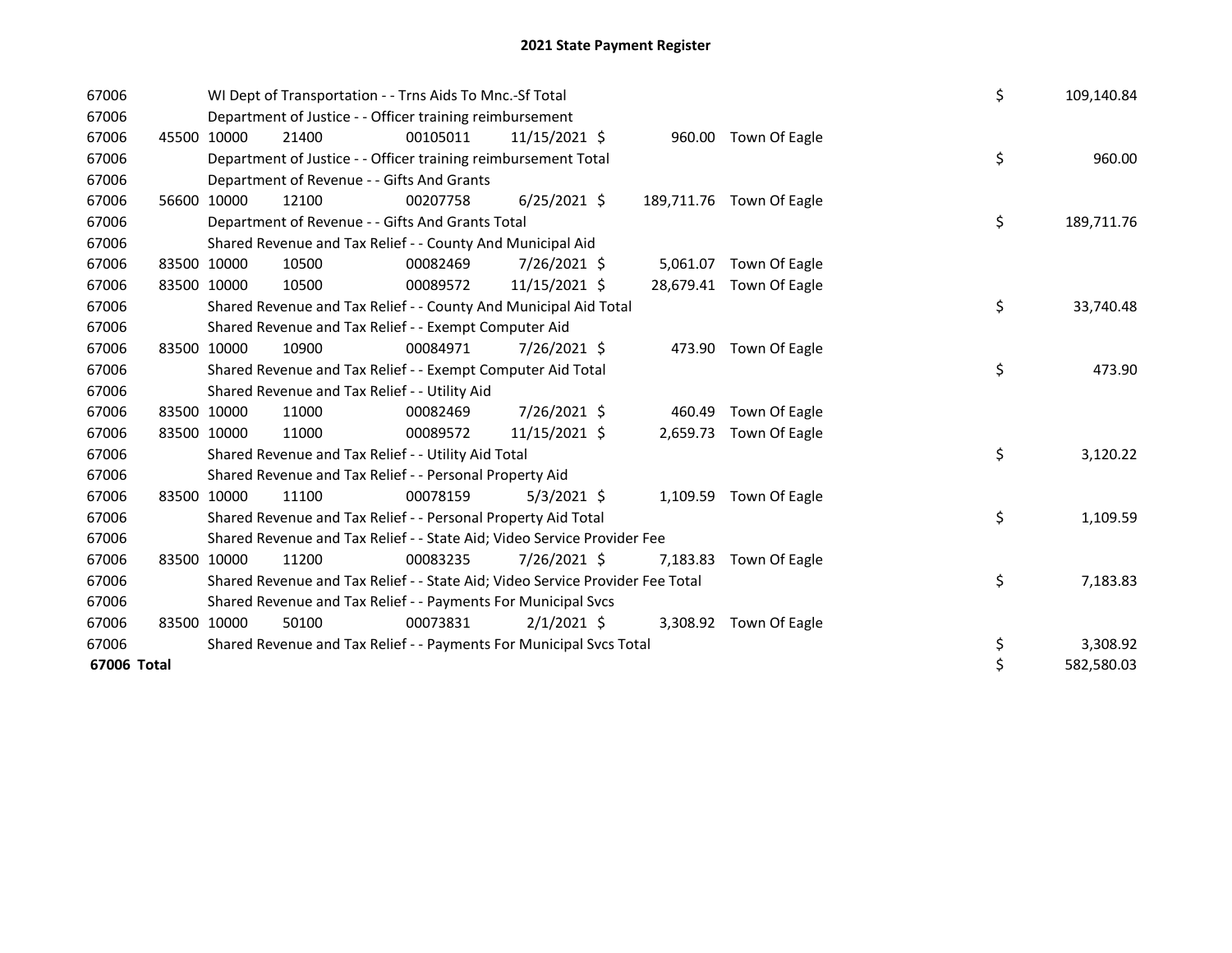# 2021 State Payment Register

| | | | | | | | | |
|---|---|---|---|---|---|---|---|---|
| 67006 | | WI Dept of Transportation - - Trns Aids To Mnc.-Sf Total | | | | | | $ 109,140.84 |
| 67006 | | Department of Justice - - Officer training reimbursement | | | | | | |
| 67006 | 45500 | 10000 | 21400 | 00105011 | 11/15/2021 | $ 960.00 | Town Of Eagle | |
| 67006 | | Department of Justice - - Officer training reimbursement Total | | | | | | $ 960.00 |
| 67006 | | Department of Revenue - - Gifts And Grants | | | | | | |
| 67006 | 56600 | 10000 | 12100 | 00207758 | 6/25/2021 | $ 189,711.76 | Town Of Eagle | |
| 67006 | | Department of Revenue - - Gifts And Grants Total | | | | | | $ 189,711.76 |
| 67006 | | Shared Revenue and Tax Relief - - County And Municipal Aid | | | | | | |
| 67006 | 83500 | 10000 | 10500 | 00082469 | 7/26/2021 | $ 5,061.07 | Town Of Eagle | |
| 67006 | 83500 | 10000 | 10500 | 00089572 | 11/15/2021 | $ 28,679.41 | Town Of Eagle | |
| 67006 | | Shared Revenue and Tax Relief - - County And Municipal Aid Total | | | | | | $ 33,740.48 |
| 67006 | | Shared Revenue and Tax Relief - - Exempt Computer Aid | | | | | | |
| 67006 | 83500 | 10000 | 10900 | 00084971 | 7/26/2021 | $ 473.90 | Town Of Eagle | |
| 67006 | | Shared Revenue and Tax Relief - - Exempt Computer Aid Total | | | | | | $ 473.90 |
| 67006 | | Shared Revenue and Tax Relief - - Utility Aid | | | | | | |
| 67006 | 83500 | 10000 | 11000 | 00082469 | 7/26/2021 | $ 460.49 | Town Of Eagle | |
| 67006 | 83500 | 10000 | 11000 | 00089572 | 11/15/2021 | $ 2,659.73 | Town Of Eagle | |
| 67006 | | Shared Revenue and Tax Relief - - Utility Aid Total | | | | | | $ 3,120.22 |
| 67006 | | Shared Revenue and Tax Relief - - Personal Property Aid | | | | | | |
| 67006 | 83500 | 10000 | 11100 | 00078159 | 5/3/2021 | $ 1,109.59 | Town Of Eagle | |
| 67006 | | Shared Revenue and Tax Relief - - Personal Property Aid Total | | | | | | $ 1,109.59 |
| 67006 | | Shared Revenue and Tax Relief - - State Aid; Video Service Provider Fee | | | | | | |
| 67006 | 83500 | 10000 | 11200 | 00083235 | 7/26/2021 | $ 7,183.83 | Town Of Eagle | |
| 67006 | | Shared Revenue and Tax Relief - - State Aid; Video Service Provider Fee Total | | | | | | $ 7,183.83 |
| 67006 | | Shared Revenue and Tax Relief - - Payments For Municipal Svcs | | | | | | |
| 67006 | 83500 | 10000 | 50100 | 00073831 | 2/1/2021 | $ 3,308.92 | Town Of Eagle | |
| 67006 | | Shared Revenue and Tax Relief - - Payments For Municipal Svcs Total | | | | | | $ 3,308.92 |
| **67006 Total** | | | | | | | | $ 582,580.03 |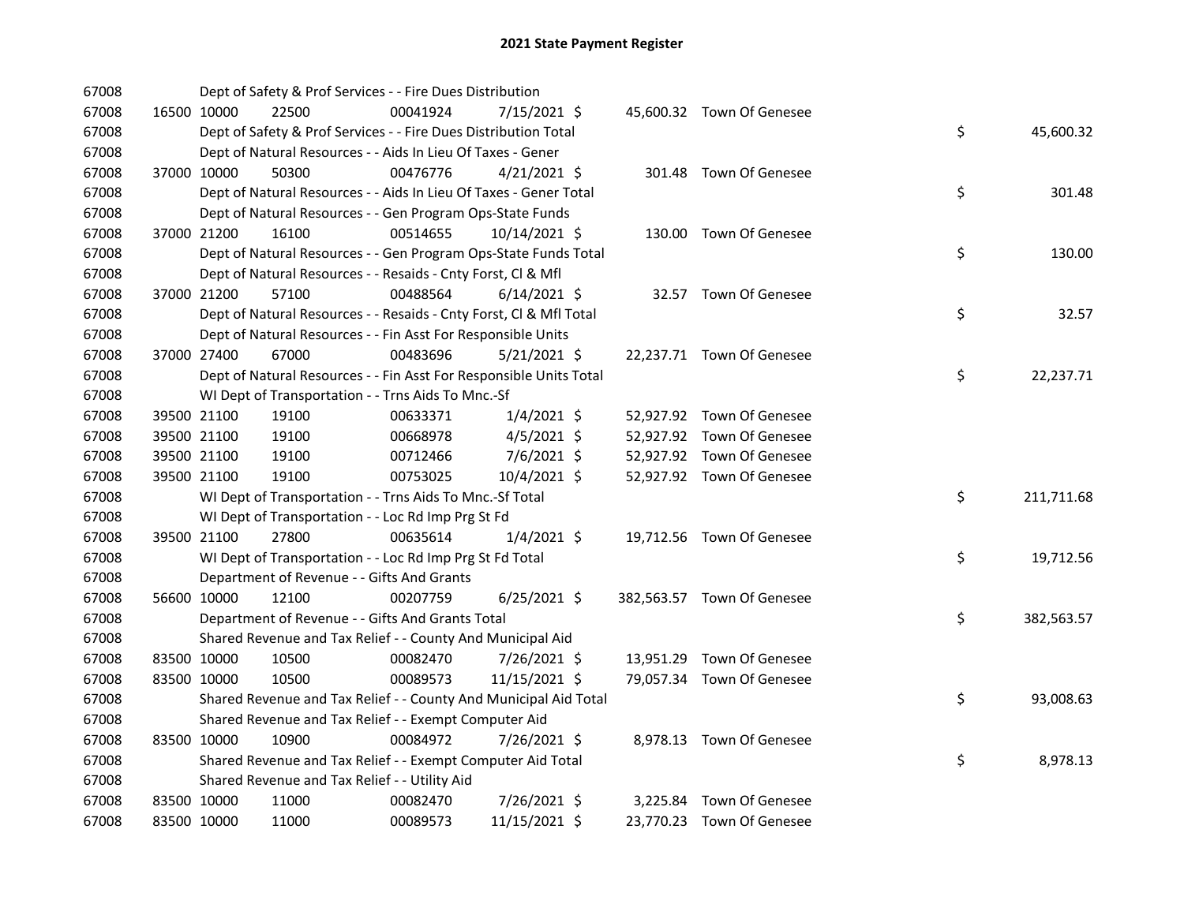# 2021 State Payment Register

| | | | | | | | | | |
|---|---|---|---|---|---|---|---|---|---|
| 67008 | | | Dept of Safety & Prof Services - - Fire Dues Distribution | | | | | | |
| 67008 | 16500 | 10000 | 22500 | 00041924 | 7/15/2021 $ | 45,600.32 | Town Of Genesee | | |
| 67008 | | | Dept of Safety & Prof Services - - Fire Dues Distribution Total | | | | | $ | 45,600.32 |
| 67008 | | | Dept of Natural Resources - - Aids In Lieu Of Taxes - Gener | | | | | | |
| 67008 | 37000 | 10000 | 50300 | 00476776 | 4/21/2021 $ | 301.48 | Town Of Genesee | | |
| 67008 | | | Dept of Natural Resources - - Aids In Lieu Of Taxes - Gener Total | | | | | $ | 301.48 |
| 67008 | | | Dept of Natural Resources - - Gen Program Ops-State Funds | | | | | | |
| 67008 | 37000 | 21200 | 16100 | 00514655 | 10/14/2021 $ | 130.00 | Town Of Genesee | | |
| 67008 | | | Dept of Natural Resources - - Gen Program Ops-State Funds Total | | | | | $ | 130.00 |
| 67008 | | | Dept of Natural Resources - - Resaids - Cnty Forst, Cl & Mfl | | | | | | |
| 67008 | 37000 | 21200 | 57100 | 00488564 | 6/14/2021 $ | 32.57 | Town Of Genesee | | |
| 67008 | | | Dept of Natural Resources - - Resaids - Cnty Forst, Cl & Mfl Total | | | | | $ | 32.57 |
| 67008 | | | Dept of Natural Resources - - Fin Asst For Responsible Units | | | | | | |
| 67008 | 37000 | 27400 | 67000 | 00483696 | 5/21/2021 $ | 22,237.71 | Town Of Genesee | | |
| 67008 | | | Dept of Natural Resources - - Fin Asst For Responsible Units Total | | | | | $ | 22,237.71 |
| 67008 | | | WI Dept of Transportation - - Trns Aids To Mnc.-Sf | | | | | | |
| 67008 | 39500 | 21100 | 19100 | 00633371 | 1/4/2021 $ | 52,927.92 | Town Of Genesee | | |
| 67008 | 39500 | 21100 | 19100 | 00668978 | 4/5/2021 $ | 52,927.92 | Town Of Genesee | | |
| 67008 | 39500 | 21100 | 19100 | 00712466 | 7/6/2021 $ | 52,927.92 | Town Of Genesee | | |
| 67008 | 39500 | 21100 | 19100 | 00753025 | 10/4/2021 $ | 52,927.92 | Town Of Genesee | | |
| 67008 | | | WI Dept of Transportation - - Trns Aids To Mnc.-Sf Total | | | | | $ | 211,711.68 |
| 67008 | | | WI Dept of Transportation - - Loc Rd Imp Prg St Fd | | | | | | |
| 67008 | 39500 | 21100 | 27800 | 00635614 | 1/4/2021 $ | 19,712.56 | Town Of Genesee | | |
| 67008 | | | WI Dept of Transportation - - Loc Rd Imp Prg St Fd Total | | | | | $ | 19,712.56 |
| 67008 | | | Department of Revenue - - Gifts And Grants | | | | | | |
| 67008 | 56600 | 10000 | 12100 | 00207759 | 6/25/2021 $ | 382,563.57 | Town Of Genesee | | |
| 67008 | | | Department of Revenue - - Gifts And Grants Total | | | | | $ | 382,563.57 |
| 67008 | | | Shared Revenue and Tax Relief - - County And Municipal Aid | | | | | | |
| 67008 | 83500 | 10000 | 10500 | 00082470 | 7/26/2021 $ | 13,951.29 | Town Of Genesee | | |
| 67008 | 83500 | 10000 | 10500 | 00089573 | 11/15/2021 $ | 79,057.34 | Town Of Genesee | | |
| 67008 | | | Shared Revenue and Tax Relief - - County And Municipal Aid Total | | | | | $ | 93,008.63 |
| 67008 | | | Shared Revenue and Tax Relief - - Exempt Computer Aid | | | | | | |
| 67008 | 83500 | 10000 | 10900 | 00084972 | 7/26/2021 $ | 8,978.13 | Town Of Genesee | | |
| 67008 | | | Shared Revenue and Tax Relief - - Exempt Computer Aid Total | | | | | $ | 8,978.13 |
| 67008 | | | Shared Revenue and Tax Relief - - Utility Aid | | | | | | |
| 67008 | 83500 | 10000 | 11000 | 00082470 | 7/26/2021 $ | 3,225.84 | Town Of Genesee | | |
| 67008 | 83500 | 10000 | 11000 | 00089573 | 11/15/2021 $ | 23,770.23 | Town Of Genesee | | |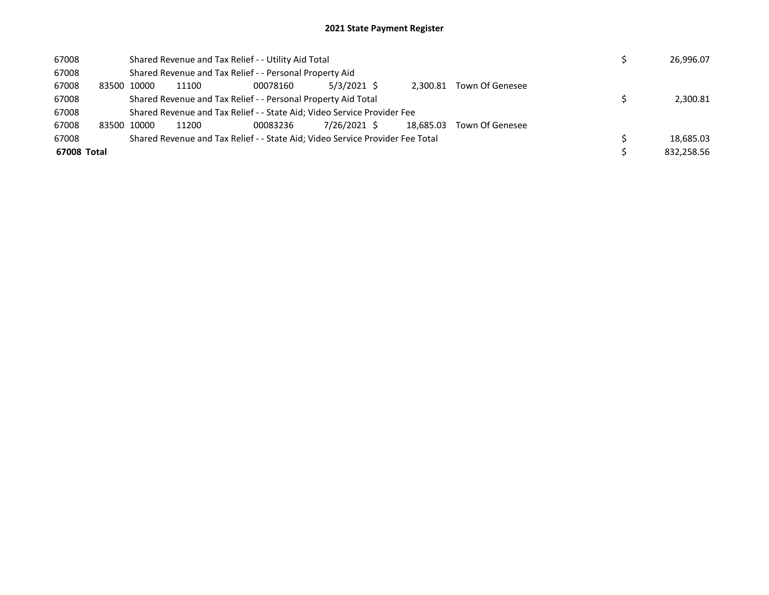# 2021 State Payment Register

| | | | | | | | | | | |
|---|---|---|---|---|---|---|---|---|---|---|
| 67008 | | Shared Revenue and Tax Relief - - Utility Aid Total | | | | | | | $ | 26,996.07 |
| 67008 | | Shared Revenue and Tax Relief - - Personal Property Aid | | | | | | | | |
| 67008 | 83500 | 10000 | 11100 | 00078160 | 5/3/2021 | $ | 2,300.81 | Town Of Genesee | | |
| 67008 | | Shared Revenue and Tax Relief - - Personal Property Aid Total | | | | | | | $ | 2,300.81 |
| 67008 | | Shared Revenue and Tax Relief - - State Aid; Video Service Provider Fee | | | | | | | | |
| 67008 | 83500 | 10000 | 11200 | 00083236 | 7/26/2021 | $ | 18,685.03 | Town Of Genesee | | |
| 67008 | | Shared Revenue and Tax Relief - - State Aid; Video Service Provider Fee Total | | | | | | | $ | 18,685.03 |
| **67008 Total** | | | | | | | | | $ | 832,258.56 |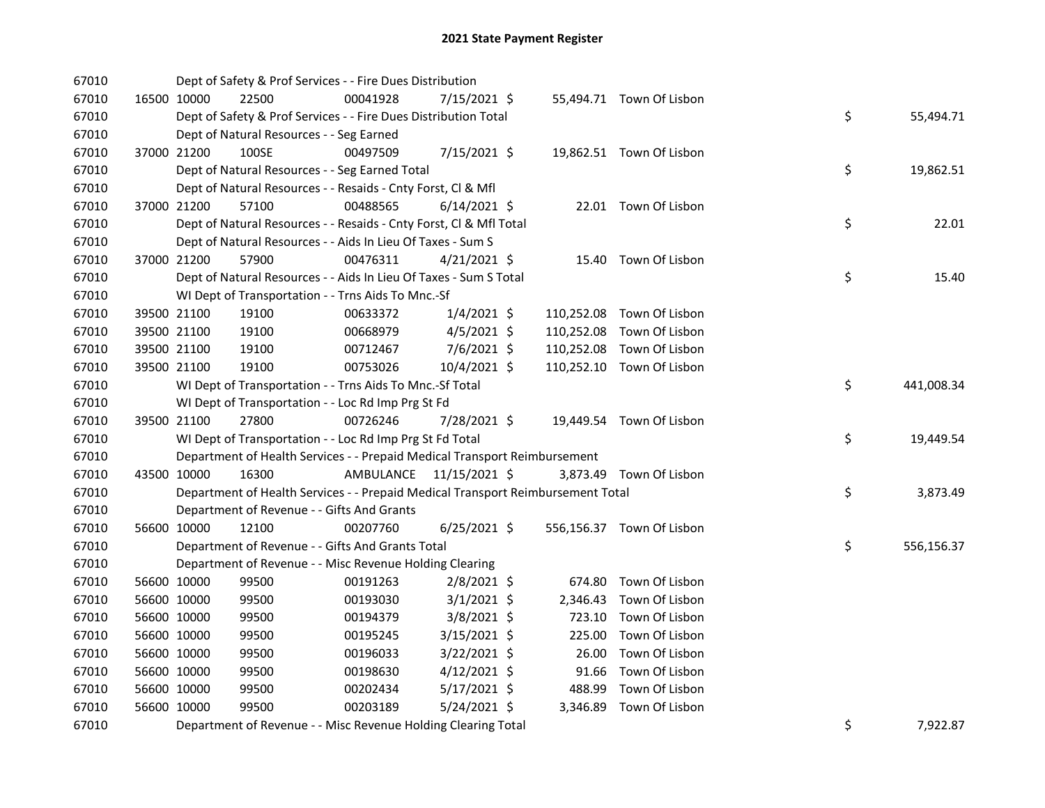# 2021 State Payment Register

| | | | | | | | | | |
|---|---|---|---|---|---|---|---|---|---|
| 67010 | | | Dept of Safety & Prof Services - - Fire Dues Distribution | | | | | | |
| 67010 | 16500 | 10000 | 22500 | 00041928 | 7/15/2021 | $ 55,494.71 | Town Of Lisbon | | |
| 67010 | | | Dept of Safety & Prof Services - - Fire Dues Distribution Total | | | | | $ | 55,494.71 |
| 67010 | | | Dept of Natural Resources - - Seg Earned | | | | | | |
| 67010 | 37000 | 21200 | 100SE | 00497509 | 7/15/2021 | $ 19,862.51 | Town Of Lisbon | | |
| 67010 | | | Dept of Natural Resources - - Seg Earned Total | | | | | $ | 19,862.51 |
| 67010 | | | Dept of Natural Resources - - Resaids - Cnty Forst, Cl & Mfl | | | | | | |
| 67010 | 37000 | 21200 | 57100 | 00488565 | 6/14/2021 | $ 22.01 | Town Of Lisbon | | |
| 67010 | | | Dept of Natural Resources - - Resaids - Cnty Forst, Cl & Mfl Total | | | | | $ | 22.01 |
| 67010 | | | Dept of Natural Resources - - Aids In Lieu Of Taxes - Sum S | | | | | | |
| 67010 | 37000 | 21200 | 57900 | 00476311 | 4/21/2021 | $ 15.40 | Town Of Lisbon | | |
| 67010 | | | Dept of Natural Resources - - Aids In Lieu Of Taxes - Sum S Total | | | | | $ | 15.40 |
| 67010 | | | WI Dept of Transportation - - Trns Aids To Mnc.-Sf | | | | | | |
| 67010 | 39500 | 21100 | 19100 | 00633372 | 1/4/2021 | $ 110,252.08 | Town Of Lisbon | | |
| 67010 | 39500 | 21100 | 19100 | 00668979 | 4/5/2021 | $ 110,252.08 | Town Of Lisbon | | |
| 67010 | 39500 | 21100 | 19100 | 00712467 | 7/6/2021 | $ 110,252.08 | Town Of Lisbon | | |
| 67010 | 39500 | 21100 | 19100 | 00753026 | 10/4/2021 | $ 110,252.10 | Town Of Lisbon | | |
| 67010 | | | WI Dept of Transportation - - Trns Aids To Mnc.-Sf Total | | | | | $ | 441,008.34 |
| 67010 | | | WI Dept of Transportation - - Loc Rd Imp Prg St Fd | | | | | | |
| 67010 | 39500 | 21100 | 27800 | 00726246 | 7/28/2021 | $ 19,449.54 | Town Of Lisbon | | |
| 67010 | | | WI Dept of Transportation - - Loc Rd Imp Prg St Fd Total | | | | | $ | 19,449.54 |
| 67010 | | | Department of Health Services - - Prepaid Medical Transport Reimbursement | | | | | | |
| 67010 | 43500 | 10000 | 16300 | AMBULANCE | 11/15/2021 | $ 3,873.49 | Town Of Lisbon | | |
| 67010 | | | Department of Health Services - - Prepaid Medical Transport Reimbursement Total | | | | | $ | 3,873.49 |
| 67010 | | | Department of Revenue - - Gifts And Grants | | | | | | |
| 67010 | 56600 | 10000 | 12100 | 00207760 | 6/25/2021 | $ 556,156.37 | Town Of Lisbon | | |
| 67010 | | | Department of Revenue - - Gifts And Grants Total | | | | | $ | 556,156.37 |
| 67010 | | | Department of Revenue - - Misc Revenue Holding Clearing | | | | | | |
| 67010 | 56600 | 10000 | 99500 | 00191263 | 2/8/2021 | $ 674.80 | Town Of Lisbon | | |
| 67010 | 56600 | 10000 | 99500 | 00193030 | 3/1/2021 | $ 2,346.43 | Town Of Lisbon | | |
| 67010 | 56600 | 10000 | 99500 | 00194379 | 3/8/2021 | $ 723.10 | Town Of Lisbon | | |
| 67010 | 56600 | 10000 | 99500 | 00195245 | 3/15/2021 | $ 225.00 | Town Of Lisbon | | |
| 67010 | 56600 | 10000 | 99500 | 00196033 | 3/22/2021 | $ 26.00 | Town Of Lisbon | | |
| 67010 | 56600 | 10000 | 99500 | 00198630 | 4/12/2021 | $ 91.66 | Town Of Lisbon | | |
| 67010 | 56600 | 10000 | 99500 | 00202434 | 5/17/2021 | $ 488.99 | Town Of Lisbon | | |
| 67010 | 56600 | 10000 | 99500 | 00203189 | 5/24/2021 | $ 3,346.89 | Town Of Lisbon | | |
| 67010 | | | Department of Revenue - - Misc Revenue Holding Clearing Total | | | | | $ | 7,922.87 |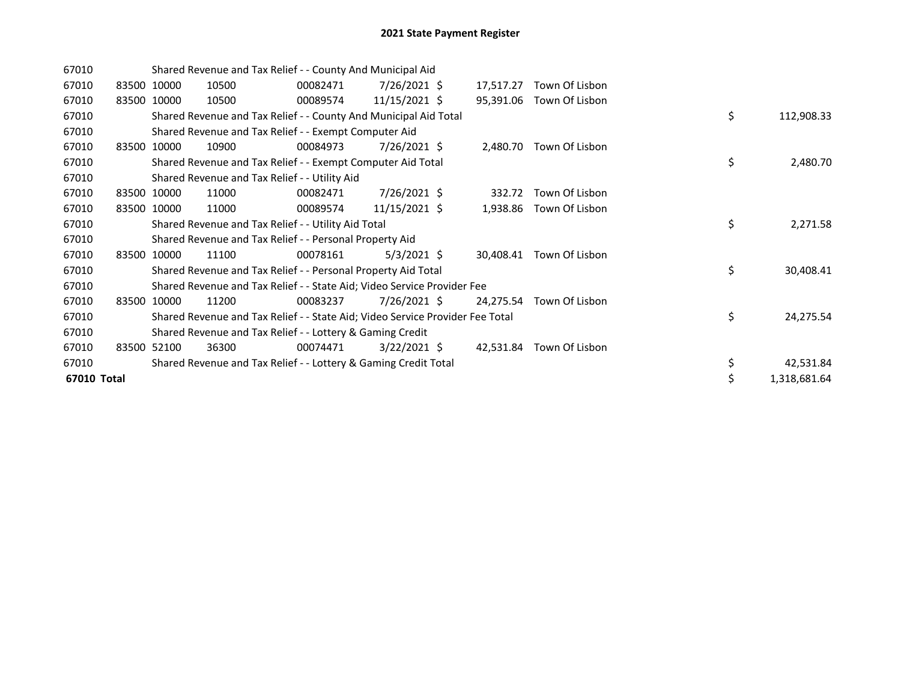# 2021 State Payment Register

| | | | | | | | | |
|---|---|---|---|---|---|---|---|---|
| 67010 | | Shared Revenue and Tax Relief - - County And Municipal Aid | | | | | | |
| 67010 | 83500 | 10000 | 10500 | 00082471 | 7/26/2021 | $ 17,517.27 | Town Of Lisbon | |
| 67010 | 83500 | 10000 | 10500 | 00089574 | 11/15/2021 | $ 95,391.06 | Town Of Lisbon | |
| 67010 | | Shared Revenue and Tax Relief - - County And Municipal Aid Total | | | | | | $ 112,908.33 |
| 67010 | | Shared Revenue and Tax Relief - - Exempt Computer Aid | | | | | | |
| 67010 | 83500 | 10000 | 10900 | 00084973 | 7/26/2021 | $ 2,480.70 | Town Of Lisbon | |
| 67010 | | Shared Revenue and Tax Relief - - Exempt Computer Aid Total | | | | | | $ 2,480.70 |
| 67010 | | Shared Revenue and Tax Relief - - Utility Aid | | | | | | |
| 67010 | 83500 | 10000 | 11000 | 00082471 | 7/26/2021 | $ 332.72 | Town Of Lisbon | |
| 67010 | 83500 | 10000 | 11000 | 00089574 | 11/15/2021 | $ 1,938.86 | Town Of Lisbon | |
| 67010 | | Shared Revenue and Tax Relief - - Utility Aid Total | | | | | | $ 2,271.58 |
| 67010 | | Shared Revenue and Tax Relief - - Personal Property Aid | | | | | | |
| 67010 | 83500 | 10000 | 11100 | 00078161 | 5/3/2021 | $ 30,408.41 | Town Of Lisbon | |
| 67010 | | Shared Revenue and Tax Relief - - Personal Property Aid Total | | | | | | $ 30,408.41 |
| 67010 | | Shared Revenue and Tax Relief - - State Aid; Video Service Provider Fee | | | | | | |
| 67010 | 83500 | 10000 | 11200 | 00083237 | 7/26/2021 | $ 24,275.54 | Town Of Lisbon | |
| 67010 | | Shared Revenue and Tax Relief - - State Aid; Video Service Provider Fee Total | | | | | | $ 24,275.54 |
| 67010 | | Shared Revenue and Tax Relief - - Lottery & Gaming Credit | | | | | | |
| 67010 | 83500 | 52100 | 36300 | 00074471 | 3/22/2021 | $ 42,531.84 | Town Of Lisbon | |
| 67010 | | Shared Revenue and Tax Relief - - Lottery & Gaming Credit Total | | | | | | $ 42,531.84 |
| **67010 Total** | | | | | | | | $ 1,318,681.64 |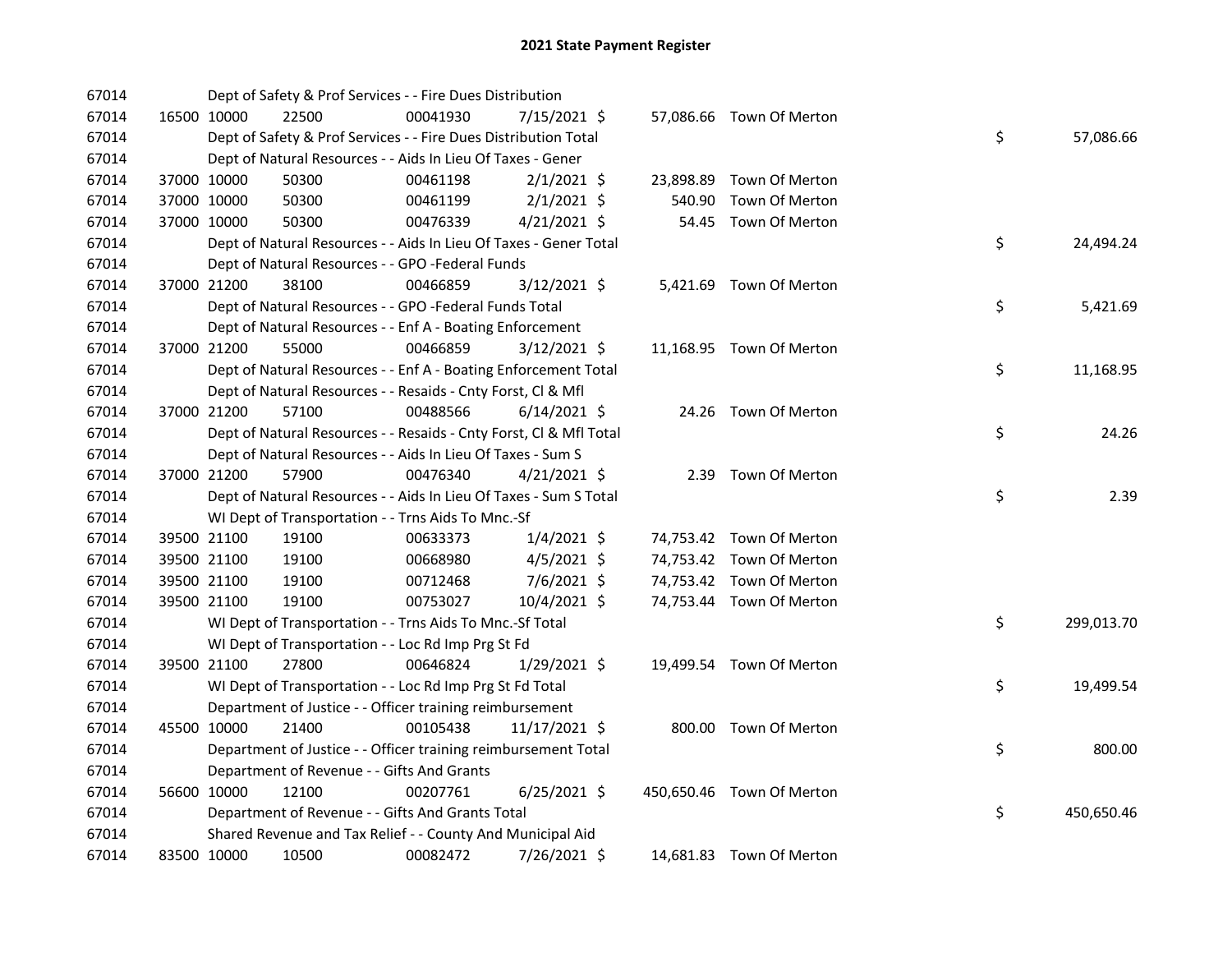# 2021 State Payment Register

| | | | | | | | | | |
|---|---|---|---|---|---|---|---|---|---|
| 67014 | | | Dept of Safety & Prof Services - - Fire Dues Distribution | | | | | | |
| 67014 | 16500 | 10000 | 22500 | 00041930 | 7/15/2021 | $ 57,086.66 | Town Of Merton | | |
| 67014 | | | Dept of Safety & Prof Services - - Fire Dues Distribution Total | | | | | $ | 57,086.66 |
| 67014 | | | Dept of Natural Resources - - Aids In Lieu Of Taxes - Gener | | | | | | |
| 67014 | 37000 | 10000 | 50300 | 00461198 | 2/1/2021 | $ 23,898.89 | Town Of Merton | | |
| 67014 | 37000 | 10000 | 50300 | 00461199 | 2/1/2021 | $ 540.90 | Town Of Merton | | |
| 67014 | 37000 | 10000 | 50300 | 00476339 | 4/21/2021 | $ 54.45 | Town Of Merton | | |
| 67014 | | | Dept of Natural Resources - - Aids In Lieu Of Taxes - Gener Total | | | | | $ | 24,494.24 |
| 67014 | | | Dept of Natural Resources - - GPO -Federal Funds | | | | | | |
| 67014 | 37000 | 21200 | 38100 | 00466859 | 3/12/2021 | $ 5,421.69 | Town Of Merton | | |
| 67014 | | | Dept of Natural Resources - - GPO -Federal Funds Total | | | | | $ | 5,421.69 |
| 67014 | | | Dept of Natural Resources - - Enf A - Boating Enforcement | | | | | | |
| 67014 | 37000 | 21200 | 55000 | 00466859 | 3/12/2021 | $ 11,168.95 | Town Of Merton | | |
| 67014 | | | Dept of Natural Resources - - Enf A - Boating Enforcement Total | | | | | $ | 11,168.95 |
| 67014 | | | Dept of Natural Resources - - Resaids - Cnty Forst, Cl & Mfl | | | | | | |
| 67014 | 37000 | 21200 | 57100 | 00488566 | 6/14/2021 | $ 24.26 | Town Of Merton | | |
| 67014 | | | Dept of Natural Resources - - Resaids - Cnty Forst, Cl & Mfl Total | | | | | $ | 24.26 |
| 67014 | | | Dept of Natural Resources - - Aids In Lieu Of Taxes - Sum S | | | | | | |
| 67014 | 37000 | 21200 | 57900 | 00476340 | 4/21/2021 | $ 2.39 | Town Of Merton | | |
| 67014 | | | Dept of Natural Resources - - Aids In Lieu Of Taxes - Sum S Total | | | | | $ | 2.39 |
| 67014 | | | WI Dept of Transportation - - Trns Aids To Mnc.-Sf | | | | | | |
| 67014 | 39500 | 21100 | 19100 | 00633373 | 1/4/2021 | $ 74,753.42 | Town Of Merton | | |
| 67014 | 39500 | 21100 | 19100 | 00668980 | 4/5/2021 | $ 74,753.42 | Town Of Merton | | |
| 67014 | 39500 | 21100 | 19100 | 00712468 | 7/6/2021 | $ 74,753.42 | Town Of Merton | | |
| 67014 | 39500 | 21100 | 19100 | 00753027 | 10/4/2021 | $ 74,753.44 | Town Of Merton | | |
| 67014 | | | WI Dept of Transportation - - Trns Aids To Mnc.-Sf Total | | | | | $ | 299,013.70 |
| 67014 | | | WI Dept of Transportation - - Loc Rd Imp Prg St Fd | | | | | | |
| 67014 | 39500 | 21100 | 27800 | 00646824 | 1/29/2021 | $ 19,499.54 | Town Of Merton | | |
| 67014 | | | WI Dept of Transportation - - Loc Rd Imp Prg St Fd Total | | | | | $ | 19,499.54 |
| 67014 | | | Department of Justice - - Officer training reimbursement | | | | | | |
| 67014 | 45500 | 10000 | 21400 | 00105438 | 11/17/2021 | $ 800.00 | Town Of Merton | | |
| 67014 | | | Department of Justice - - Officer training reimbursement Total | | | | | $ | 800.00 |
| 67014 | | | Department of Revenue - - Gifts And Grants | | | | | | |
| 67014 | 56600 | 10000 | 12100 | 00207761 | 6/25/2021 | $ 450,650.46 | Town Of Merton | | |
| 67014 | | | Department of Revenue - - Gifts And Grants Total | | | | | $ | 450,650.46 |
| 67014 | | | Shared Revenue and Tax Relief - - County And Municipal Aid | | | | | | |
| 67014 | 83500 | 10000 | 10500 | 00082472 | 7/26/2021 | $ 14,681.83 | Town Of Merton | | |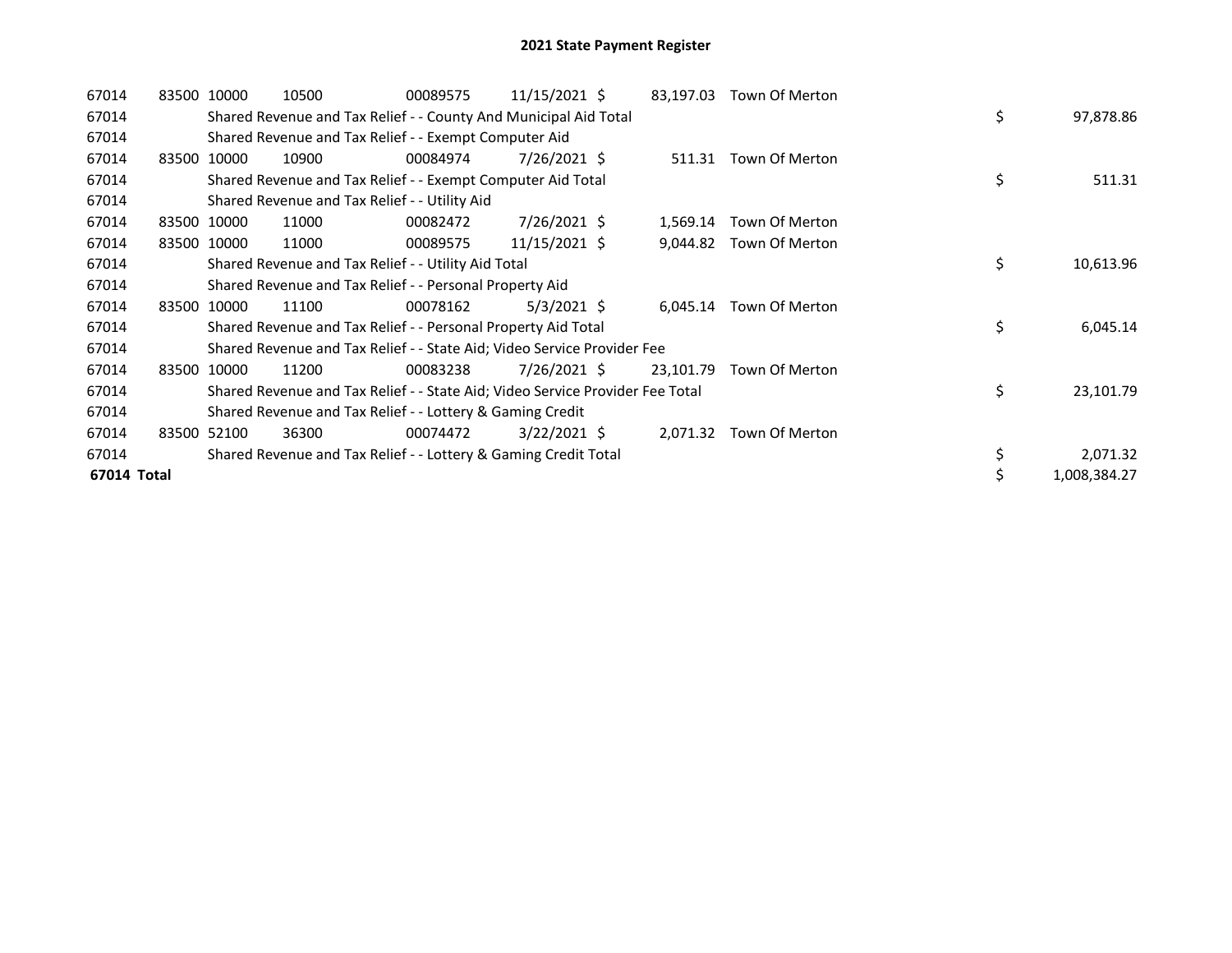## 2021 State Payment Register

| | | | | | | | | | |
|---|---|---|---|---|---|---|---|---|---|
| 67014 | 83500 | 10000 | 10500 | 00089575 | 11/15/2021 | $ 83,197.03 | Town Of Merton | | |
| 67014 | | Shared Revenue and Tax Relief - - County And Municipal Aid Total | | | | | | $ | 97,878.86 |
| 67014 | | Shared Revenue and Tax Relief - - Exempt Computer Aid | | | | | | | |
| 67014 | 83500 | 10000 | 10900 | 00084974 | 7/26/2021 | $ 511.31 | Town Of Merton | | |
| 67014 | | Shared Revenue and Tax Relief - - Exempt Computer Aid Total | | | | | | $ | 511.31 |
| 67014 | | Shared Revenue and Tax Relief - - Utility Aid | | | | | | | |
| 67014 | 83500 | 10000 | 11000 | 00082472 | 7/26/2021 | $ 1,569.14 | Town Of Merton | | |
| 67014 | 83500 | 10000 | 11000 | 00089575 | 11/15/2021 | $ 9,044.82 | Town Of Merton | | |
| 67014 | | Shared Revenue and Tax Relief - - Utility Aid Total | | | | | | $ | 10,613.96 |
| 67014 | | Shared Revenue and Tax Relief - - Personal Property Aid | | | | | | | |
| 67014 | 83500 | 10000 | 11100 | 00078162 | 5/3/2021 | $ 6,045.14 | Town Of Merton | | |
| 67014 | | Shared Revenue and Tax Relief - - Personal Property Aid Total | | | | | | $ | 6,045.14 |
| 67014 | | Shared Revenue and Tax Relief - - State Aid; Video Service Provider Fee | | | | | | | |
| 67014 | 83500 | 10000 | 11200 | 00083238 | 7/26/2021 | $ 23,101.79 | Town Of Merton | | |
| 67014 | | Shared Revenue and Tax Relief - - State Aid; Video Service Provider Fee Total | | | | | | $ | 23,101.79 |
| 67014 | | Shared Revenue and Tax Relief - - Lottery & Gaming Credit | | | | | | | |
| 67014 | 83500 | 52100 | 36300 | 00074472 | 3/22/2021 | $ 2,071.32 | Town Of Merton | | |
| 67014 | | Shared Revenue and Tax Relief - - Lottery & Gaming Credit Total | | | | | | $ | 2,071.32 |
| **67014 Total** | | | | | | | | $ | 1,008,384.27 |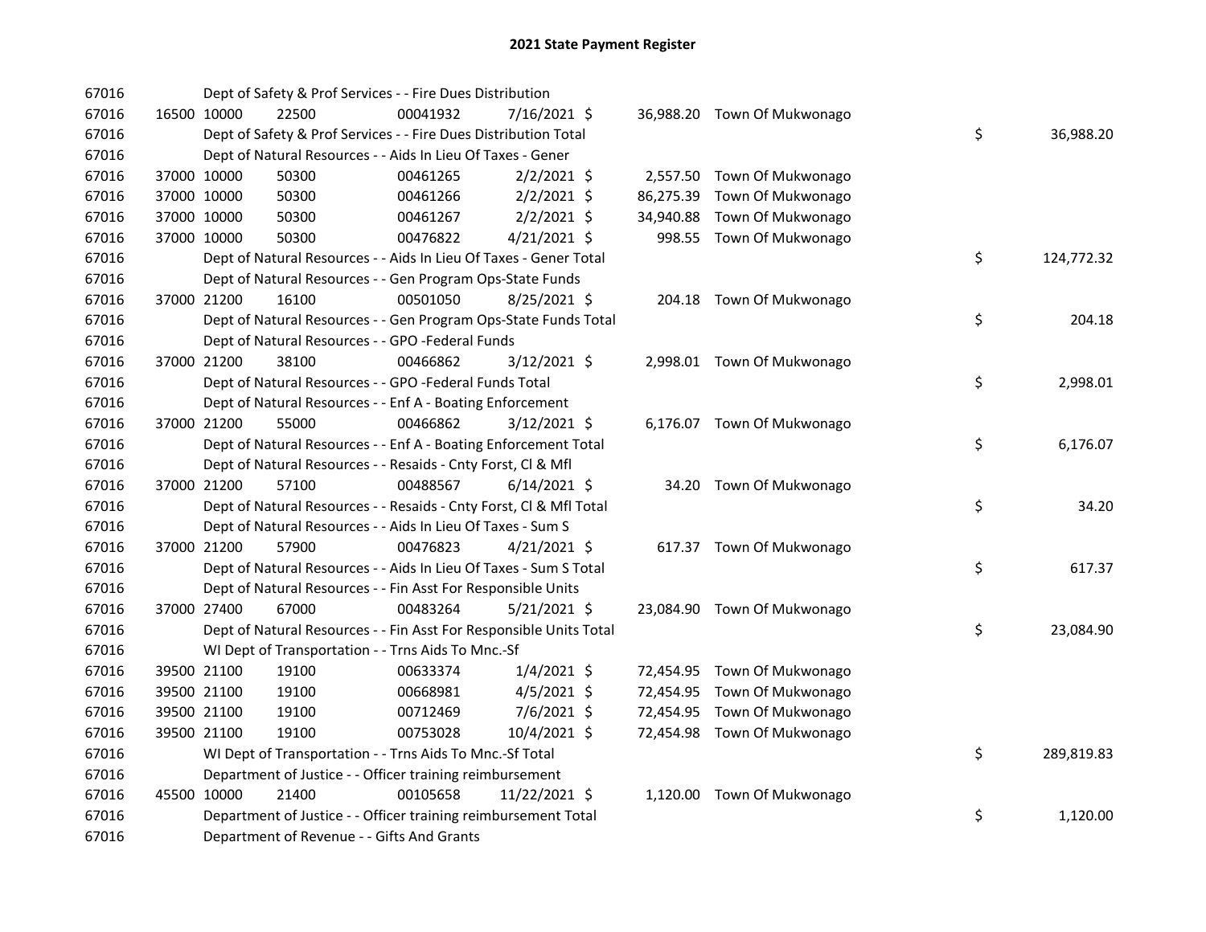# 2021 State Payment Register

| | | | | | | | | |
|---|---|---|---|---|---|---|---|---|
| 67016 | | | Dept of Safety & Prof Services - - Fire Dues Distribution | | | | | |
| 67016 | 16500 10000 | 22500 | 00041932 | 7/16/2021 | $ | 36,988.20 | Town Of Mukwonago | |
| 67016 | | | Dept of Safety & Prof Services - - Fire Dues Distribution Total | | | | | $ 36,988.20 |
| 67016 | | | Dept of Natural Resources - - Aids In Lieu Of Taxes - Gener | | | | | |
| 67016 | 37000 10000 | 50300 | 00461265 | 2/2/2021 | $ | 2,557.50 | Town Of Mukwonago | |
| 67016 | 37000 10000 | 50300 | 00461266 | 2/2/2021 | $ | 86,275.39 | Town Of Mukwonago | |
| 67016 | 37000 10000 | 50300 | 00461267 | 2/2/2021 | $ | 34,940.88 | Town Of Mukwonago | |
| 67016 | 37000 10000 | 50300 | 00476822 | 4/21/2021 | $ | 998.55 | Town Of Mukwonago | |
| 67016 | | | Dept of Natural Resources - - Aids In Lieu Of Taxes - Gener Total | | | | | $ 124,772.32 |
| 67016 | | | Dept of Natural Resources - - Gen Program Ops-State Funds | | | | | |
| 67016 | 37000 21200 | 16100 | 00501050 | 8/25/2021 | $ | 204.18 | Town Of Mukwonago | |
| 67016 | | | Dept of Natural Resources - - Gen Program Ops-State Funds Total | | | | | $ 204.18 |
| 67016 | | | Dept of Natural Resources - - GPO -Federal Funds | | | | | |
| 67016 | 37000 21200 | 38100 | 00466862 | 3/12/2021 | $ | 2,998.01 | Town Of Mukwonago | |
| 67016 | | | Dept of Natural Resources - - GPO -Federal Funds Total | | | | | $ 2,998.01 |
| 67016 | | | Dept of Natural Resources - - Enf A - Boating Enforcement | | | | | |
| 67016 | 37000 21200 | 55000 | 00466862 | 3/12/2021 | $ | 6,176.07 | Town Of Mukwonago | |
| 67016 | | | Dept of Natural Resources - - Enf A - Boating Enforcement Total | | | | | $ 6,176.07 |
| 67016 | | | Dept of Natural Resources - - Resaids - Cnty Forst, Cl & Mfl | | | | | |
| 67016 | 37000 21200 | 57100 | 00488567 | 6/14/2021 | $ | 34.20 | Town Of Mukwonago | |
| 67016 | | | Dept of Natural Resources - - Resaids - Cnty Forst, Cl & Mfl Total | | | | | $ 34.20 |
| 67016 | | | Dept of Natural Resources - - Aids In Lieu Of Taxes - Sum S | | | | | |
| 67016 | 37000 21200 | 57900 | 00476823 | 4/21/2021 | $ | 617.37 | Town Of Mukwonago | |
| 67016 | | | Dept of Natural Resources - - Aids In Lieu Of Taxes - Sum S Total | | | | | $ 617.37 |
| 67016 | | | Dept of Natural Resources - - Fin Asst For Responsible Units | | | | | |
| 67016 | 37000 27400 | 67000 | 00483264 | 5/21/2021 | $ | 23,084.90 | Town Of Mukwonago | |
| 67016 | | | Dept of Natural Resources - - Fin Asst For Responsible Units Total | | | | | $ 23,084.90 |
| 67016 | | | WI Dept of Transportation - - Trns Aids To Mnc.-Sf | | | | | |
| 67016 | 39500 21100 | 19100 | 00633374 | 1/4/2021 | $ | 72,454.95 | Town Of Mukwonago | |
| 67016 | 39500 21100 | 19100 | 00668981 | 4/5/2021 | $ | 72,454.95 | Town Of Mukwonago | |
| 67016 | 39500 21100 | 19100 | 00712469 | 7/6/2021 | $ | 72,454.95 | Town Of Mukwonago | |
| 67016 | 39500 21100 | 19100 | 00753028 | 10/4/2021 | $ | 72,454.98 | Town Of Mukwonago | |
| 67016 | | | WI Dept of Transportation - - Trns Aids To Mnc.-Sf Total | | | | | $ 289,819.83 |
| 67016 | | | Department of Justice - - Officer training reimbursement | | | | | |
| 67016 | 45500 10000 | 21400 | 00105658 | 11/22/2021 | $ | 1,120.00 | Town Of Mukwonago | |
| 67016 | | | Department of Justice - - Officer training reimbursement Total | | | | | $ 1,120.00 |
| 67016 | | | Department of Revenue - - Gifts And Grants | | | | | |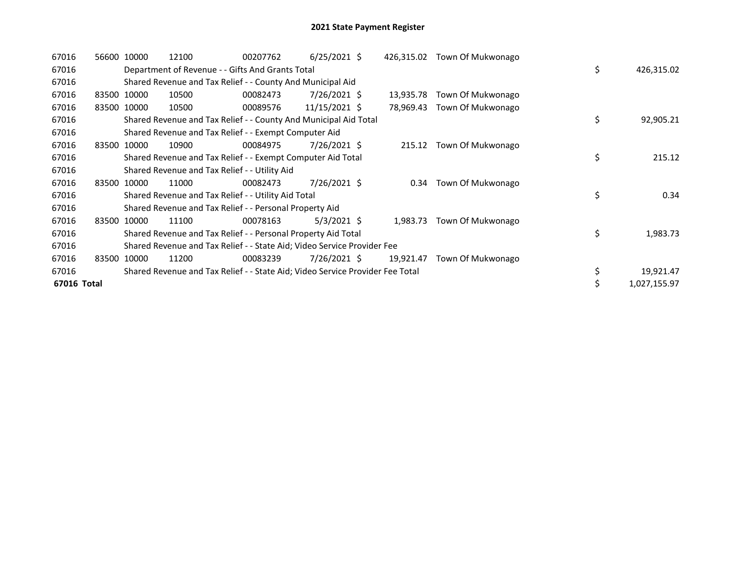# 2021 State Payment Register

| | | | | | | | | | |
|---|---|---|---|---|---|---|---|---|---|
| 67016 | 56600 | 10000 | 12100 | 00207762 | 6/25/2021 | $ 426,315.02 | Town Of Mukwonago | | |
| 67016 | | Department of Revenue - - Gifts And Grants Total | | | | | | $ | 426,315.02 |
| 67016 | | Shared Revenue and Tax Relief - - County And Municipal Aid | | | | | | | |
| 67016 | 83500 | 10000 | 10500 | 00082473 | 7/26/2021 | $ 13,935.78 | Town Of Mukwonago | | |
| 67016 | 83500 | 10000 | 10500 | 00089576 | 11/15/2021 | $ 78,969.43 | Town Of Mukwonago | | |
| 67016 | | Shared Revenue and Tax Relief - - County And Municipal Aid Total | | | | | | $ | 92,905.21 |
| 67016 | | Shared Revenue and Tax Relief - - Exempt Computer Aid | | | | | | | |
| 67016 | 83500 | 10000 | 10900 | 00084975 | 7/26/2021 | $ 215.12 | Town Of Mukwonago | | |
| 67016 | | Shared Revenue and Tax Relief - - Exempt Computer Aid Total | | | | | | $ | 215.12 |
| 67016 | | Shared Revenue and Tax Relief - - Utility Aid | | | | | | | |
| 67016 | 83500 | 10000 | 11000 | 00082473 | 7/26/2021 | $ 0.34 | Town Of Mukwonago | | |
| 67016 | | Shared Revenue and Tax Relief - - Utility Aid Total | | | | | | $ | 0.34 |
| 67016 | | Shared Revenue and Tax Relief - - Personal Property Aid | | | | | | | |
| 67016 | 83500 | 10000 | 11100 | 00078163 | 5/3/2021 | $ 1,983.73 | Town Of Mukwonago | | |
| 67016 | | Shared Revenue and Tax Relief - - Personal Property Aid Total | | | | | | $ | 1,983.73 |
| 67016 | | Shared Revenue and Tax Relief - - State Aid; Video Service Provider Fee | | | | | | | |
| 67016 | 83500 | 10000 | 11200 | 00083239 | 7/26/2021 | $ 19,921.47 | Town Of Mukwonago | | |
| 67016 | | Shared Revenue and Tax Relief - - State Aid; Video Service Provider Fee Total | | | | | | $ | 19,921.47 |
| **67016 Total** | | | | | | | | $ | 1,027,155.97 |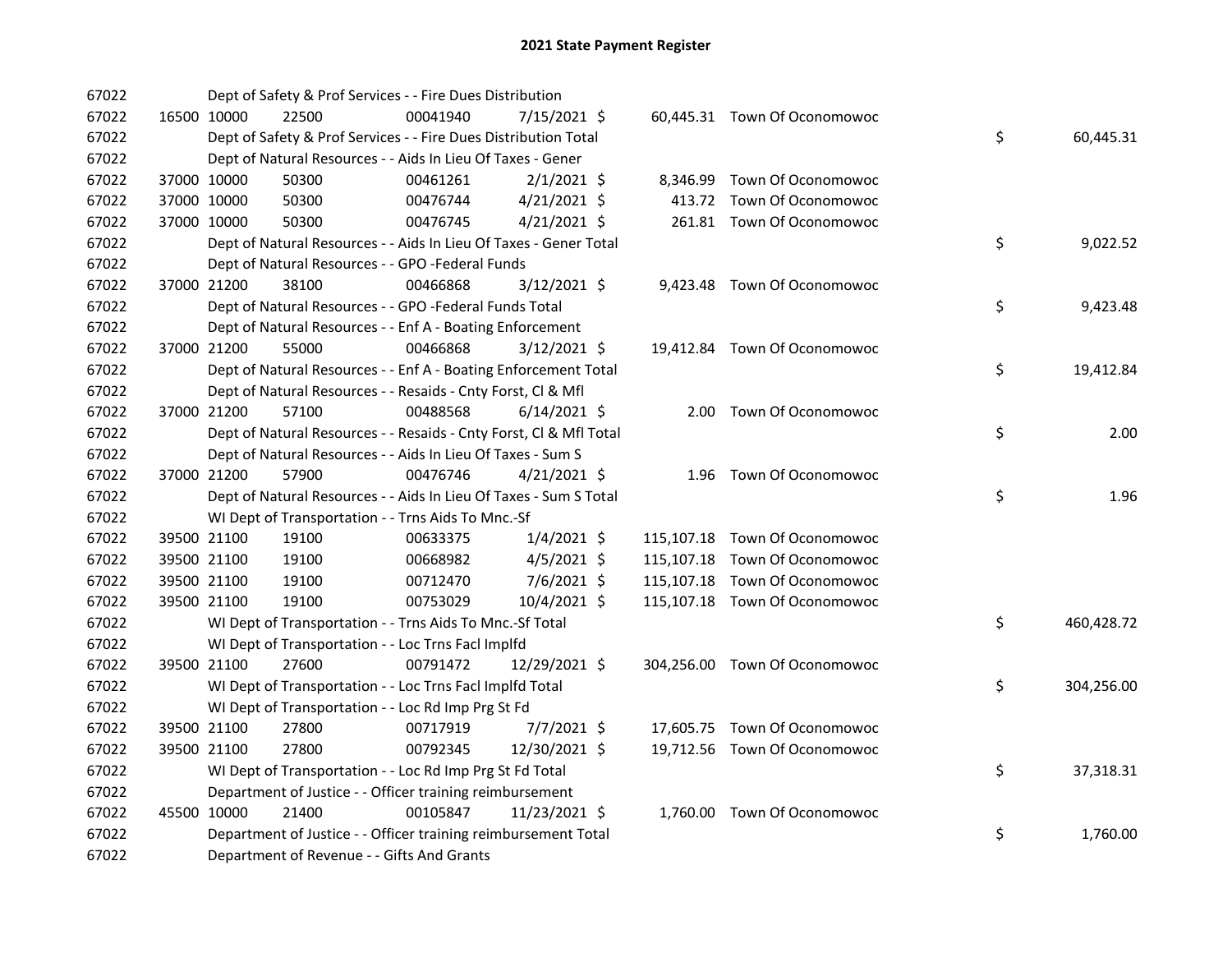# 2021 State Payment Register

| | | | | | | | | | |
|---|---|---|---|---|---|---|---|---|---|
| 67022 | | Dept of Safety & Prof Services - - Fire Dues Distribution | | | | | | | |
| 67022 | 16500 | 10000 | 22500 | 00041940 | 7/15/2021 | $ 60,445.31 | Town Of Oconomowoc | | |
| 67022 | | Dept of Safety & Prof Services - - Fire Dues Distribution Total | | | | | | $ | 60,445.31 |
| 67022 | | Dept of Natural Resources - - Aids In Lieu Of Taxes - Gener | | | | | | | |
| 67022 | 37000 | 10000 | 50300 | 00461261 | 2/1/2021 | $ 8,346.99 | Town Of Oconomowoc | | |
| 67022 | 37000 | 10000 | 50300 | 00476744 | 4/21/2021 | $ 413.72 | Town Of Oconomowoc | | |
| 67022 | 37000 | 10000 | 50300 | 00476745 | 4/21/2021 | $ 261.81 | Town Of Oconomowoc | | |
| 67022 | | Dept of Natural Resources - - Aids In Lieu Of Taxes - Gener Total | | | | | | $ | 9,022.52 |
| 67022 | | Dept of Natural Resources - - GPO -Federal Funds | | | | | | | |
| 67022 | 37000 | 21200 | 38100 | 00466868 | 3/12/2021 | $ 9,423.48 | Town Of Oconomowoc | | |
| 67022 | | Dept of Natural Resources - - GPO -Federal Funds Total | | | | | | $ | 9,423.48 |
| 67022 | | Dept of Natural Resources - - Enf A - Boating Enforcement | | | | | | | |
| 67022 | 37000 | 21200 | 55000 | 00466868 | 3/12/2021 | $ 19,412.84 | Town Of Oconomowoc | | |
| 67022 | | Dept of Natural Resources - - Enf A - Boating Enforcement Total | | | | | | $ | 19,412.84 |
| 67022 | | Dept of Natural Resources - - Resaids - Cnty Forst, Cl & Mfl | | | | | | | |
| 67022 | 37000 | 21200 | 57100 | 00488568 | 6/14/2021 | $ 2.00 | Town Of Oconomowoc | | |
| 67022 | | Dept of Natural Resources - - Resaids - Cnty Forst, Cl & Mfl Total | | | | | | $ | 2.00 |
| 67022 | | Dept of Natural Resources - - Aids In Lieu Of Taxes - Sum S | | | | | | | |
| 67022 | 37000 | 21200 | 57900 | 00476746 | 4/21/2021 | $ 1.96 | Town Of Oconomowoc | | |
| 67022 | | Dept of Natural Resources - - Aids In Lieu Of Taxes - Sum S Total | | | | | | $ | 1.96 |
| 67022 | | WI Dept of Transportation - - Trns Aids To Mnc.-Sf | | | | | | | |
| 67022 | 39500 | 21100 | 19100 | 00633375 | 1/4/2021 | $ 115,107.18 | Town Of Oconomowoc | | |
| 67022 | 39500 | 21100 | 19100 | 00668982 | 4/5/2021 | $ 115,107.18 | Town Of Oconomowoc | | |
| 67022 | 39500 | 21100 | 19100 | 00712470 | 7/6/2021 | $ 115,107.18 | Town Of Oconomowoc | | |
| 67022 | 39500 | 21100 | 19100 | 00753029 | 10/4/2021 | $ 115,107.18 | Town Of Oconomowoc | | |
| 67022 | | WI Dept of Transportation - - Trns Aids To Mnc.-Sf Total | | | | | | $ | 460,428.72 |
| 67022 | | WI Dept of Transportation - - Loc Trns Facl Implfd | | | | | | | |
| 67022 | 39500 | 21100 | 27600 | 00791472 | 12/29/2021 | $ 304,256.00 | Town Of Oconomowoc | | |
| 67022 | | WI Dept of Transportation - - Loc Trns Facl Implfd Total | | | | | | $ | 304,256.00 |
| 67022 | | WI Dept of Transportation - - Loc Rd Imp Prg St Fd | | | | | | | |
| 67022 | 39500 | 21100 | 27800 | 00717919 | 7/7/2021 | $ 17,605.75 | Town Of Oconomowoc | | |
| 67022 | 39500 | 21100 | 27800 | 00792345 | 12/30/2021 | $ 19,712.56 | Town Of Oconomowoc | | |
| 67022 | | WI Dept of Transportation - - Loc Rd Imp Prg St Fd Total | | | | | | $ | 37,318.31 |
| 67022 | | Department of Justice - - Officer training reimbursement | | | | | | | |
| 67022 | 45500 | 10000 | 21400 | 00105847 | 11/23/2021 | $ 1,760.00 | Town Of Oconomowoc | | |
| 67022 | | Department of Justice - - Officer training reimbursement Total | | | | | | $ | 1,760.00 |
| 67022 | | Department of Revenue - - Gifts And Grants | | | | | | | |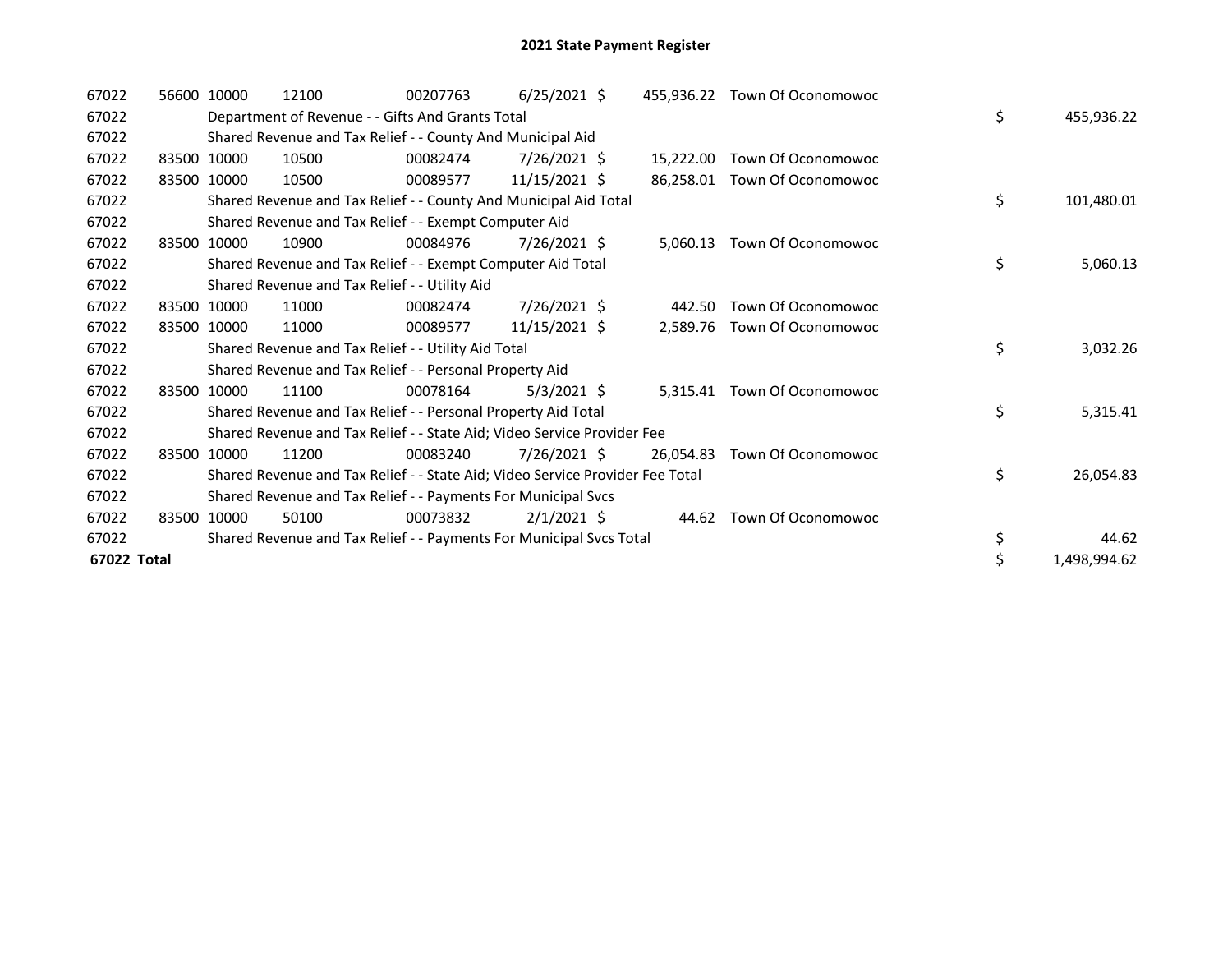# 2021 State Payment Register

| | | | | | | | | | |
|---|---|---|---|---|---|---|---|---|---|
| 67022 | 56600 | 10000 | 12100 | 00207763 | 6/25/2021 | $ | 455,936.22 | Town Of Oconomowoc | |
| 67022 | | Department of Revenue - - Gifts And Grants Total | | | | | | | $ 455,936.22 |
| 67022 | | Shared Revenue and Tax Relief - - County And Municipal Aid | | | | | | | |
| 67022 | 83500 | 10000 | 10500 | 00082474 | 7/26/2021 | $ | 15,222.00 | Town Of Oconomowoc | |
| 67022 | 83500 | 10000 | 10500 | 00089577 | 11/15/2021 | $ | 86,258.01 | Town Of Oconomowoc | |
| 67022 | | Shared Revenue and Tax Relief - - County And Municipal Aid Total | | | | | | | $ 101,480.01 |
| 67022 | | Shared Revenue and Tax Relief - - Exempt Computer Aid | | | | | | | |
| 67022 | 83500 | 10000 | 10900 | 00084976 | 7/26/2021 | $ | 5,060.13 | Town Of Oconomowoc | |
| 67022 | | Shared Revenue and Tax Relief - - Exempt Computer Aid Total | | | | | | | $ 5,060.13 |
| 67022 | | Shared Revenue and Tax Relief - - Utility Aid | | | | | | | |
| 67022 | 83500 | 10000 | 11000 | 00082474 | 7/26/2021 | $ | 442.50 | Town Of Oconomowoc | |
| 67022 | 83500 | 10000 | 11000 | 00089577 | 11/15/2021 | $ | 2,589.76 | Town Of Oconomowoc | |
| 67022 | | Shared Revenue and Tax Relief - - Utility Aid Total | | | | | | | $ 3,032.26 |
| 67022 | | Shared Revenue and Tax Relief - - Personal Property Aid | | | | | | | |
| 67022 | 83500 | 10000 | 11100 | 00078164 | 5/3/2021 | $ | 5,315.41 | Town Of Oconomowoc | |
| 67022 | | Shared Revenue and Tax Relief - - Personal Property Aid Total | | | | | | | $ 5,315.41 |
| 67022 | | Shared Revenue and Tax Relief - - State Aid; Video Service Provider Fee | | | | | | | |
| 67022 | 83500 | 10000 | 11200 | 00083240 | 7/26/2021 | $ | 26,054.83 | Town Of Oconomowoc | |
| 67022 | | Shared Revenue and Tax Relief - - State Aid; Video Service Provider Fee Total | | | | | | | $ 26,054.83 |
| 67022 | | Shared Revenue and Tax Relief - - Payments For Municipal Svcs | | | | | | | |
| 67022 | 83500 | 10000 | 50100 | 00073832 | 2/1/2021 | $ | 44.62 | Town Of Oconomowoc | |
| 67022 | | Shared Revenue and Tax Relief - - Payments For Municipal Svcs Total | | | | | | | $ 44.62 |
| **67022 Total** | | | | | | | | | $ 1,498,994.62 |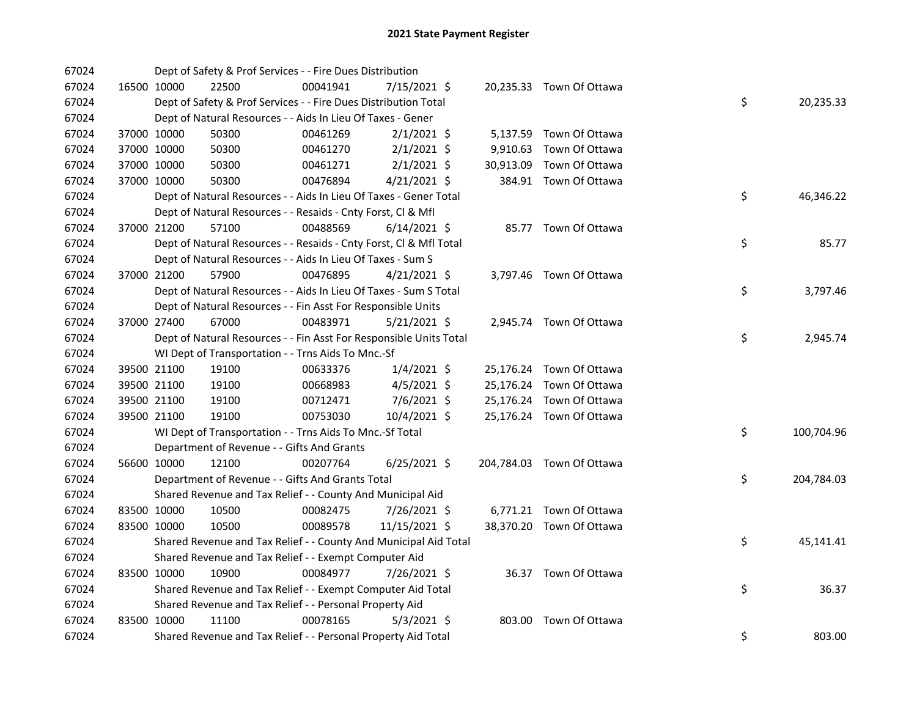# 2021 State Payment Register

| | | | | | | | | | |
|---|---|---|---|---|---|---|---|---|---|
| 67024 | | Dept of Safety & Prof Services - - Fire Dues Distribution | | | | | | | |
| 67024 | 16500 | 10000 | 22500 | 00041941 | 7/15/2021 | $ 20,235.33 | Town Of Ottawa | | |
| 67024 | | Dept of Safety & Prof Services - - Fire Dues Distribution Total | | | | | | $ | 20,235.33 |
| 67024 | | Dept of Natural Resources - - Aids In Lieu Of Taxes - Gener | | | | | | | |
| 67024 | 37000 | 10000 | 50300 | 00461269 | 2/1/2021 | $ 5,137.59 | Town Of Ottawa | | |
| 67024 | 37000 | 10000 | 50300 | 00461270 | 2/1/2021 | $ 9,910.63 | Town Of Ottawa | | |
| 67024 | 37000 | 10000 | 50300 | 00461271 | 2/1/2021 | $ 30,913.09 | Town Of Ottawa | | |
| 67024 | 37000 | 10000 | 50300 | 00476894 | 4/21/2021 | $ 384.91 | Town Of Ottawa | | |
| 67024 | | Dept of Natural Resources - - Aids In Lieu Of Taxes - Gener Total | | | | | | $ | 46,346.22 |
| 67024 | | Dept of Natural Resources - - Resaids - Cnty Forst, Cl & Mfl | | | | | | | |
| 67024 | 37000 | 21200 | 57100 | 00488569 | 6/14/2021 | $ 85.77 | Town Of Ottawa | | |
| 67024 | | Dept of Natural Resources - - Resaids - Cnty Forst, Cl & Mfl Total | | | | | | $ | 85.77 |
| 67024 | | Dept of Natural Resources - - Aids In Lieu Of Taxes - Sum S | | | | | | | |
| 67024 | 37000 | 21200 | 57900 | 00476895 | 4/21/2021 | $ 3,797.46 | Town Of Ottawa | | |
| 67024 | | Dept of Natural Resources - - Aids In Lieu Of Taxes - Sum S Total | | | | | | $ | 3,797.46 |
| 67024 | | Dept of Natural Resources - - Fin Asst For Responsible Units | | | | | | | |
| 67024 | 37000 | 27400 | 67000 | 00483971 | 5/21/2021 | $ 2,945.74 | Town Of Ottawa | | |
| 67024 | | Dept of Natural Resources - - Fin Asst For Responsible Units Total | | | | | | $ | 2,945.74 |
| 67024 | | WI Dept of Transportation - - Trns Aids To Mnc.-Sf | | | | | | | |
| 67024 | 39500 | 21100 | 19100 | 00633376 | 1/4/2021 | $ 25,176.24 | Town Of Ottawa | | |
| 67024 | 39500 | 21100 | 19100 | 00668983 | 4/5/2021 | $ 25,176.24 | Town Of Ottawa | | |
| 67024 | 39500 | 21100 | 19100 | 00712471 | 7/6/2021 | $ 25,176.24 | Town Of Ottawa | | |
| 67024 | 39500 | 21100 | 19100 | 00753030 | 10/4/2021 | $ 25,176.24 | Town Of Ottawa | | |
| 67024 | | WI Dept of Transportation - - Trns Aids To Mnc.-Sf Total | | | | | | $ | 100,704.96 |
| 67024 | | Department of Revenue - - Gifts And Grants | | | | | | | |
| 67024 | 56600 | 10000 | 12100 | 00207764 | 6/25/2021 | $ 204,784.03 | Town Of Ottawa | | |
| 67024 | | Department of Revenue - - Gifts And Grants Total | | | | | | $ | 204,784.03 |
| 67024 | | Shared Revenue and Tax Relief - - County And Municipal Aid | | | | | | | |
| 67024 | 83500 | 10000 | 10500 | 00082475 | 7/26/2021 | $ 6,771.21 | Town Of Ottawa | | |
| 67024 | 83500 | 10000 | 10500 | 00089578 | 11/15/2021 | $ 38,370.20 | Town Of Ottawa | | |
| 67024 | | Shared Revenue and Tax Relief - - County And Municipal Aid Total | | | | | | $ | 45,141.41 |
| 67024 | | Shared Revenue and Tax Relief - - Exempt Computer Aid | | | | | | | |
| 67024 | 83500 | 10000 | 10900 | 00084977 | 7/26/2021 | $ 36.37 | Town Of Ottawa | | |
| 67024 | | Shared Revenue and Tax Relief - - Exempt Computer Aid Total | | | | | | $ | 36.37 |
| 67024 | | Shared Revenue and Tax Relief - - Personal Property Aid | | | | | | | |
| 67024 | 83500 | 10000 | 11100 | 00078165 | 5/3/2021 | $ 803.00 | Town Of Ottawa | | |
| 67024 | | Shared Revenue and Tax Relief - - Personal Property Aid Total | | | | | | $ | 803.00 |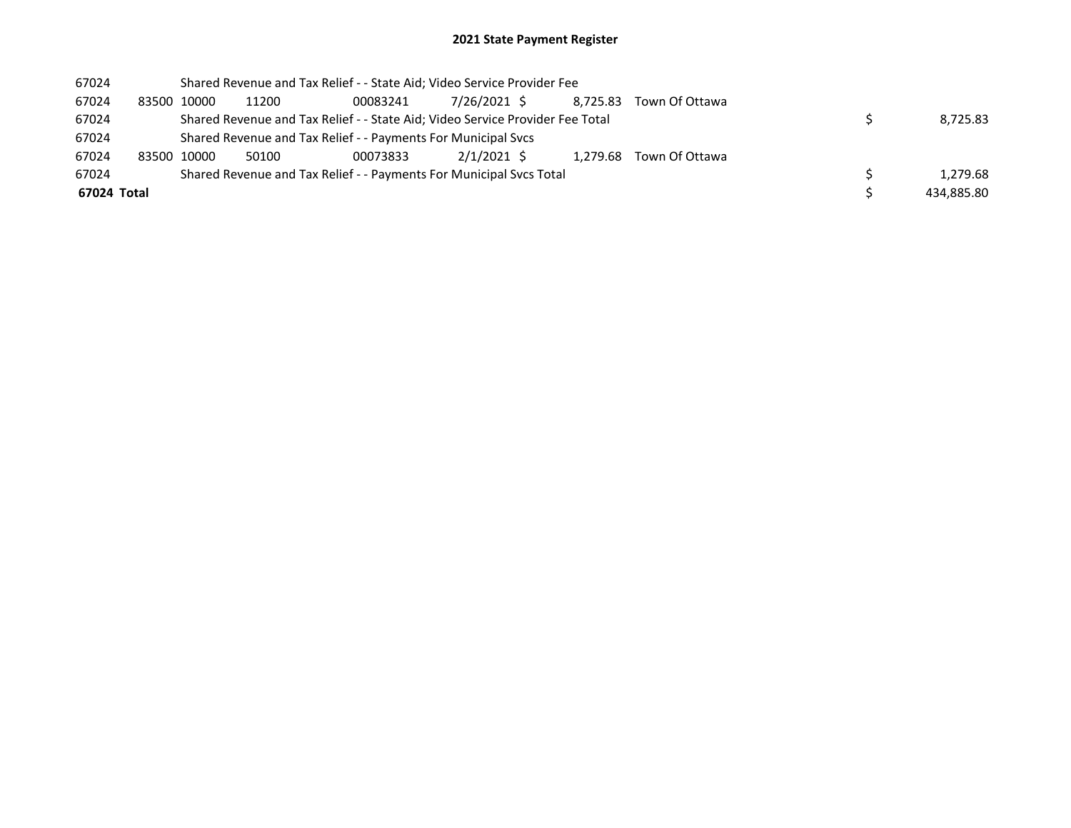## 2021 State Payment Register

| | | | | | | | | | |
|---|---|---|---|---|---|---|---|---|---|
| 67024 | | Shared Revenue and Tax Relief - - State Aid; Video Service Provider Fee | | | | | | | |
| 67024 | 83500 | 10000 | 11200 | 00083241 | 7/26/2021 | $ 8,725.83 | Town Of Ottawa | | |
| 67024 | | Shared Revenue and Tax Relief - - State Aid; Video Service Provider Fee Total | | | | | | $ | 8,725.83 |
| 67024 | | Shared Revenue and Tax Relief - - Payments For Municipal Svcs | | | | | | | |
| 67024 | 83500 | 10000 | 50100 | 00073833 | 2/1/2021 | $ 1,279.68 | Town Of Ottawa | | |
| 67024 | | Shared Revenue and Tax Relief - - Payments For Municipal Svcs Total | | | | | | $ | 1,279.68 |
| **67024 Total** | | | | | | | | $ | 434,885.80 |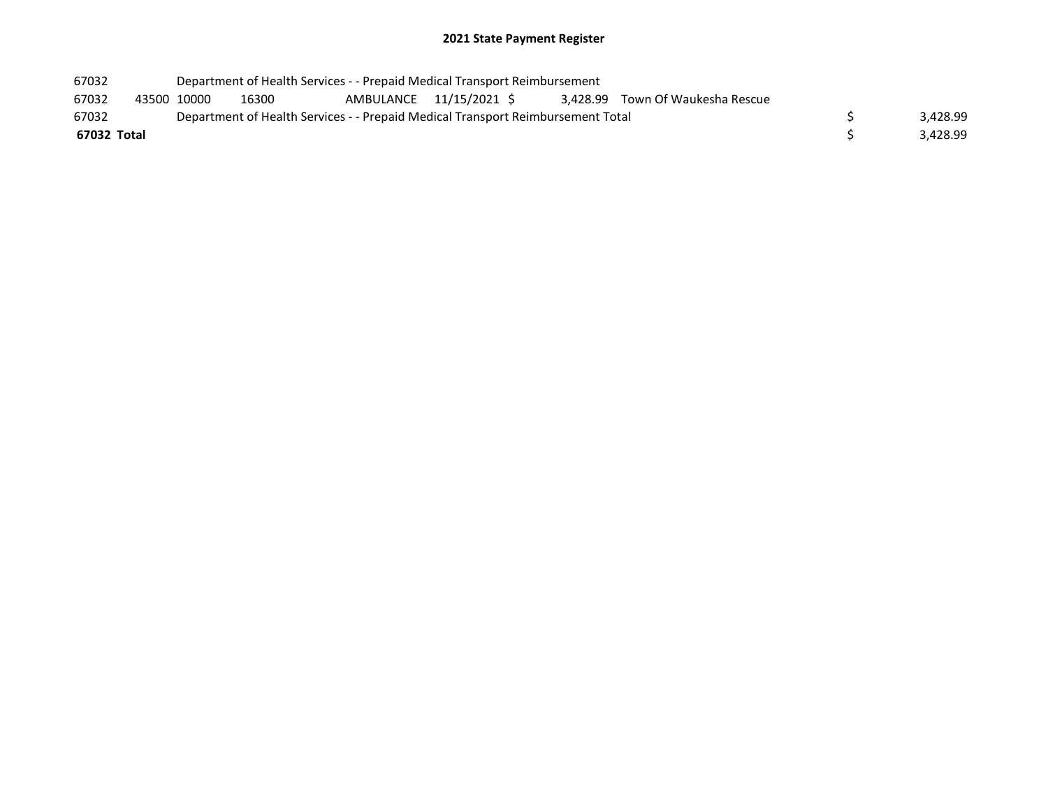## 2021 State Payment Register

| | | | | | | | | | | |
|---|---|---|---|---|---|---|---|---|---|---|
| 67032 | | Department of Health Services - - Prepaid Medical Transport Reimbursement | | | | | | | | |
| 67032 | 43500 | 10000 | 16300 | AMBULANCE | 11/15/2021 | $ | 3,428.99 | Town Of Waukesha Rescue | | |
| 67032 | | Department of Health Services - - Prepaid Medical Transport Reimbursement Total | | | | | | | $ | 3,428.99 |
| **67032 Total** | | | | | | | | | $ | 3,428.99 |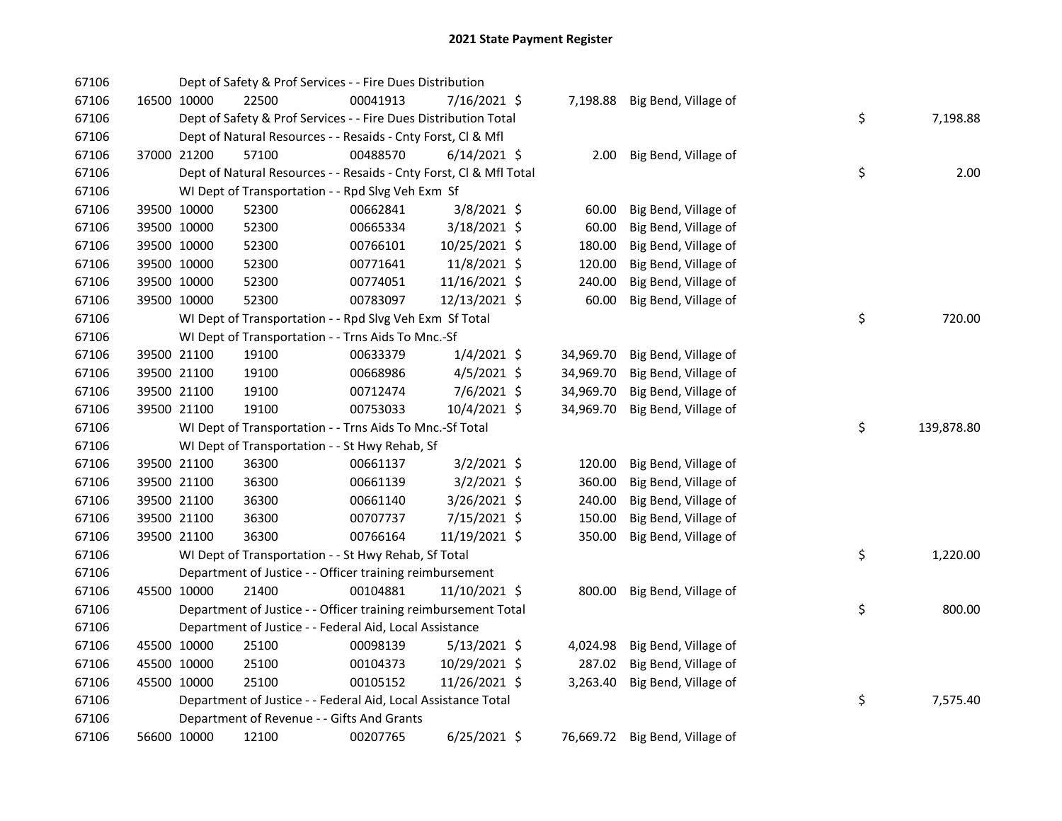# 2021 State Payment Register

| | | | | | | | | | |
|---|---|---|---|---|---|---|---|---|---|
| 67106 | | | Dept of Safety & Prof Services - - Fire Dues Distribution | | | | | | |
| 67106 | 16500 | 10000 | 22500 | 00041913 | 7/16/2021 | $ 7,198.88 | Big Bend, Village of | | |
| 67106 | | | Dept of Safety & Prof Services - - Fire Dues Distribution Total | | | | | $ | 7,198.88 |
| 67106 | | | Dept of Natural Resources - - Resaids - Cnty Forst, Cl & Mfl | | | | | | |
| 67106 | 37000 | 21200 | 57100 | 00488570 | 6/14/2021 | $ 2.00 | Big Bend, Village of | | |
| 67106 | | | Dept of Natural Resources - - Resaids - Cnty Forst, Cl & Mfl Total | | | | | $ | 2.00 |
| 67106 | | | WI Dept of Transportation - - Rpd Slvg Veh Exm Sf | | | | | | |
| 67106 | 39500 | 10000 | 52300 | 00662841 | 3/8/2021 | $ 60.00 | Big Bend, Village of | | |
| 67106 | 39500 | 10000 | 52300 | 00665334 | 3/18/2021 | $ 60.00 | Big Bend, Village of | | |
| 67106 | 39500 | 10000 | 52300 | 00766101 | 10/25/2021 | $ 180.00 | Big Bend, Village of | | |
| 67106 | 39500 | 10000 | 52300 | 00771641 | 11/8/2021 | $ 120.00 | Big Bend, Village of | | |
| 67106 | 39500 | 10000 | 52300 | 00774051 | 11/16/2021 | $ 240.00 | Big Bend, Village of | | |
| 67106 | 39500 | 10000 | 52300 | 00783097 | 12/13/2021 | $ 60.00 | Big Bend, Village of | | |
| 67106 | | | WI Dept of Transportation - - Rpd Slvg Veh Exm Sf Total | | | | | $ | 720.00 |
| 67106 | | | WI Dept of Transportation - - Trns Aids To Mnc.-Sf | | | | | | |
| 67106 | 39500 | 21100 | 19100 | 00633379 | 1/4/2021 | $ 34,969.70 | Big Bend, Village of | | |
| 67106 | 39500 | 21100 | 19100 | 00668986 | 4/5/2021 | $ 34,969.70 | Big Bend, Village of | | |
| 67106 | 39500 | 21100 | 19100 | 00712474 | 7/6/2021 | $ 34,969.70 | Big Bend, Village of | | |
| 67106 | 39500 | 21100 | 19100 | 00753033 | 10/4/2021 | $ 34,969.70 | Big Bend, Village of | | |
| 67106 | | | WI Dept of Transportation - - Trns Aids To Mnc.-Sf Total | | | | | $ | 139,878.80 |
| 67106 | | | WI Dept of Transportation - - St Hwy Rehab, Sf | | | | | | |
| 67106 | 39500 | 21100 | 36300 | 00661137 | 3/2/2021 | $ 120.00 | Big Bend, Village of | | |
| 67106 | 39500 | 21100 | 36300 | 00661139 | 3/2/2021 | $ 360.00 | Big Bend, Village of | | |
| 67106 | 39500 | 21100 | 36300 | 00661140 | 3/26/2021 | $ 240.00 | Big Bend, Village of | | |
| 67106 | 39500 | 21100 | 36300 | 00707737 | 7/15/2021 | $ 150.00 | Big Bend, Village of | | |
| 67106 | 39500 | 21100 | 36300 | 00766164 | 11/19/2021 | $ 350.00 | Big Bend, Village of | | |
| 67106 | | | WI Dept of Transportation - - St Hwy Rehab, Sf Total | | | | | $ | 1,220.00 |
| 67106 | | | Department of Justice - - Officer training reimbursement | | | | | | |
| 67106 | 45500 | 10000 | 21400 | 00104881 | 11/10/2021 | $ 800.00 | Big Bend, Village of | | |
| 67106 | | | Department of Justice - - Officer training reimbursement Total | | | | | $ | 800.00 |
| 67106 | | | Department of Justice - - Federal Aid, Local Assistance | | | | | | |
| 67106 | 45500 | 10000 | 25100 | 00098139 | 5/13/2021 | $ 4,024.98 | Big Bend, Village of | | |
| 67106 | 45500 | 10000 | 25100 | 00104373 | 10/29/2021 | $ 287.02 | Big Bend, Village of | | |
| 67106 | 45500 | 10000 | 25100 | 00105152 | 11/26/2021 | $ 3,263.40 | Big Bend, Village of | | |
| 67106 | | | Department of Justice - - Federal Aid, Local Assistance Total | | | | | $ | 7,575.40 |
| 67106 | | | Department of Revenue - - Gifts And Grants | | | | | | |
| 67106 | 56600 | 10000 | 12100 | 00207765 | 6/25/2021 | $ 76,669.72 | Big Bend, Village of | | |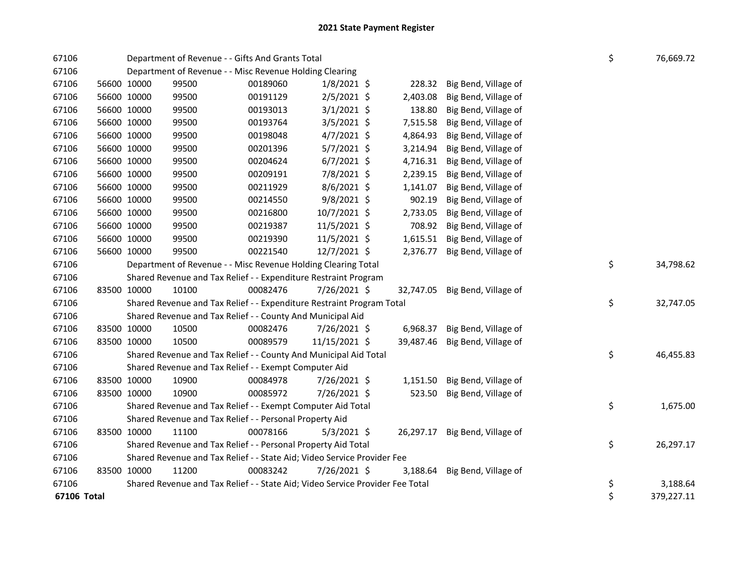# 2021 State Payment Register

| | | | | | | | | | |
|---|---|---|---|---|---|---|---|---|---|
| 67106 | | | Department of Revenue - - Gifts And Grants Total | | | | | $ | 76,669.72 |
| 67106 | | | Department of Revenue - - Misc Revenue Holding Clearing | | | | | | |
| 67106 | 56600 | 10000 | 99500 | 00189060 | 1/8/2021 | $ 228.32 | Big Bend, Village of | | |
| 67106 | 56600 | 10000 | 99500 | 00191129 | 2/5/2021 | $ 2,403.08 | Big Bend, Village of | | |
| 67106 | 56600 | 10000 | 99500 | 00193013 | 3/1/2021 | $ 138.80 | Big Bend, Village of | | |
| 67106 | 56600 | 10000 | 99500 | 00193764 | 3/5/2021 | $ 7,515.58 | Big Bend, Village of | | |
| 67106 | 56600 | 10000 | 99500 | 00198048 | 4/7/2021 | $ 4,864.93 | Big Bend, Village of | | |
| 67106 | 56600 | 10000 | 99500 | 00201396 | 5/7/2021 | $ 3,214.94 | Big Bend, Village of | | |
| 67106 | 56600 | 10000 | 99500 | 00204624 | 6/7/2021 | $ 4,716.31 | Big Bend, Village of | | |
| 67106 | 56600 | 10000 | 99500 | 00209191 | 7/8/2021 | $ 2,239.15 | Big Bend, Village of | | |
| 67106 | 56600 | 10000 | 99500 | 00211929 | 8/6/2021 | $ 1,141.07 | Big Bend, Village of | | |
| 67106 | 56600 | 10000 | 99500 | 00214550 | 9/8/2021 | $ 902.19 | Big Bend, Village of | | |
| 67106 | 56600 | 10000 | 99500 | 00216800 | 10/7/2021 | $ 2,733.05 | Big Bend, Village of | | |
| 67106 | 56600 | 10000 | 99500 | 00219387 | 11/5/2021 | $ 708.92 | Big Bend, Village of | | |
| 67106 | 56600 | 10000 | 99500 | 00219390 | 11/5/2021 | $ 1,615.51 | Big Bend, Village of | | |
| 67106 | 56600 | 10000 | 99500 | 00221540 | 12/7/2021 | $ 2,376.77 | Big Bend, Village of | | |
| 67106 | | | Department of Revenue - - Misc Revenue Holding Clearing Total | | | | | $ | 34,798.62 |
| 67106 | | | Shared Revenue and Tax Relief - - Expenditure Restraint Program | | | | | | |
| 67106 | 83500 | 10000 | 10100 | 00082476 | 7/26/2021 | $ 32,747.05 | Big Bend, Village of | | |
| 67106 | | | Shared Revenue and Tax Relief - - Expenditure Restraint Program Total | | | | | $ | 32,747.05 |
| 67106 | | | Shared Revenue and Tax Relief - - County And Municipal Aid | | | | | | |
| 67106 | 83500 | 10000 | 10500 | 00082476 | 7/26/2021 | $ 6,968.37 | Big Bend, Village of | | |
| 67106 | 83500 | 10000 | 10500 | 00089579 | 11/15/2021 | $ 39,487.46 | Big Bend, Village of | | |
| 67106 | | | Shared Revenue and Tax Relief - - County And Municipal Aid Total | | | | | $ | 46,455.83 |
| 67106 | | | Shared Revenue and Tax Relief - - Exempt Computer Aid | | | | | | |
| 67106 | 83500 | 10000 | 10900 | 00084978 | 7/26/2021 | $ 1,151.50 | Big Bend, Village of | | |
| 67106 | 83500 | 10000 | 10900 | 00085972 | 7/26/2021 | $ 523.50 | Big Bend, Village of | | |
| 67106 | | | Shared Revenue and Tax Relief - - Exempt Computer Aid Total | | | | | $ | 1,675.00 |
| 67106 | | | Shared Revenue and Tax Relief - - Personal Property Aid | | | | | | |
| 67106 | 83500 | 10000 | 11100 | 00078166 | 5/3/2021 | $ 26,297.17 | Big Bend, Village of | | |
| 67106 | | | Shared Revenue and Tax Relief - - Personal Property Aid Total | | | | | $ | 26,297.17 |
| 67106 | | | Shared Revenue and Tax Relief - - State Aid; Video Service Provider Fee | | | | | | |
| 67106 | 83500 | 10000 | 11200 | 00083242 | 7/26/2021 | $ 3,188.64 | Big Bend, Village of | | |
| 67106 | | | Shared Revenue and Tax Relief - - State Aid; Video Service Provider Fee Total | | | | | $ | 3,188.64 |
| **67106 Total** | | | | | | | | $ | 379,227.11 |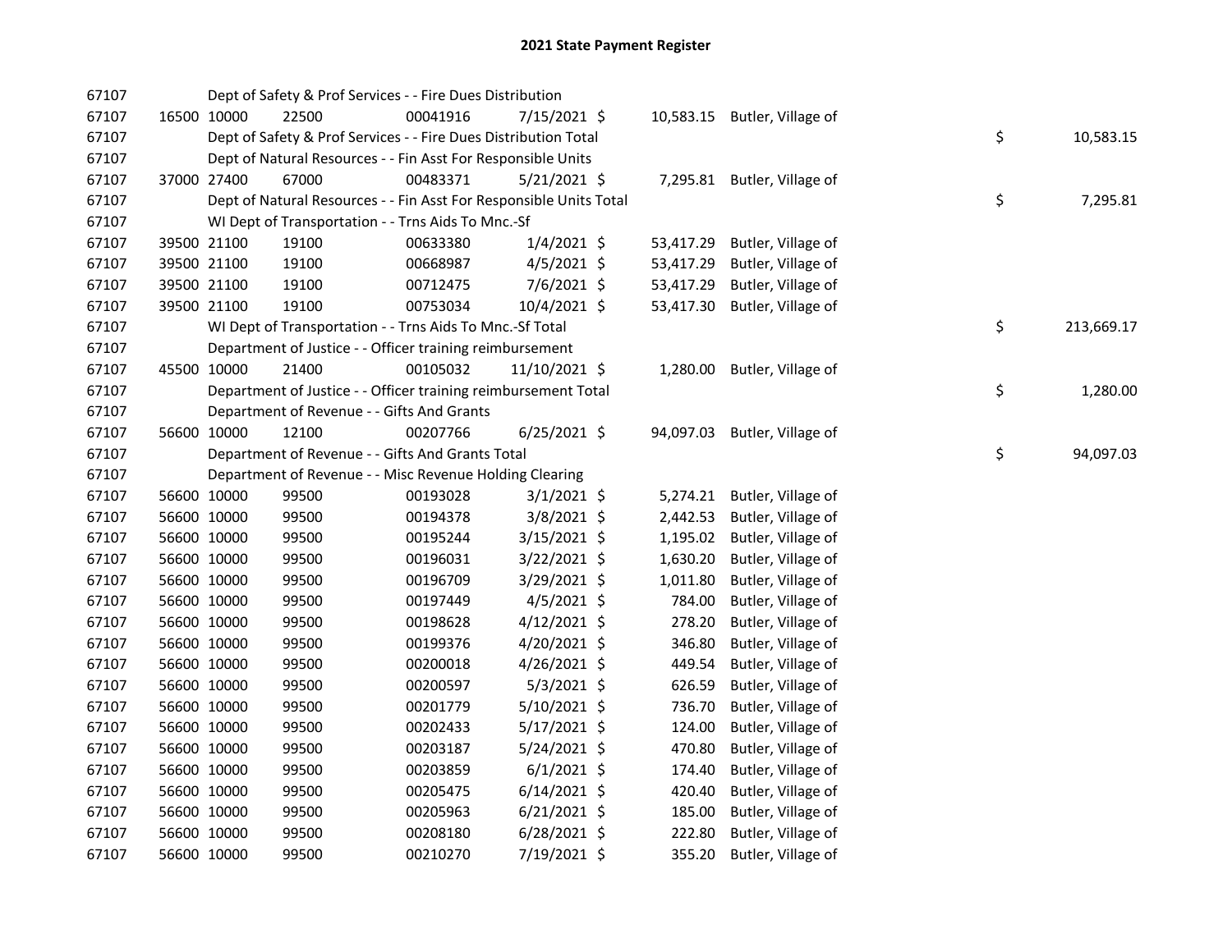# 2021 State Payment Register

| | | | | | | | | | |
|---|---|---|---|---|---|---|---|---|---|
| 67107 | | | Dept of Safety & Prof Services - - Fire Dues Distribution | | | | | | |
| 67107 | 16500 | 10000 | 22500 | 00041916 | 7/15/2021 $ | 10,583.15 | Butler, Village of | | |
| 67107 | | | Dept of Safety & Prof Services - - Fire Dues Distribution Total | | | | | $ | 10,583.15 |
| 67107 | | | Dept of Natural Resources - - Fin Asst For Responsible Units | | | | | | |
| 67107 | 37000 | 27400 | 67000 | 00483371 | 5/21/2021 $ | 7,295.81 | Butler, Village of | | |
| 67107 | | | Dept of Natural Resources - - Fin Asst For Responsible Units Total | | | | | $ | 7,295.81 |
| 67107 | | | WI Dept of Transportation - - Trns Aids To Mnc.-Sf | | | | | | |
| 67107 | 39500 | 21100 | 19100 | 00633380 | 1/4/2021 $ | 53,417.29 | Butler, Village of | | |
| 67107 | 39500 | 21100 | 19100 | 00668987 | 4/5/2021 $ | 53,417.29 | Butler, Village of | | |
| 67107 | 39500 | 21100 | 19100 | 00712475 | 7/6/2021 $ | 53,417.29 | Butler, Village of | | |
| 67107 | 39500 | 21100 | 19100 | 00753034 | 10/4/2021 $ | 53,417.30 | Butler, Village of | | |
| 67107 | | | WI Dept of Transportation - - Trns Aids To Mnc.-Sf Total | | | | | $ | 213,669.17 |
| 67107 | | | Department of Justice - - Officer training reimbursement | | | | | | |
| 67107 | 45500 | 10000 | 21400 | 00105032 | 11/10/2021 $ | 1,280.00 | Butler, Village of | | |
| 67107 | | | Department of Justice - - Officer training reimbursement Total | | | | | $ | 1,280.00 |
| 67107 | | | Department of Revenue - - Gifts And Grants | | | | | | |
| 67107 | 56600 | 10000 | 12100 | 00207766 | 6/25/2021 $ | 94,097.03 | Butler, Village of | | |
| 67107 | | | Department of Revenue - - Gifts And Grants Total | | | | | $ | 94,097.03 |
| 67107 | | | Department of Revenue - - Misc Revenue Holding Clearing | | | | | | |
| 67107 | 56600 | 10000 | 99500 | 00193028 | 3/1/2021 $ | 5,274.21 | Butler, Village of | | |
| 67107 | 56600 | 10000 | 99500 | 00194378 | 3/8/2021 $ | 2,442.53 | Butler, Village of | | |
| 67107 | 56600 | 10000 | 99500 | 00195244 | 3/15/2021 $ | 1,195.02 | Butler, Village of | | |
| 67107 | 56600 | 10000 | 99500 | 00196031 | 3/22/2021 $ | 1,630.20 | Butler, Village of | | |
| 67107 | 56600 | 10000 | 99500 | 00196709 | 3/29/2021 $ | 1,011.80 | Butler, Village of | | |
| 67107 | 56600 | 10000 | 99500 | 00197449 | 4/5/2021 $ | 784.00 | Butler, Village of | | |
| 67107 | 56600 | 10000 | 99500 | 00198628 | 4/12/2021 $ | 278.20 | Butler, Village of | | |
| 67107 | 56600 | 10000 | 99500 | 00199376 | 4/20/2021 $ | 346.80 | Butler, Village of | | |
| 67107 | 56600 | 10000 | 99500 | 00200018 | 4/26/2021 $ | 449.54 | Butler, Village of | | |
| 67107 | 56600 | 10000 | 99500 | 00200597 | 5/3/2021 $ | 626.59 | Butler, Village of | | |
| 67107 | 56600 | 10000 | 99500 | 00201779 | 5/10/2021 $ | 736.70 | Butler, Village of | | |
| 67107 | 56600 | 10000 | 99500 | 00202433 | 5/17/2021 $ | 124.00 | Butler, Village of | | |
| 67107 | 56600 | 10000 | 99500 | 00203187 | 5/24/2021 $ | 470.80 | Butler, Village of | | |
| 67107 | 56600 | 10000 | 99500 | 00203859 | 6/1/2021 $ | 174.40 | Butler, Village of | | |
| 67107 | 56600 | 10000 | 99500 | 00205475 | 6/14/2021 $ | 420.40 | Butler, Village of | | |
| 67107 | 56600 | 10000 | 99500 | 00205963 | 6/21/2021 $ | 185.00 | Butler, Village of | | |
| 67107 | 56600 | 10000 | 99500 | 00208180 | 6/28/2021 $ | 222.80 | Butler, Village of | | |
| 67107 | 56600 | 10000 | 99500 | 00210270 | 7/19/2021 $ | 355.20 | Butler, Village of | | |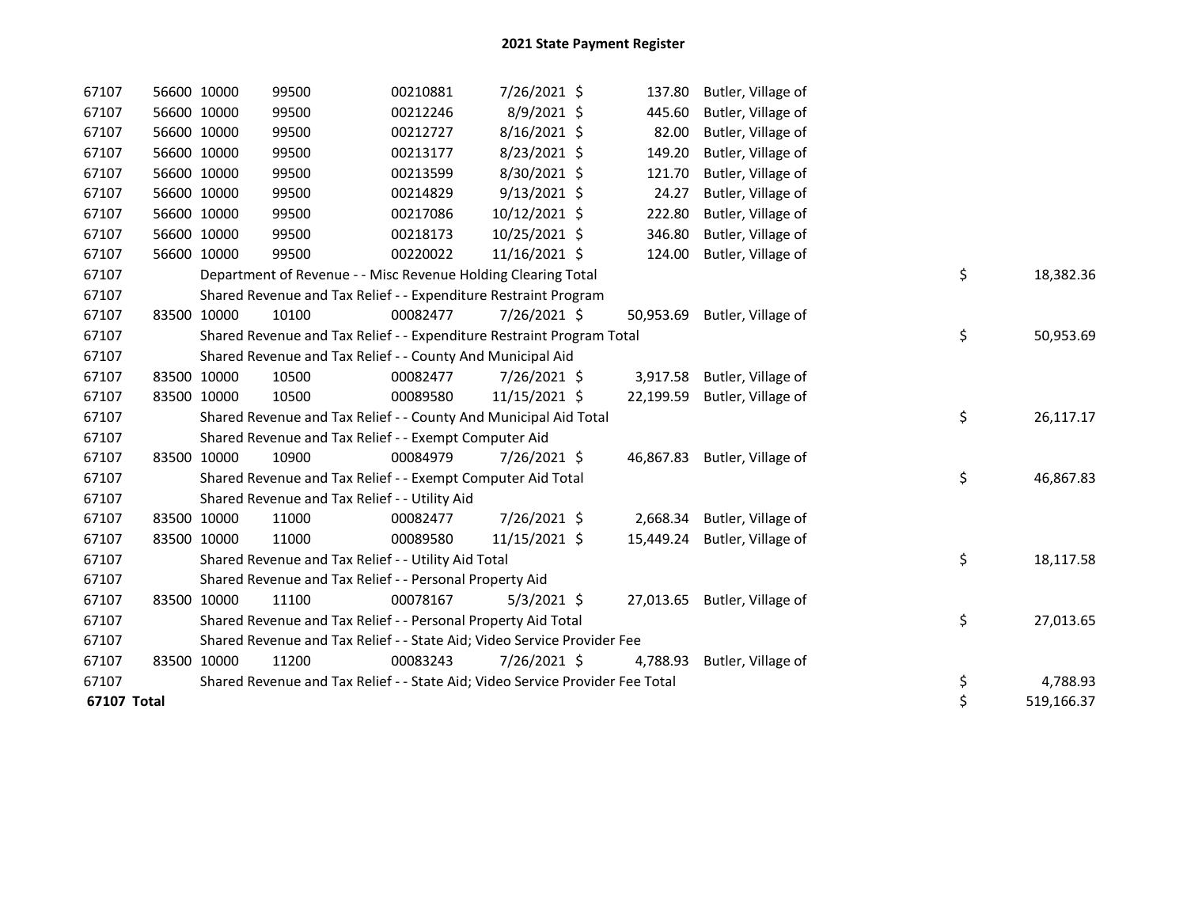## 2021 State Payment Register

| | | | | | | | | | |
|---|---|---|---|---|---|---|---|---|---|
| 67107 | 56600 | 10000 | 99500 | 00210881 | 7/26/2021 | $ 137.80 | Butler, Village of | | |
| 67107 | 56600 | 10000 | 99500 | 00212246 | 8/9/2021 | $ 445.60 | Butler, Village of | | |
| 67107 | 56600 | 10000 | 99500 | 00212727 | 8/16/2021 | $ 82.00 | Butler, Village of | | |
| 67107 | 56600 | 10000 | 99500 | 00213177 | 8/23/2021 | $ 149.20 | Butler, Village of | | |
| 67107 | 56600 | 10000 | 99500 | 00213599 | 8/30/2021 | $ 121.70 | Butler, Village of | | |
| 67107 | 56600 | 10000 | 99500 | 00214829 | 9/13/2021 | $ 24.27 | Butler, Village of | | |
| 67107 | 56600 | 10000 | 99500 | 00217086 | 10/12/2021 | $ 222.80 | Butler, Village of | | |
| 67107 | 56600 | 10000 | 99500 | 00218173 | 10/25/2021 | $ 346.80 | Butler, Village of | | |
| 67107 | 56600 | 10000 | 99500 | 00220022 | 11/16/2021 | $ 124.00 | Butler, Village of | | |
| 67107 | | Department of Revenue - - Misc Revenue Holding Clearing Total | | | | | | $ | 18,382.36 |
| 67107 | | Shared Revenue and Tax Relief - - Expenditure Restraint Program | | | | | | | |
| 67107 | 83500 | 10000 | 10100 | 00082477 | 7/26/2021 | $ 50,953.69 | Butler, Village of | | |
| 67107 | | Shared Revenue and Tax Relief - - Expenditure Restraint Program Total | | | | | | $ | 50,953.69 |
| 67107 | | Shared Revenue and Tax Relief - - County And Municipal Aid | | | | | | | |
| 67107 | 83500 | 10000 | 10500 | 00082477 | 7/26/2021 | $ 3,917.58 | Butler, Village of | | |
| 67107 | 83500 | 10000 | 10500 | 00089580 | 11/15/2021 | $ 22,199.59 | Butler, Village of | | |
| 67107 | | Shared Revenue and Tax Relief - - County And Municipal Aid Total | | | | | | $ | 26,117.17 |
| 67107 | | Shared Revenue and Tax Relief - - Exempt Computer Aid | | | | | | | |
| 67107 | 83500 | 10000 | 10900 | 00084979 | 7/26/2021 | $ 46,867.83 | Butler, Village of | | |
| 67107 | | Shared Revenue and Tax Relief - - Exempt Computer Aid Total | | | | | | $ | 46,867.83 |
| 67107 | | Shared Revenue and Tax Relief - - Utility Aid | | | | | | | |
| 67107 | 83500 | 10000 | 11000 | 00082477 | 7/26/2021 | $ 2,668.34 | Butler, Village of | | |
| 67107 | 83500 | 10000 | 11000 | 00089580 | 11/15/2021 | $ 15,449.24 | Butler, Village of | | |
| 67107 | | Shared Revenue and Tax Relief - - Utility Aid Total | | | | | | $ | 18,117.58 |
| 67107 | | Shared Revenue and Tax Relief - - Personal Property Aid | | | | | | | |
| 67107 | 83500 | 10000 | 11100 | 00078167 | 5/3/2021 | $ 27,013.65 | Butler, Village of | | |
| 67107 | | Shared Revenue and Tax Relief - - Personal Property Aid Total | | | | | | $ | 27,013.65 |
| 67107 | | Shared Revenue and Tax Relief - - State Aid; Video Service Provider Fee | | | | | | | |
| 67107 | 83500 | 10000 | 11200 | 00083243 | 7/26/2021 | $ 4,788.93 | Butler, Village of | | |
| 67107 | | Shared Revenue and Tax Relief - - State Aid; Video Service Provider Fee Total | | | | | | $ | 4,788.93 |
| **67107 Total** | | | | | | | | $ | 519,166.37 |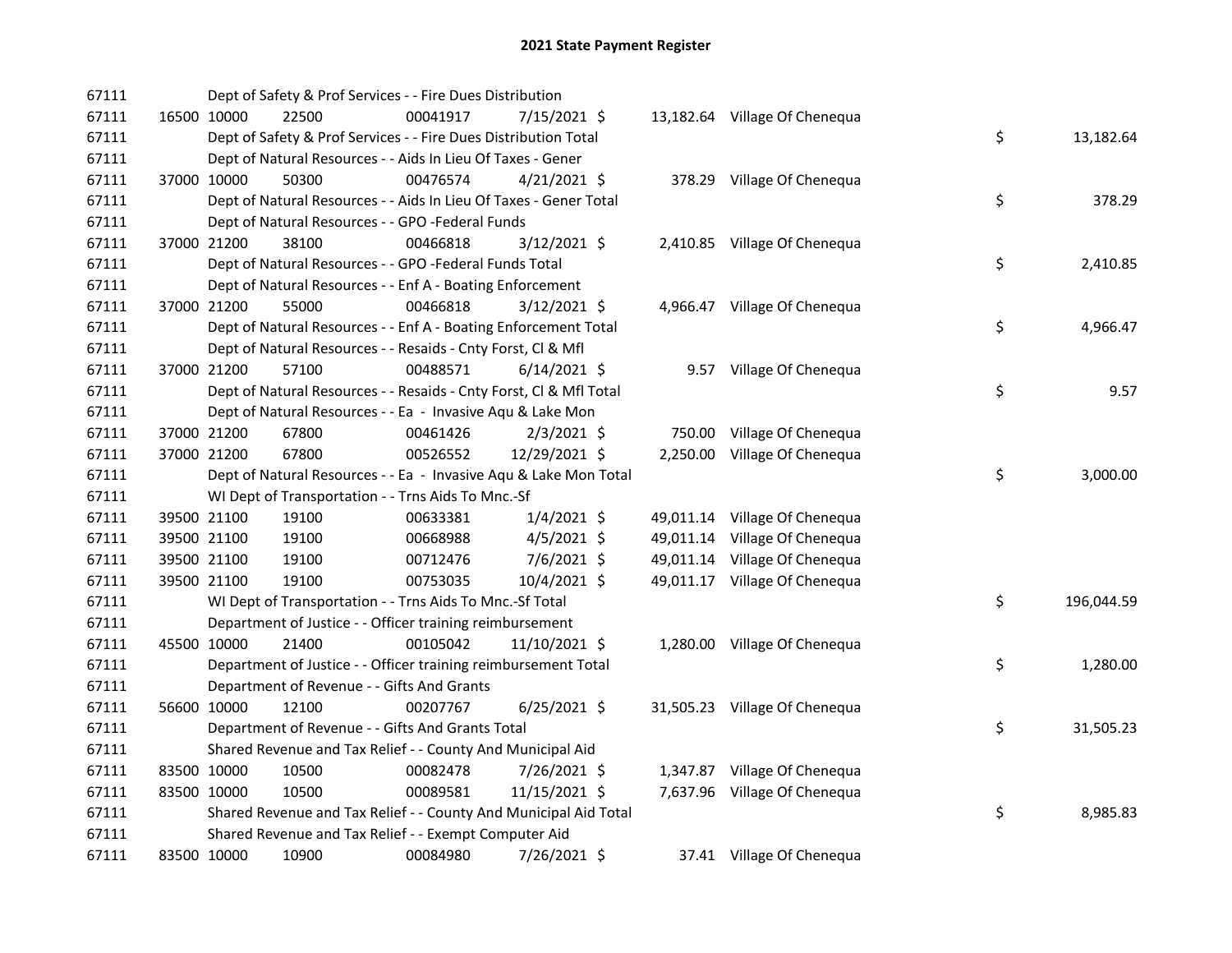# 2021 State Payment Register

| | | | | | | | | | |
|---|---|---|---|---|---|---|---|---|---|
| 67111 | | | Dept of Safety & Prof Services - - Fire Dues Distribution | | | | | | |
| 67111 | 16500 | 10000 | 22500 | 00041917 | 7/15/2021 | $ 13,182.64 | Village Of Chenequa | | |
| 67111 | | | Dept of Safety & Prof Services - - Fire Dues Distribution Total | | | | | $ | 13,182.64 |
| 67111 | | | Dept of Natural Resources - - Aids In Lieu Of Taxes - Gener | | | | | | |
| 67111 | 37000 | 10000 | 50300 | 00476574 | 4/21/2021 | $ 378.29 | Village Of Chenequa | | |
| 67111 | | | Dept of Natural Resources - - Aids In Lieu Of Taxes - Gener Total | | | | | $ | 378.29 |
| 67111 | | | Dept of Natural Resources - - GPO -Federal Funds | | | | | | |
| 67111 | 37000 | 21200 | 38100 | 00466818 | 3/12/2021 | $ 2,410.85 | Village Of Chenequa | | |
| 67111 | | | Dept of Natural Resources - - GPO -Federal Funds Total | | | | | $ | 2,410.85 |
| 67111 | | | Dept of Natural Resources - - Enf A - Boating Enforcement | | | | | | |
| 67111 | 37000 | 21200 | 55000 | 00466818 | 3/12/2021 | $ 4,966.47 | Village Of Chenequa | | |
| 67111 | | | Dept of Natural Resources - - Enf A - Boating Enforcement Total | | | | | $ | 4,966.47 |
| 67111 | | | Dept of Natural Resources - - Resaids - Cnty Forst, Cl & Mfl | | | | | | |
| 67111 | 37000 | 21200 | 57100 | 00488571 | 6/14/2021 | $ 9.57 | Village Of Chenequa | | |
| 67111 | | | Dept of Natural Resources - - Resaids - Cnty Forst, Cl & Mfl Total | | | | | $ | 9.57 |
| 67111 | | | Dept of Natural Resources - - Ea - Invasive Aqu & Lake Mon | | | | | | |
| 67111 | 37000 | 21200 | 67800 | 00461426 | 2/3/2021 | $ 750.00 | Village Of Chenequa | | |
| 67111 | 37000 | 21200 | 67800 | 00526552 | 12/29/2021 | $ 2,250.00 | Village Of Chenequa | | |
| 67111 | | | Dept of Natural Resources - - Ea - Invasive Aqu & Lake Mon Total | | | | | $ | 3,000.00 |
| 67111 | | | WI Dept of Transportation - - Trns Aids To Mnc.-Sf | | | | | | |
| 67111 | 39500 | 21100 | 19100 | 00633381 | 1/4/2021 | $ 49,011.14 | Village Of Chenequa | | |
| 67111 | 39500 | 21100 | 19100 | 00668988 | 4/5/2021 | $ 49,011.14 | Village Of Chenequa | | |
| 67111 | 39500 | 21100 | 19100 | 00712476 | 7/6/2021 | $ 49,011.14 | Village Of Chenequa | | |
| 67111 | 39500 | 21100 | 19100 | 00753035 | 10/4/2021 | $ 49,011.17 | Village Of Chenequa | | |
| 67111 | | | WI Dept of Transportation - - Trns Aids To Mnc.-Sf Total | | | | | $ | 196,044.59 |
| 67111 | | | Department of Justice - - Officer training reimbursement | | | | | | |
| 67111 | 45500 | 10000 | 21400 | 00105042 | 11/10/2021 | $ 1,280.00 | Village Of Chenequa | | |
| 67111 | | | Department of Justice - - Officer training reimbursement Total | | | | | $ | 1,280.00 |
| 67111 | | | Department of Revenue - - Gifts And Grants | | | | | | |
| 67111 | 56600 | 10000 | 12100 | 00207767 | 6/25/2021 | $ 31,505.23 | Village Of Chenequa | | |
| 67111 | | | Department of Revenue - - Gifts And Grants Total | | | | | $ | 31,505.23 |
| 67111 | | | Shared Revenue and Tax Relief - - County And Municipal Aid | | | | | | |
| 67111 | 83500 | 10000 | 10500 | 00082478 | 7/26/2021 | $ 1,347.87 | Village Of Chenequa | | |
| 67111 | 83500 | 10000 | 10500 | 00089581 | 11/15/2021 | $ 7,637.96 | Village Of Chenequa | | |
| 67111 | | | Shared Revenue and Tax Relief - - County And Municipal Aid Total | | | | | $ | 8,985.83 |
| 67111 | | | Shared Revenue and Tax Relief - - Exempt Computer Aid | | | | | | |
| 67111 | 83500 | 10000 | 10900 | 00084980 | 7/26/2021 | $ 37.41 | Village Of Chenequa | | |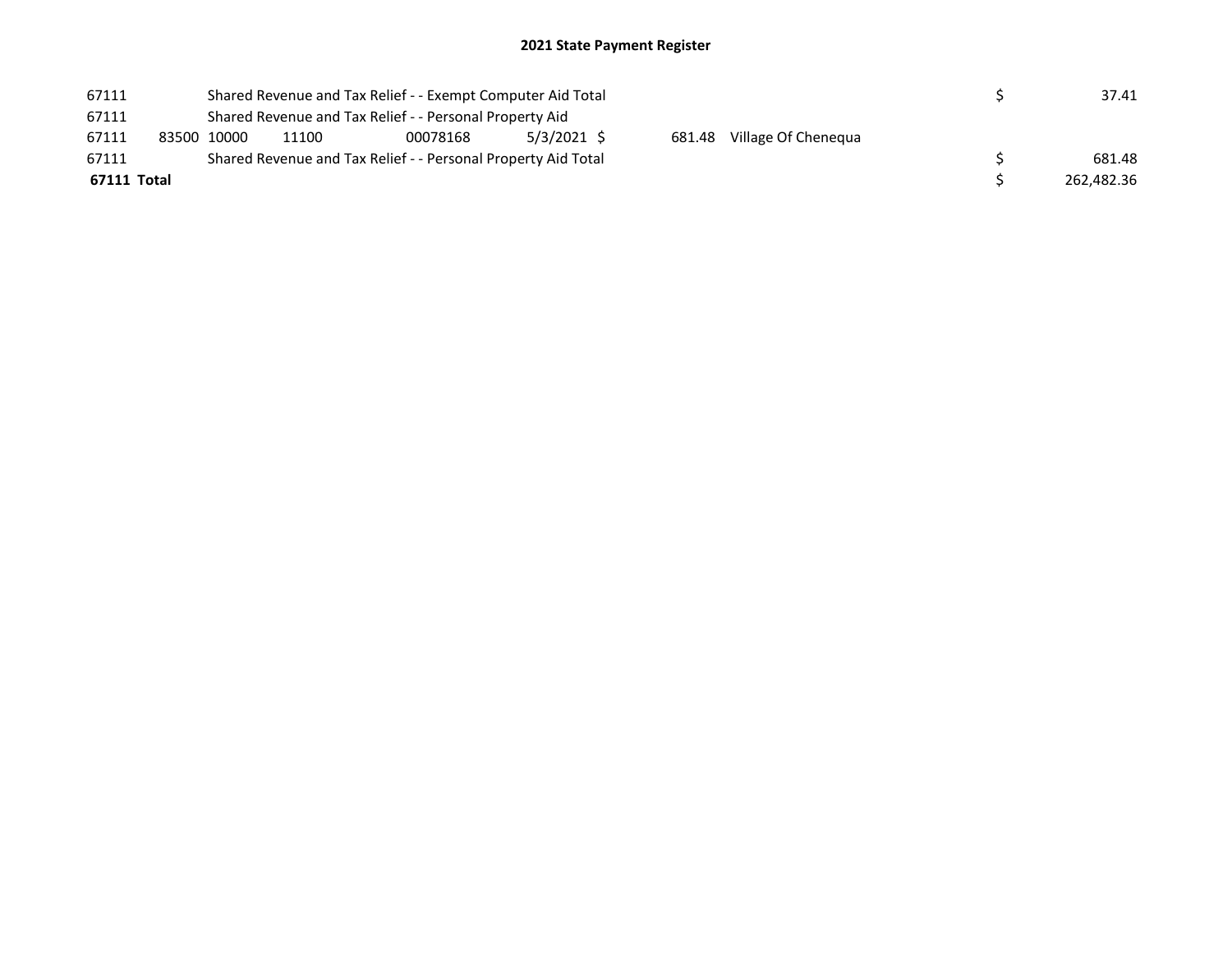## 2021 State Payment Register

| | | | | | | | | | |
|---|---|---|---|---|---|---|---|---|---|
| 67111 | | Shared Revenue and Tax Relief - - Exempt Computer Aid Total | | | | | | $ | 37.41 |
| 67111 | | Shared Revenue and Tax Relief - - Personal Property Aid | | | | | | | |
| 67111 | 83500 | 10000 | 11100 | 00078168 | 5/3/2021 | $ 681.48 | Village Of Chenequa | | |
| 67111 | | Shared Revenue and Tax Relief - - Personal Property Aid Total | | | | | | $ | 681.48 |
| **67111 Total** | | | | | | | | $ | 262,482.36 |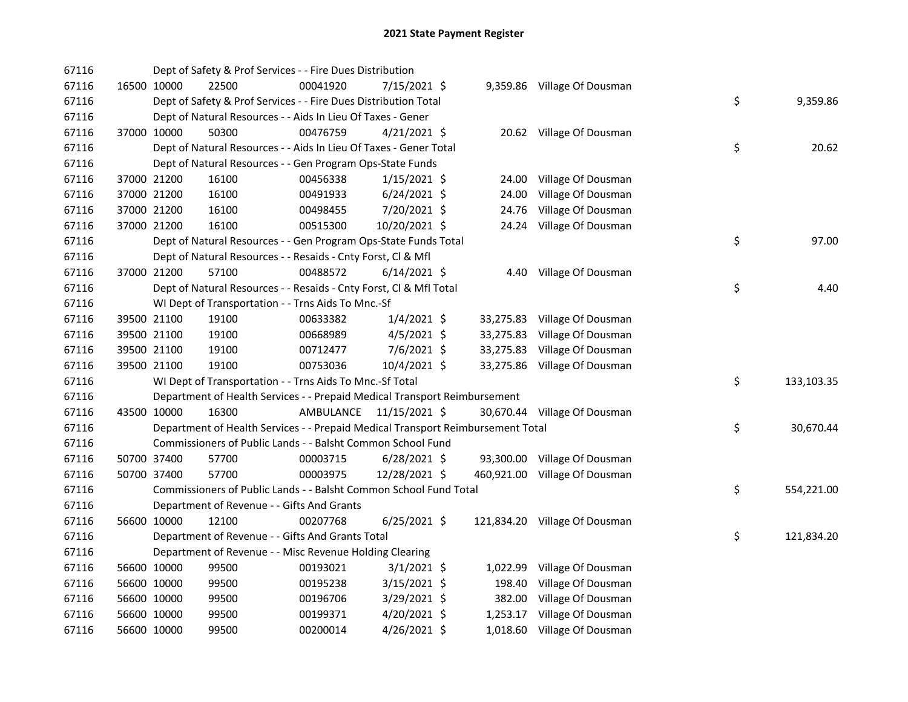# 2021 State Payment Register

| | | | | | | | | | |
|---|---|---|---|---|---|---|---|---|---|
| 67116 | | | Dept of Safety & Prof Services - - Fire Dues Distribution | | | | | | |
| 67116 | 16500 | 10000 | 22500 | 00041920 | 7/15/2021 | $ | 9,359.86 | Village Of Dousman | |
| 67116 | | | Dept of Safety & Prof Services - - Fire Dues Distribution Total | | | | | | $ 9,359.86 |
| 67116 | | | Dept of Natural Resources - - Aids In Lieu Of Taxes - Gener | | | | | | |
| 67116 | 37000 | 10000 | 50300 | 00476759 | 4/21/2021 | $ | 20.62 | Village Of Dousman | |
| 67116 | | | Dept of Natural Resources - - Aids In Lieu Of Taxes - Gener Total | | | | | | $ 20.62 |
| 67116 | | | Dept of Natural Resources - - Gen Program Ops-State Funds | | | | | | |
| 67116 | 37000 | 21200 | 16100 | 00456338 | 1/15/2021 | $ | 24.00 | Village Of Dousman | |
| 67116 | 37000 | 21200 | 16100 | 00491933 | 6/24/2021 | $ | 24.00 | Village Of Dousman | |
| 67116 | 37000 | 21200 | 16100 | 00498455 | 7/20/2021 | $ | 24.76 | Village Of Dousman | |
| 67116 | 37000 | 21200 | 16100 | 00515300 | 10/20/2021 | $ | 24.24 | Village Of Dousman | |
| 67116 | | | Dept of Natural Resources - - Gen Program Ops-State Funds Total | | | | | | $ 97.00 |
| 67116 | | | Dept of Natural Resources - - Resaids - Cnty Forst, Cl & Mfl | | | | | | |
| 67116 | 37000 | 21200 | 57100 | 00488572 | 6/14/2021 | $ | 4.40 | Village Of Dousman | |
| 67116 | | | Dept of Natural Resources - - Resaids - Cnty Forst, Cl & Mfl Total | | | | | | $ 4.40 |
| 67116 | | | WI Dept of Transportation - - Trns Aids To Mnc.-Sf | | | | | | |
| 67116 | 39500 | 21100 | 19100 | 00633382 | 1/4/2021 | $ | 33,275.83 | Village Of Dousman | |
| 67116 | 39500 | 21100 | 19100 | 00668989 | 4/5/2021 | $ | 33,275.83 | Village Of Dousman | |
| 67116 | 39500 | 21100 | 19100 | 00712477 | 7/6/2021 | $ | 33,275.83 | Village Of Dousman | |
| 67116 | 39500 | 21100 | 19100 | 00753036 | 10/4/2021 | $ | 33,275.86 | Village Of Dousman | |
| 67116 | | | WI Dept of Transportation - - Trns Aids To Mnc.-Sf Total | | | | | | $ 133,103.35 |
| 67116 | | | Department of Health Services - - Prepaid Medical Transport Reimbursement | | | | | | |
| 67116 | 43500 | 10000 | 16300 | AMBULANCE | 11/15/2021 | $ | 30,670.44 | Village Of Dousman | |
| 67116 | | | Department of Health Services - - Prepaid Medical Transport Reimbursement Total | | | | | | $ 30,670.44 |
| 67116 | | | Commissioners of Public Lands - - Balsht Common School Fund | | | | | | |
| 67116 | 50700 | 37400 | 57700 | 00003715 | 6/28/2021 | $ | 93,300.00 | Village Of Dousman | |
| 67116 | 50700 | 37400 | 57700 | 00003975 | 12/28/2021 | $ | 460,921.00 | Village Of Dousman | |
| 67116 | | | Commissioners of Public Lands - - Balsht Common School Fund Total | | | | | | $ 554,221.00 |
| 67116 | | | Department of Revenue - - Gifts And Grants | | | | | | |
| 67116 | 56600 | 10000 | 12100 | 00207768 | 6/25/2021 | $ | 121,834.20 | Village Of Dousman | |
| 67116 | | | Department of Revenue - - Gifts And Grants Total | | | | | | $ 121,834.20 |
| 67116 | | | Department of Revenue - - Misc Revenue Holding Clearing | | | | | | |
| 67116 | 56600 | 10000 | 99500 | 00193021 | 3/1/2021 | $ | 1,022.99 | Village Of Dousman | |
| 67116 | 56600 | 10000 | 99500 | 00195238 | 3/15/2021 | $ | 198.40 | Village Of Dousman | |
| 67116 | 56600 | 10000 | 99500 | 00196706 | 3/29/2021 | $ | 382.00 | Village Of Dousman | |
| 67116 | 56600 | 10000 | 99500 | 00199371 | 4/20/2021 | $ | 1,253.17 | Village Of Dousman | |
| 67116 | 56600 | 10000 | 99500 | 00200014 | 4/26/2021 | $ | 1,018.60 | Village Of Dousman | |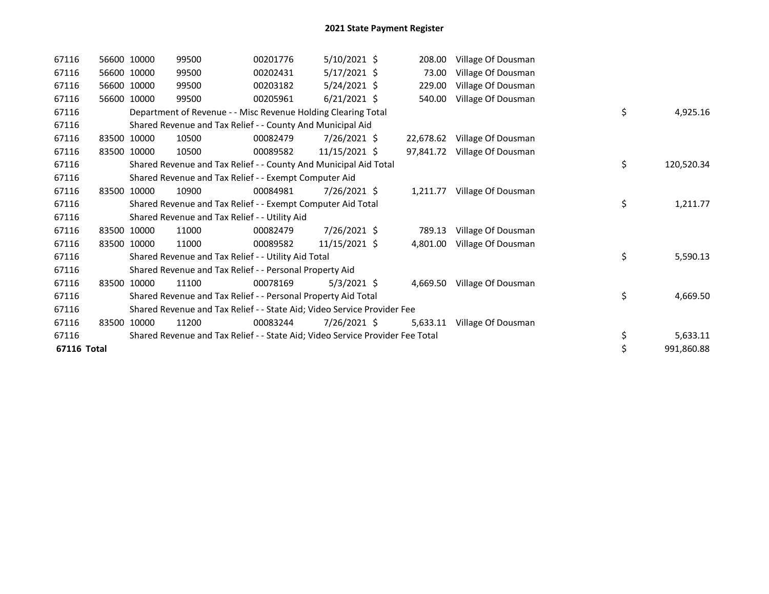# 2021 State Payment Register

| | | | | | | | | | |
|---|---|---|---|---|---|---|---|---|---|
| 67116 | 56600 | 10000 | 99500 | 00201776 | 5/10/2021 | $ 208.00 | Village Of Dousman | | |
| 67116 | 56600 | 10000 | 99500 | 00202431 | 5/17/2021 | $ 73.00 | Village Of Dousman | | |
| 67116 | 56600 | 10000 | 99500 | 00203182 | 5/24/2021 | $ 229.00 | Village Of Dousman | | |
| 67116 | 56600 | 10000 | 99500 | 00205961 | 6/21/2021 | $ 540.00 | Village Of Dousman | | |
| 67116 | | Department of Revenue - - Misc Revenue Holding Clearing Total | | | | | | $ | 4,925.16 |
| 67116 | | Shared Revenue and Tax Relief - - County And Municipal Aid | | | | | | | |
| 67116 | 83500 | 10000 | 10500 | 00082479 | 7/26/2021 | $ 22,678.62 | Village Of Dousman | | |
| 67116 | 83500 | 10000 | 10500 | 00089582 | 11/15/2021 | $ 97,841.72 | Village Of Dousman | | |
| 67116 | | Shared Revenue and Tax Relief - - County And Municipal Aid Total | | | | | | $ | 120,520.34 |
| 67116 | | Shared Revenue and Tax Relief - - Exempt Computer Aid | | | | | | | |
| 67116 | 83500 | 10000 | 10900 | 00084981 | 7/26/2021 | $ 1,211.77 | Village Of Dousman | | |
| 67116 | | Shared Revenue and Tax Relief - - Exempt Computer Aid Total | | | | | | $ | 1,211.77 |
| 67116 | | Shared Revenue and Tax Relief - - Utility Aid | | | | | | | |
| 67116 | 83500 | 10000 | 11000 | 00082479 | 7/26/2021 | $ 789.13 | Village Of Dousman | | |
| 67116 | 83500 | 10000 | 11000 | 00089582 | 11/15/2021 | $ 4,801.00 | Village Of Dousman | | |
| 67116 | | Shared Revenue and Tax Relief - - Utility Aid Total | | | | | | $ | 5,590.13 |
| 67116 | | Shared Revenue and Tax Relief - - Personal Property Aid | | | | | | | |
| 67116 | 83500 | 10000 | 11100 | 00078169 | 5/3/2021 | $ 4,669.50 | Village Of Dousman | | |
| 67116 | | Shared Revenue and Tax Relief - - Personal Property Aid Total | | | | | | $ | 4,669.50 |
| 67116 | | Shared Revenue and Tax Relief - - State Aid; Video Service Provider Fee | | | | | | | |
| 67116 | 83500 | 10000 | 11200 | 00083244 | 7/26/2021 | $ 5,633.11 | Village Of Dousman | | |
| 67116 | | Shared Revenue and Tax Relief - - State Aid; Video Service Provider Fee Total | | | | | | $ | 5,633.11 |
| **67116 Total** | | | | | | | | $ | 991,860.88 |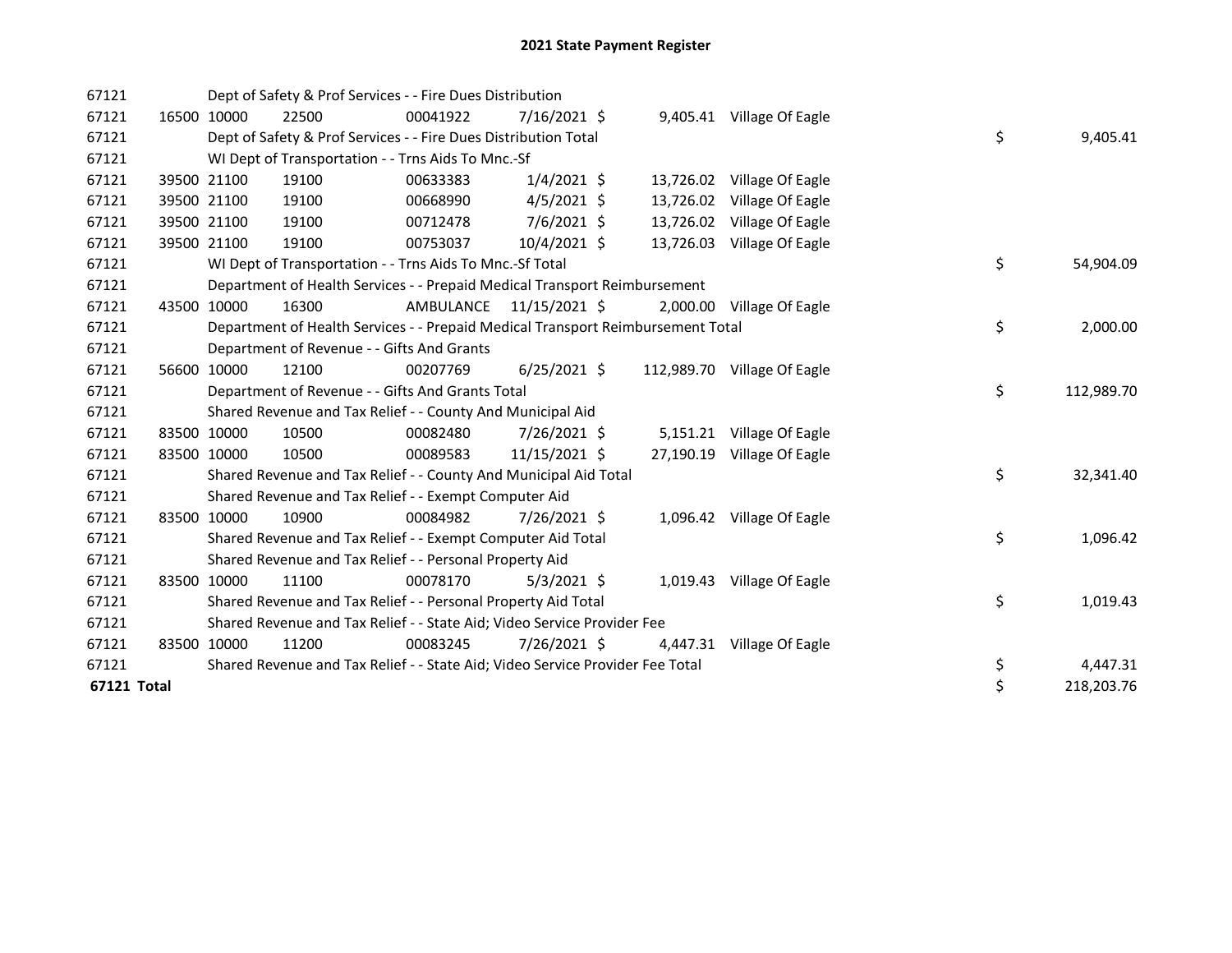# 2021 State Payment Register

| | | | | | | | | | |
|---|---|---|---|---|---|---|---|---|---|
| 67121 | | | Dept of Safety & Prof Services - - Fire Dues Distribution | | | | | | |
| 67121 | 16500 | 10000 | 22500 | 00041922 | 7/16/2021 | $ 9,405.41 | Village Of Eagle | | |
| 67121 | | | Dept of Safety & Prof Services - - Fire Dues Distribution Total | | | | | $ | 9,405.41 |
| 67121 | | | WI Dept of Transportation - - Trns Aids To Mnc.-Sf | | | | | | |
| 67121 | 39500 | 21100 | 19100 | 00633383 | 1/4/2021 | $ 13,726.02 | Village Of Eagle | | |
| 67121 | 39500 | 21100 | 19100 | 00668990 | 4/5/2021 | $ 13,726.02 | Village Of Eagle | | |
| 67121 | 39500 | 21100 | 19100 | 00712478 | 7/6/2021 | $ 13,726.02 | Village Of Eagle | | |
| 67121 | 39500 | 21100 | 19100 | 00753037 | 10/4/2021 | $ 13,726.03 | Village Of Eagle | | |
| 67121 | | | WI Dept of Transportation - - Trns Aids To Mnc.-Sf Total | | | | | $ | 54,904.09 |
| 67121 | | | Department of Health Services - - Prepaid Medical Transport Reimbursement | | | | | | |
| 67121 | 43500 | 10000 | 16300 | AMBULANCE | 11/15/2021 | $ 2,000.00 | Village Of Eagle | | |
| 67121 | | | Department of Health Services - - Prepaid Medical Transport Reimbursement Total | | | | | $ | 2,000.00 |
| 67121 | | | Department of Revenue - - Gifts And Grants | | | | | | |
| 67121 | 56600 | 10000 | 12100 | 00207769 | 6/25/2021 | $ 112,989.70 | Village Of Eagle | | |
| 67121 | | | Department of Revenue - - Gifts And Grants Total | | | | | $ | 112,989.70 |
| 67121 | | | Shared Revenue and Tax Relief - - County And Municipal Aid | | | | | | |
| 67121 | 83500 | 10000 | 10500 | 00082480 | 7/26/2021 | $ 5,151.21 | Village Of Eagle | | |
| 67121 | 83500 | 10000 | 10500 | 00089583 | 11/15/2021 | $ 27,190.19 | Village Of Eagle | | |
| 67121 | | | Shared Revenue and Tax Relief - - County And Municipal Aid Total | | | | | $ | 32,341.40 |
| 67121 | | | Shared Revenue and Tax Relief - - Exempt Computer Aid | | | | | | |
| 67121 | 83500 | 10000 | 10900 | 00084982 | 7/26/2021 | $ 1,096.42 | Village Of Eagle | | |
| 67121 | | | Shared Revenue and Tax Relief - - Exempt Computer Aid Total | | | | | $ | 1,096.42 |
| 67121 | | | Shared Revenue and Tax Relief - - Personal Property Aid | | | | | | |
| 67121 | 83500 | 10000 | 11100 | 00078170 | 5/3/2021 | $ 1,019.43 | Village Of Eagle | | |
| 67121 | | | Shared Revenue and Tax Relief - - Personal Property Aid Total | | | | | $ | 1,019.43 |
| 67121 | | | Shared Revenue and Tax Relief - - State Aid; Video Service Provider Fee | | | | | | |
| 67121 | 83500 | 10000 | 11200 | 00083245 | 7/26/2021 | $ 4,447.31 | Village Of Eagle | | |
| 67121 | | | Shared Revenue and Tax Relief - - State Aid; Video Service Provider Fee Total | | | | | $ | 4,447.31 |
| **67121 Total** | | | | | | | | $ | 218,203.76 |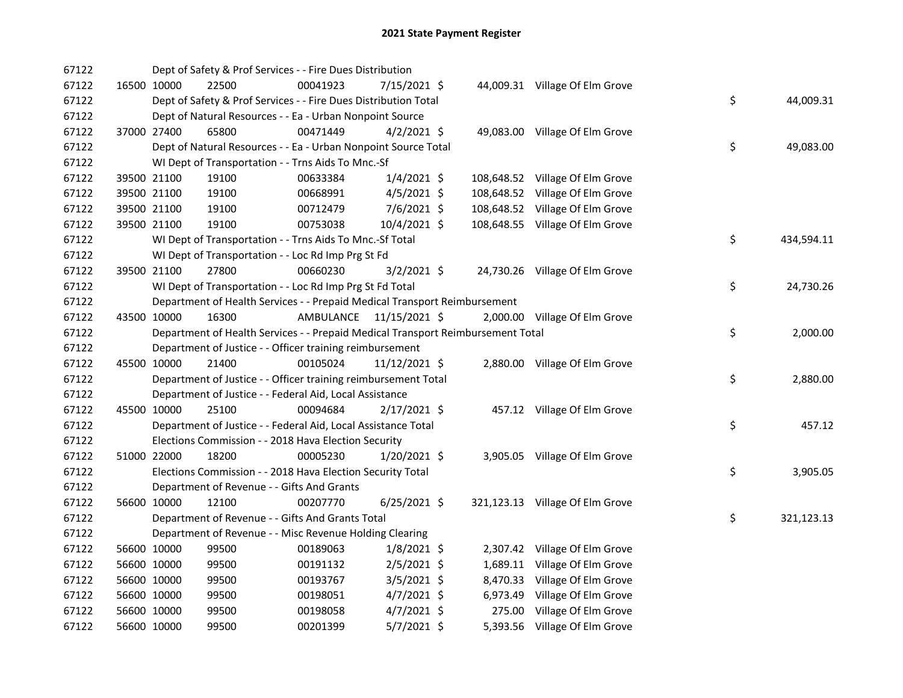# 2021 State Payment Register

| | | | | | | | | | |
|---|---|---|---|---|---|---|---|---|---|
| 67122 | | | Dept of Safety & Prof Services - - Fire Dues Distribution | | | | | | |
| 67122 | 16500 | 10000 | 22500 | 00041923 | 7/15/2021 | $ 44,009.31 | Village Of Elm Grove | | |
| 67122 | | | Dept of Safety & Prof Services - - Fire Dues Distribution Total | | | | | $ | 44,009.31 |
| 67122 | | | Dept of Natural Resources - - Ea - Urban Nonpoint Source | | | | | | |
| 67122 | 37000 | 27400 | 65800 | 00471449 | 4/2/2021 | $ 49,083.00 | Village Of Elm Grove | | |
| 67122 | | | Dept of Natural Resources - - Ea - Urban Nonpoint Source Total | | | | | $ | 49,083.00 |
| 67122 | | | WI Dept of Transportation - - Trns Aids To Mnc.-Sf | | | | | | |
| 67122 | 39500 | 21100 | 19100 | 00633384 | 1/4/2021 | $ 108,648.52 | Village Of Elm Grove | | |
| 67122 | 39500 | 21100 | 19100 | 00668991 | 4/5/2021 | $ 108,648.52 | Village Of Elm Grove | | |
| 67122 | 39500 | 21100 | 19100 | 00712479 | 7/6/2021 | $ 108,648.52 | Village Of Elm Grove | | |
| 67122 | 39500 | 21100 | 19100 | 00753038 | 10/4/2021 | $ 108,648.55 | Village Of Elm Grove | | |
| 67122 | | | WI Dept of Transportation - - Trns Aids To Mnc.-Sf Total | | | | | $ | 434,594.11 |
| 67122 | | | WI Dept of Transportation - - Loc Rd Imp Prg St Fd | | | | | | |
| 67122 | 39500 | 21100 | 27800 | 00660230 | 3/2/2021 | $ 24,730.26 | Village Of Elm Grove | | |
| 67122 | | | WI Dept of Transportation - - Loc Rd Imp Prg St Fd Total | | | | | $ | 24,730.26 |
| 67122 | | | Department of Health Services - - Prepaid Medical Transport Reimbursement | | | | | | |
| 67122 | 43500 | 10000 | 16300 | AMBULANCE | 11/15/2021 | $ 2,000.00 | Village Of Elm Grove | | |
| 67122 | | | Department of Health Services - - Prepaid Medical Transport Reimbursement Total | | | | | $ | 2,000.00 |
| 67122 | | | Department of Justice - - Officer training reimbursement | | | | | | |
| 67122 | 45500 | 10000 | 21400 | 00105024 | 11/12/2021 | $ 2,880.00 | Village Of Elm Grove | | |
| 67122 | | | Department of Justice - - Officer training reimbursement Total | | | | | $ | 2,880.00 |
| 67122 | | | Department of Justice - - Federal Aid, Local Assistance | | | | | | |
| 67122 | 45500 | 10000 | 25100 | 00094684 | 2/17/2021 | $ 457.12 | Village Of Elm Grove | | |
| 67122 | | | Department of Justice - - Federal Aid, Local Assistance Total | | | | | $ | 457.12 |
| 67122 | | | Elections Commission - - 2018 Hava Election Security | | | | | | |
| 67122 | 51000 | 22000 | 18200 | 00005230 | 1/20/2021 | $ 3,905.05 | Village Of Elm Grove | | |
| 67122 | | | Elections Commission - - 2018 Hava Election Security Total | | | | | $ | 3,905.05 |
| 67122 | | | Department of Revenue - - Gifts And Grants | | | | | | |
| 67122 | 56600 | 10000 | 12100 | 00207770 | 6/25/2021 | $ 321,123.13 | Village Of Elm Grove | | |
| 67122 | | | Department of Revenue - - Gifts And Grants Total | | | | | $ | 321,123.13 |
| 67122 | | | Department of Revenue - - Misc Revenue Holding Clearing | | | | | | |
| 67122 | 56600 | 10000 | 99500 | 00189063 | 1/8/2021 | $ 2,307.42 | Village Of Elm Grove | | |
| 67122 | 56600 | 10000 | 99500 | 00191132 | 2/5/2021 | $ 1,689.11 | Village Of Elm Grove | | |
| 67122 | 56600 | 10000 | 99500 | 00193767 | 3/5/2021 | $ 8,470.33 | Village Of Elm Grove | | |
| 67122 | 56600 | 10000 | 99500 | 00198051 | 4/7/2021 | $ 6,973.49 | Village Of Elm Grove | | |
| 67122 | 56600 | 10000 | 99500 | 00198058 | 4/7/2021 | $ 275.00 | Village Of Elm Grove | | |
| 67122 | 56600 | 10000 | 99500 | 00201399 | 5/7/2021 | $ 5,393.56 | Village Of Elm Grove | | |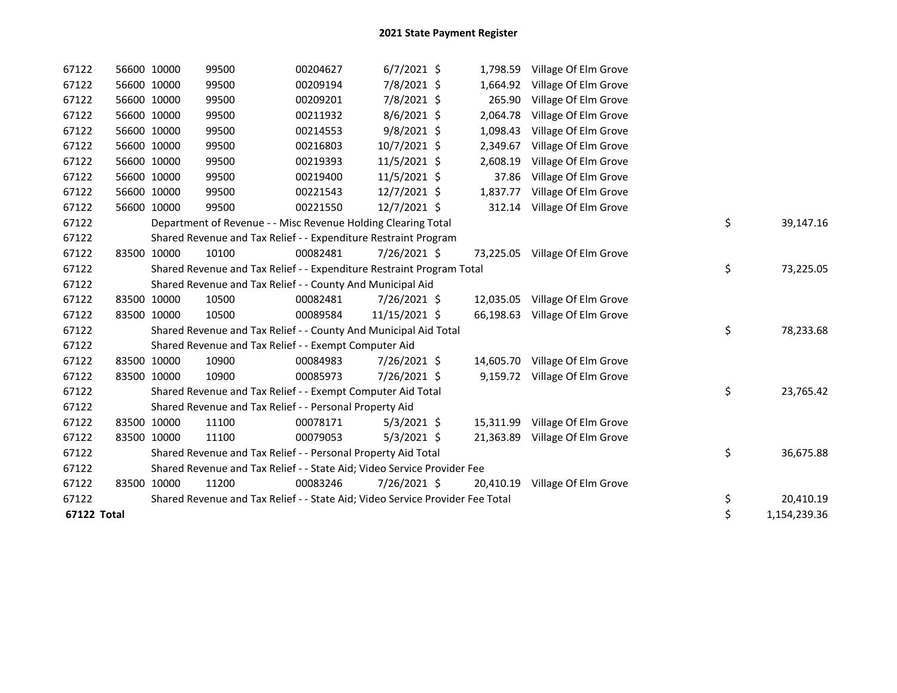# 2021 State Payment Register

| | | | | | | | | | |
|---|---|---|---|---|---|---|---|---|---|
| 67122 | 56600 | 10000 | 99500 | 00204627 | 6/7/2021 | $ | 1,798.59 | Village Of Elm Grove | |
| 67122 | 56600 | 10000 | 99500 | 00209194 | 7/8/2021 | $ | 1,664.92 | Village Of Elm Grove | |
| 67122 | 56600 | 10000 | 99500 | 00209201 | 7/8/2021 | $ | 265.90 | Village Of Elm Grove | |
| 67122 | 56600 | 10000 | 99500 | 00211932 | 8/6/2021 | $ | 2,064.78 | Village Of Elm Grove | |
| 67122 | 56600 | 10000 | 99500 | 00214553 | 9/8/2021 | $ | 1,098.43 | Village Of Elm Grove | |
| 67122 | 56600 | 10000 | 99500 | 00216803 | 10/7/2021 | $ | 2,349.67 | Village Of Elm Grove | |
| 67122 | 56600 | 10000 | 99500 | 00219393 | 11/5/2021 | $ | 2,608.19 | Village Of Elm Grove | |
| 67122 | 56600 | 10000 | 99500 | 00219400 | 11/5/2021 | $ | 37.86 | Village Of Elm Grove | |
| 67122 | 56600 | 10000 | 99500 | 00221543 | 12/7/2021 | $ | 1,837.77 | Village Of Elm Grove | |
| 67122 | 56600 | 10000 | 99500 | 00221550 | 12/7/2021 | $ | 312.14 | Village Of Elm Grove | |
| 67122 | | Department of Revenue - - Misc Revenue Holding Clearing Total | | | | | | | $ 39,147.16 |
| 67122 | | Shared Revenue and Tax Relief - - Expenditure Restraint Program | | | | | | | |
| 67122 | 83500 | 10000 | 10100 | 00082481 | 7/26/2021 | $ | 73,225.05 | Village Of Elm Grove | |
| 67122 | | Shared Revenue and Tax Relief - - Expenditure Restraint Program Total | | | | | | | $ 73,225.05 |
| 67122 | | Shared Revenue and Tax Relief - - County And Municipal Aid | | | | | | | |
| 67122 | 83500 | 10000 | 10500 | 00082481 | 7/26/2021 | $ | 12,035.05 | Village Of Elm Grove | |
| 67122 | 83500 | 10000 | 10500 | 00089584 | 11/15/2021 | $ | 66,198.63 | Village Of Elm Grove | |
| 67122 | | Shared Revenue and Tax Relief - - County And Municipal Aid Total | | | | | | | $ 78,233.68 |
| 67122 | | Shared Revenue and Tax Relief - - Exempt Computer Aid | | | | | | | |
| 67122 | 83500 | 10000 | 10900 | 00084983 | 7/26/2021 | $ | 14,605.70 | Village Of Elm Grove | |
| 67122 | 83500 | 10000 | 10900 | 00085973 | 7/26/2021 | $ | 9,159.72 | Village Of Elm Grove | |
| 67122 | | Shared Revenue and Tax Relief - - Exempt Computer Aid Total | | | | | | | $ 23,765.42 |
| 67122 | | Shared Revenue and Tax Relief - - Personal Property Aid | | | | | | | |
| 67122 | 83500 | 10000 | 11100 | 00078171 | 5/3/2021 | $ | 15,311.99 | Village Of Elm Grove | |
| 67122 | 83500 | 10000 | 11100 | 00079053 | 5/3/2021 | $ | 21,363.89 | Village Of Elm Grove | |
| 67122 | | Shared Revenue and Tax Relief - - Personal Property Aid Total | | | | | | | $ 36,675.88 |
| 67122 | | Shared Revenue and Tax Relief - - State Aid; Video Service Provider Fee | | | | | | | |
| 67122 | 83500 | 10000 | 11200 | 00083246 | 7/26/2021 | $ | 20,410.19 | Village Of Elm Grove | |
| 67122 | | Shared Revenue and Tax Relief - - State Aid; Video Service Provider Fee Total | | | | | | | $ 20,410.19 |
| **67122 Total** | | | | | | | | | $ 1,154,239.36 |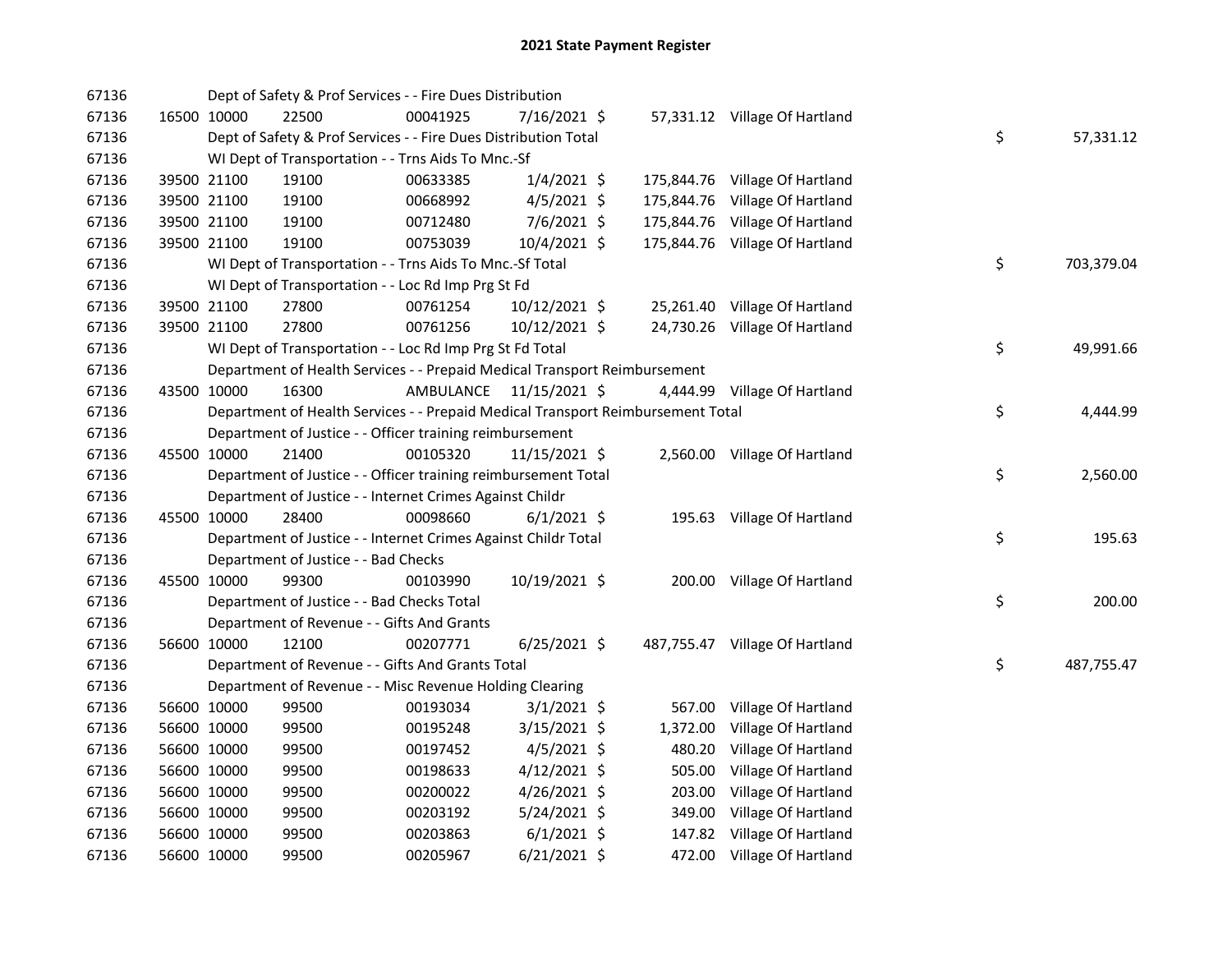## 2021 State Payment Register

| | | | | | | | | | |
|---|---|---|---|---|---|---|---|---|---|
| 67136 | | | Dept of Safety & Prof Services - - Fire Dues Distribution | | | | | | |
| 67136 | 16500 | 10000 | 22500 | 00041925 | 7/16/2021 | $ 57,331.12 | Village Of Hartland | | |
| 67136 | | | Dept of Safety & Prof Services - - Fire Dues Distribution Total | | | | | $ | 57,331.12 |
| 67136 | | | WI Dept of Transportation - - Trns Aids To Mnc.-Sf | | | | | | |
| 67136 | 39500 | 21100 | 19100 | 00633385 | 1/4/2021 | $ 175,844.76 | Village Of Hartland | | |
| 67136 | 39500 | 21100 | 19100 | 00668992 | 4/5/2021 | $ 175,844.76 | Village Of Hartland | | |
| 67136 | 39500 | 21100 | 19100 | 00712480 | 7/6/2021 | $ 175,844.76 | Village Of Hartland | | |
| 67136 | 39500 | 21100 | 19100 | 00753039 | 10/4/2021 | $ 175,844.76 | Village Of Hartland | | |
| 67136 | | | WI Dept of Transportation - - Trns Aids To Mnc.-Sf Total | | | | | $ | 703,379.04 |
| 67136 | | | WI Dept of Transportation - - Loc Rd Imp Prg St Fd | | | | | | |
| 67136 | 39500 | 21100 | 27800 | 00761254 | 10/12/2021 | $ 25,261.40 | Village Of Hartland | | |
| 67136 | 39500 | 21100 | 27800 | 00761256 | 10/12/2021 | $ 24,730.26 | Village Of Hartland | | |
| 67136 | | | WI Dept of Transportation - - Loc Rd Imp Prg St Fd Total | | | | | $ | 49,991.66 |
| 67136 | | | Department of Health Services - - Prepaid Medical Transport Reimbursement | | | | | | |
| 67136 | 43500 | 10000 | 16300 | AMBULANCE | 11/15/2021 | $ 4,444.99 | Village Of Hartland | | |
| 67136 | | | Department of Health Services - - Prepaid Medical Transport Reimbursement Total | | | | | $ | 4,444.99 |
| 67136 | | | Department of Justice - - Officer training reimbursement | | | | | | |
| 67136 | 45500 | 10000 | 21400 | 00105320 | 11/15/2021 | $ 2,560.00 | Village Of Hartland | | |
| 67136 | | | Department of Justice - - Officer training reimbursement Total | | | | | $ | 2,560.00 |
| 67136 | | | Department of Justice - - Internet Crimes Against Childr | | | | | | |
| 67136 | 45500 | 10000 | 28400 | 00098660 | 6/1/2021 | $ 195.63 | Village Of Hartland | | |
| 67136 | | | Department of Justice - - Internet Crimes Against Childr Total | | | | | $ | 195.63 |
| 67136 | | | Department of Justice - - Bad Checks | | | | | | |
| 67136 | 45500 | 10000 | 99300 | 00103990 | 10/19/2021 | $ 200.00 | Village Of Hartland | | |
| 67136 | | | Department of Justice - - Bad Checks Total | | | | | $ | 200.00 |
| 67136 | | | Department of Revenue - - Gifts And Grants | | | | | | |
| 67136 | 56600 | 10000 | 12100 | 00207771 | 6/25/2021 | $ 487,755.47 | Village Of Hartland | | |
| 67136 | | | Department of Revenue - - Gifts And Grants Total | | | | | $ | 487,755.47 |
| 67136 | | | Department of Revenue - - Misc Revenue Holding Clearing | | | | | | |
| 67136 | 56600 | 10000 | 99500 | 00193034 | 3/1/2021 | $ 567.00 | Village Of Hartland | | |
| 67136 | 56600 | 10000 | 99500 | 00195248 | 3/15/2021 | $ 1,372.00 | Village Of Hartland | | |
| 67136 | 56600 | 10000 | 99500 | 00197452 | 4/5/2021 | $ 480.20 | Village Of Hartland | | |
| 67136 | 56600 | 10000 | 99500 | 00198633 | 4/12/2021 | $ 505.00 | Village Of Hartland | | |
| 67136 | 56600 | 10000 | 99500 | 00200022 | 4/26/2021 | $ 203.00 | Village Of Hartland | | |
| 67136 | 56600 | 10000 | 99500 | 00203192 | 5/24/2021 | $ 349.00 | Village Of Hartland | | |
| 67136 | 56600 | 10000 | 99500 | 00203863 | 6/1/2021 | $ 147.82 | Village Of Hartland | | |
| 67136 | 56600 | 10000 | 99500 | 00205967 | 6/21/2021 | $ 472.00 | Village Of Hartland | | |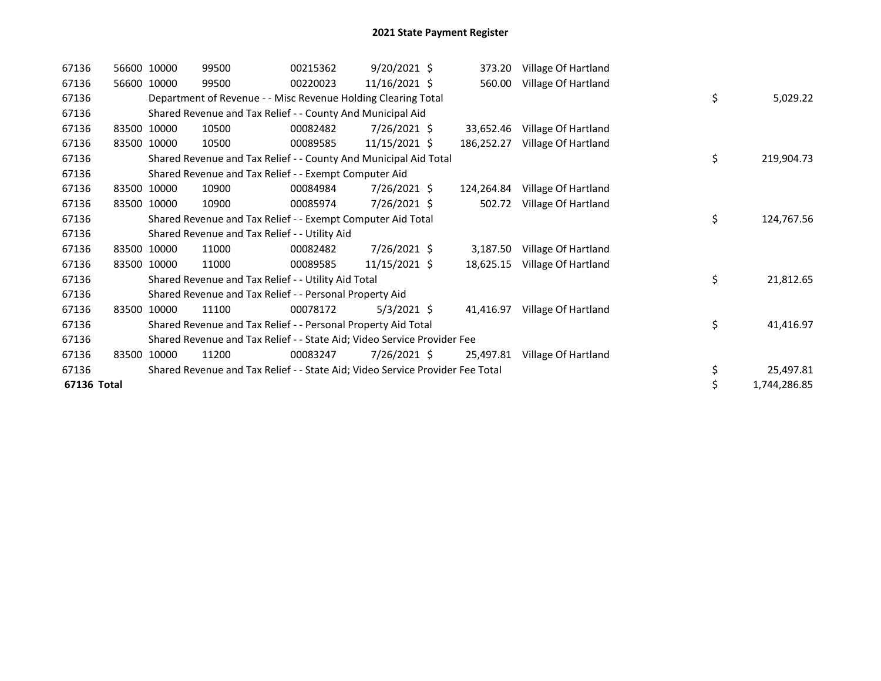# 2021 State Payment Register

| | | | | | | | | | |
|---|---|---|---|---|---|---|---|---|---|
| 67136 | 56600 | 10000 | 99500 | 00215362 | 9/20/2021 | $ | 373.20 | Village Of Hartland | |
| 67136 | 56600 | 10000 | 99500 | 00220023 | 11/16/2021 | $ | 560.00 | Village Of Hartland | |
| 67136 | | Department of Revenue - - Misc Revenue Holding Clearing Total | | | | | | | $ 5,029.22 |
| 67136 | | Shared Revenue and Tax Relief - - County And Municipal Aid | | | | | | | |
| 67136 | 83500 | 10000 | 10500 | 00082482 | 7/26/2021 | $ | 33,652.46 | Village Of Hartland | |
| 67136 | 83500 | 10000 | 10500 | 00089585 | 11/15/2021 | $ | 186,252.27 | Village Of Hartland | |
| 67136 | | Shared Revenue and Tax Relief - - County And Municipal Aid Total | | | | | | | $ 219,904.73 |
| 67136 | | Shared Revenue and Tax Relief - - Exempt Computer Aid | | | | | | | |
| 67136 | 83500 | 10000 | 10900 | 00084984 | 7/26/2021 | $ | 124,264.84 | Village Of Hartland | |
| 67136 | 83500 | 10000 | 10900 | 00085974 | 7/26/2021 | $ | 502.72 | Village Of Hartland | |
| 67136 | | Shared Revenue and Tax Relief - - Exempt Computer Aid Total | | | | | | | $ 124,767.56 |
| 67136 | | Shared Revenue and Tax Relief - - Utility Aid | | | | | | | |
| 67136 | 83500 | 10000 | 11000 | 00082482 | 7/26/2021 | $ | 3,187.50 | Village Of Hartland | |
| 67136 | 83500 | 10000 | 11000 | 00089585 | 11/15/2021 | $ | 18,625.15 | Village Of Hartland | |
| 67136 | | Shared Revenue and Tax Relief - - Utility Aid Total | | | | | | | $ 21,812.65 |
| 67136 | | Shared Revenue and Tax Relief - - Personal Property Aid | | | | | | | |
| 67136 | 83500 | 10000 | 11100 | 00078172 | 5/3/2021 | $ | 41,416.97 | Village Of Hartland | |
| 67136 | | Shared Revenue and Tax Relief - - Personal Property Aid Total | | | | | | | $ 41,416.97 |
| 67136 | | Shared Revenue and Tax Relief - - State Aid; Video Service Provider Fee | | | | | | | |
| 67136 | 83500 | 10000 | 11200 | 00083247 | 7/26/2021 | $ | 25,497.81 | Village Of Hartland | |
| 67136 | | Shared Revenue and Tax Relief - - State Aid; Video Service Provider Fee Total | | | | | | | $ 25,497.81 |
| **67136 Total** | | | | | | | | | $ 1,744,286.85 |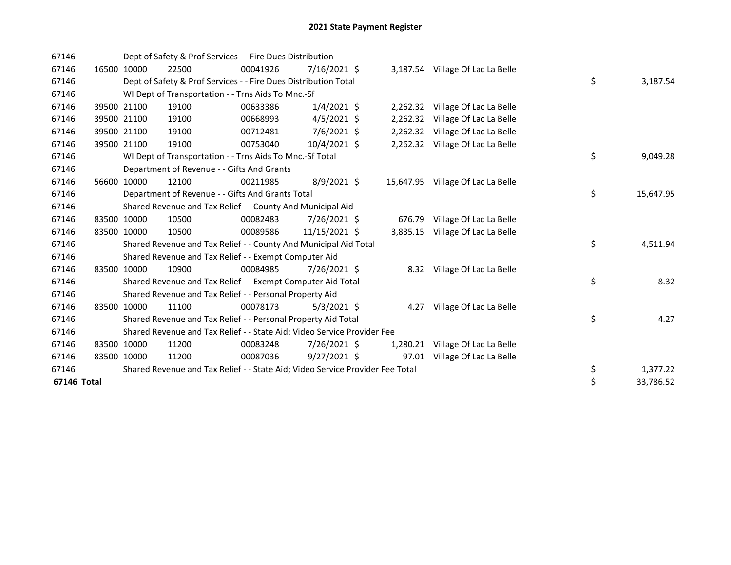# 2021 State Payment Register

| | | | | | | | | | |
|---|---|---|---|---|---|---|---|---|---|
| 67146 | | | Dept of Safety & Prof Services - - Fire Dues Distribution | | | | | | |
| 67146 | 16500 | 10000 | 22500 | 00041926 | 7/16/2021 | $ 3,187.54 | Village Of Lac La Belle | | |
| 67146 | | | Dept of Safety & Prof Services - - Fire Dues Distribution Total | | | | | $ | 3,187.54 |
| 67146 | | | WI Dept of Transportation - - Trns Aids To Mnc.-Sf | | | | | | |
| 67146 | 39500 | 21100 | 19100 | 00633386 | 1/4/2021 | $ 2,262.32 | Village Of Lac La Belle | | |
| 67146 | 39500 | 21100 | 19100 | 00668993 | 4/5/2021 | $ 2,262.32 | Village Of Lac La Belle | | |
| 67146 | 39500 | 21100 | 19100 | 00712481 | 7/6/2021 | $ 2,262.32 | Village Of Lac La Belle | | |
| 67146 | 39500 | 21100 | 19100 | 00753040 | 10/4/2021 | $ 2,262.32 | Village Of Lac La Belle | | |
| 67146 | | | WI Dept of Transportation - - Trns Aids To Mnc.-Sf Total | | | | | $ | 9,049.28 |
| 67146 | | | Department of Revenue - - Gifts And Grants | | | | | | |
| 67146 | 56600 | 10000 | 12100 | 00211985 | 8/9/2021 | $ 15,647.95 | Village Of Lac La Belle | | |
| 67146 | | | Department of Revenue - - Gifts And Grants Total | | | | | $ | 15,647.95 |
| 67146 | | | Shared Revenue and Tax Relief - - County And Municipal Aid | | | | | | |
| 67146 | 83500 | 10000 | 10500 | 00082483 | 7/26/2021 | $ 676.79 | Village Of Lac La Belle | | |
| 67146 | 83500 | 10000 | 10500 | 00089586 | 11/15/2021 | $ 3,835.15 | Village Of Lac La Belle | | |
| 67146 | | | Shared Revenue and Tax Relief - - County And Municipal Aid Total | | | | | $ | 4,511.94 |
| 67146 | | | Shared Revenue and Tax Relief - - Exempt Computer Aid | | | | | | |
| 67146 | 83500 | 10000 | 10900 | 00084985 | 7/26/2021 | $ 8.32 | Village Of Lac La Belle | | |
| 67146 | | | Shared Revenue and Tax Relief - - Exempt Computer Aid Total | | | | | $ | 8.32 |
| 67146 | | | Shared Revenue and Tax Relief - - Personal Property Aid | | | | | | |
| 67146 | 83500 | 10000 | 11100 | 00078173 | 5/3/2021 | $ 4.27 | Village Of Lac La Belle | | |
| 67146 | | | Shared Revenue and Tax Relief - - Personal Property Aid Total | | | | | $ | 4.27 |
| 67146 | | | Shared Revenue and Tax Relief - - State Aid; Video Service Provider Fee | | | | | | |
| 67146 | 83500 | 10000 | 11200 | 00083248 | 7/26/2021 | $ 1,280.21 | Village Of Lac La Belle | | |
| 67146 | 83500 | 10000 | 11200 | 00087036 | 9/27/2021 | $ 97.01 | Village Of Lac La Belle | | |
| 67146 | | | Shared Revenue and Tax Relief - - State Aid; Video Service Provider Fee Total | | | | | $ | 1,377.22 |
| **67146 Total** | | | | | | | | $ | 33,786.52 |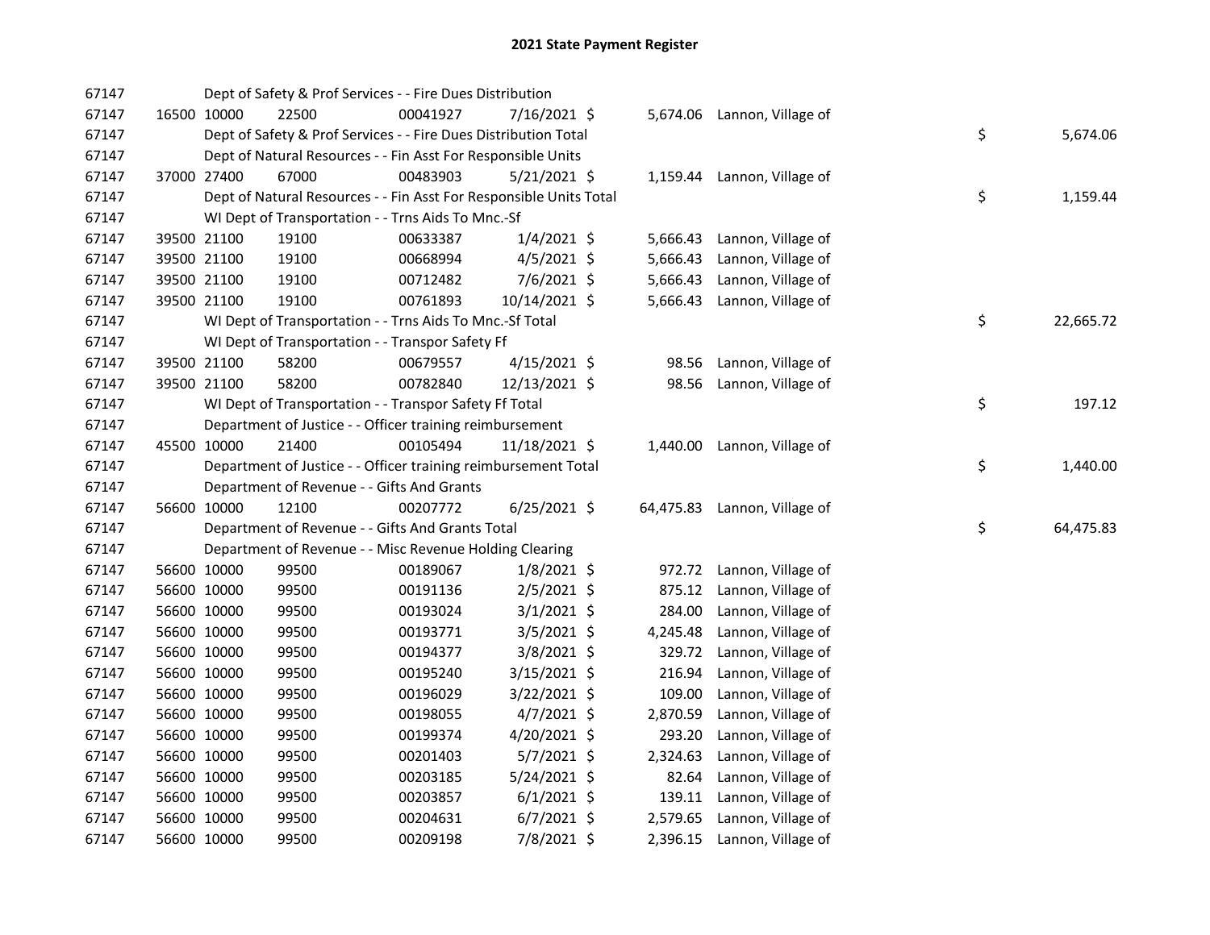# 2021 State Payment Register

| | | | | | | | | | |
|---|---|---|---|---|---|---|---|---|---|
| 67147 | | | Dept of Safety & Prof Services - - Fire Dues Distribution | | | | | | |
| 67147 | 16500 | 10000 | 22500 | 00041927 | 7/16/2021 | $ | 5,674.06 | Lannon, Village of | |
| 67147 | | | Dept of Safety & Prof Services - - Fire Dues Distribution Total | | | | | | $ 5,674.06 |
| 67147 | | | Dept of Natural Resources - - Fin Asst For Responsible Units | | | | | | |
| 67147 | 37000 | 27400 | 67000 | 00483903 | 5/21/2021 | $ | 1,159.44 | Lannon, Village of | |
| 67147 | | | Dept of Natural Resources - - Fin Asst For Responsible Units Total | | | | | | $ 1,159.44 |
| 67147 | | | WI Dept of Transportation - - Trns Aids To Mnc.-Sf | | | | | | |
| 67147 | 39500 | 21100 | 19100 | 00633387 | 1/4/2021 | $ | 5,666.43 | Lannon, Village of | |
| 67147 | 39500 | 21100 | 19100 | 00668994 | 4/5/2021 | $ | 5,666.43 | Lannon, Village of | |
| 67147 | 39500 | 21100 | 19100 | 00712482 | 7/6/2021 | $ | 5,666.43 | Lannon, Village of | |
| 67147 | 39500 | 21100 | 19100 | 00761893 | 10/14/2021 | $ | 5,666.43 | Lannon, Village of | |
| 67147 | | | WI Dept of Transportation - - Trns Aids To Mnc.-Sf Total | | | | | | $ 22,665.72 |
| 67147 | | | WI Dept of Transportation - - Transpor Safety Ff | | | | | | |
| 67147 | 39500 | 21100 | 58200 | 00679557 | 4/15/2021 | $ | 98.56 | Lannon, Village of | |
| 67147 | 39500 | 21100 | 58200 | 00782840 | 12/13/2021 | $ | 98.56 | Lannon, Village of | |
| 67147 | | | WI Dept of Transportation - - Transpor Safety Ff Total | | | | | | $ 197.12 |
| 67147 | | | Department of Justice - - Officer training reimbursement | | | | | | |
| 67147 | 45500 | 10000 | 21400 | 00105494 | 11/18/2021 | $ | 1,440.00 | Lannon, Village of | |
| 67147 | | | Department of Justice - - Officer training reimbursement Total | | | | | | $ 1,440.00 |
| 67147 | | | Department of Revenue - - Gifts And Grants | | | | | | |
| 67147 | 56600 | 10000 | 12100 | 00207772 | 6/25/2021 | $ | 64,475.83 | Lannon, Village of | |
| 67147 | | | Department of Revenue - - Gifts And Grants Total | | | | | | $ 64,475.83 |
| 67147 | | | Department of Revenue - - Misc Revenue Holding Clearing | | | | | | |
| 67147 | 56600 | 10000 | 99500 | 00189067 | 1/8/2021 | $ | 972.72 | Lannon, Village of | |
| 67147 | 56600 | 10000 | 99500 | 00191136 | 2/5/2021 | $ | 875.12 | Lannon, Village of | |
| 67147 | 56600 | 10000 | 99500 | 00193024 | 3/1/2021 | $ | 284.00 | Lannon, Village of | |
| 67147 | 56600 | 10000 | 99500 | 00193771 | 3/5/2021 | $ | 4,245.48 | Lannon, Village of | |
| 67147 | 56600 | 10000 | 99500 | 00194377 | 3/8/2021 | $ | 329.72 | Lannon, Village of | |
| 67147 | 56600 | 10000 | 99500 | 00195240 | 3/15/2021 | $ | 216.94 | Lannon, Village of | |
| 67147 | 56600 | 10000 | 99500 | 00196029 | 3/22/2021 | $ | 109.00 | Lannon, Village of | |
| 67147 | 56600 | 10000 | 99500 | 00198055 | 4/7/2021 | $ | 2,870.59 | Lannon, Village of | |
| 67147 | 56600 | 10000 | 99500 | 00199374 | 4/20/2021 | $ | 293.20 | Lannon, Village of | |
| 67147 | 56600 | 10000 | 99500 | 00201403 | 5/7/2021 | $ | 2,324.63 | Lannon, Village of | |
| 67147 | 56600 | 10000 | 99500 | 00203185 | 5/24/2021 | $ | 82.64 | Lannon, Village of | |
| 67147 | 56600 | 10000 | 99500 | 00203857 | 6/1/2021 | $ | 139.11 | Lannon, Village of | |
| 67147 | 56600 | 10000 | 99500 | 00204631 | 6/7/2021 | $ | 2,579.65 | Lannon, Village of | |
| 67147 | 56600 | 10000 | 99500 | 00209198 | 7/8/2021 | $ | 2,396.15 | Lannon, Village of | |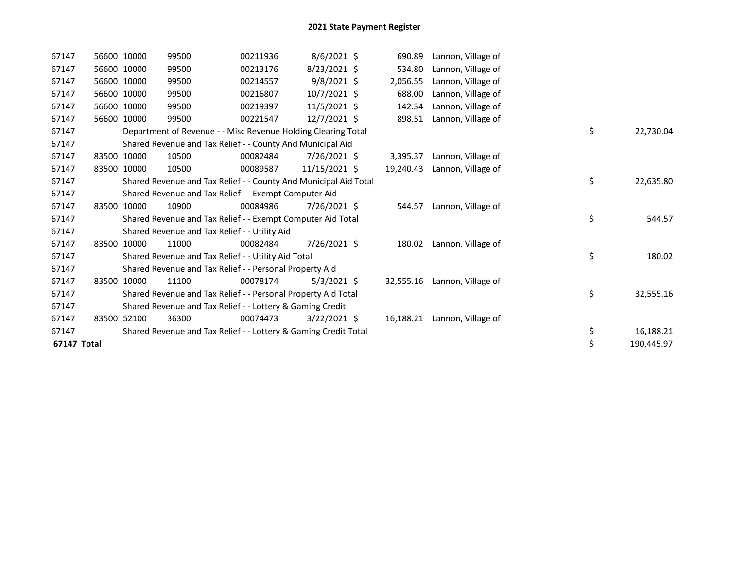## 2021 State Payment Register

| | | | | | | | | | |
|---|---|---|---|---|---|---|---|---|---|
| 67147 | 56600 | 10000 | 99500 | 00211936 | 8/6/2021 | $ 690.89 | Lannon, Village of | | |
| 67147 | 56600 | 10000 | 99500 | 00213176 | 8/23/2021 | $ 534.80 | Lannon, Village of | | |
| 67147 | 56600 | 10000 | 99500 | 00214557 | 9/8/2021 | $ 2,056.55 | Lannon, Village of | | |
| 67147 | 56600 | 10000 | 99500 | 00216807 | 10/7/2021 | $ 688.00 | Lannon, Village of | | |
| 67147 | 56600 | 10000 | 99500 | 00219397 | 11/5/2021 | $ 142.34 | Lannon, Village of | | |
| 67147 | 56600 | 10000 | 99500 | 00221547 | 12/7/2021 | $ 898.51 | Lannon, Village of | | |
| 67147 | | Department of Revenue - - Misc Revenue Holding Clearing Total | | | | | | $ | 22,730.04 |
| 67147 | | Shared Revenue and Tax Relief - - County And Municipal Aid | | | | | | | |
| 67147 | 83500 | 10000 | 10500 | 00082484 | 7/26/2021 | $ 3,395.37 | Lannon, Village of | | |
| 67147 | 83500 | 10000 | 10500 | 00089587 | 11/15/2021 | $ 19,240.43 | Lannon, Village of | | |
| 67147 | | Shared Revenue and Tax Relief - - County And Municipal Aid Total | | | | | | $ | 22,635.80 |
| 67147 | | Shared Revenue and Tax Relief - - Exempt Computer Aid | | | | | | | |
| 67147 | 83500 | 10000 | 10900 | 00084986 | 7/26/2021 | $ 544.57 | Lannon, Village of | | |
| 67147 | | Shared Revenue and Tax Relief - - Exempt Computer Aid Total | | | | | | $ | 544.57 |
| 67147 | | Shared Revenue and Tax Relief - - Utility Aid | | | | | | | |
| 67147 | 83500 | 10000 | 11000 | 00082484 | 7/26/2021 | $ 180.02 | Lannon, Village of | | |
| 67147 | | Shared Revenue and Tax Relief - - Utility Aid Total | | | | | | $ | 180.02 |
| 67147 | | Shared Revenue and Tax Relief - - Personal Property Aid | | | | | | | |
| 67147 | 83500 | 10000 | 11100 | 00078174 | 5/3/2021 | $ 32,555.16 | Lannon, Village of | | |
| 67147 | | Shared Revenue and Tax Relief - - Personal Property Aid Total | | | | | | $ | 32,555.16 |
| 67147 | | Shared Revenue and Tax Relief - - Lottery & Gaming Credit | | | | | | | |
| 67147 | 83500 | 52100 | 36300 | 00074473 | 3/22/2021 | $ 16,188.21 | Lannon, Village of | | |
| 67147 | | Shared Revenue and Tax Relief - - Lottery & Gaming Credit Total | | | | | | $ | 16,188.21 |
| **67147 Total** | | | | | | | | $ | 190,445.97 |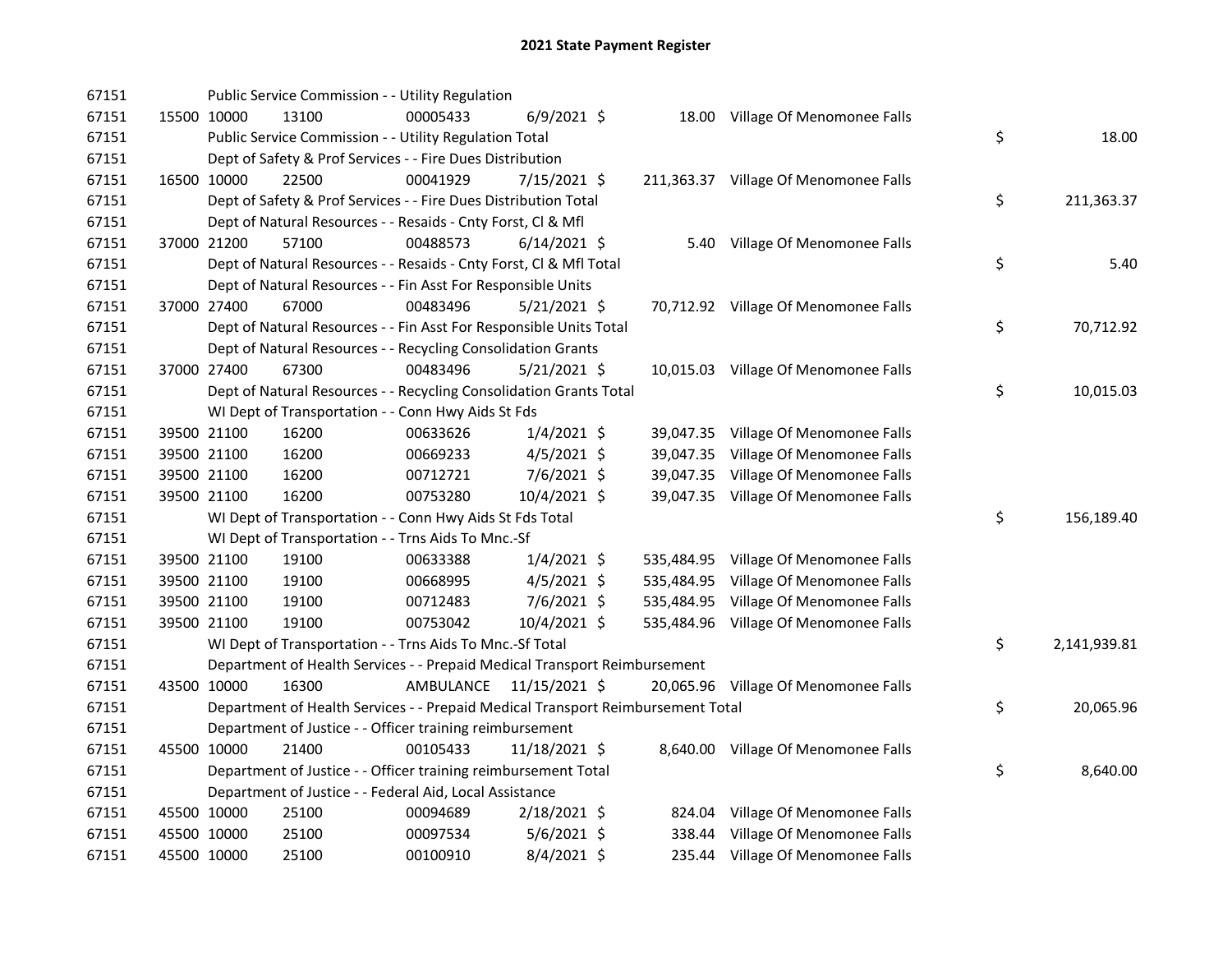# 2021 State Payment Register

| | | | | | | | | | |
|---|---|---|---|---|---|---|---|---|---|
| 67151 | | | Public Service Commission - - Utility Regulation | | | | | | |
| 67151 | 15500 | 10000 | 13100 | 00005433 | 6/9/2021 | $ 18.00 | Village Of Menomonee Falls | | |
| 67151 | | | Public Service Commission - - Utility Regulation Total | | | | | $ | 18.00 |
| 67151 | | | Dept of Safety & Prof Services - - Fire Dues Distribution | | | | | | |
| 67151 | 16500 | 10000 | 22500 | 00041929 | 7/15/2021 | $ 211,363.37 | Village Of Menomonee Falls | | |
| 67151 | | | Dept of Safety & Prof Services - - Fire Dues Distribution Total | | | | | $ | 211,363.37 |
| 67151 | | | Dept of Natural Resources - - Resaids - Cnty Forst, Cl & Mfl | | | | | | |
| 67151 | 37000 | 21200 | 57100 | 00488573 | 6/14/2021 | $ 5.40 | Village Of Menomonee Falls | | |
| 67151 | | | Dept of Natural Resources - - Resaids - Cnty Forst, Cl & Mfl Total | | | | | $ | 5.40 |
| 67151 | | | Dept of Natural Resources - - Fin Asst For Responsible Units | | | | | | |
| 67151 | 37000 | 27400 | 67000 | 00483496 | 5/21/2021 | $ 70,712.92 | Village Of Menomonee Falls | | |
| 67151 | | | Dept of Natural Resources - - Fin Asst For Responsible Units Total | | | | | $ | 70,712.92 |
| 67151 | | | Dept of Natural Resources - - Recycling Consolidation Grants | | | | | | |
| 67151 | 37000 | 27400 | 67300 | 00483496 | 5/21/2021 | $ 10,015.03 | Village Of Menomonee Falls | | |
| 67151 | | | Dept of Natural Resources - - Recycling Consolidation Grants Total | | | | | $ | 10,015.03 |
| 67151 | | | WI Dept of Transportation - - Conn Hwy Aids St Fds | | | | | | |
| 67151 | 39500 | 21100 | 16200 | 00633626 | 1/4/2021 | $ 39,047.35 | Village Of Menomonee Falls | | |
| 67151 | 39500 | 21100 | 16200 | 00669233 | 4/5/2021 | $ 39,047.35 | Village Of Menomonee Falls | | |
| 67151 | 39500 | 21100 | 16200 | 00712721 | 7/6/2021 | $ 39,047.35 | Village Of Menomonee Falls | | |
| 67151 | 39500 | 21100 | 16200 | 00753280 | 10/4/2021 | $ 39,047.35 | Village Of Menomonee Falls | | |
| 67151 | | | WI Dept of Transportation - - Conn Hwy Aids St Fds Total | | | | | $ | 156,189.40 |
| 67151 | | | WI Dept of Transportation - - Trns Aids To Mnc.-Sf | | | | | | |
| 67151 | 39500 | 21100 | 19100 | 00633388 | 1/4/2021 | $ 535,484.95 | Village Of Menomonee Falls | | |
| 67151 | 39500 | 21100 | 19100 | 00668995 | 4/5/2021 | $ 535,484.95 | Village Of Menomonee Falls | | |
| 67151 | 39500 | 21100 | 19100 | 00712483 | 7/6/2021 | $ 535,484.95 | Village Of Menomonee Falls | | |
| 67151 | 39500 | 21100 | 19100 | 00753042 | 10/4/2021 | $ 535,484.96 | Village Of Menomonee Falls | | |
| 67151 | | | WI Dept of Transportation - - Trns Aids To Mnc.-Sf Total | | | | | $ | 2,141,939.81 |
| 67151 | | | Department of Health Services - - Prepaid Medical Transport Reimbursement | | | | | | |
| 67151 | 43500 | 10000 | 16300 | AMBULANCE | 11/15/2021 | $ 20,065.96 | Village Of Menomonee Falls | | |
| 67151 | | | Department of Health Services - - Prepaid Medical Transport Reimbursement Total | | | | | $ | 20,065.96 |
| 67151 | | | Department of Justice - - Officer training reimbursement | | | | | | |
| 67151 | 45500 | 10000 | 21400 | 00105433 | 11/18/2021 | $ 8,640.00 | Village Of Menomonee Falls | | |
| 67151 | | | Department of Justice - - Officer training reimbursement Total | | | | | $ | 8,640.00 |
| 67151 | | | Department of Justice - - Federal Aid, Local Assistance | | | | | | |
| 67151 | 45500 | 10000 | 25100 | 00094689 | 2/18/2021 | $ 824.04 | Village Of Menomonee Falls | | |
| 67151 | 45500 | 10000 | 25100 | 00097534 | 5/6/2021 | $ 338.44 | Village Of Menomonee Falls | | |
| 67151 | 45500 | 10000 | 25100 | 00100910 | 8/4/2021 | $ 235.44 | Village Of Menomonee Falls | | |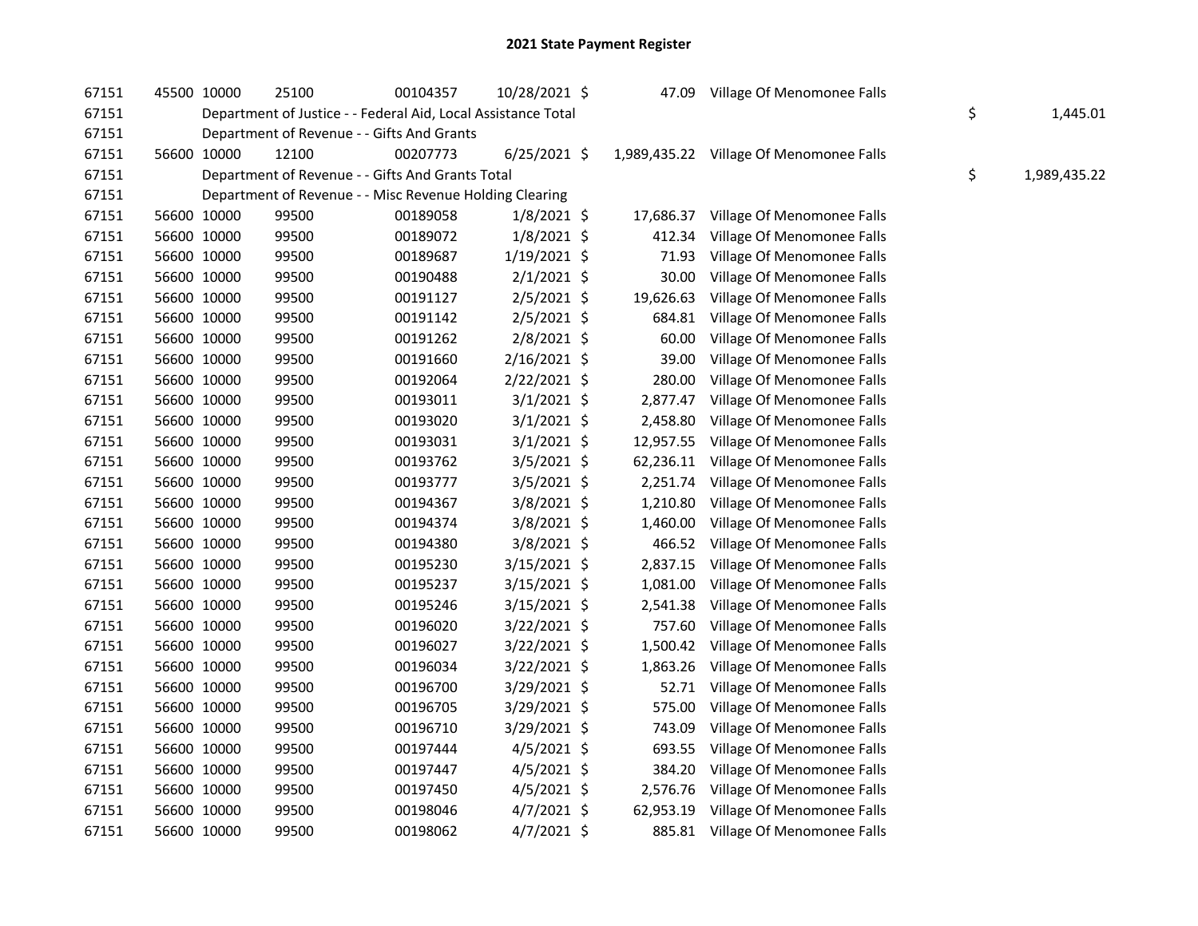# 2021 State Payment Register

| | | | | | | | | |
|---|---|---|---|---|---|---|---|---|
| 67151 | 45500 | 10000 | 25100 | 00104357 | 10/28/2021 | $ 47.09 | Village Of Menomonee Falls | |
| 67151 | | Department of Justice - - Federal Aid, Local Assistance Total | | | | | | $ 1,445.01 |
| 67151 | | Department of Revenue - - Gifts And Grants | | | | | | |
| 67151 | 56600 | 10000 | 12100 | 00207773 | 6/25/2021 | $ 1,989,435.22 | Village Of Menomonee Falls | |
| 67151 | | Department of Revenue - - Gifts And Grants Total | | | | | | $ 1,989,435.22 |
| 67151 | | Department of Revenue - - Misc Revenue Holding Clearing | | | | | | |
| 67151 | 56600 | 10000 | 99500 | 00189058 | 1/8/2021 | $ 17,686.37 | Village Of Menomonee Falls | |
| 67151 | 56600 | 10000 | 99500 | 00189072 | 1/8/2021 | $ 412.34 | Village Of Menomonee Falls | |
| 67151 | 56600 | 10000 | 99500 | 00189687 | 1/19/2021 | $ 71.93 | Village Of Menomonee Falls | |
| 67151 | 56600 | 10000 | 99500 | 00190488 | 2/1/2021 | $ 30.00 | Village Of Menomonee Falls | |
| 67151 | 56600 | 10000 | 99500 | 00191127 | 2/5/2021 | $ 19,626.63 | Village Of Menomonee Falls | |
| 67151 | 56600 | 10000 | 99500 | 00191142 | 2/5/2021 | $ 684.81 | Village Of Menomonee Falls | |
| 67151 | 56600 | 10000 | 99500 | 00191262 | 2/8/2021 | $ 60.00 | Village Of Menomonee Falls | |
| 67151 | 56600 | 10000 | 99500 | 00191660 | 2/16/2021 | $ 39.00 | Village Of Menomonee Falls | |
| 67151 | 56600 | 10000 | 99500 | 00192064 | 2/22/2021 | $ 280.00 | Village Of Menomonee Falls | |
| 67151 | 56600 | 10000 | 99500 | 00193011 | 3/1/2021 | $ 2,877.47 | Village Of Menomonee Falls | |
| 67151 | 56600 | 10000 | 99500 | 00193020 | 3/1/2021 | $ 2,458.80 | Village Of Menomonee Falls | |
| 67151 | 56600 | 10000 | 99500 | 00193031 | 3/1/2021 | $ 12,957.55 | Village Of Menomonee Falls | |
| 67151 | 56600 | 10000 | 99500 | 00193762 | 3/5/2021 | $ 62,236.11 | Village Of Menomonee Falls | |
| 67151 | 56600 | 10000 | 99500 | 00193777 | 3/5/2021 | $ 2,251.74 | Village Of Menomonee Falls | |
| 67151 | 56600 | 10000 | 99500 | 00194367 | 3/8/2021 | $ 1,210.80 | Village Of Menomonee Falls | |
| 67151 | 56600 | 10000 | 99500 | 00194374 | 3/8/2021 | $ 1,460.00 | Village Of Menomonee Falls | |
| 67151 | 56600 | 10000 | 99500 | 00194380 | 3/8/2021 | $ 466.52 | Village Of Menomonee Falls | |
| 67151 | 56600 | 10000 | 99500 | 00195230 | 3/15/2021 | $ 2,837.15 | Village Of Menomonee Falls | |
| 67151 | 56600 | 10000 | 99500 | 00195237 | 3/15/2021 | $ 1,081.00 | Village Of Menomonee Falls | |
| 67151 | 56600 | 10000 | 99500 | 00195246 | 3/15/2021 | $ 2,541.38 | Village Of Menomonee Falls | |
| 67151 | 56600 | 10000 | 99500 | 00196020 | 3/22/2021 | $ 757.60 | Village Of Menomonee Falls | |
| 67151 | 56600 | 10000 | 99500 | 00196027 | 3/22/2021 | $ 1,500.42 | Village Of Menomonee Falls | |
| 67151 | 56600 | 10000 | 99500 | 00196034 | 3/22/2021 | $ 1,863.26 | Village Of Menomonee Falls | |
| 67151 | 56600 | 10000 | 99500 | 00196700 | 3/29/2021 | $ 52.71 | Village Of Menomonee Falls | |
| 67151 | 56600 | 10000 | 99500 | 00196705 | 3/29/2021 | $ 575.00 | Village Of Menomonee Falls | |
| 67151 | 56600 | 10000 | 99500 | 00196710 | 3/29/2021 | $ 743.09 | Village Of Menomonee Falls | |
| 67151 | 56600 | 10000 | 99500 | 00197444 | 4/5/2021 | $ 693.55 | Village Of Menomonee Falls | |
| 67151 | 56600 | 10000 | 99500 | 00197447 | 4/5/2021 | $ 384.20 | Village Of Menomonee Falls | |
| 67151 | 56600 | 10000 | 99500 | 00197450 | 4/5/2021 | $ 2,576.76 | Village Of Menomonee Falls | |
| 67151 | 56600 | 10000 | 99500 | 00198046 | 4/7/2021 | $ 62,953.19 | Village Of Menomonee Falls | |
| 67151 | 56600 | 10000 | 99500 | 00198062 | 4/7/2021 | $ 885.81 | Village Of Menomonee Falls | |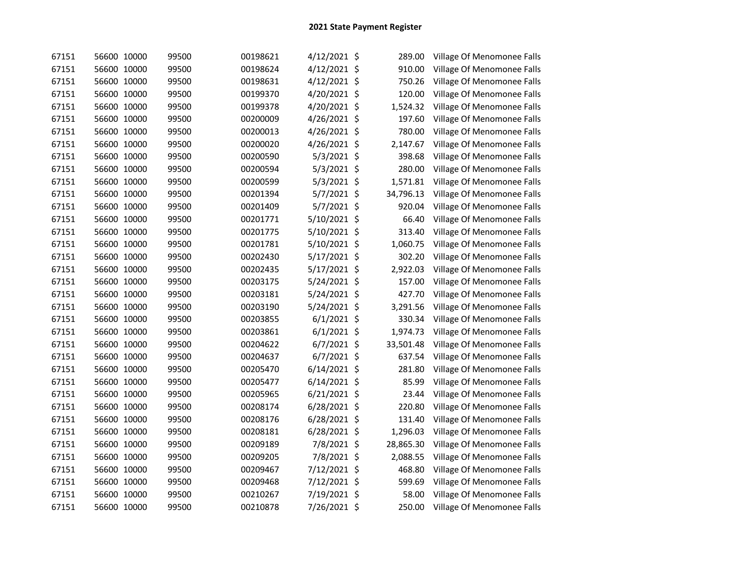## 2021 State Payment Register

| | | | | | | | | |
|---|---|---|---|---|---|---|---|---|
| 67151 | 56600 | 10000 | 99500 | 00198621 | 4/12/2021 | $ | 289.00 | Village Of Menomonee Falls |
| 67151 | 56600 | 10000 | 99500 | 00198624 | 4/12/2021 | $ | 910.00 | Village Of Menomonee Falls |
| 67151 | 56600 | 10000 | 99500 | 00198631 | 4/12/2021 | $ | 750.26 | Village Of Menomonee Falls |
| 67151 | 56600 | 10000 | 99500 | 00199370 | 4/20/2021 | $ | 120.00 | Village Of Menomonee Falls |
| 67151 | 56600 | 10000 | 99500 | 00199378 | 4/20/2021 | $ | 1,524.32 | Village Of Menomonee Falls |
| 67151 | 56600 | 10000 | 99500 | 00200009 | 4/26/2021 | $ | 197.60 | Village Of Menomonee Falls |
| 67151 | 56600 | 10000 | 99500 | 00200013 | 4/26/2021 | $ | 780.00 | Village Of Menomonee Falls |
| 67151 | 56600 | 10000 | 99500 | 00200020 | 4/26/2021 | $ | 2,147.67 | Village Of Menomonee Falls |
| 67151 | 56600 | 10000 | 99500 | 00200590 | 5/3/2021 | $ | 398.68 | Village Of Menomonee Falls |
| 67151 | 56600 | 10000 | 99500 | 00200594 | 5/3/2021 | $ | 280.00 | Village Of Menomonee Falls |
| 67151 | 56600 | 10000 | 99500 | 00200599 | 5/3/2021 | $ | 1,571.81 | Village Of Menomonee Falls |
| 67151 | 56600 | 10000 | 99500 | 00201394 | 5/7/2021 | $ | 34,796.13 | Village Of Menomonee Falls |
| 67151 | 56600 | 10000 | 99500 | 00201409 | 5/7/2021 | $ | 920.04 | Village Of Menomonee Falls |
| 67151 | 56600 | 10000 | 99500 | 00201771 | 5/10/2021 | $ | 66.40 | Village Of Menomonee Falls |
| 67151 | 56600 | 10000 | 99500 | 00201775 | 5/10/2021 | $ | 313.40 | Village Of Menomonee Falls |
| 67151 | 56600 | 10000 | 99500 | 00201781 | 5/10/2021 | $ | 1,060.75 | Village Of Menomonee Falls |
| 67151 | 56600 | 10000 | 99500 | 00202430 | 5/17/2021 | $ | 302.20 | Village Of Menomonee Falls |
| 67151 | 56600 | 10000 | 99500 | 00202435 | 5/17/2021 | $ | 2,922.03 | Village Of Menomonee Falls |
| 67151 | 56600 | 10000 | 99500 | 00203175 | 5/24/2021 | $ | 157.00 | Village Of Menomonee Falls |
| 67151 | 56600 | 10000 | 99500 | 00203181 | 5/24/2021 | $ | 427.70 | Village Of Menomonee Falls |
| 67151 | 56600 | 10000 | 99500 | 00203190 | 5/24/2021 | $ | 3,291.56 | Village Of Menomonee Falls |
| 67151 | 56600 | 10000 | 99500 | 00203855 | 6/1/2021 | $ | 330.34 | Village Of Menomonee Falls |
| 67151 | 56600 | 10000 | 99500 | 00203861 | 6/1/2021 | $ | 1,974.73 | Village Of Menomonee Falls |
| 67151 | 56600 | 10000 | 99500 | 00204622 | 6/7/2021 | $ | 33,501.48 | Village Of Menomonee Falls |
| 67151 | 56600 | 10000 | 99500 | 00204637 | 6/7/2021 | $ | 637.54 | Village Of Menomonee Falls |
| 67151 | 56600 | 10000 | 99500 | 00205470 | 6/14/2021 | $ | 281.80 | Village Of Menomonee Falls |
| 67151 | 56600 | 10000 | 99500 | 00205477 | 6/14/2021 | $ | 85.99 | Village Of Menomonee Falls |
| 67151 | 56600 | 10000 | 99500 | 00205965 | 6/21/2021 | $ | 23.44 | Village Of Menomonee Falls |
| 67151 | 56600 | 10000 | 99500 | 00208174 | 6/28/2021 | $ | 220.80 | Village Of Menomonee Falls |
| 67151 | 56600 | 10000 | 99500 | 00208176 | 6/28/2021 | $ | 131.40 | Village Of Menomonee Falls |
| 67151 | 56600 | 10000 | 99500 | 00208181 | 6/28/2021 | $ | 1,296.03 | Village Of Menomonee Falls |
| 67151 | 56600 | 10000 | 99500 | 00209189 | 7/8/2021 | $ | 28,865.30 | Village Of Menomonee Falls |
| 67151 | 56600 | 10000 | 99500 | 00209205 | 7/8/2021 | $ | 2,088.55 | Village Of Menomonee Falls |
| 67151 | 56600 | 10000 | 99500 | 00209467 | 7/12/2021 | $ | 468.80 | Village Of Menomonee Falls |
| 67151 | 56600 | 10000 | 99500 | 00209468 | 7/12/2021 | $ | 599.69 | Village Of Menomonee Falls |
| 67151 | 56600 | 10000 | 99500 | 00210267 | 7/19/2021 | $ | 58.00 | Village Of Menomonee Falls |
| 67151 | 56600 | 10000 | 99500 | 00210878 | 7/26/2021 | $ | 250.00 | Village Of Menomonee Falls |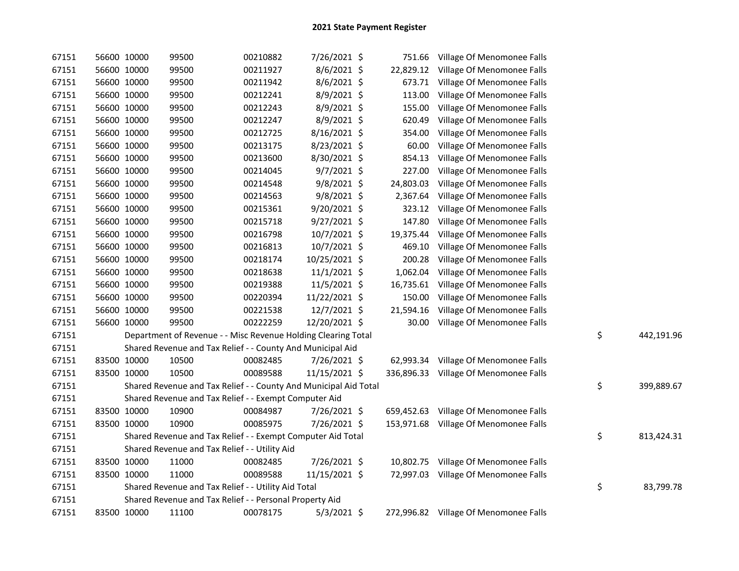# 2021 State Payment Register

| | | | | | | | | | |
|---|---|---|---|---|---|---|---|---|---|
| 67151 | 56600 | 10000 | 99500 | 00210882 | 7/26/2021 | $ 751.66 | Village Of Menomonee Falls | | |
| 67151 | 56600 | 10000 | 99500 | 00211927 | 8/6/2021 | $ 22,829.12 | Village Of Menomonee Falls | | |
| 67151 | 56600 | 10000 | 99500 | 00211942 | 8/6/2021 | $ 673.71 | Village Of Menomonee Falls | | |
| 67151 | 56600 | 10000 | 99500 | 00212241 | 8/9/2021 | $ 113.00 | Village Of Menomonee Falls | | |
| 67151 | 56600 | 10000 | 99500 | 00212243 | 8/9/2021 | $ 155.00 | Village Of Menomonee Falls | | |
| 67151 | 56600 | 10000 | 99500 | 00212247 | 8/9/2021 | $ 620.49 | Village Of Menomonee Falls | | |
| 67151 | 56600 | 10000 | 99500 | 00212725 | 8/16/2021 | $ 354.00 | Village Of Menomonee Falls | | |
| 67151 | 56600 | 10000 | 99500 | 00213175 | 8/23/2021 | $ 60.00 | Village Of Menomonee Falls | | |
| 67151 | 56600 | 10000 | 99500 | 00213600 | 8/30/2021 | $ 854.13 | Village Of Menomonee Falls | | |
| 67151 | 56600 | 10000 | 99500 | 00214045 | 9/7/2021 | $ 227.00 | Village Of Menomonee Falls | | |
| 67151 | 56600 | 10000 | 99500 | 00214548 | 9/8/2021 | $ 24,803.03 | Village Of Menomonee Falls | | |
| 67151 | 56600 | 10000 | 99500 | 00214563 | 9/8/2021 | $ 2,367.64 | Village Of Menomonee Falls | | |
| 67151 | 56600 | 10000 | 99500 | 00215361 | 9/20/2021 | $ 323.12 | Village Of Menomonee Falls | | |
| 67151 | 56600 | 10000 | 99500 | 00215718 | 9/27/2021 | $ 147.80 | Village Of Menomonee Falls | | |
| 67151 | 56600 | 10000 | 99500 | 00216798 | 10/7/2021 | $ 19,375.44 | Village Of Menomonee Falls | | |
| 67151 | 56600 | 10000 | 99500 | 00216813 | 10/7/2021 | $ 469.10 | Village Of Menomonee Falls | | |
| 67151 | 56600 | 10000 | 99500 | 00218174 | 10/25/2021 | $ 200.28 | Village Of Menomonee Falls | | |
| 67151 | 56600 | 10000 | 99500 | 00218638 | 11/1/2021 | $ 1,062.04 | Village Of Menomonee Falls | | |
| 67151 | 56600 | 10000 | 99500 | 00219388 | 11/5/2021 | $ 16,735.61 | Village Of Menomonee Falls | | |
| 67151 | 56600 | 10000 | 99500 | 00220394 | 11/22/2021 | $ 150.00 | Village Of Menomonee Falls | | |
| 67151 | 56600 | 10000 | 99500 | 00221538 | 12/7/2021 | $ 21,594.16 | Village Of Menomonee Falls | | |
| 67151 | 56600 | 10000 | 99500 | 00222259 | 12/20/2021 | $ 30.00 | Village Of Menomonee Falls | | |
| 67151 | | Department of Revenue - - Misc Revenue Holding Clearing Total | | | | | | $ | 442,191.96 |
| 67151 | | Shared Revenue and Tax Relief - - County And Municipal Aid | | | | | | | |
| 67151 | 83500 | 10000 | 10500 | 00082485 | 7/26/2021 | $ 62,993.34 | Village Of Menomonee Falls | | |
| 67151 | 83500 | 10000 | 10500 | 00089588 | 11/15/2021 | $ 336,896.33 | Village Of Menomonee Falls | | |
| 67151 | | Shared Revenue and Tax Relief - - County And Municipal Aid Total | | | | | | $ | 399,889.67 |
| 67151 | | Shared Revenue and Tax Relief - - Exempt Computer Aid | | | | | | | |
| 67151 | 83500 | 10000 | 10900 | 00084987 | 7/26/2021 | $ 659,452.63 | Village Of Menomonee Falls | | |
| 67151 | 83500 | 10000 | 10900 | 00085975 | 7/26/2021 | $ 153,971.68 | Village Of Menomonee Falls | | |
| 67151 | | Shared Revenue and Tax Relief - - Exempt Computer Aid Total | | | | | | $ | 813,424.31 |
| 67151 | | Shared Revenue and Tax Relief - - Utility Aid | | | | | | | |
| 67151 | 83500 | 10000 | 11000 | 00082485 | 7/26/2021 | $ 10,802.75 | Village Of Menomonee Falls | | |
| 67151 | 83500 | 10000 | 11000 | 00089588 | 11/15/2021 | $ 72,997.03 | Village Of Menomonee Falls | | |
| 67151 | | Shared Revenue and Tax Relief - - Utility Aid Total | | | | | | $ | 83,799.78 |
| 67151 | | Shared Revenue and Tax Relief - - Personal Property Aid | | | | | | | |
| 67151 | 83500 | 10000 | 11100 | 00078175 | 5/3/2021 | $ 272,996.82 | Village Of Menomonee Falls | | |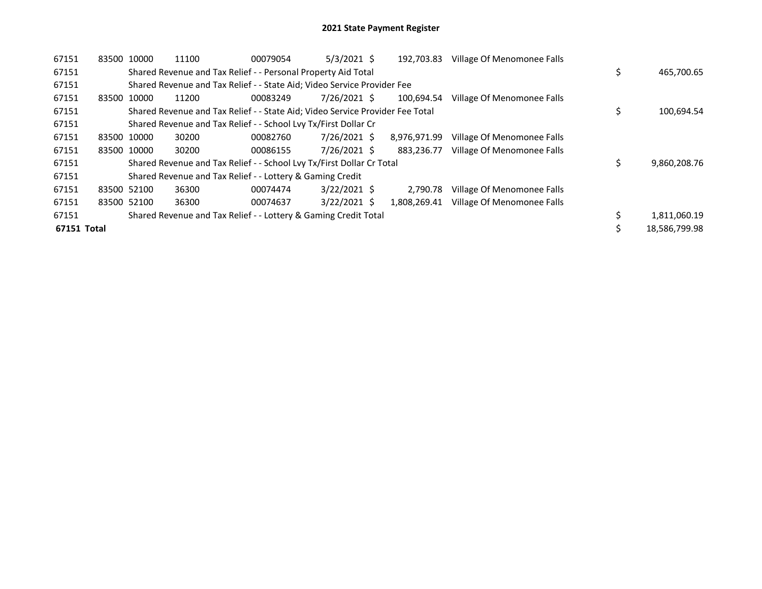# 2021 State Payment Register

| | | | | | | | | | |
|---|---|---|---|---|---|---|---|---|---|
| 67151 | 83500 | 10000 | 11100 | 00079054 | 5/3/2021 | $ 192,703.83 | Village Of Menomonee Falls | | |
| 67151 | | Shared Revenue and Tax Relief - - Personal Property Aid Total | | | | | | $ | 465,700.65 |
| 67151 | | Shared Revenue and Tax Relief - - State Aid; Video Service Provider Fee | | | | | | | |
| 67151 | 83500 | 10000 | 11200 | 00083249 | 7/26/2021 | $ 100,694.54 | Village Of Menomonee Falls | | |
| 67151 | | Shared Revenue and Tax Relief - - State Aid; Video Service Provider Fee Total | | | | | | $ | 100,694.54 |
| 67151 | | Shared Revenue and Tax Relief - - School Lvy Tx/First Dollar Cr | | | | | | | |
| 67151 | 83500 | 10000 | 30200 | 00082760 | 7/26/2021 | $ 8,976,971.99 | Village Of Menomonee Falls | | |
| 67151 | 83500 | 10000 | 30200 | 00086155 | 7/26/2021 | $ 883,236.77 | Village Of Menomonee Falls | | |
| 67151 | | Shared Revenue and Tax Relief - - School Lvy Tx/First Dollar Cr Total | | | | | | $ | 9,860,208.76 |
| 67151 | | Shared Revenue and Tax Relief - - Lottery & Gaming Credit | | | | | | | |
| 67151 | 83500 | 52100 | 36300 | 00074474 | 3/22/2021 | $ 2,790.78 | Village Of Menomonee Falls | | |
| 67151 | 83500 | 52100 | 36300 | 00074637 | 3/22/2021 | $ 1,808,269.41 | Village Of Menomonee Falls | | |
| 67151 | | Shared Revenue and Tax Relief - - Lottery & Gaming Credit Total | | | | | | $ | 1,811,060.19 |
| **67151 Total** | | | | | | | | $ | 18,586,799.98 |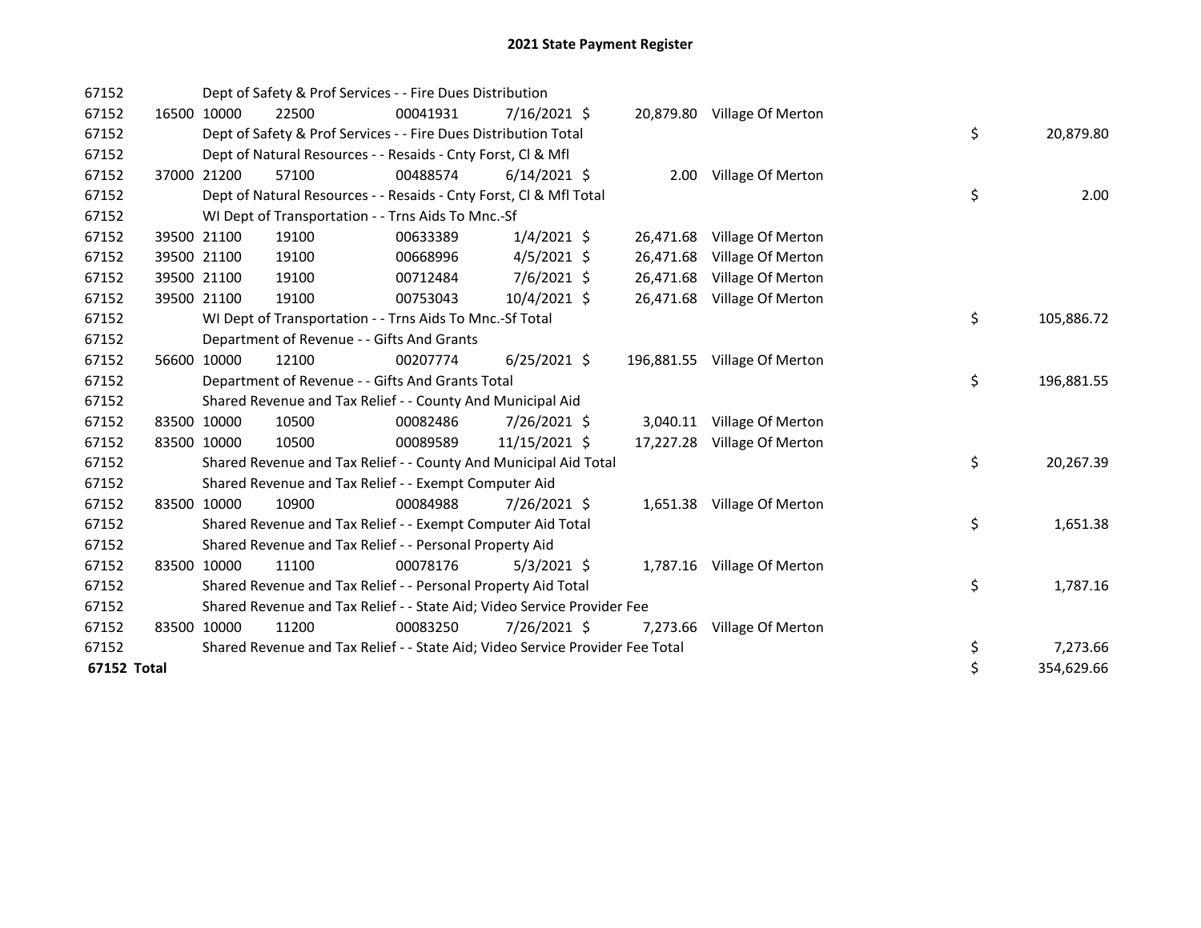# 2021 State Payment Register

| | | | | | | | | | |
|---|---|---|---|---|---|---|---|---|---|
| 67152 | | Dept of Safety & Prof Services - - Fire Dues Distribution | | | | | | | |
| 67152 | 16500 | 10000 | 22500 | 00041931 | 7/16/2021 | $ 20,879.80 | Village Of Merton | | |
| 67152 | | Dept of Safety & Prof Services - - Fire Dues Distribution Total | | | | | | $ | 20,879.80 |
| 67152 | | Dept of Natural Resources - - Resaids - Cnty Forst, Cl & Mfl | | | | | | | |
| 67152 | 37000 | 21200 | 57100 | 00488574 | 6/14/2021 | $ 2.00 | Village Of Merton | | |
| 67152 | | Dept of Natural Resources - - Resaids - Cnty Forst, Cl & Mfl Total | | | | | | $ | 2.00 |
| 67152 | | WI Dept of Transportation - - Trns Aids To Mnc.-Sf | | | | | | | |
| 67152 | 39500 | 21100 | 19100 | 00633389 | 1/4/2021 | $ 26,471.68 | Village Of Merton | | |
| 67152 | 39500 | 21100 | 19100 | 00668996 | 4/5/2021 | $ 26,471.68 | Village Of Merton | | |
| 67152 | 39500 | 21100 | 19100 | 00712484 | 7/6/2021 | $ 26,471.68 | Village Of Merton | | |
| 67152 | 39500 | 21100 | 19100 | 00753043 | 10/4/2021 | $ 26,471.68 | Village Of Merton | | |
| 67152 | | WI Dept of Transportation - - Trns Aids To Mnc.-Sf Total | | | | | | $ | 105,886.72 |
| 67152 | | Department of Revenue - - Gifts And Grants | | | | | | | |
| 67152 | 56600 | 10000 | 12100 | 00207774 | 6/25/2021 | $ 196,881.55 | Village Of Merton | | |
| 67152 | | Department of Revenue - - Gifts And Grants Total | | | | | | $ | 196,881.55 |
| 67152 | | Shared Revenue and Tax Relief - - County And Municipal Aid | | | | | | | |
| 67152 | 83500 | 10000 | 10500 | 00082486 | 7/26/2021 | $ 3,040.11 | Village Of Merton | | |
| 67152 | 83500 | 10000 | 10500 | 00089589 | 11/15/2021 | $ 17,227.28 | Village Of Merton | | |
| 67152 | | Shared Revenue and Tax Relief - - County And Municipal Aid Total | | | | | | $ | 20,267.39 |
| 67152 | | Shared Revenue and Tax Relief - - Exempt Computer Aid | | | | | | | |
| 67152 | 83500 | 10000 | 10900 | 00084988 | 7/26/2021 | $ 1,651.38 | Village Of Merton | | |
| 67152 | | Shared Revenue and Tax Relief - - Exempt Computer Aid Total | | | | | | $ | 1,651.38 |
| 67152 | | Shared Revenue and Tax Relief - - Personal Property Aid | | | | | | | |
| 67152 | 83500 | 10000 | 11100 | 00078176 | 5/3/2021 | $ 1,787.16 | Village Of Merton | | |
| 67152 | | Shared Revenue and Tax Relief - - Personal Property Aid Total | | | | | | $ | 1,787.16 |
| 67152 | | Shared Revenue and Tax Relief - - State Aid; Video Service Provider Fee | | | | | | | |
| 67152 | 83500 | 10000 | 11200 | 00083250 | 7/26/2021 | $ 7,273.66 | Village Of Merton | | |
| 67152 | | Shared Revenue and Tax Relief - - State Aid; Video Service Provider Fee Total | | | | | | $ | 7,273.66 |
| **67152 Total** | | | | | | | | $ | 354,629.66 |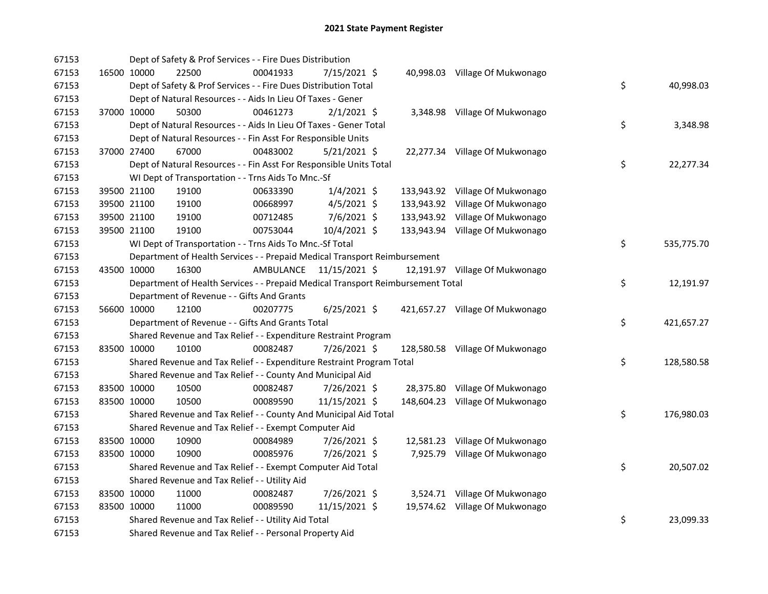# 2021 State Payment Register

| | | | | | | | | | |
|---|---|---|---|---|---|---|---|---|---|
| 67153 | | | Dept of Safety & Prof Services - - Fire Dues Distribution | | | | | | |
| 67153 | 16500 | 10000 | 22500 | 00041933 | 7/15/2021 | $ 40,998.03 | Village Of Mukwonago | | |
| 67153 | | | Dept of Safety & Prof Services - - Fire Dues Distribution Total | | | | | $ | 40,998.03 |
| 67153 | | | Dept of Natural Resources - - Aids In Lieu Of Taxes - Gener | | | | | | |
| 67153 | 37000 | 10000 | 50300 | 00461273 | 2/1/2021 | $ 3,348.98 | Village Of Mukwonago | | |
| 67153 | | | Dept of Natural Resources - - Aids In Lieu Of Taxes - Gener Total | | | | | $ | 3,348.98 |
| 67153 | | | Dept of Natural Resources - - Fin Asst For Responsible Units | | | | | | |
| 67153 | 37000 | 27400 | 67000 | 00483002 | 5/21/2021 | $ 22,277.34 | Village Of Mukwonago | | |
| 67153 | | | Dept of Natural Resources - - Fin Asst For Responsible Units Total | | | | | $ | 22,277.34 |
| 67153 | | | WI Dept of Transportation - - Trns Aids To Mnc.-Sf | | | | | | |
| 67153 | 39500 | 21100 | 19100 | 00633390 | 1/4/2021 | $ 133,943.92 | Village Of Mukwonago | | |
| 67153 | 39500 | 21100 | 19100 | 00668997 | 4/5/2021 | $ 133,943.92 | Village Of Mukwonago | | |
| 67153 | 39500 | 21100 | 19100 | 00712485 | 7/6/2021 | $ 133,943.92 | Village Of Mukwonago | | |
| 67153 | 39500 | 21100 | 19100 | 00753044 | 10/4/2021 | $ 133,943.94 | Village Of Mukwonago | | |
| 67153 | | | WI Dept of Transportation - - Trns Aids To Mnc.-Sf Total | | | | | $ | 535,775.70 |
| 67153 | | | Department of Health Services - - Prepaid Medical Transport Reimbursement | | | | | | |
| 67153 | 43500 | 10000 | 16300 | AMBULANCE | 11/15/2021 | $ 12,191.97 | Village Of Mukwonago | | |
| 67153 | | | Department of Health Services - - Prepaid Medical Transport Reimbursement Total | | | | | $ | 12,191.97 |
| 67153 | | | Department of Revenue - - Gifts And Grants | | | | | | |
| 67153 | 56600 | 10000 | 12100 | 00207775 | 6/25/2021 | $ 421,657.27 | Village Of Mukwonago | | |
| 67153 | | | Department of Revenue - - Gifts And Grants Total | | | | | $ | 421,657.27 |
| 67153 | | | Shared Revenue and Tax Relief - - Expenditure Restraint Program | | | | | | |
| 67153 | 83500 | 10000 | 10100 | 00082487 | 7/26/2021 | $ 128,580.58 | Village Of Mukwonago | | |
| 67153 | | | Shared Revenue and Tax Relief - - Expenditure Restraint Program Total | | | | | $ | 128,580.58 |
| 67153 | | | Shared Revenue and Tax Relief - - County And Municipal Aid | | | | | | |
| 67153 | 83500 | 10000 | 10500 | 00082487 | 7/26/2021 | $ 28,375.80 | Village Of Mukwonago | | |
| 67153 | 83500 | 10000 | 10500 | 00089590 | 11/15/2021 | $ 148,604.23 | Village Of Mukwonago | | |
| 67153 | | | Shared Revenue and Tax Relief - - County And Municipal Aid Total | | | | | $ | 176,980.03 |
| 67153 | | | Shared Revenue and Tax Relief - - Exempt Computer Aid | | | | | | |
| 67153 | 83500 | 10000 | 10900 | 00084989 | 7/26/2021 | $ 12,581.23 | Village Of Mukwonago | | |
| 67153 | 83500 | 10000 | 10900 | 00085976 | 7/26/2021 | $ 7,925.79 | Village Of Mukwonago | | |
| 67153 | | | Shared Revenue and Tax Relief - - Exempt Computer Aid Total | | | | | $ | 20,507.02 |
| 67153 | | | Shared Revenue and Tax Relief - - Utility Aid | | | | | | |
| 67153 | 83500 | 10000 | 11000 | 00082487 | 7/26/2021 | $ 3,524.71 | Village Of Mukwonago | | |
| 67153 | 83500 | 10000 | 11000 | 00089590 | 11/15/2021 | $ 19,574.62 | Village Of Mukwonago | | |
| 67153 | | | Shared Revenue and Tax Relief - - Utility Aid Total | | | | | $ | 23,099.33 |
| 67153 | | | Shared Revenue and Tax Relief - - Personal Property Aid | | | | | | |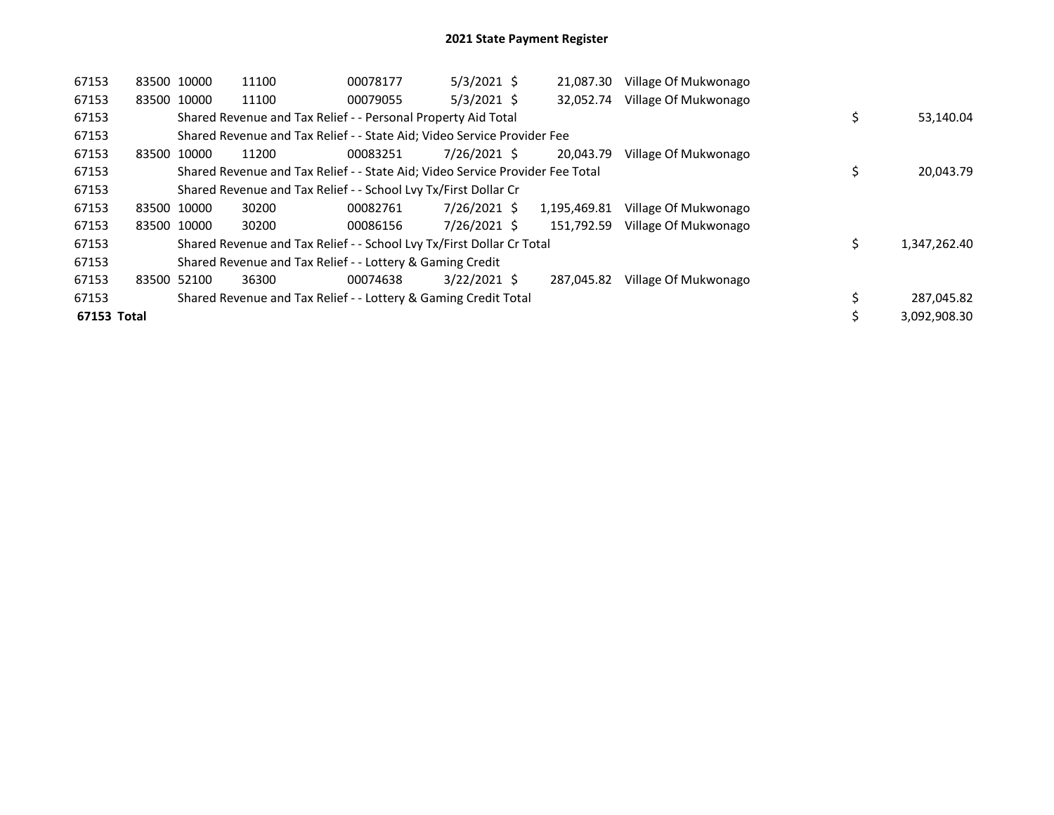# 2021 State Payment Register

| | | | | | | | | | |
|---|---|---|---|---|---|---|---|---|---|
| 67153 | 83500 | 10000 | 11100 | 00078177 | 5/3/2021 | $ 21,087.30 | Village Of Mukwonago | | |
| 67153 | 83500 | 10000 | 11100 | 00079055 | 5/3/2021 | $ 32,052.74 | Village Of Mukwonago | | |
| 67153 | | Shared Revenue and Tax Relief - - Personal Property Aid Total | | | | | | $ | 53,140.04 |
| 67153 | | Shared Revenue and Tax Relief - - State Aid; Video Service Provider Fee | | | | | | | |
| 67153 | 83500 | 10000 | 11200 | 00083251 | 7/26/2021 | $ 20,043.79 | Village Of Mukwonago | | |
| 67153 | | Shared Revenue and Tax Relief - - State Aid; Video Service Provider Fee Total | | | | | | $ | 20,043.79 |
| 67153 | | Shared Revenue and Tax Relief - - School Lvy Tx/First Dollar Cr | | | | | | | |
| 67153 | 83500 | 10000 | 30200 | 00082761 | 7/26/2021 | $ 1,195,469.81 | Village Of Mukwonago | | |
| 67153 | 83500 | 10000 | 30200 | 00086156 | 7/26/2021 | $ 151,792.59 | Village Of Mukwonago | | |
| 67153 | | Shared Revenue and Tax Relief - - School Lvy Tx/First Dollar Cr Total | | | | | | $ | 1,347,262.40 |
| 67153 | | Shared Revenue and Tax Relief - - Lottery & Gaming Credit | | | | | | | |
| 67153 | 83500 | 52100 | 36300 | 00074638 | 3/22/2021 | $ 287,045.82 | Village Of Mukwonago | | |
| 67153 | | Shared Revenue and Tax Relief - - Lottery & Gaming Credit Total | | | | | | $ | 287,045.82 |
| **67153 Total** | | | | | | | | $ | 3,092,908.30 |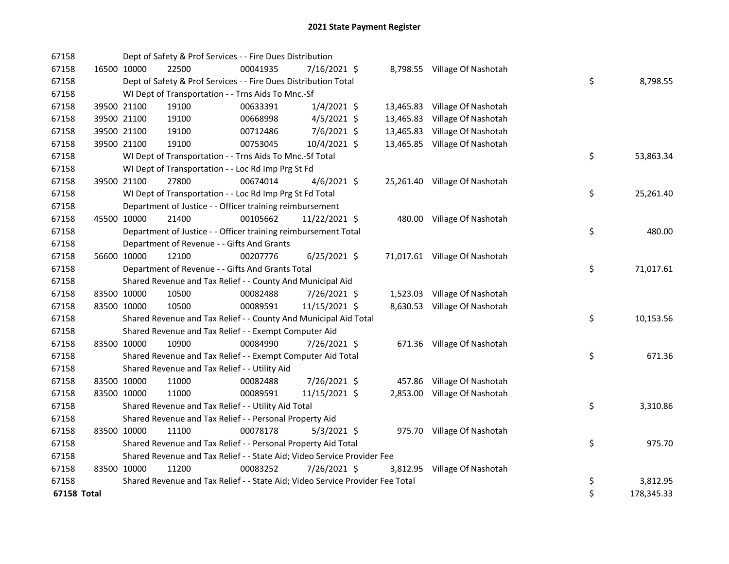# 2021 State Payment Register

| | | | | | | | | | |
|---|---|---|---|---|---|---|---|---|---|
| 67158 | | | Dept of Safety & Prof Services - - Fire Dues Distribution | | | | | | |
| 67158 | 16500 | 10000 | 22500 | 00041935 | 7/16/2021 | $ 8,798.55 | Village Of Nashotah | | |
| 67158 | | | Dept of Safety & Prof Services - - Fire Dues Distribution Total | | | | | $ | 8,798.55 |
| 67158 | | | WI Dept of Transportation - - Trns Aids To Mnc.-Sf | | | | | | |
| 67158 | 39500 | 21100 | 19100 | 00633391 | 1/4/2021 | $ 13,465.83 | Village Of Nashotah | | |
| 67158 | 39500 | 21100 | 19100 | 00668998 | 4/5/2021 | $ 13,465.83 | Village Of Nashotah | | |
| 67158 | 39500 | 21100 | 19100 | 00712486 | 7/6/2021 | $ 13,465.83 | Village Of Nashotah | | |
| 67158 | 39500 | 21100 | 19100 | 00753045 | 10/4/2021 | $ 13,465.85 | Village Of Nashotah | | |
| 67158 | | | WI Dept of Transportation - - Trns Aids To Mnc.-Sf Total | | | | | $ | 53,863.34 |
| 67158 | | | WI Dept of Transportation - - Loc Rd Imp Prg St Fd | | | | | | |
| 67158 | 39500 | 21100 | 27800 | 00674014 | 4/6/2021 | $ 25,261.40 | Village Of Nashotah | | |
| 67158 | | | WI Dept of Transportation - - Loc Rd Imp Prg St Fd Total | | | | | $ | 25,261.40 |
| 67158 | | | Department of Justice - - Officer training reimbursement | | | | | | |
| 67158 | 45500 | 10000 | 21400 | 00105662 | 11/22/2021 | $ 480.00 | Village Of Nashotah | | |
| 67158 | | | Department of Justice - - Officer training reimbursement Total | | | | | $ | 480.00 |
| 67158 | | | Department of Revenue - - Gifts And Grants | | | | | | |
| 67158 | 56600 | 10000 | 12100 | 00207776 | 6/25/2021 | $ 71,017.61 | Village Of Nashotah | | |
| 67158 | | | Department of Revenue - - Gifts And Grants Total | | | | | $ | 71,017.61 |
| 67158 | | | Shared Revenue and Tax Relief - - County And Municipal Aid | | | | | | |
| 67158 | 83500 | 10000 | 10500 | 00082488 | 7/26/2021 | $ 1,523.03 | Village Of Nashotah | | |
| 67158 | 83500 | 10000 | 10500 | 00089591 | 11/15/2021 | $ 8,630.53 | Village Of Nashotah | | |
| 67158 | | | Shared Revenue and Tax Relief - - County And Municipal Aid Total | | | | | $ | 10,153.56 |
| 67158 | | | Shared Revenue and Tax Relief - - Exempt Computer Aid | | | | | | |
| 67158 | 83500 | 10000 | 10900 | 00084990 | 7/26/2021 | $ 671.36 | Village Of Nashotah | | |
| 67158 | | | Shared Revenue and Tax Relief - - Exempt Computer Aid Total | | | | | $ | 671.36 |
| 67158 | | | Shared Revenue and Tax Relief - - Utility Aid | | | | | | |
| 67158 | 83500 | 10000 | 11000 | 00082488 | 7/26/2021 | $ 457.86 | Village Of Nashotah | | |
| 67158 | 83500 | 10000 | 11000 | 00089591 | 11/15/2021 | $ 2,853.00 | Village Of Nashotah | | |
| 67158 | | | Shared Revenue and Tax Relief - - Utility Aid Total | | | | | $ | 3,310.86 |
| 67158 | | | Shared Revenue and Tax Relief - - Personal Property Aid | | | | | | |
| 67158 | 83500 | 10000 | 11100 | 00078178 | 5/3/2021 | $ 975.70 | Village Of Nashotah | | |
| 67158 | | | Shared Revenue and Tax Relief - - Personal Property Aid Total | | | | | $ | 975.70 |
| 67158 | | | Shared Revenue and Tax Relief - - State Aid; Video Service Provider Fee | | | | | | |
| 67158 | 83500 | 10000 | 11200 | 00083252 | 7/26/2021 | $ 3,812.95 | Village Of Nashotah | | |
| 67158 | | | Shared Revenue and Tax Relief - - State Aid; Video Service Provider Fee Total | | | | | $ | 3,812.95 |
| **67158 Total** | | | | | | | | $ | 178,345.33 |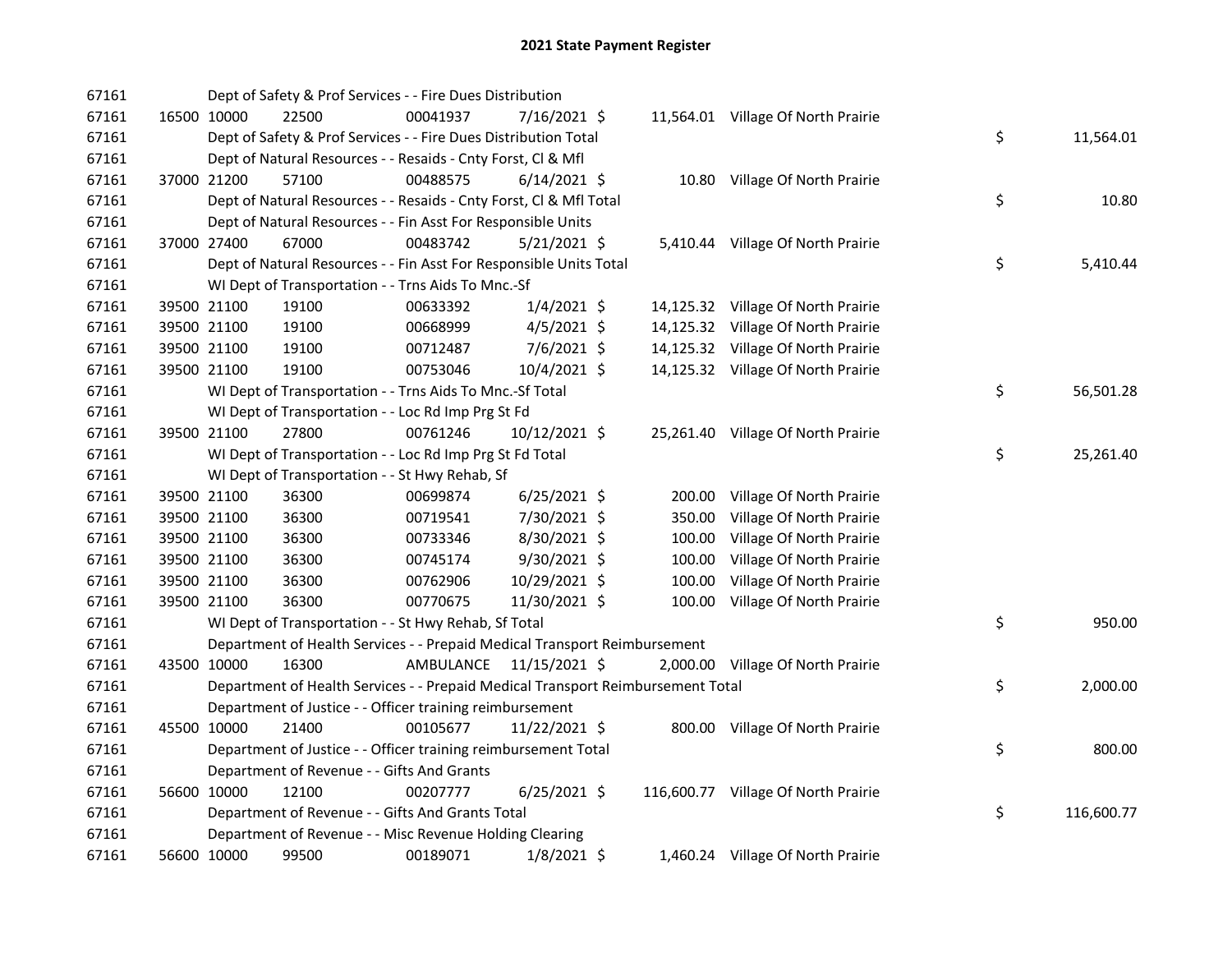# 2021 State Payment Register

| | | | | | | | | | |
|---|---|---|---|---|---|---|---|---|---|
| 67161 | | | Dept of Safety & Prof Services - - Fire Dues Distribution | | | | | | |
| 67161 | 16500 | 10000 | 22500 | 00041937 | 7/16/2021 | $ 11,564.01 | Village Of North Prairie | | |
| 67161 | | | Dept of Safety & Prof Services - - Fire Dues Distribution Total | | | | | $ | 11,564.01 |
| 67161 | | | Dept of Natural Resources - - Resaids - Cnty Forst, Cl & Mfl | | | | | | |
| 67161 | 37000 | 21200 | 57100 | 00488575 | 6/14/2021 | $ 10.80 | Village Of North Prairie | | |
| 67161 | | | Dept of Natural Resources - - Resaids - Cnty Forst, Cl & Mfl Total | | | | | $ | 10.80 |
| 67161 | | | Dept of Natural Resources - - Fin Asst For Responsible Units | | | | | | |
| 67161 | 37000 | 27400 | 67000 | 00483742 | 5/21/2021 | $ 5,410.44 | Village Of North Prairie | | |
| 67161 | | | Dept of Natural Resources - - Fin Asst For Responsible Units Total | | | | | $ | 5,410.44 |
| 67161 | | | WI Dept of Transportation - - Trns Aids To Mnc.-Sf | | | | | | |
| 67161 | 39500 | 21100 | 19100 | 00633392 | 1/4/2021 | $ 14,125.32 | Village Of North Prairie | | |
| 67161 | 39500 | 21100 | 19100 | 00668999 | 4/5/2021 | $ 14,125.32 | Village Of North Prairie | | |
| 67161 | 39500 | 21100 | 19100 | 00712487 | 7/6/2021 | $ 14,125.32 | Village Of North Prairie | | |
| 67161 | 39500 | 21100 | 19100 | 00753046 | 10/4/2021 | $ 14,125.32 | Village Of North Prairie | | |
| 67161 | | | WI Dept of Transportation - - Trns Aids To Mnc.-Sf Total | | | | | $ | 56,501.28 |
| 67161 | | | WI Dept of Transportation - - Loc Rd Imp Prg St Fd | | | | | | |
| 67161 | 39500 | 21100 | 27800 | 00761246 | 10/12/2021 | $ 25,261.40 | Village Of North Prairie | | |
| 67161 | | | WI Dept of Transportation - - Loc Rd Imp Prg St Fd Total | | | | | $ | 25,261.40 |
| 67161 | | | WI Dept of Transportation - - St Hwy Rehab, Sf | | | | | | |
| 67161 | 39500 | 21100 | 36300 | 00699874 | 6/25/2021 | $ 200.00 | Village Of North Prairie | | |
| 67161 | 39500 | 21100 | 36300 | 00719541 | 7/30/2021 | $ 350.00 | Village Of North Prairie | | |
| 67161 | 39500 | 21100 | 36300 | 00733346 | 8/30/2021 | $ 100.00 | Village Of North Prairie | | |
| 67161 | 39500 | 21100 | 36300 | 00745174 | 9/30/2021 | $ 100.00 | Village Of North Prairie | | |
| 67161 | 39500 | 21100 | 36300 | 00762906 | 10/29/2021 | $ 100.00 | Village Of North Prairie | | |
| 67161 | 39500 | 21100 | 36300 | 00770675 | 11/30/2021 | $ 100.00 | Village Of North Prairie | | |
| 67161 | | | WI Dept of Transportation - - St Hwy Rehab, Sf Total | | | | | $ | 950.00 |
| 67161 | | | Department of Health Services - - Prepaid Medical Transport Reimbursement | | | | | | |
| 67161 | 43500 | 10000 | 16300 | AMBULANCE | 11/15/2021 | $ 2,000.00 | Village Of North Prairie | | |
| 67161 | | | Department of Health Services - - Prepaid Medical Transport Reimbursement Total | | | | | $ | 2,000.00 |
| 67161 | | | Department of Justice - - Officer training reimbursement | | | | | | |
| 67161 | 45500 | 10000 | 21400 | 00105677 | 11/22/2021 | $ 800.00 | Village Of North Prairie | | |
| 67161 | | | Department of Justice - - Officer training reimbursement Total | | | | | $ | 800.00 |
| 67161 | | | Department of Revenue - - Gifts And Grants | | | | | | |
| 67161 | 56600 | 10000 | 12100 | 00207777 | 6/25/2021 | $ 116,600.77 | Village Of North Prairie | | |
| 67161 | | | Department of Revenue - - Gifts And Grants Total | | | | | $ | 116,600.77 |
| 67161 | | | Department of Revenue - - Misc Revenue Holding Clearing | | | | | | |
| 67161 | 56600 | 10000 | 99500 | 00189071 | 1/8/2021 | $ 1,460.24 | Village Of North Prairie | | |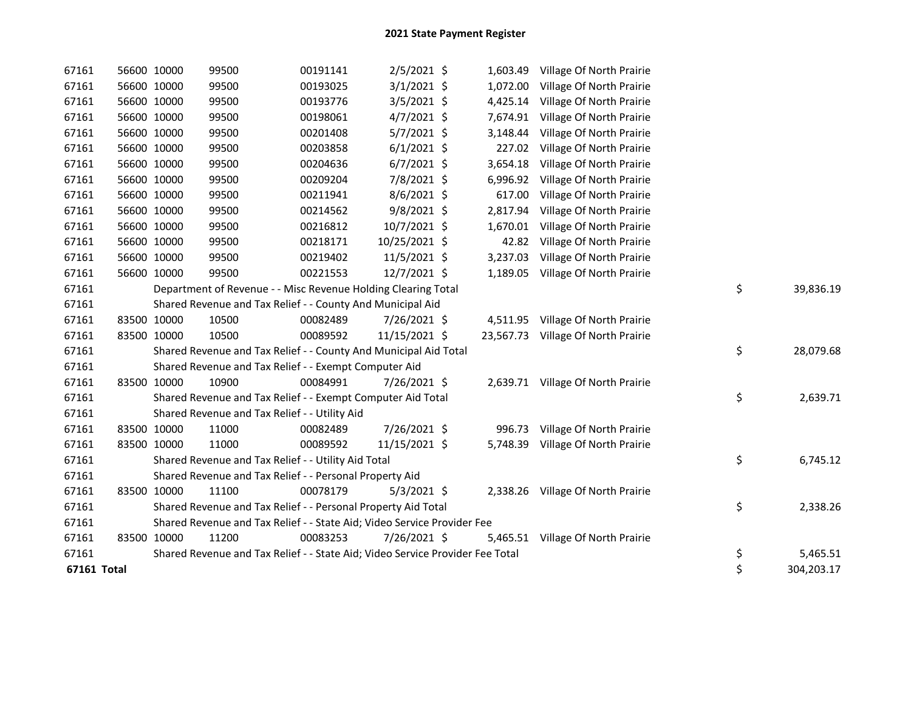# 2021 State Payment Register

| | | | | | | | | | |
|---|---|---|---|---|---|---|---|---|---|
| 67161 | 56600 | 10000 | 99500 | 00191141 | 2/5/2021 | $ 1,603.49 | Village Of North Prairie | | |
| 67161 | 56600 | 10000 | 99500 | 00193025 | 3/1/2021 | $ 1,072.00 | Village Of North Prairie | | |
| 67161 | 56600 | 10000 | 99500 | 00193776 | 3/5/2021 | $ 4,425.14 | Village Of North Prairie | | |
| 67161 | 56600 | 10000 | 99500 | 00198061 | 4/7/2021 | $ 7,674.91 | Village Of North Prairie | | |
| 67161 | 56600 | 10000 | 99500 | 00201408 | 5/7/2021 | $ 3,148.44 | Village Of North Prairie | | |
| 67161 | 56600 | 10000 | 99500 | 00203858 | 6/1/2021 | $ 227.02 | Village Of North Prairie | | |
| 67161 | 56600 | 10000 | 99500 | 00204636 | 6/7/2021 | $ 3,654.18 | Village Of North Prairie | | |
| 67161 | 56600 | 10000 | 99500 | 00209204 | 7/8/2021 | $ 6,996.92 | Village Of North Prairie | | |
| 67161 | 56600 | 10000 | 99500 | 00211941 | 8/6/2021 | $ 617.00 | Village Of North Prairie | | |
| 67161 | 56600 | 10000 | 99500 | 00214562 | 9/8/2021 | $ 2,817.94 | Village Of North Prairie | | |
| 67161 | 56600 | 10000 | 99500 | 00216812 | 10/7/2021 | $ 1,670.01 | Village Of North Prairie | | |
| 67161 | 56600 | 10000 | 99500 | 00218171 | 10/25/2021 | $ 42.82 | Village Of North Prairie | | |
| 67161 | 56600 | 10000 | 99500 | 00219402 | 11/5/2021 | $ 3,237.03 | Village Of North Prairie | | |
| 67161 | 56600 | 10000 | 99500 | 00221553 | 12/7/2021 | $ 1,189.05 | Village Of North Prairie | | |
| 67161 | | Department of Revenue - - Misc Revenue Holding Clearing Total | | | | | | $ | 39,836.19 |
| 67161 | | Shared Revenue and Tax Relief - - County And Municipal Aid | | | | | | | |
| 67161 | 83500 | 10000 | 10500 | 00082489 | 7/26/2021 | $ 4,511.95 | Village Of North Prairie | | |
| 67161 | 83500 | 10000 | 10500 | 00089592 | 11/15/2021 | $ 23,567.73 | Village Of North Prairie | | |
| 67161 | | Shared Revenue and Tax Relief - - County And Municipal Aid Total | | | | | | $ | 28,079.68 |
| 67161 | | Shared Revenue and Tax Relief - - Exempt Computer Aid | | | | | | | |
| 67161 | 83500 | 10000 | 10900 | 00084991 | 7/26/2021 | $ 2,639.71 | Village Of North Prairie | | |
| 67161 | | Shared Revenue and Tax Relief - - Exempt Computer Aid Total | | | | | | $ | 2,639.71 |
| 67161 | | Shared Revenue and Tax Relief - - Utility Aid | | | | | | | |
| 67161 | 83500 | 10000 | 11000 | 00082489 | 7/26/2021 | $ 996.73 | Village Of North Prairie | | |
| 67161 | 83500 | 10000 | 11000 | 00089592 | 11/15/2021 | $ 5,748.39 | Village Of North Prairie | | |
| 67161 | | Shared Revenue and Tax Relief - - Utility Aid Total | | | | | | $ | 6,745.12 |
| 67161 | | Shared Revenue and Tax Relief - - Personal Property Aid | | | | | | | |
| 67161 | 83500 | 10000 | 11100 | 00078179 | 5/3/2021 | $ 2,338.26 | Village Of North Prairie | | |
| 67161 | | Shared Revenue and Tax Relief - - Personal Property Aid Total | | | | | | $ | 2,338.26 |
| 67161 | | Shared Revenue and Tax Relief - - State Aid; Video Service Provider Fee | | | | | | | |
| 67161 | 83500 | 10000 | 11200 | 00083253 | 7/26/2021 | $ 5,465.51 | Village Of North Prairie | | |
| 67161 | | Shared Revenue and Tax Relief - - State Aid; Video Service Provider Fee Total | | | | | | $ | 5,465.51 |
| **67161 Total** | | | | | | | | $ | 304,203.17 |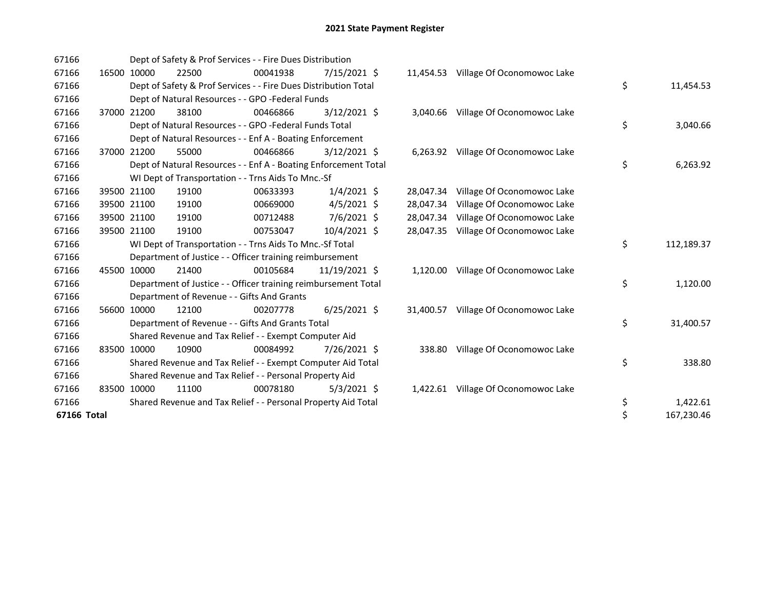# 2021 State Payment Register

| | | | | | | | | | |
|---|---|---|---|---|---|---|---|---|---|
| 67166 | | Dept of Safety & Prof Services - - Fire Dues Distribution | | | | | | | |
| 67166 | 16500 | 10000 | 22500 | 00041938 | 7/15/2021 | $ 11,454.53 | Village Of Oconomowoc Lake | | |
| 67166 | | Dept of Safety & Prof Services - - Fire Dues Distribution Total | | | | | | $ | 11,454.53 |
| 67166 | | Dept of Natural Resources - - GPO -Federal Funds | | | | | | | |
| 67166 | 37000 | 21200 | 38100 | 00466866 | 3/12/2021 | $ 3,040.66 | Village Of Oconomowoc Lake | | |
| 67166 | | Dept of Natural Resources - - GPO -Federal Funds Total | | | | | | $ | 3,040.66 |
| 67166 | | Dept of Natural Resources - - Enf A - Boating Enforcement | | | | | | | |
| 67166 | 37000 | 21200 | 55000 | 00466866 | 3/12/2021 | $ 6,263.92 | Village Of Oconomowoc Lake | | |
| 67166 | | Dept of Natural Resources - - Enf A - Boating Enforcement Total | | | | | | $ | 6,263.92 |
| 67166 | | WI Dept of Transportation - - Trns Aids To Mnc.-Sf | | | | | | | |
| 67166 | 39500 | 21100 | 19100 | 00633393 | 1/4/2021 | $ 28,047.34 | Village Of Oconomowoc Lake | | |
| 67166 | 39500 | 21100 | 19100 | 00669000 | 4/5/2021 | $ 28,047.34 | Village Of Oconomowoc Lake | | |
| 67166 | 39500 | 21100 | 19100 | 00712488 | 7/6/2021 | $ 28,047.34 | Village Of Oconomowoc Lake | | |
| 67166 | 39500 | 21100 | 19100 | 00753047 | 10/4/2021 | $ 28,047.35 | Village Of Oconomowoc Lake | | |
| 67166 | | WI Dept of Transportation - - Trns Aids To Mnc.-Sf Total | | | | | | $ | 112,189.37 |
| 67166 | | Department of Justice - - Officer training reimbursement | | | | | | | |
| 67166 | 45500 | 10000 | 21400 | 00105684 | 11/19/2021 | $ 1,120.00 | Village Of Oconomowoc Lake | | |
| 67166 | | Department of Justice - - Officer training reimbursement Total | | | | | | $ | 1,120.00 |
| 67166 | | Department of Revenue - - Gifts And Grants | | | | | | | |
| 67166 | 56600 | 10000 | 12100 | 00207778 | 6/25/2021 | $ 31,400.57 | Village Of Oconomowoc Lake | | |
| 67166 | | Department of Revenue - - Gifts And Grants Total | | | | | | $ | 31,400.57 |
| 67166 | | Shared Revenue and Tax Relief - - Exempt Computer Aid | | | | | | | |
| 67166 | 83500 | 10000 | 10900 | 00084992 | 7/26/2021 | $ 338.80 | Village Of Oconomowoc Lake | | |
| 67166 | | Shared Revenue and Tax Relief - - Exempt Computer Aid Total | | | | | | $ | 338.80 |
| 67166 | | Shared Revenue and Tax Relief - - Personal Property Aid | | | | | | | |
| 67166 | 83500 | 10000 | 11100 | 00078180 | 5/3/2021 | $ 1,422.61 | Village Of Oconomowoc Lake | | |
| 67166 | | Shared Revenue and Tax Relief - - Personal Property Aid Total | | | | | | $ | 1,422.61 |
| **67166 Total** | | | | | | | | $ | 167,230.46 |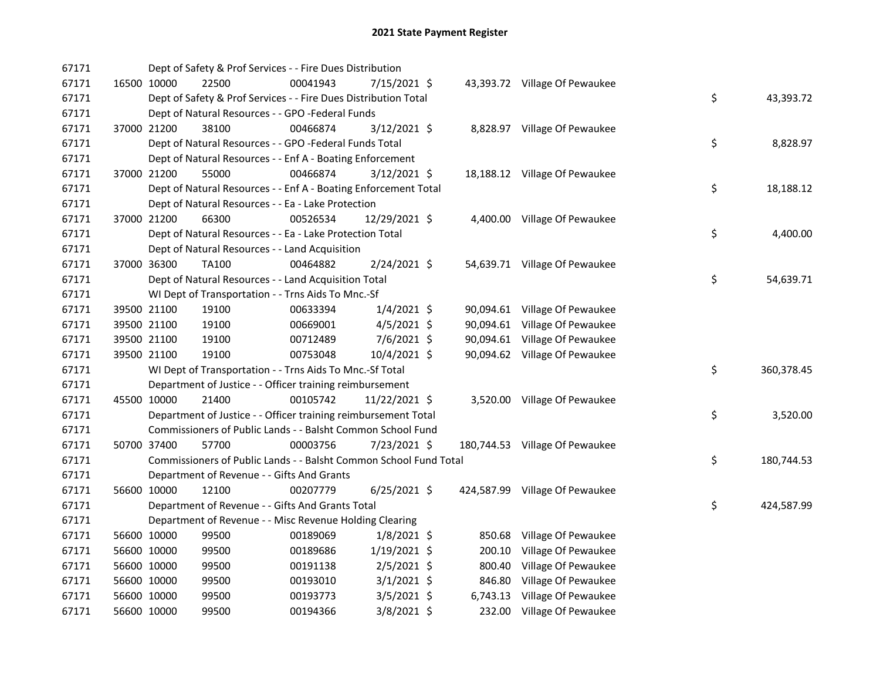# 2021 State Payment Register

| | | | | | | | | | |
|---|---|---|---|---|---|---|---|---|---|
| 67171 | | | Dept of Safety & Prof Services - - Fire Dues Distribution | | | | | | |
| 67171 | 16500 | 10000 | 22500 | 00041943 | 7/15/2021 | $ 43,393.72 | Village Of Pewaukee | | |
| 67171 | | | Dept of Safety & Prof Services - - Fire Dues Distribution Total | | | | | $ | 43,393.72 |
| 67171 | | | Dept of Natural Resources - - GPO -Federal Funds | | | | | | |
| 67171 | 37000 | 21200 | 38100 | 00466874 | 3/12/2021 | $ 8,828.97 | Village Of Pewaukee | | |
| 67171 | | | Dept of Natural Resources - - GPO -Federal Funds Total | | | | | $ | 8,828.97 |
| 67171 | | | Dept of Natural Resources - - Enf A - Boating Enforcement | | | | | | |
| 67171 | 37000 | 21200 | 55000 | 00466874 | 3/12/2021 | $ 18,188.12 | Village Of Pewaukee | | |
| 67171 | | | Dept of Natural Resources - - Enf A - Boating Enforcement Total | | | | | $ | 18,188.12 |
| 67171 | | | Dept of Natural Resources - - Ea - Lake Protection | | | | | | |
| 67171 | 37000 | 21200 | 66300 | 00526534 | 12/29/2021 | $ 4,400.00 | Village Of Pewaukee | | |
| 67171 | | | Dept of Natural Resources - - Ea - Lake Protection Total | | | | | $ | 4,400.00 |
| 67171 | | | Dept of Natural Resources - - Land Acquisition | | | | | | |
| 67171 | 37000 | 36300 | TA100 | 00464882 | 2/24/2021 | $ 54,639.71 | Village Of Pewaukee | | |
| 67171 | | | Dept of Natural Resources - - Land Acquisition Total | | | | | $ | 54,639.71 |
| 67171 | | | WI Dept of Transportation - - Trns Aids To Mnc.-Sf | | | | | | |
| 67171 | 39500 | 21100 | 19100 | 00633394 | 1/4/2021 | $ 90,094.61 | Village Of Pewaukee | | |
| 67171 | 39500 | 21100 | 19100 | 00669001 | 4/5/2021 | $ 90,094.61 | Village Of Pewaukee | | |
| 67171 | 39500 | 21100 | 19100 | 00712489 | 7/6/2021 | $ 90,094.61 | Village Of Pewaukee | | |
| 67171 | 39500 | 21100 | 19100 | 00753048 | 10/4/2021 | $ 90,094.62 | Village Of Pewaukee | | |
| 67171 | | | WI Dept of Transportation - - Trns Aids To Mnc.-Sf Total | | | | | $ | 360,378.45 |
| 67171 | | | Department of Justice - - Officer training reimbursement | | | | | | |
| 67171 | 45500 | 10000 | 21400 | 00105742 | 11/22/2021 | $ 3,520.00 | Village Of Pewaukee | | |
| 67171 | | | Department of Justice - - Officer training reimbursement Total | | | | | $ | 3,520.00 |
| 67171 | | | Commissioners of Public Lands - - Balsht Common School Fund | | | | | | |
| 67171 | 50700 | 37400 | 57700 | 00003756 | 7/23/2021 | $ 180,744.53 | Village Of Pewaukee | | |
| 67171 | | | Commissioners of Public Lands - - Balsht Common School Fund Total | | | | | $ | 180,744.53 |
| 67171 | | | Department of Revenue - - Gifts And Grants | | | | | | |
| 67171 | 56600 | 10000 | 12100 | 00207779 | 6/25/2021 | $ 424,587.99 | Village Of Pewaukee | | |
| 67171 | | | Department of Revenue - - Gifts And Grants Total | | | | | $ | 424,587.99 |
| 67171 | | | Department of Revenue - - Misc Revenue Holding Clearing | | | | | | |
| 67171 | 56600 | 10000 | 99500 | 00189069 | 1/8/2021 | $ 850.68 | Village Of Pewaukee | | |
| 67171 | 56600 | 10000 | 99500 | 00189686 | 1/19/2021 | $ 200.10 | Village Of Pewaukee | | |
| 67171 | 56600 | 10000 | 99500 | 00191138 | 2/5/2021 | $ 800.40 | Village Of Pewaukee | | |
| 67171 | 56600 | 10000 | 99500 | 00193010 | 3/1/2021 | $ 846.80 | Village Of Pewaukee | | |
| 67171 | 56600 | 10000 | 99500 | 00193773 | 3/5/2021 | $ 6,743.13 | Village Of Pewaukee | | |
| 67171 | 56600 | 10000 | 99500 | 00194366 | 3/8/2021 | $ 232.00 | Village Of Pewaukee | | |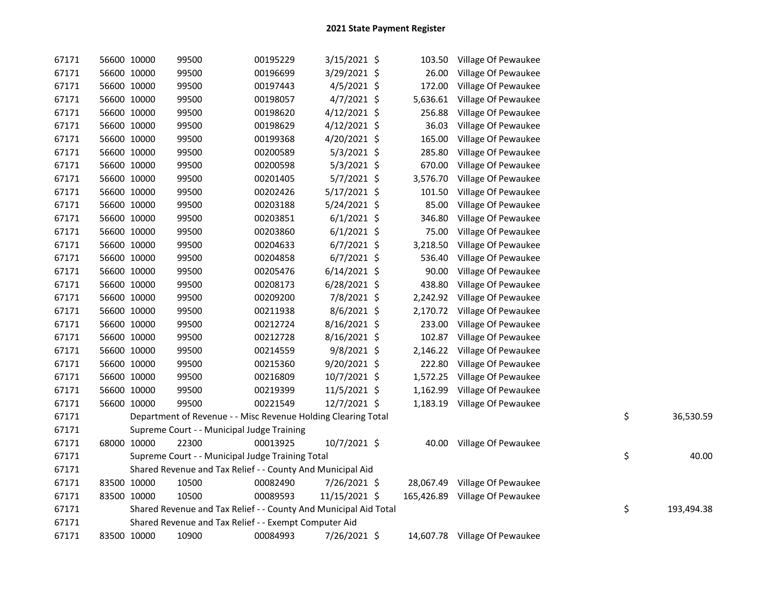# 2021 State Payment Register

| | | | | | | | | | |
|---|---|---|---|---|---|---|---|---|---|
| 67171 | 56600 | 10000 | 99500 | 00195229 | 3/15/2021 | $ 103.50 | Village Of Pewaukee | | |
| 67171 | 56600 | 10000 | 99500 | 00196699 | 3/29/2021 | $ 26.00 | Village Of Pewaukee | | |
| 67171 | 56600 | 10000 | 99500 | 00197443 | 4/5/2021 | $ 172.00 | Village Of Pewaukee | | |
| 67171 | 56600 | 10000 | 99500 | 00198057 | 4/7/2021 | $ 5,636.61 | Village Of Pewaukee | | |
| 67171 | 56600 | 10000 | 99500 | 00198620 | 4/12/2021 | $ 256.88 | Village Of Pewaukee | | |
| 67171 | 56600 | 10000 | 99500 | 00198629 | 4/12/2021 | $ 36.03 | Village Of Pewaukee | | |
| 67171 | 56600 | 10000 | 99500 | 00199368 | 4/20/2021 | $ 165.00 | Village Of Pewaukee | | |
| 67171 | 56600 | 10000 | 99500 | 00200589 | 5/3/2021 | $ 285.80 | Village Of Pewaukee | | |
| 67171 | 56600 | 10000 | 99500 | 00200598 | 5/3/2021 | $ 670.00 | Village Of Pewaukee | | |
| 67171 | 56600 | 10000 | 99500 | 00201405 | 5/7/2021 | $ 3,576.70 | Village Of Pewaukee | | |
| 67171 | 56600 | 10000 | 99500 | 00202426 | 5/17/2021 | $ 101.50 | Village Of Pewaukee | | |
| 67171 | 56600 | 10000 | 99500 | 00203188 | 5/24/2021 | $ 85.00 | Village Of Pewaukee | | |
| 67171 | 56600 | 10000 | 99500 | 00203851 | 6/1/2021 | $ 346.80 | Village Of Pewaukee | | |
| 67171 | 56600 | 10000 | 99500 | 00203860 | 6/1/2021 | $ 75.00 | Village Of Pewaukee | | |
| 67171 | 56600 | 10000 | 99500 | 00204633 | 6/7/2021 | $ 3,218.50 | Village Of Pewaukee | | |
| 67171 | 56600 | 10000 | 99500 | 00204858 | 6/7/2021 | $ 536.40 | Village Of Pewaukee | | |
| 67171 | 56600 | 10000 | 99500 | 00205476 | 6/14/2021 | $ 90.00 | Village Of Pewaukee | | |
| 67171 | 56600 | 10000 | 99500 | 00208173 | 6/28/2021 | $ 438.80 | Village Of Pewaukee | | |
| 67171 | 56600 | 10000 | 99500 | 00209200 | 7/8/2021 | $ 2,242.92 | Village Of Pewaukee | | |
| 67171 | 56600 | 10000 | 99500 | 00211938 | 8/6/2021 | $ 2,170.72 | Village Of Pewaukee | | |
| 67171 | 56600 | 10000 | 99500 | 00212724 | 8/16/2021 | $ 233.00 | Village Of Pewaukee | | |
| 67171 | 56600 | 10000 | 99500 | 00212728 | 8/16/2021 | $ 102.87 | Village Of Pewaukee | | |
| 67171 | 56600 | 10000 | 99500 | 00214559 | 9/8/2021 | $ 2,146.22 | Village Of Pewaukee | | |
| 67171 | 56600 | 10000 | 99500 | 00215360 | 9/20/2021 | $ 222.80 | Village Of Pewaukee | | |
| 67171 | 56600 | 10000 | 99500 | 00216809 | 10/7/2021 | $ 1,572.25 | Village Of Pewaukee | | |
| 67171 | 56600 | 10000 | 99500 | 00219399 | 11/5/2021 | $ 1,162.99 | Village Of Pewaukee | | |
| 67171 | 56600 | 10000 | 99500 | 00221549 | 12/7/2021 | $ 1,183.19 | Village Of Pewaukee | | |
| 67171 | | Department of Revenue - - Misc Revenue Holding Clearing Total | | | | | | $ | 36,530.59 |
| 67171 | | Supreme Court - - Municipal Judge Training | | | | | | | |
| 67171 | 68000 | 10000 | 22300 | 00013925 | 10/7/2021 | $ 40.00 | Village Of Pewaukee | | |
| 67171 | | Supreme Court - - Municipal Judge Training Total | | | | | | $ | 40.00 |
| 67171 | | Shared Revenue and Tax Relief - - County And Municipal Aid | | | | | | | |
| 67171 | 83500 | 10000 | 10500 | 00082490 | 7/26/2021 | $ 28,067.49 | Village Of Pewaukee | | |
| 67171 | 83500 | 10000 | 10500 | 00089593 | 11/15/2021 | $ 165,426.89 | Village Of Pewaukee | | |
| 67171 | | Shared Revenue and Tax Relief - - County And Municipal Aid Total | | | | | | $ | 193,494.38 |
| 67171 | | Shared Revenue and Tax Relief - - Exempt Computer Aid | | | | | | | |
| 67171 | 83500 | 10000 | 10900 | 00084993 | 7/26/2021 | $ 14,607.78 | Village Of Pewaukee | | |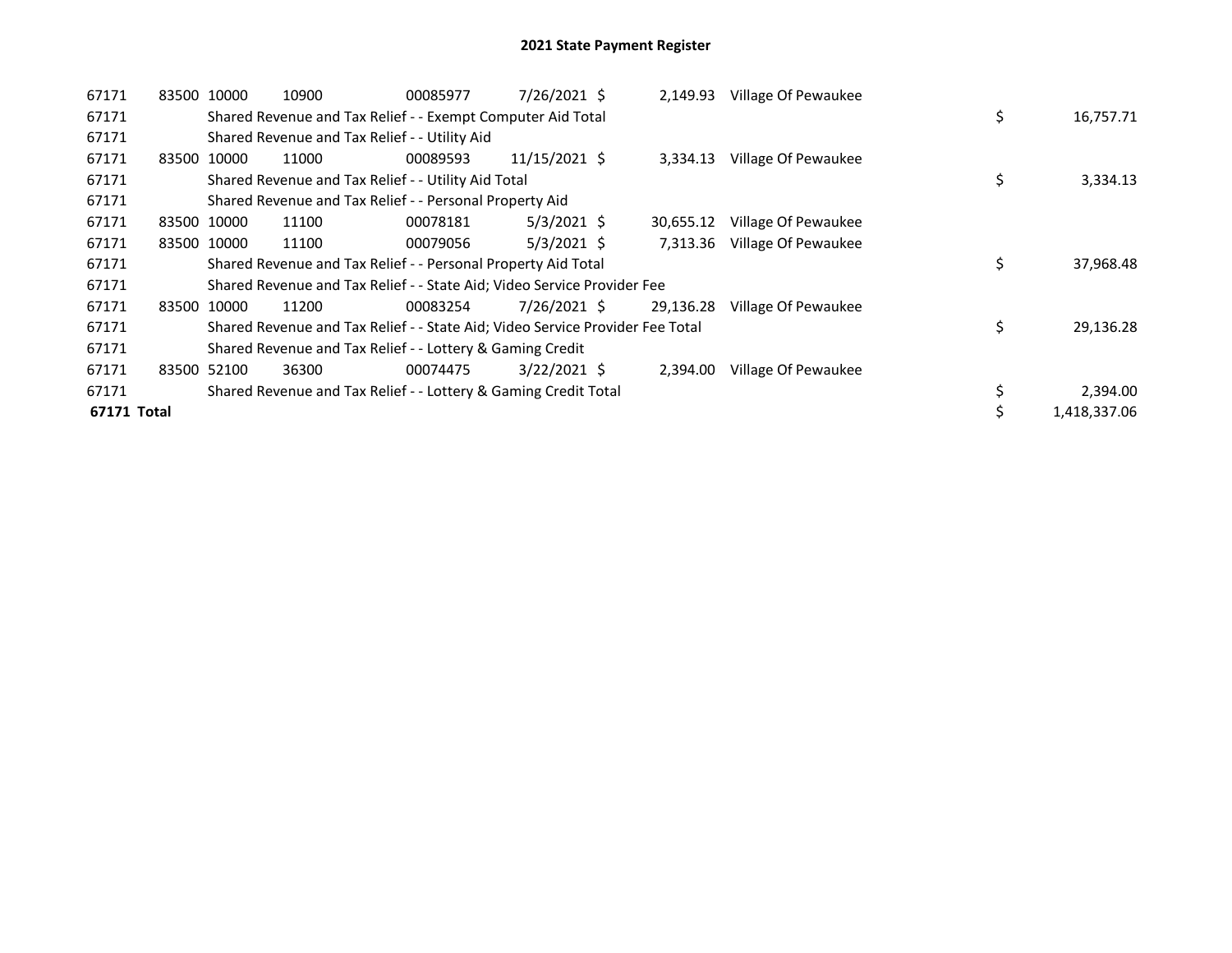# 2021 State Payment Register

| | | | | | | | | |
|---|---|---|---|---|---|---|---|---|
| 67171 | 83500 | 10000 | 10900 | 00085977 | 7/26/2021 | $ 2,149.93 | Village Of Pewaukee | |
| 67171 | | Shared Revenue and Tax Relief - - Exempt Computer Aid Total | | | | | | $ 16,757.71 |
| 67171 | | Shared Revenue and Tax Relief - - Utility Aid | | | | | | |
| 67171 | 83500 | 10000 | 11000 | 00089593 | 11/15/2021 | $ 3,334.13 | Village Of Pewaukee | |
| 67171 | | Shared Revenue and Tax Relief - - Utility Aid Total | | | | | | $ 3,334.13 |
| 67171 | | Shared Revenue and Tax Relief - - Personal Property Aid | | | | | | |
| 67171 | 83500 | 10000 | 11100 | 00078181 | 5/3/2021 | $ 30,655.12 | Village Of Pewaukee | |
| 67171 | 83500 | 10000 | 11100 | 00079056 | 5/3/2021 | $ 7,313.36 | Village Of Pewaukee | |
| 67171 | | Shared Revenue and Tax Relief - - Personal Property Aid Total | | | | | | $ 37,968.48 |
| 67171 | | Shared Revenue and Tax Relief - - State Aid; Video Service Provider Fee | | | | | | |
| 67171 | 83500 | 10000 | 11200 | 00083254 | 7/26/2021 | $ 29,136.28 | Village Of Pewaukee | |
| 67171 | | Shared Revenue and Tax Relief - - State Aid; Video Service Provider Fee Total | | | | | | $ 29,136.28 |
| 67171 | | Shared Revenue and Tax Relief - - Lottery & Gaming Credit | | | | | | |
| 67171 | 83500 | 52100 | 36300 | 00074475 | 3/22/2021 | $ 2,394.00 | Village Of Pewaukee | |
| 67171 | | Shared Revenue and Tax Relief - - Lottery & Gaming Credit Total | | | | | | $ 2,394.00 |
| **67171 Total** | | | | | | | | $ 1,418,337.06 |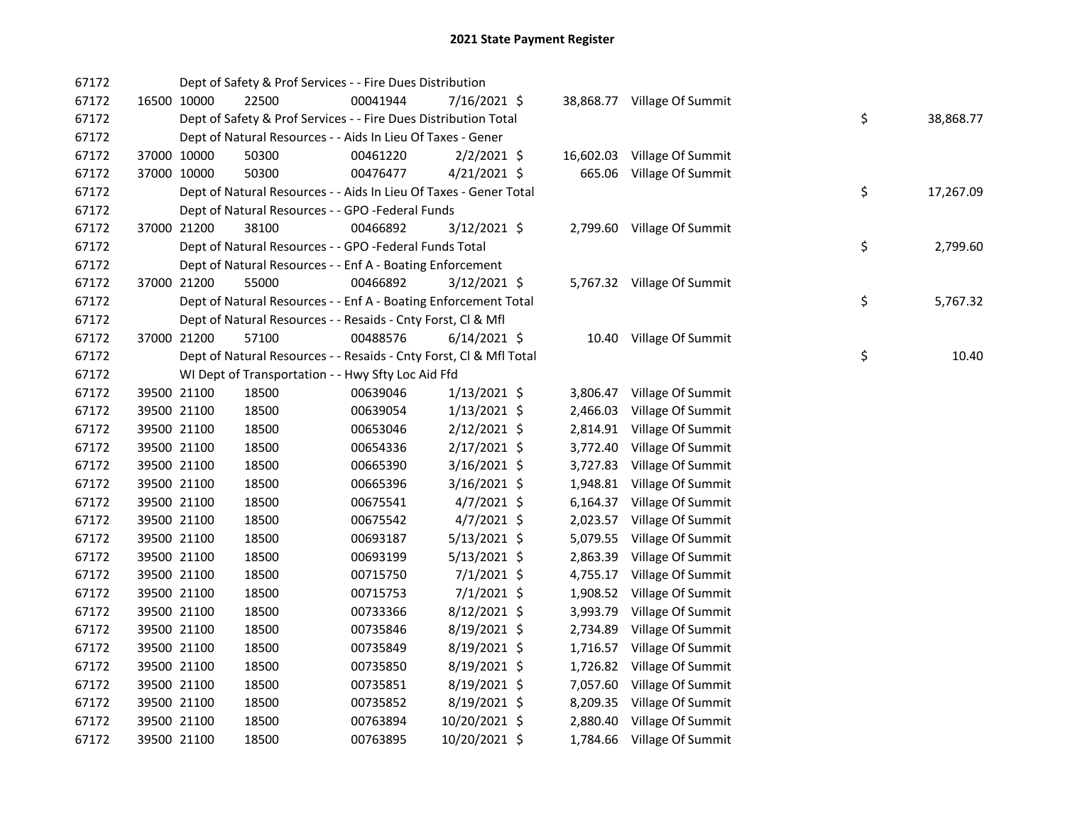# 2021 State Payment Register

| | | | | | | | | | |
|---|---|---|---|---|---|---|---|---|---|
| 67172 | | | Dept of Safety & Prof Services - - Fire Dues Distribution | | | | | | |
| 67172 | 16500 | 10000 | 22500 | 00041944 | 7/16/2021 | $ 38,868.77 | Village Of Summit | | |
| 67172 | | | Dept of Safety & Prof Services - - Fire Dues Distribution Total | | | | | $ | 38,868.77 |
| 67172 | | | Dept of Natural Resources - - Aids In Lieu Of Taxes - Gener | | | | | | |
| 67172 | 37000 | 10000 | 50300 | 00461220 | 2/2/2021 | $ 16,602.03 | Village Of Summit | | |
| 67172 | 37000 | 10000 | 50300 | 00476477 | 4/21/2021 | $ 665.06 | Village Of Summit | | |
| 67172 | | | Dept of Natural Resources - - Aids In Lieu Of Taxes - Gener Total | | | | | $ | 17,267.09 |
| 67172 | | | Dept of Natural Resources - - GPO -Federal Funds | | | | | | |
| 67172 | 37000 | 21200 | 38100 | 00466892 | 3/12/2021 | $ 2,799.60 | Village Of Summit | | |
| 67172 | | | Dept of Natural Resources - - GPO -Federal Funds Total | | | | | $ | 2,799.60 |
| 67172 | | | Dept of Natural Resources - - Enf A - Boating Enforcement | | | | | | |
| 67172 | 37000 | 21200 | 55000 | 00466892 | 3/12/2021 | $ 5,767.32 | Village Of Summit | | |
| 67172 | | | Dept of Natural Resources - - Enf A - Boating Enforcement Total | | | | | $ | 5,767.32 |
| 67172 | | | Dept of Natural Resources - - Resaids - Cnty Forst, Cl & Mfl | | | | | | |
| 67172 | 37000 | 21200 | 57100 | 00488576 | 6/14/2021 | $ 10.40 | Village Of Summit | | |
| 67172 | | | Dept of Natural Resources - - Resaids - Cnty Forst, Cl & Mfl Total | | | | | $ | 10.40 |
| 67172 | | | WI Dept of Transportation - - Hwy Sfty Loc Aid Ffd | | | | | | |
| 67172 | 39500 | 21100 | 18500 | 00639046 | 1/13/2021 | $ 3,806.47 | Village Of Summit | | |
| 67172 | 39500 | 21100 | 18500 | 00639054 | 1/13/2021 | $ 2,466.03 | Village Of Summit | | |
| 67172 | 39500 | 21100 | 18500 | 00653046 | 2/12/2021 | $ 2,814.91 | Village Of Summit | | |
| 67172 | 39500 | 21100 | 18500 | 00654336 | 2/17/2021 | $ 3,772.40 | Village Of Summit | | |
| 67172 | 39500 | 21100 | 18500 | 00665390 | 3/16/2021 | $ 3,727.83 | Village Of Summit | | |
| 67172 | 39500 | 21100 | 18500 | 00665396 | 3/16/2021 | $ 1,948.81 | Village Of Summit | | |
| 67172 | 39500 | 21100 | 18500 | 00675541 | 4/7/2021 | $ 6,164.37 | Village Of Summit | | |
| 67172 | 39500 | 21100 | 18500 | 00675542 | 4/7/2021 | $ 2,023.57 | Village Of Summit | | |
| 67172 | 39500 | 21100 | 18500 | 00693187 | 5/13/2021 | $ 5,079.55 | Village Of Summit | | |
| 67172 | 39500 | 21100 | 18500 | 00693199 | 5/13/2021 | $ 2,863.39 | Village Of Summit | | |
| 67172 | 39500 | 21100 | 18500 | 00715750 | 7/1/2021 | $ 4,755.17 | Village Of Summit | | |
| 67172 | 39500 | 21100 | 18500 | 00715753 | 7/1/2021 | $ 1,908.52 | Village Of Summit | | |
| 67172 | 39500 | 21100 | 18500 | 00733366 | 8/12/2021 | $ 3,993.79 | Village Of Summit | | |
| 67172 | 39500 | 21100 | 18500 | 00735846 | 8/19/2021 | $ 2,734.89 | Village Of Summit | | |
| 67172 | 39500 | 21100 | 18500 | 00735849 | 8/19/2021 | $ 1,716.57 | Village Of Summit | | |
| 67172 | 39500 | 21100 | 18500 | 00735850 | 8/19/2021 | $ 1,726.82 | Village Of Summit | | |
| 67172 | 39500 | 21100 | 18500 | 00735851 | 8/19/2021 | $ 7,057.60 | Village Of Summit | | |
| 67172 | 39500 | 21100 | 18500 | 00735852 | 8/19/2021 | $ 8,209.35 | Village Of Summit | | |
| 67172 | 39500 | 21100 | 18500 | 00763894 | 10/20/2021 | $ 2,880.40 | Village Of Summit | | |
| 67172 | 39500 | 21100 | 18500 | 00763895 | 10/20/2021 | $ 1,784.66 | Village Of Summit | | |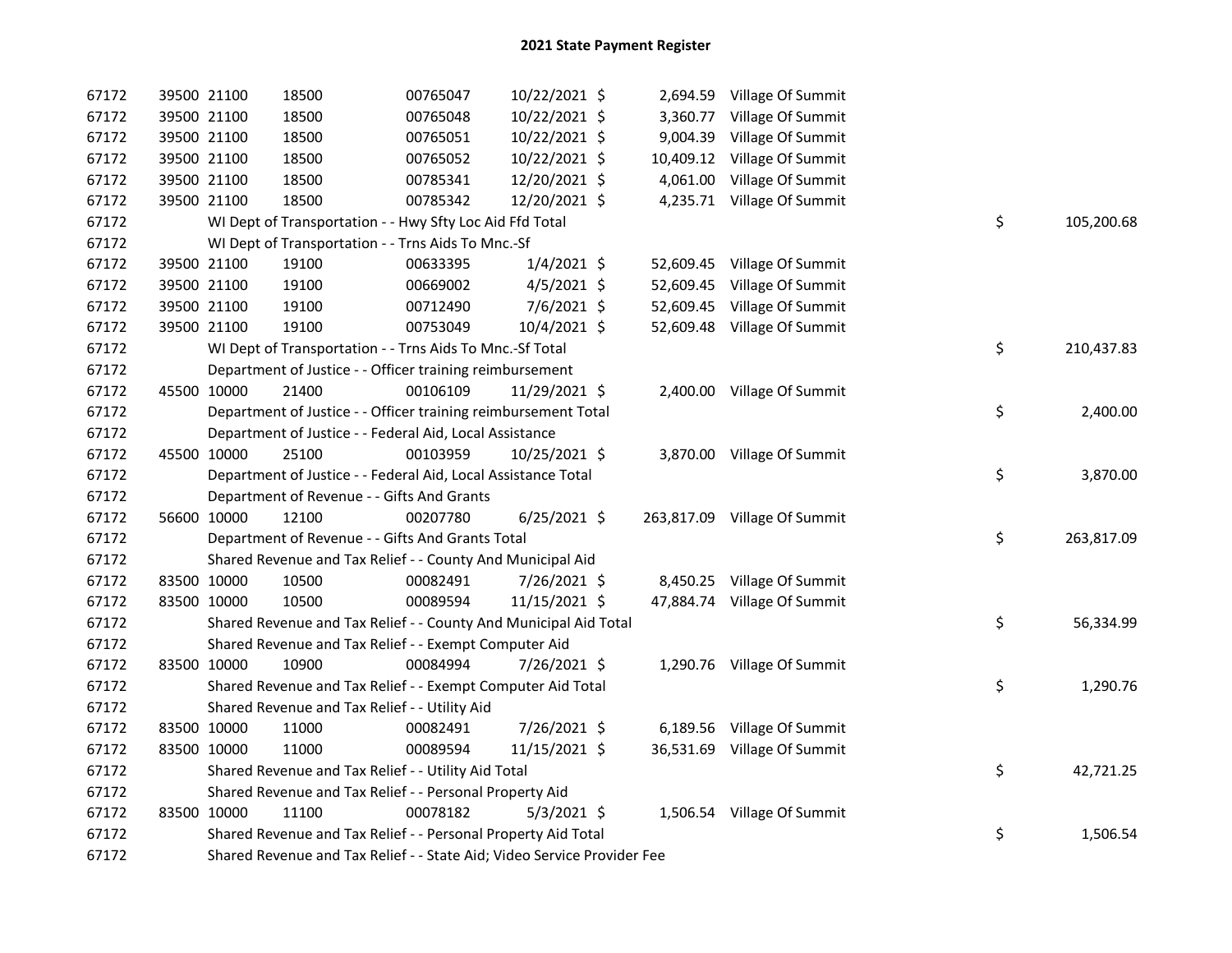# 2021 State Payment Register

| | | | | | | | | | |
|---|---|---|---|---|---|---|---|---|---|
| 67172 | 39500 | 21100 | 18500 | 00765047 | 10/22/2021 | $ | 2,694.59 | Village Of Summit | | |
| 67172 | 39500 | 21100 | 18500 | 00765048 | 10/22/2021 | $ | 3,360.77 | Village Of Summit | | |
| 67172 | 39500 | 21100 | 18500 | 00765051 | 10/22/2021 | $ | 9,004.39 | Village Of Summit | | |
| 67172 | 39500 | 21100 | 18500 | 00765052 | 10/22/2021 | $ | 10,409.12 | Village Of Summit | | |
| 67172 | 39500 | 21100 | 18500 | 00785341 | 12/20/2021 | $ | 4,061.00 | Village Of Summit | | |
| 67172 | 39500 | 21100 | 18500 | 00785342 | 12/20/2021 | $ | 4,235.71 | Village Of Summit | | |
| 67172 | WI Dept of Transportation - - Hwy Sfty Loc Aid Ffd Total | | | | | | | | $ | 105,200.68 |
| 67172 | WI Dept of Transportation - - Trns Aids To Mnc.-Sf | | | | | | | | | |
| 67172 | 39500 | 21100 | 19100 | 00633395 | 1/4/2021 | $ | 52,609.45 | Village Of Summit | | |
| 67172 | 39500 | 21100 | 19100 | 00669002 | 4/5/2021 | $ | 52,609.45 | Village Of Summit | | |
| 67172 | 39500 | 21100 | 19100 | 00712490 | 7/6/2021 | $ | 52,609.45 | Village Of Summit | | |
| 67172 | 39500 | 21100 | 19100 | 00753049 | 10/4/2021 | $ | 52,609.48 | Village Of Summit | | |
| 67172 | WI Dept of Transportation - - Trns Aids To Mnc.-Sf Total | | | | | | | | $ | 210,437.83 |
| 67172 | Department of Justice - - Officer training reimbursement | | | | | | | | | |
| 67172 | 45500 | 10000 | 21400 | 00106109 | 11/29/2021 | $ | 2,400.00 | Village Of Summit | | |
| 67172 | Department of Justice - - Officer training reimbursement Total | | | | | | | | $ | 2,400.00 |
| 67172 | Department of Justice - - Federal Aid, Local Assistance | | | | | | | | | |
| 67172 | 45500 | 10000 | 25100 | 00103959 | 10/25/2021 | $ | 3,870.00 | Village Of Summit | | |
| 67172 | Department of Justice - - Federal Aid, Local Assistance Total | | | | | | | | $ | 3,870.00 |
| 67172 | Department of Revenue - - Gifts And Grants | | | | | | | | | |
| 67172 | 56600 | 10000 | 12100 | 00207780 | 6/25/2021 | $ | 263,817.09 | Village Of Summit | | |
| 67172 | Department of Revenue - - Gifts And Grants Total | | | | | | | | $ | 263,817.09 |
| 67172 | Shared Revenue and Tax Relief - - County And Municipal Aid | | | | | | | | | |
| 67172 | 83500 | 10000 | 10500 | 00082491 | 7/26/2021 | $ | 8,450.25 | Village Of Summit | | |
| 67172 | 83500 | 10000 | 10500 | 00089594 | 11/15/2021 | $ | 47,884.74 | Village Of Summit | | |
| 67172 | Shared Revenue and Tax Relief - - County And Municipal Aid Total | | | | | | | | $ | 56,334.99 |
| 67172 | Shared Revenue and Tax Relief - - Exempt Computer Aid | | | | | | | | | |
| 67172 | 83500 | 10000 | 10900 | 00084994 | 7/26/2021 | $ | 1,290.76 | Village Of Summit | | |
| 67172 | Shared Revenue and Tax Relief - - Exempt Computer Aid Total | | | | | | | | $ | 1,290.76 |
| 67172 | Shared Revenue and Tax Relief - - Utility Aid | | | | | | | | | |
| 67172 | 83500 | 10000 | 11000 | 00082491 | 7/26/2021 | $ | 6,189.56 | Village Of Summit | | |
| 67172 | 83500 | 10000 | 11000 | 00089594 | 11/15/2021 | $ | 36,531.69 | Village Of Summit | | |
| 67172 | Shared Revenue and Tax Relief - - Utility Aid Total | | | | | | | | $ | 42,721.25 |
| 67172 | Shared Revenue and Tax Relief - - Personal Property Aid | | | | | | | | | |
| 67172 | 83500 | 10000 | 11100 | 00078182 | 5/3/2021 | $ | 1,506.54 | Village Of Summit | | |
| 67172 | Shared Revenue and Tax Relief - - Personal Property Aid Total | | | | | | | | $ | 1,506.54 |
| 67172 | Shared Revenue and Tax Relief - - State Aid; Video Service Provider Fee | | | | | | | | | |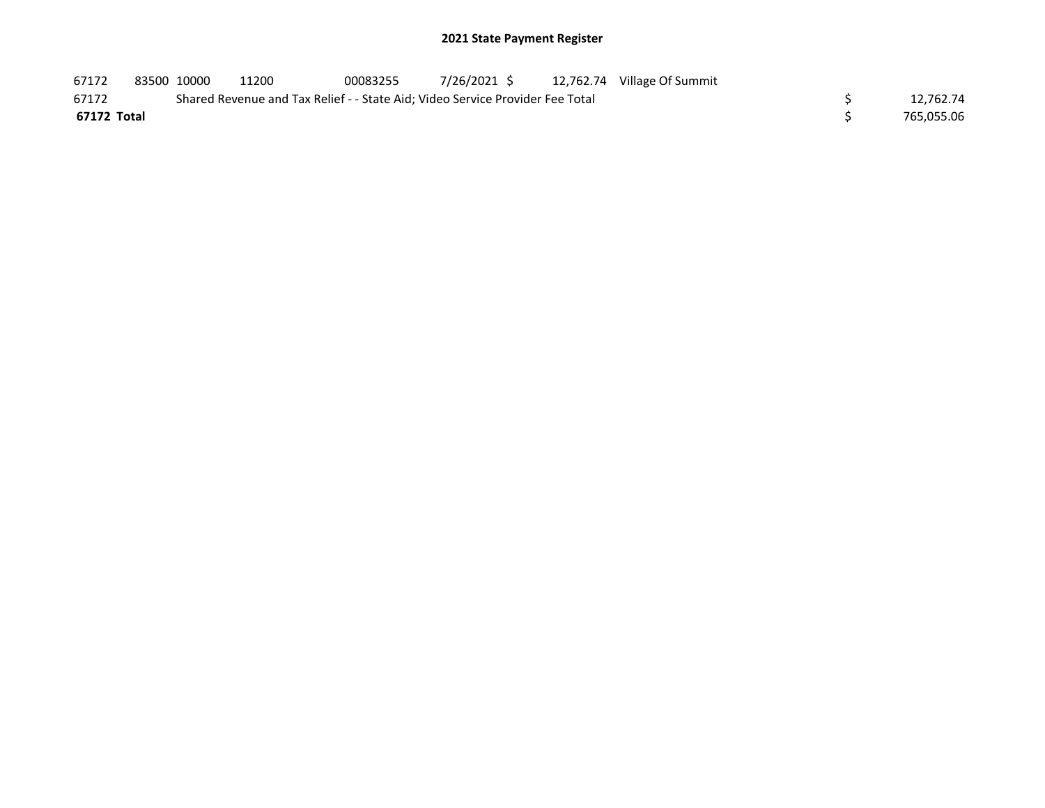# 2021 State Payment Register

| | | | | | | | | | |
|---|---|---|---|---|---|---|---|---|---|
| 67172 | 83500 | 10000 | 11200 | 00083255 | 7/26/2021 | $ 12,762.74 | Village Of Summit | | |
| 67172 | | Shared Revenue and Tax Relief - - State Aid; Video Service Provider Fee Total | | | | | | $ | 12,762.74 |
| **67172 Total** | | | | | | | | $ | 765,055.06 |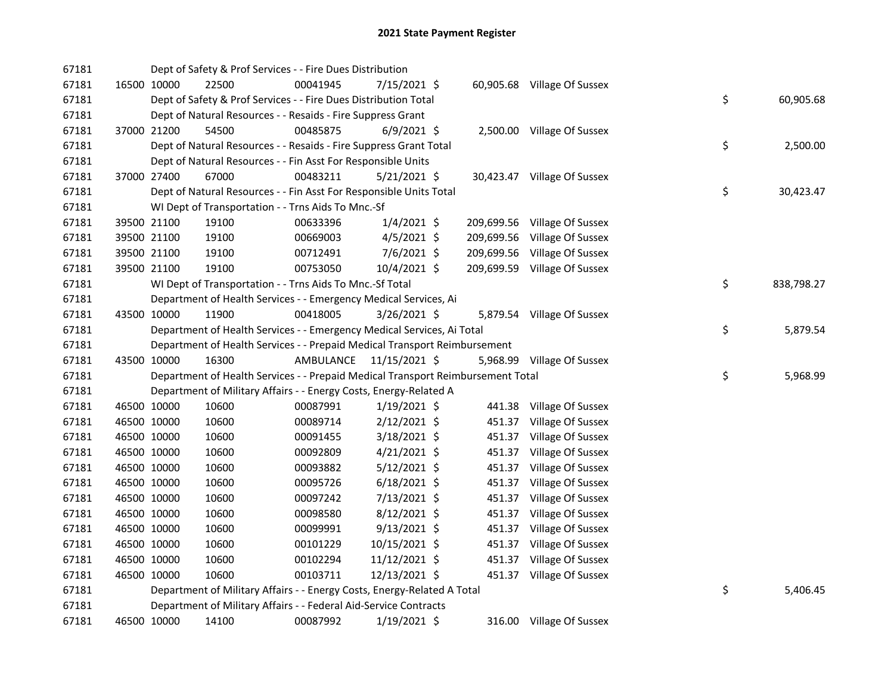# 2021 State Payment Register

| | | | | | | | | |
|---|---|---|---|---|---|---|---|---|
| 67181 | | | Dept of Safety & Prof Services - - Fire Dues Distribution | | | | | |
| 67181 | 16500 10000 | 22500 | 00041945 | 7/15/2021 $ | 60,905.68 | Village Of Sussex | | |
| 67181 | | | Dept of Safety & Prof Services - - Fire Dues Distribution Total | | | | $ | 60,905.68 |
| 67181 | | | Dept of Natural Resources - - Resaids - Fire Suppress Grant | | | | | |
| 67181 | 37000 21200 | 54500 | 00485875 | 6/9/2021 $ | 2,500.00 | Village Of Sussex | | |
| 67181 | | | Dept of Natural Resources - - Resaids - Fire Suppress Grant Total | | | | $ | 2,500.00 |
| 67181 | | | Dept of Natural Resources - - Fin Asst For Responsible Units | | | | | |
| 67181 | 37000 27400 | 67000 | 00483211 | 5/21/2021 $ | 30,423.47 | Village Of Sussex | | |
| 67181 | | | Dept of Natural Resources - - Fin Asst For Responsible Units Total | | | | $ | 30,423.47 |
| 67181 | | | WI Dept of Transportation - - Trns Aids To Mnc.-Sf | | | | | |
| 67181 | 39500 21100 | 19100 | 00633396 | 1/4/2021 $ | 209,699.56 | Village Of Sussex | | |
| 67181 | 39500 21100 | 19100 | 00669003 | 4/5/2021 $ | 209,699.56 | Village Of Sussex | | |
| 67181 | 39500 21100 | 19100 | 00712491 | 7/6/2021 $ | 209,699.56 | Village Of Sussex | | |
| 67181 | 39500 21100 | 19100 | 00753050 | 10/4/2021 $ | 209,699.59 | Village Of Sussex | | |
| 67181 | | | WI Dept of Transportation - - Trns Aids To Mnc.-Sf Total | | | | $ | 838,798.27 |
| 67181 | | | Department of Health Services - - Emergency Medical Services, Ai | | | | | |
| 67181 | 43500 10000 | 11900 | 00418005 | 3/26/2021 $ | 5,879.54 | Village Of Sussex | | |
| 67181 | | | Department of Health Services - - Emergency Medical Services, Ai Total | | | | $ | 5,879.54 |
| 67181 | | | Department of Health Services - - Prepaid Medical Transport Reimbursement | | | | | |
| 67181 | 43500 10000 | 16300 | AMBULANCE | 11/15/2021 $ | 5,968.99 | Village Of Sussex | | |
| 67181 | | | Department of Health Services - - Prepaid Medical Transport Reimbursement Total | | | | $ | 5,968.99 |
| 67181 | | | Department of Military Affairs - - Energy Costs, Energy-Related A | | | | | |
| 67181 | 46500 10000 | 10600 | 00087991 | 1/19/2021 $ | 441.38 | Village Of Sussex | | |
| 67181 | 46500 10000 | 10600 | 00089714 | 2/12/2021 $ | 451.37 | Village Of Sussex | | |
| 67181 | 46500 10000 | 10600 | 00091455 | 3/18/2021 $ | 451.37 | Village Of Sussex | | |
| 67181 | 46500 10000 | 10600 | 00092809 | 4/21/2021 $ | 451.37 | Village Of Sussex | | |
| 67181 | 46500 10000 | 10600 | 00093882 | 5/12/2021 $ | 451.37 | Village Of Sussex | | |
| 67181 | 46500 10000 | 10600 | 00095726 | 6/18/2021 $ | 451.37 | Village Of Sussex | | |
| 67181 | 46500 10000 | 10600 | 00097242 | 7/13/2021 $ | 451.37 | Village Of Sussex | | |
| 67181 | 46500 10000 | 10600 | 00098580 | 8/12/2021 $ | 451.37 | Village Of Sussex | | |
| 67181 | 46500 10000 | 10600 | 00099991 | 9/13/2021 $ | 451.37 | Village Of Sussex | | |
| 67181 | 46500 10000 | 10600 | 00101229 | 10/15/2021 $ | 451.37 | Village Of Sussex | | |
| 67181 | 46500 10000 | 10600 | 00102294 | 11/12/2021 $ | 451.37 | Village Of Sussex | | |
| 67181 | 46500 10000 | 10600 | 00103711 | 12/13/2021 $ | 451.37 | Village Of Sussex | | |
| 67181 | | | Department of Military Affairs - - Energy Costs, Energy-Related A Total | | | | $ | 5,406.45 |
| 67181 | | | Department of Military Affairs - - Federal Aid-Service Contracts | | | | | |
| 67181 | 46500 10000 | 14100 | 00087992 | 1/19/2021 $ | 316.00 | Village Of Sussex | | |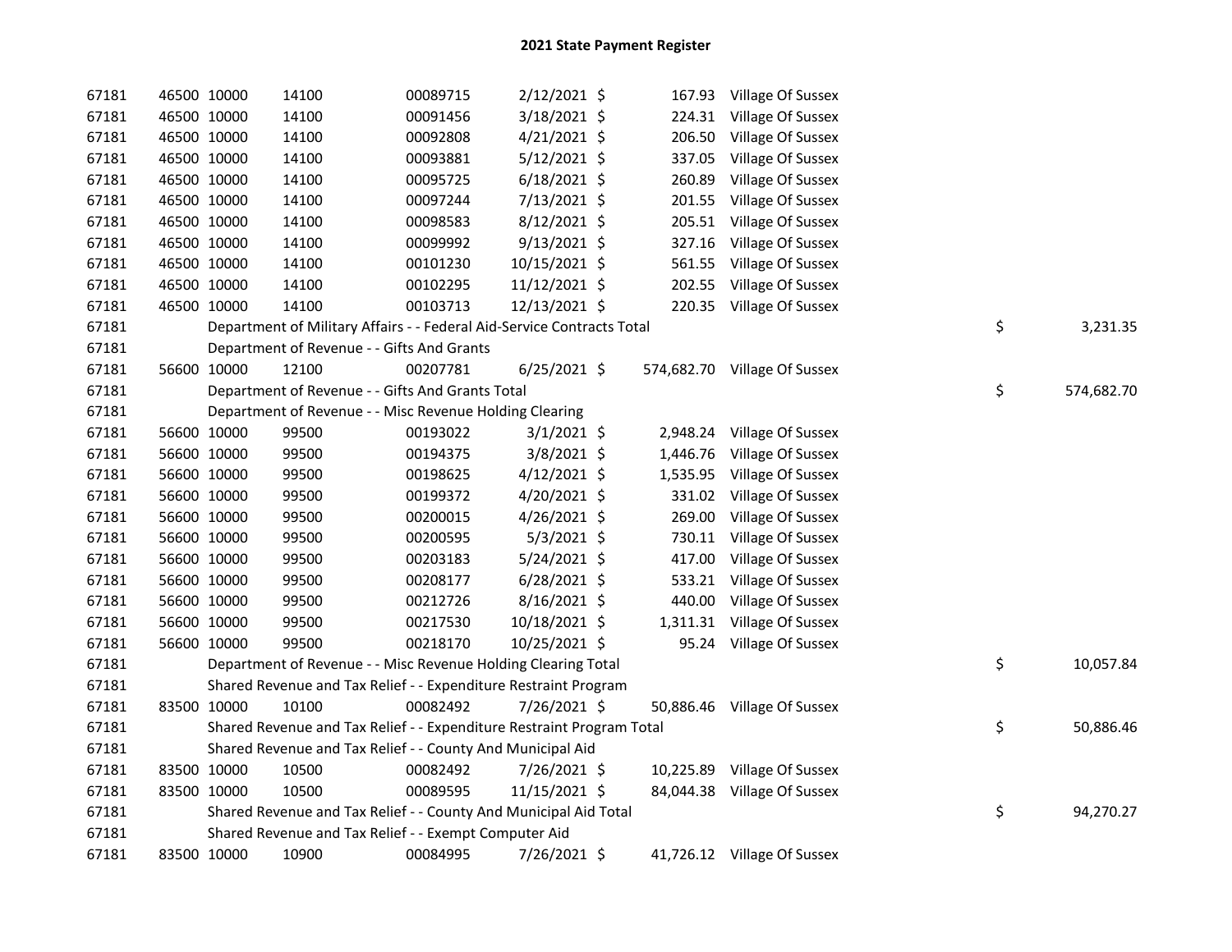# 2021 State Payment Register

| | | | | | | | | | |
|---|---|---|---|---|---|---|---|---|---|
| 67181 | 46500 | 10000 | 14100 | 00089715 | 2/12/2021 | $ | 167.93 | Village Of Sussex | |
| 67181 | 46500 | 10000 | 14100 | 00091456 | 3/18/2021 | $ | 224.31 | Village Of Sussex | |
| 67181 | 46500 | 10000 | 14100 | 00092808 | 4/21/2021 | $ | 206.50 | Village Of Sussex | |
| 67181 | 46500 | 10000 | 14100 | 00093881 | 5/12/2021 | $ | 337.05 | Village Of Sussex | |
| 67181 | 46500 | 10000 | 14100 | 00095725 | 6/18/2021 | $ | 260.89 | Village Of Sussex | |
| 67181 | 46500 | 10000 | 14100 | 00097244 | 7/13/2021 | $ | 201.55 | Village Of Sussex | |
| 67181 | 46500 | 10000 | 14100 | 00098583 | 8/12/2021 | $ | 205.51 | Village Of Sussex | |
| 67181 | 46500 | 10000 | 14100 | 00099992 | 9/13/2021 | $ | 327.16 | Village Of Sussex | |
| 67181 | 46500 | 10000 | 14100 | 00101230 | 10/15/2021 | $ | 561.55 | Village Of Sussex | |
| 67181 | 46500 | 10000 | 14100 | 00102295 | 11/12/2021 | $ | 202.55 | Village Of Sussex | |
| 67181 | 46500 | 10000 | 14100 | 00103713 | 12/13/2021 | $ | 220.35 | Village Of Sussex | |
| 67181 | Department of Military Affairs - - Federal Aid-Service Contracts Total | | | | | | | | $ 3,231.35 |
| 67181 | Department of Revenue - - Gifts And Grants | | | | | | | | |
| 67181 | 56600 | 10000 | 12100 | 00207781 | 6/25/2021 | $ | 574,682.70 | Village Of Sussex | |
| 67181 | Department of Revenue - - Gifts And Grants Total | | | | | | | | $ 574,682.70 |
| 67181 | Department of Revenue - - Misc Revenue Holding Clearing | | | | | | | | |
| 67181 | 56600 | 10000 | 99500 | 00193022 | 3/1/2021 | $ | 2,948.24 | Village Of Sussex | |
| 67181 | 56600 | 10000 | 99500 | 00194375 | 3/8/2021 | $ | 1,446.76 | Village Of Sussex | |
| 67181 | 56600 | 10000 | 99500 | 00198625 | 4/12/2021 | $ | 1,535.95 | Village Of Sussex | |
| 67181 | 56600 | 10000 | 99500 | 00199372 | 4/20/2021 | $ | 331.02 | Village Of Sussex | |
| 67181 | 56600 | 10000 | 99500 | 00200015 | 4/26/2021 | $ | 269.00 | Village Of Sussex | |
| 67181 | 56600 | 10000 | 99500 | 00200595 | 5/3/2021 | $ | 730.11 | Village Of Sussex | |
| 67181 | 56600 | 10000 | 99500 | 00203183 | 5/24/2021 | $ | 417.00 | Village Of Sussex | |
| 67181 | 56600 | 10000 | 99500 | 00208177 | 6/28/2021 | $ | 533.21 | Village Of Sussex | |
| 67181 | 56600 | 10000 | 99500 | 00212726 | 8/16/2021 | $ | 440.00 | Village Of Sussex | |
| 67181 | 56600 | 10000 | 99500 | 00217530 | 10/18/2021 | $ | 1,311.31 | Village Of Sussex | |
| 67181 | 56600 | 10000 | 99500 | 00218170 | 10/25/2021 | $ | 95.24 | Village Of Sussex | |
| 67181 | Department of Revenue - - Misc Revenue Holding Clearing Total | | | | | | | | $ 10,057.84 |
| 67181 | Shared Revenue and Tax Relief - - Expenditure Restraint Program | | | | | | | | |
| 67181 | 83500 | 10000 | 10100 | 00082492 | 7/26/2021 | $ | 50,886.46 | Village Of Sussex | |
| 67181 | Shared Revenue and Tax Relief - - Expenditure Restraint Program Total | | | | | | | | $ 50,886.46 |
| 67181 | Shared Revenue and Tax Relief - - County And Municipal Aid | | | | | | | | |
| 67181 | 83500 | 10000 | 10500 | 00082492 | 7/26/2021 | $ | 10,225.89 | Village Of Sussex | |
| 67181 | 83500 | 10000 | 10500 | 00089595 | 11/15/2021 | $ | 84,044.38 | Village Of Sussex | |
| 67181 | Shared Revenue and Tax Relief - - County And Municipal Aid Total | | | | | | | | $ 94,270.27 |
| 67181 | Shared Revenue and Tax Relief - - Exempt Computer Aid | | | | | | | | |
| 67181 | 83500 | 10000 | 10900 | 00084995 | 7/26/2021 | $ | 41,726.12 | Village Of Sussex | |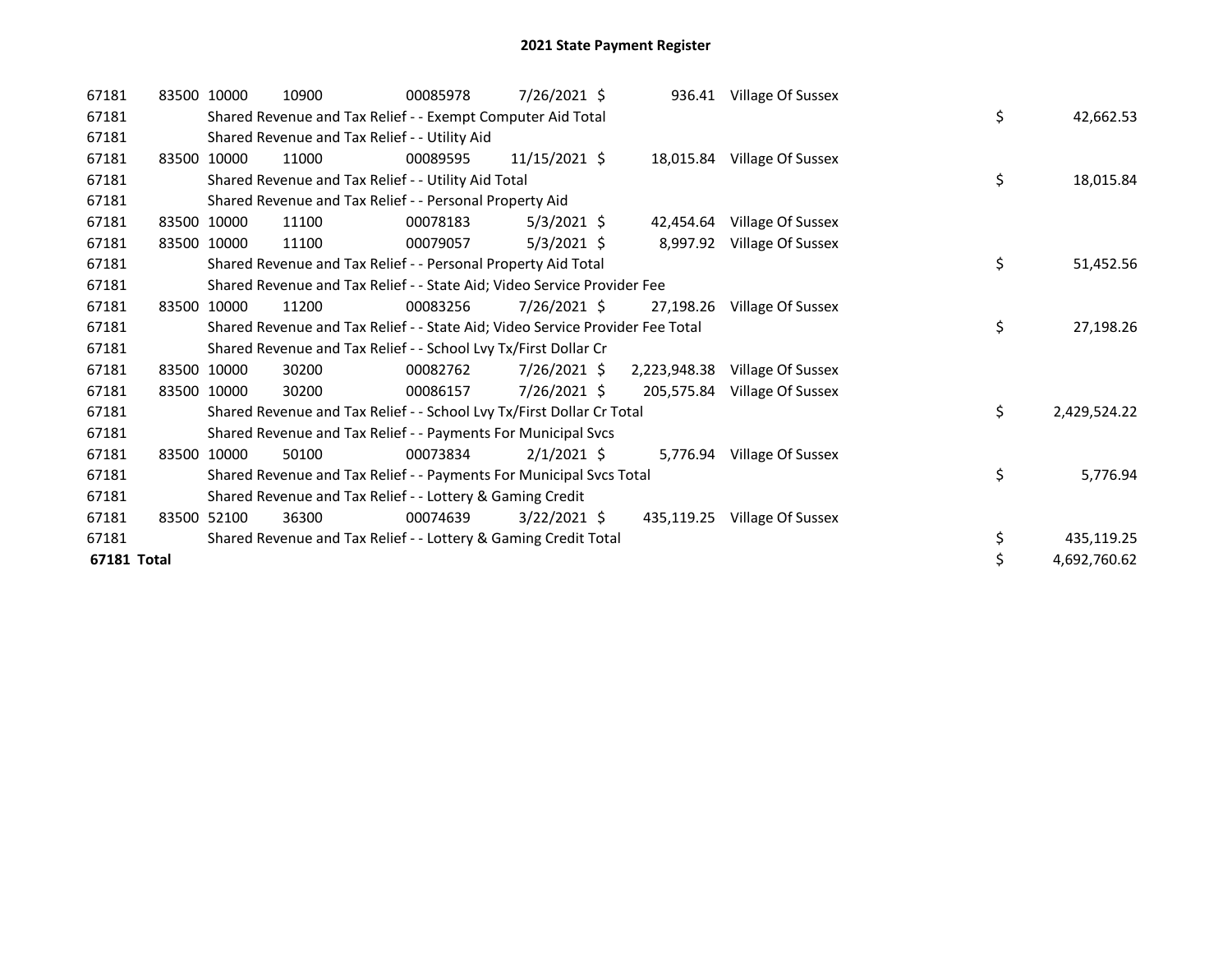# 2021 State Payment Register

| | | | | | | | | | |
|---|---|---|---|---|---|---|---|---|---|
| 67181 | 83500 | 10000 | 10900 | 00085978 | 7/26/2021 | $ 936.41 | Village Of Sussex | | |
| 67181 | | Shared Revenue and Tax Relief - - Exempt Computer Aid Total | | | | | | $ | 42,662.53 |
| 67181 | | Shared Revenue and Tax Relief - - Utility Aid | | | | | | | |
| 67181 | 83500 | 10000 | 11000 | 00089595 | 11/15/2021 | $ 18,015.84 | Village Of Sussex | | |
| 67181 | | Shared Revenue and Tax Relief - - Utility Aid Total | | | | | | $ | 18,015.84 |
| 67181 | | Shared Revenue and Tax Relief - - Personal Property Aid | | | | | | | |
| 67181 | 83500 | 10000 | 11100 | 00078183 | 5/3/2021 | $ 42,454.64 | Village Of Sussex | | |
| 67181 | 83500 | 10000 | 11100 | 00079057 | 5/3/2021 | $ 8,997.92 | Village Of Sussex | | |
| 67181 | | Shared Revenue and Tax Relief - - Personal Property Aid Total | | | | | | $ | 51,452.56 |
| 67181 | | Shared Revenue and Tax Relief - - State Aid; Video Service Provider Fee | | | | | | | |
| 67181 | 83500 | 10000 | 11200 | 00083256 | 7/26/2021 | $ 27,198.26 | Village Of Sussex | | |
| 67181 | | Shared Revenue and Tax Relief - - State Aid; Video Service Provider Fee Total | | | | | | $ | 27,198.26 |
| 67181 | | Shared Revenue and Tax Relief - - School Lvy Tx/First Dollar Cr | | | | | | | |
| 67181 | 83500 | 10000 | 30200 | 00082762 | 7/26/2021 | $ 2,223,948.38 | Village Of Sussex | | |
| 67181 | 83500 | 10000 | 30200 | 00086157 | 7/26/2021 | $ 205,575.84 | Village Of Sussex | | |
| 67181 | | Shared Revenue and Tax Relief - - School Lvy Tx/First Dollar Cr Total | | | | | | $ | 2,429,524.22 |
| 67181 | | Shared Revenue and Tax Relief - - Payments For Municipal Svcs | | | | | | | |
| 67181 | 83500 | 10000 | 50100 | 00073834 | 2/1/2021 | $ 5,776.94 | Village Of Sussex | | |
| 67181 | | Shared Revenue and Tax Relief - - Payments For Municipal Svcs Total | | | | | | $ | 5,776.94 |
| 67181 | | Shared Revenue and Tax Relief - - Lottery & Gaming Credit | | | | | | | |
| 67181 | 83500 | 52100 | 36300 | 00074639 | 3/22/2021 | $ 435,119.25 | Village Of Sussex | | |
| 67181 | | Shared Revenue and Tax Relief - - Lottery & Gaming Credit Total | | | | | | $ | 435,119.25 |
| **67181 Total** | | | | | | | | $ | 4,692,760.62 |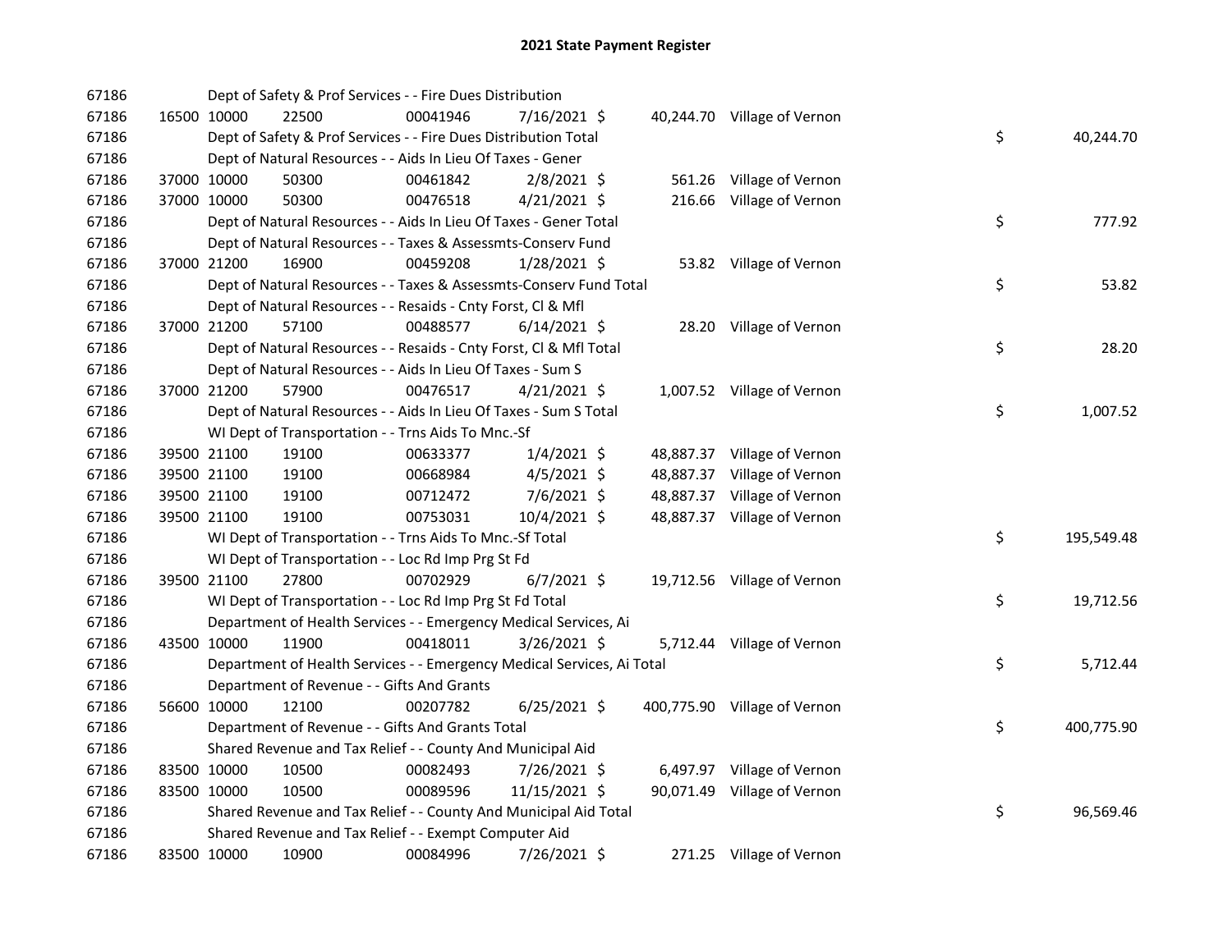# 2021 State Payment Register

| | | | | | | | | | |
|---|---|---|---|---|---|---|---|---|---|
| 67186 | | | Dept of Safety & Prof Services - - Fire Dues Distribution | | | | | | |
| 67186 | 16500 | 10000 | 22500 | 00041946 | 7/16/2021 | $ 40,244.70 | Village of Vernon | | |
| 67186 | | | Dept of Safety & Prof Services - - Fire Dues Distribution Total | | | | | $ | 40,244.70 |
| 67186 | | | Dept of Natural Resources - - Aids In Lieu Of Taxes - Gener | | | | | | |
| 67186 | 37000 | 10000 | 50300 | 00461842 | 2/8/2021 | $ 561.26 | Village of Vernon | | |
| 67186 | 37000 | 10000 | 50300 | 00476518 | 4/21/2021 | $ 216.66 | Village of Vernon | | |
| 67186 | | | Dept of Natural Resources - - Aids In Lieu Of Taxes - Gener Total | | | | | $ | 777.92 |
| 67186 | | | Dept of Natural Resources - - Taxes & Assessmts-Conserv Fund | | | | | | |
| 67186 | 37000 | 21200 | 16900 | 00459208 | 1/28/2021 | $ 53.82 | Village of Vernon | | |
| 67186 | | | Dept of Natural Resources - - Taxes & Assessmts-Conserv Fund Total | | | | | $ | 53.82 |
| 67186 | | | Dept of Natural Resources - - Resaids - Cnty Forst, Cl & Mfl | | | | | | |
| 67186 | 37000 | 21200 | 57100 | 00488577 | 6/14/2021 | $ 28.20 | Village of Vernon | | |
| 67186 | | | Dept of Natural Resources - - Resaids - Cnty Forst, Cl & Mfl Total | | | | | $ | 28.20 |
| 67186 | | | Dept of Natural Resources - - Aids In Lieu Of Taxes - Sum S | | | | | | |
| 67186 | 37000 | 21200 | 57900 | 00476517 | 4/21/2021 | $ 1,007.52 | Village of Vernon | | |
| 67186 | | | Dept of Natural Resources - - Aids In Lieu Of Taxes - Sum S Total | | | | | $ | 1,007.52 |
| 67186 | | | WI Dept of Transportation - - Trns Aids To Mnc.-Sf | | | | | | |
| 67186 | 39500 | 21100 | 19100 | 00633377 | 1/4/2021 | $ 48,887.37 | Village of Vernon | | |
| 67186 | 39500 | 21100 | 19100 | 00668984 | 4/5/2021 | $ 48,887.37 | Village of Vernon | | |
| 67186 | 39500 | 21100 | 19100 | 00712472 | 7/6/2021 | $ 48,887.37 | Village of Vernon | | |
| 67186 | 39500 | 21100 | 19100 | 00753031 | 10/4/2021 | $ 48,887.37 | Village of Vernon | | |
| 67186 | | | WI Dept of Transportation - - Trns Aids To Mnc.-Sf Total | | | | | $ | 195,549.48 |
| 67186 | | | WI Dept of Transportation - - Loc Rd Imp Prg St Fd | | | | | | |
| 67186 | 39500 | 21100 | 27800 | 00702929 | 6/7/2021 | $ 19,712.56 | Village of Vernon | | |
| 67186 | | | WI Dept of Transportation - - Loc Rd Imp Prg St Fd Total | | | | | $ | 19,712.56 |
| 67186 | | | Department of Health Services - - Emergency Medical Services, Ai | | | | | | |
| 67186 | 43500 | 10000 | 11900 | 00418011 | 3/26/2021 | $ 5,712.44 | Village of Vernon | | |
| 67186 | | | Department of Health Services - - Emergency Medical Services, Ai Total | | | | | $ | 5,712.44 |
| 67186 | | | Department of Revenue - - Gifts And Grants | | | | | | |
| 67186 | 56600 | 10000 | 12100 | 00207782 | 6/25/2021 | $ 400,775.90 | Village of Vernon | | |
| 67186 | | | Department of Revenue - - Gifts And Grants Total | | | | | $ | 400,775.90 |
| 67186 | | | Shared Revenue and Tax Relief - - County And Municipal Aid | | | | | | |
| 67186 | 83500 | 10000 | 10500 | 00082493 | 7/26/2021 | $ 6,497.97 | Village of Vernon | | |
| 67186 | 83500 | 10000 | 10500 | 00089596 | 11/15/2021 | $ 90,071.49 | Village of Vernon | | |
| 67186 | | | Shared Revenue and Tax Relief - - County And Municipal Aid Total | | | | | $ | 96,569.46 |
| 67186 | | | Shared Revenue and Tax Relief - - Exempt Computer Aid | | | | | | |
| 67186 | 83500 | 10000 | 10900 | 00084996 | 7/26/2021 | $ 271.25 | Village of Vernon | | |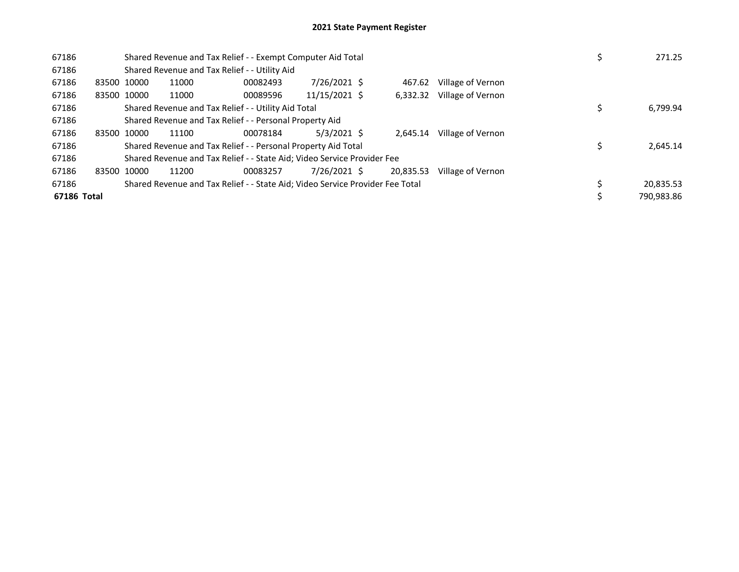# 2021 State Payment Register

| | | | | | | | | | |
|---|---|---|---|---|---|---|---|---|---|
| 67186 | | Shared Revenue and Tax Relief - - Exempt Computer Aid Total | | | | | | $ | 271.25 |
| 67186 | | Shared Revenue and Tax Relief - - Utility Aid | | | | | | | |
| 67186 | 83500 | 10000 | 11000 | 00082493 | 7/26/2021 | $ 467.62 | Village of Vernon | | |
| 67186 | 83500 | 10000 | 11000 | 00089596 | 11/15/2021 | $ 6,332.32 | Village of Vernon | | |
| 67186 | | Shared Revenue and Tax Relief - - Utility Aid Total | | | | | | $ | 6,799.94 |
| 67186 | | Shared Revenue and Tax Relief - - Personal Property Aid | | | | | | | |
| 67186 | 83500 | 10000 | 11100 | 00078184 | 5/3/2021 | $ 2,645.14 | Village of Vernon | | |
| 67186 | | Shared Revenue and Tax Relief - - Personal Property Aid Total | | | | | | $ | 2,645.14 |
| 67186 | | Shared Revenue and Tax Relief - - State Aid; Video Service Provider Fee | | | | | | | |
| 67186 | 83500 | 10000 | 11200 | 00083257 | 7/26/2021 | $ 20,835.53 | Village of Vernon | | |
| 67186 | | Shared Revenue and Tax Relief - - State Aid; Video Service Provider Fee Total | | | | | | $ | 20,835.53 |
| **67186 Total** | | | | | | | | $ | 790,983.86 |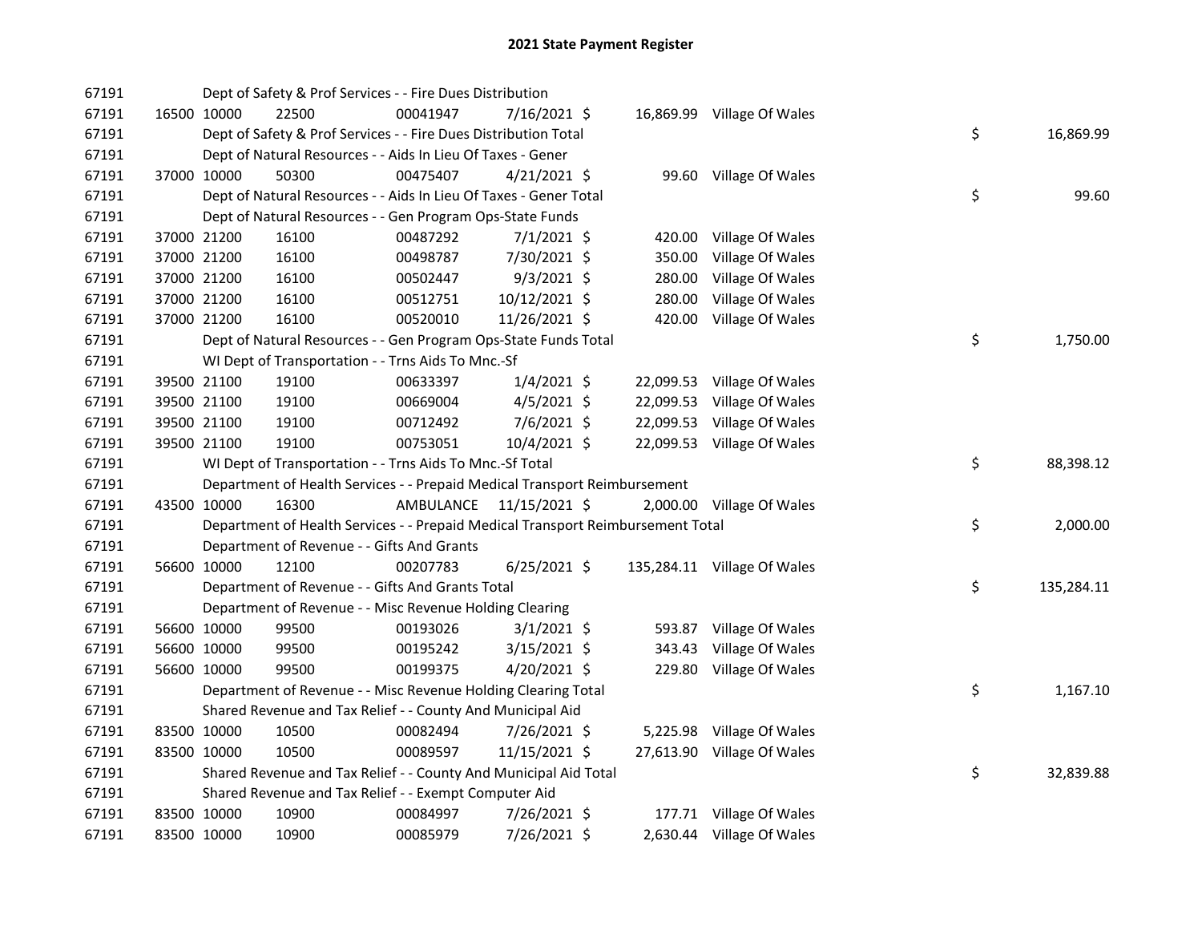# 2021 State Payment Register

| | | | | | | | | | |
|---|---|---|---|---|---|---|---|---|---|
| 67191 | | | Dept of Safety & Prof Services - - Fire Dues Distribution | | | | | | |
| 67191 | 16500 | 10000 | 22500 | 00041947 | 7/16/2021 | $ 16,869.99 | Village Of Wales | | |
| 67191 | | | Dept of Safety & Prof Services - - Fire Dues Distribution Total | | | | | $ | 16,869.99 |
| 67191 | | | Dept of Natural Resources - - Aids In Lieu Of Taxes - Gener | | | | | | |
| 67191 | 37000 | 10000 | 50300 | 00475407 | 4/21/2021 | $ 99.60 | Village Of Wales | | |
| 67191 | | | Dept of Natural Resources - - Aids In Lieu Of Taxes - Gener Total | | | | | $ | 99.60 |
| 67191 | | | Dept of Natural Resources - - Gen Program Ops-State Funds | | | | | | |
| 67191 | 37000 | 21200 | 16100 | 00487292 | 7/1/2021 | $ 420.00 | Village Of Wales | | |
| 67191 | 37000 | 21200 | 16100 | 00498787 | 7/30/2021 | $ 350.00 | Village Of Wales | | |
| 67191 | 37000 | 21200 | 16100 | 00502447 | 9/3/2021 | $ 280.00 | Village Of Wales | | |
| 67191 | 37000 | 21200 | 16100 | 00512751 | 10/12/2021 | $ 280.00 | Village Of Wales | | |
| 67191 | 37000 | 21200 | 16100 | 00520010 | 11/26/2021 | $ 420.00 | Village Of Wales | | |
| 67191 | | | Dept of Natural Resources - - Gen Program Ops-State Funds Total | | | | | $ | 1,750.00 |
| 67191 | | | WI Dept of Transportation - - Trns Aids To Mnc.-Sf | | | | | | |
| 67191 | 39500 | 21100 | 19100 | 00633397 | 1/4/2021 | $ 22,099.53 | Village Of Wales | | |
| 67191 | 39500 | 21100 | 19100 | 00669004 | 4/5/2021 | $ 22,099.53 | Village Of Wales | | |
| 67191 | 39500 | 21100 | 19100 | 00712492 | 7/6/2021 | $ 22,099.53 | Village Of Wales | | |
| 67191 | 39500 | 21100 | 19100 | 00753051 | 10/4/2021 | $ 22,099.53 | Village Of Wales | | |
| 67191 | | | WI Dept of Transportation - - Trns Aids To Mnc.-Sf Total | | | | | $ | 88,398.12 |
| 67191 | | | Department of Health Services - - Prepaid Medical Transport Reimbursement | | | | | | |
| 67191 | 43500 | 10000 | 16300 | AMBULANCE | 11/15/2021 | $ 2,000.00 | Village Of Wales | | |
| 67191 | | | Department of Health Services - - Prepaid Medical Transport Reimbursement Total | | | | | $ | 2,000.00 |
| 67191 | | | Department of Revenue - - Gifts And Grants | | | | | | |
| 67191 | 56600 | 10000 | 12100 | 00207783 | 6/25/2021 | $ 135,284.11 | Village Of Wales | | |
| 67191 | | | Department of Revenue - - Gifts And Grants Total | | | | | $ | 135,284.11 |
| 67191 | | | Department of Revenue - - Misc Revenue Holding Clearing | | | | | | |
| 67191 | 56600 | 10000 | 99500 | 00193026 | 3/1/2021 | $ 593.87 | Village Of Wales | | |
| 67191 | 56600 | 10000 | 99500 | 00195242 | 3/15/2021 | $ 343.43 | Village Of Wales | | |
| 67191 | 56600 | 10000 | 99500 | 00199375 | 4/20/2021 | $ 229.80 | Village Of Wales | | |
| 67191 | | | Department of Revenue - - Misc Revenue Holding Clearing Total | | | | | $ | 1,167.10 |
| 67191 | | | Shared Revenue and Tax Relief - - County And Municipal Aid | | | | | | |
| 67191 | 83500 | 10000 | 10500 | 00082494 | 7/26/2021 | $ 5,225.98 | Village Of Wales | | |
| 67191 | 83500 | 10000 | 10500 | 00089597 | 11/15/2021 | $ 27,613.90 | Village Of Wales | | |
| 67191 | | | Shared Revenue and Tax Relief - - County And Municipal Aid Total | | | | | $ | 32,839.88 |
| 67191 | | | Shared Revenue and Tax Relief - - Exempt Computer Aid | | | | | | |
| 67191 | 83500 | 10000 | 10900 | 00084997 | 7/26/2021 | $ 177.71 | Village Of Wales | | |
| 67191 | 83500 | 10000 | 10900 | 00085979 | 7/26/2021 | $ 2,630.44 | Village Of Wales | | |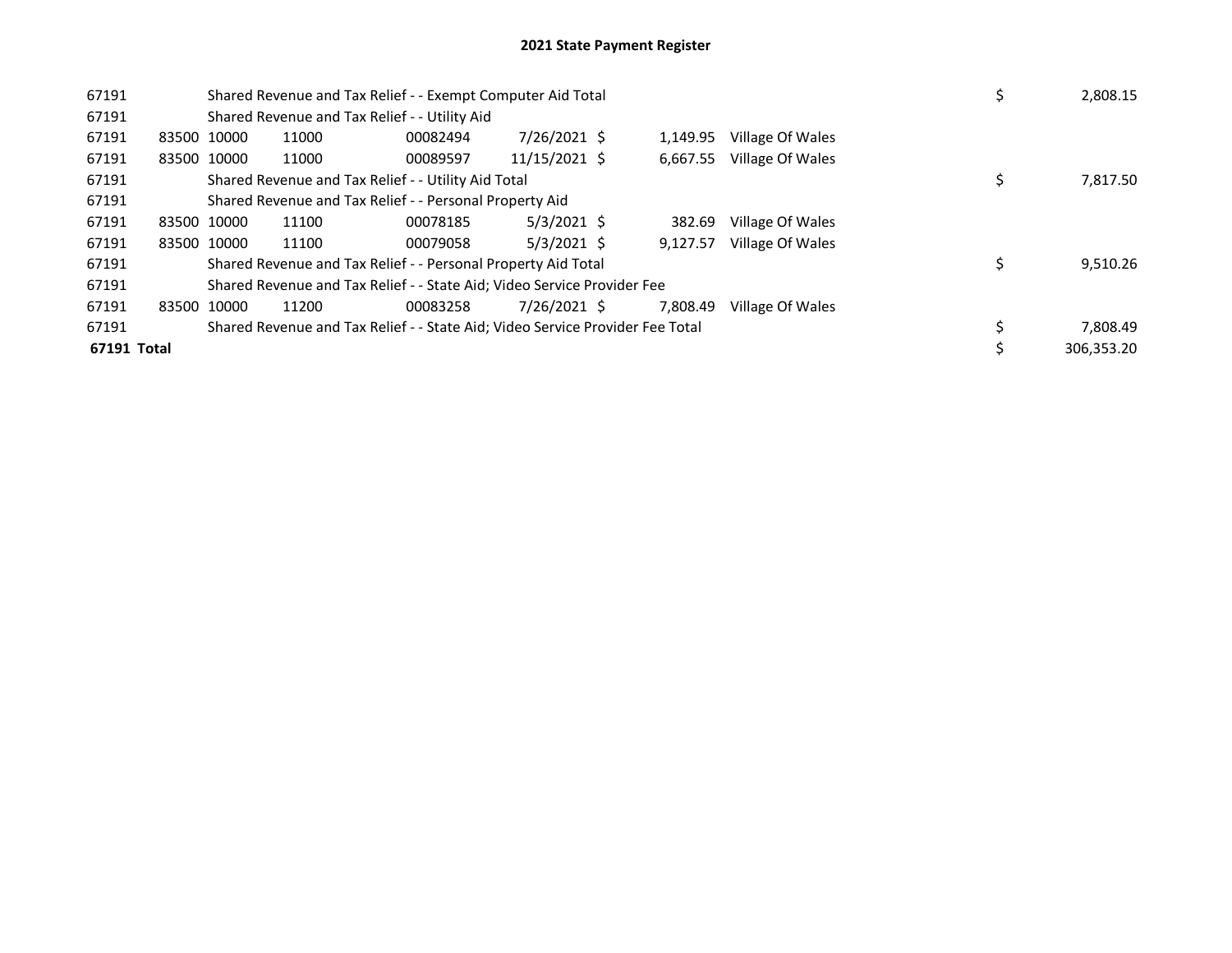# 2021 State Payment Register

| | | | | | | | | | | |
|---|---|---|---|---|---|---|---|---|---|---|
| 67191 | | Shared Revenue and Tax Relief - - Exempt Computer Aid Total | | | | | | | $ | 2,808.15 |
| 67191 | | Shared Revenue and Tax Relief - - Utility Aid | | | | | | | | |
| 67191 | 83500 | 10000 | 11000 | 00082494 | 7/26/2021 | $ | 1,149.95 | Village Of Wales | | |
| 67191 | 83500 | 10000 | 11000 | 00089597 | 11/15/2021 | $ | 6,667.55 | Village Of Wales | | |
| 67191 | | Shared Revenue and Tax Relief - - Utility Aid Total | | | | | | | $ | 7,817.50 |
| 67191 | | Shared Revenue and Tax Relief - - Personal Property Aid | | | | | | | | |
| 67191 | 83500 | 10000 | 11100 | 00078185 | 5/3/2021 | $ | 382.69 | Village Of Wales | | |
| 67191 | 83500 | 10000 | 11100 | 00079058 | 5/3/2021 | $ | 9,127.57 | Village Of Wales | | |
| 67191 | | Shared Revenue and Tax Relief - - Personal Property Aid Total | | | | | | | $ | 9,510.26 |
| 67191 | | Shared Revenue and Tax Relief - - State Aid; Video Service Provider Fee | | | | | | | | |
| 67191 | 83500 | 10000 | 11200 | 00083258 | 7/26/2021 | $ | 7,808.49 | Village Of Wales | | |
| 67191 | | Shared Revenue and Tax Relief - - State Aid; Video Service Provider Fee Total | | | | | | | $ | 7,808.49 |
| **67191 Total** | | | | | | | | | $ | 306,353.20 |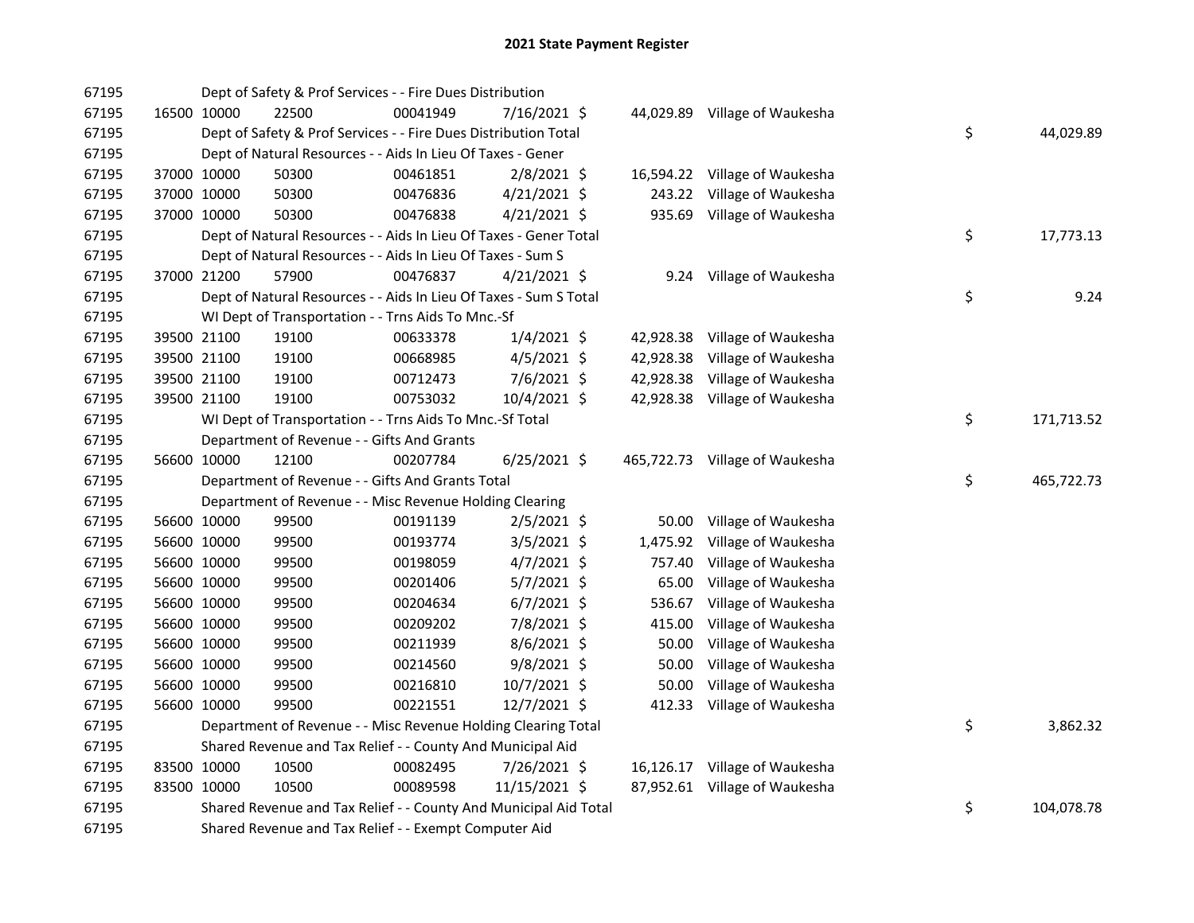# 2021 State Payment Register

| | | | | | | | | | |
|---|---|---|---|---|---|---|---|---|---|
| 67195 | | Dept of Safety & Prof Services - - Fire Dues Distribution | | | | | | | |
| 67195 | 16500 | 10000 | 22500 | 00041949 | 7/16/2021 $ | 44,029.89 | Village of Waukesha | | |
| 67195 | | Dept of Safety & Prof Services - - Fire Dues Distribution Total | | | | | | $ | 44,029.89 |
| 67195 | | Dept of Natural Resources - - Aids In Lieu Of Taxes - Gener | | | | | | | |
| 67195 | 37000 | 10000 | 50300 | 00461851 | 2/8/2021 $ | 16,594.22 | Village of Waukesha | | |
| 67195 | 37000 | 10000 | 50300 | 00476836 | 4/21/2021 $ | 243.22 | Village of Waukesha | | |
| 67195 | 37000 | 10000 | 50300 | 00476838 | 4/21/2021 $ | 935.69 | Village of Waukesha | | |
| 67195 | | Dept of Natural Resources - - Aids In Lieu Of Taxes - Gener Total | | | | | | $ | 17,773.13 |
| 67195 | | Dept of Natural Resources - - Aids In Lieu Of Taxes - Sum S | | | | | | | |
| 67195 | 37000 | 21200 | 57900 | 00476837 | 4/21/2021 $ | 9.24 | Village of Waukesha | | |
| 67195 | | Dept of Natural Resources - - Aids In Lieu Of Taxes - Sum S Total | | | | | | $ | 9.24 |
| 67195 | | WI Dept of Transportation - - Trns Aids To Mnc.-Sf | | | | | | | |
| 67195 | 39500 | 21100 | 19100 | 00633378 | 1/4/2021 $ | 42,928.38 | Village of Waukesha | | |
| 67195 | 39500 | 21100 | 19100 | 00668985 | 4/5/2021 $ | 42,928.38 | Village of Waukesha | | |
| 67195 | 39500 | 21100 | 19100 | 00712473 | 7/6/2021 $ | 42,928.38 | Village of Waukesha | | |
| 67195 | 39500 | 21100 | 19100 | 00753032 | 10/4/2021 $ | 42,928.38 | Village of Waukesha | | |
| 67195 | | WI Dept of Transportation - - Trns Aids To Mnc.-Sf Total | | | | | | $ | 171,713.52 |
| 67195 | | Department of Revenue - - Gifts And Grants | | | | | | | |
| 67195 | 56600 | 10000 | 12100 | 00207784 | 6/25/2021 $ | 465,722.73 | Village of Waukesha | | |
| 67195 | | Department of Revenue - - Gifts And Grants Total | | | | | | $ | 465,722.73 |
| 67195 | | Department of Revenue - - Misc Revenue Holding Clearing | | | | | | | |
| 67195 | 56600 | 10000 | 99500 | 00191139 | 2/5/2021 $ | 50.00 | Village of Waukesha | | |
| 67195 | 56600 | 10000 | 99500 | 00193774 | 3/5/2021 $ | 1,475.92 | Village of Waukesha | | |
| 67195 | 56600 | 10000 | 99500 | 00198059 | 4/7/2021 $ | 757.40 | Village of Waukesha | | |
| 67195 | 56600 | 10000 | 99500 | 00201406 | 5/7/2021 $ | 65.00 | Village of Waukesha | | |
| 67195 | 56600 | 10000 | 99500 | 00204634 | 6/7/2021 $ | 536.67 | Village of Waukesha | | |
| 67195 | 56600 | 10000 | 99500 | 00209202 | 7/8/2021 $ | 415.00 | Village of Waukesha | | |
| 67195 | 56600 | 10000 | 99500 | 00211939 | 8/6/2021 $ | 50.00 | Village of Waukesha | | |
| 67195 | 56600 | 10000 | 99500 | 00214560 | 9/8/2021 $ | 50.00 | Village of Waukesha | | |
| 67195 | 56600 | 10000 | 99500 | 00216810 | 10/7/2021 $ | 50.00 | Village of Waukesha | | |
| 67195 | 56600 | 10000 | 99500 | 00221551 | 12/7/2021 $ | 412.33 | Village of Waukesha | | |
| 67195 | | Department of Revenue - - Misc Revenue Holding Clearing Total | | | | | | $ | 3,862.32 |
| 67195 | | Shared Revenue and Tax Relief - - County And Municipal Aid | | | | | | | |
| 67195 | 83500 | 10000 | 10500 | 00082495 | 7/26/2021 $ | 16,126.17 | Village of Waukesha | | |
| 67195 | 83500 | 10000 | 10500 | 00089598 | 11/15/2021 $ | 87,952.61 | Village of Waukesha | | |
| 67195 | | Shared Revenue and Tax Relief - - County And Municipal Aid Total | | | | | | $ | 104,078.78 |
| 67195 | | Shared Revenue and Tax Relief - - Exempt Computer Aid | | | | | | | |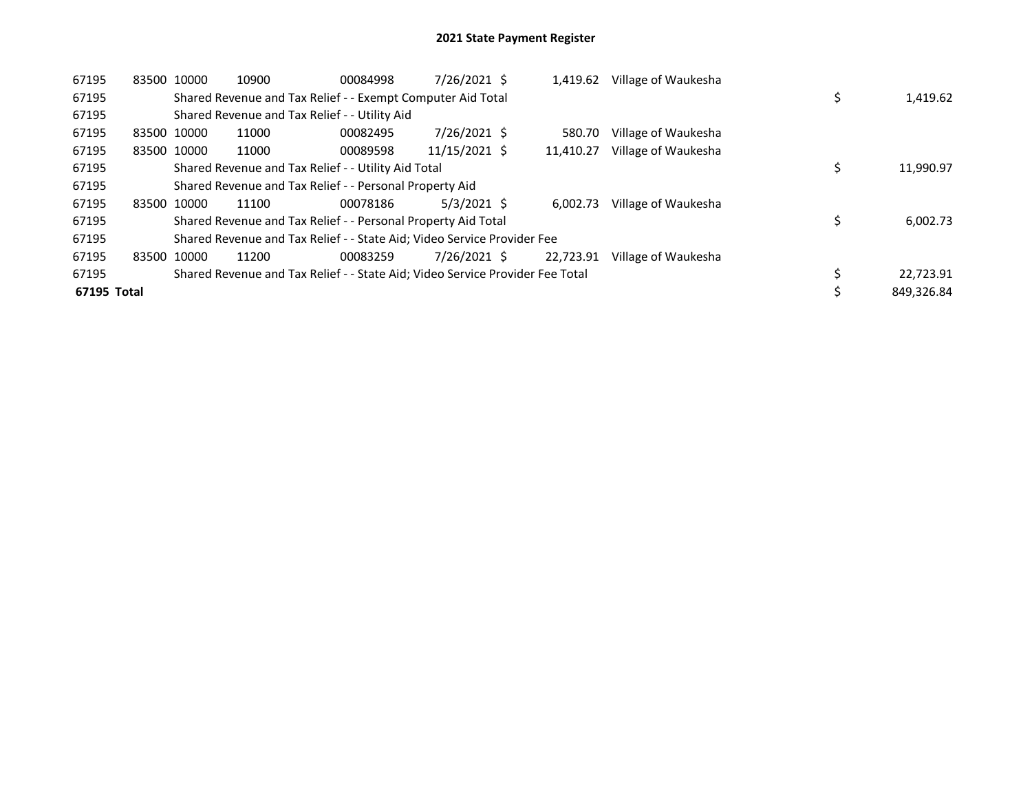# 2021 State Payment Register

| | | | | | | | | | |
|---|---|---|---|---|---|---|---|---|---|
| 67195 | 83500 | 10000 | 10900 | 00084998 | 7/26/2021 | $ 1,419.62 | Village of Waukesha | | |
| 67195 | | Shared Revenue and Tax Relief - - Exempt Computer Aid Total | | | | | | $ | 1,419.62 |
| 67195 | | Shared Revenue and Tax Relief - - Utility Aid | | | | | | | |
| 67195 | 83500 | 10000 | 11000 | 00082495 | 7/26/2021 | $ 580.70 | Village of Waukesha | | |
| 67195 | 83500 | 10000 | 11000 | 00089598 | 11/15/2021 | $ 11,410.27 | Village of Waukesha | | |
| 67195 | | Shared Revenue and Tax Relief - - Utility Aid Total | | | | | | $ | 11,990.97 |
| 67195 | | Shared Revenue and Tax Relief - - Personal Property Aid | | | | | | | |
| 67195 | 83500 | 10000 | 11100 | 00078186 | 5/3/2021 | $ 6,002.73 | Village of Waukesha | | |
| 67195 | | Shared Revenue and Tax Relief - - Personal Property Aid Total | | | | | | $ | 6,002.73 |
| 67195 | | Shared Revenue and Tax Relief - - State Aid; Video Service Provider Fee | | | | | | | |
| 67195 | 83500 | 10000 | 11200 | 00083259 | 7/26/2021 | $ 22,723.91 | Village of Waukesha | | |
| 67195 | | Shared Revenue and Tax Relief - - State Aid; Video Service Provider Fee Total | | | | | | $ | 22,723.91 |
| **67195 Total** | | | | | | | | $ | 849,326.84 |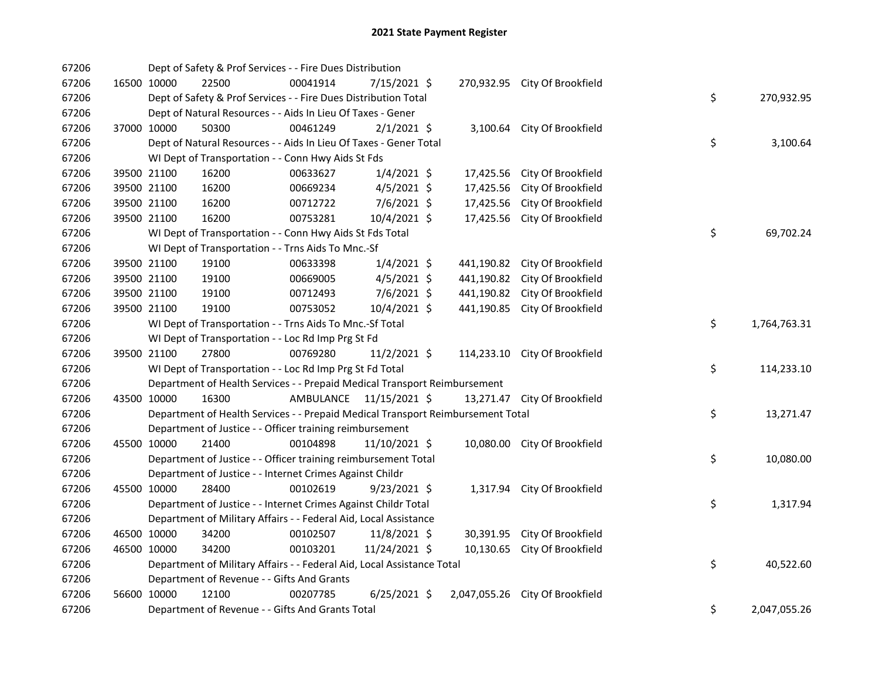## 2021 State Payment Register

| | | | | | | | | | |
|---|---|---|---|---|---|---|---|---|---|
| 67206 | | | Dept of Safety & Prof Services - - Fire Dues Distribution | | | | | | |
| 67206 | 16500 | 10000 | 22500 | 00041914 | 7/15/2021 | $ 270,932.95 | City Of Brookfield | | |
| 67206 | | | Dept of Safety & Prof Services - - Fire Dues Distribution Total | | | | | $ | 270,932.95 |
| 67206 | | | Dept of Natural Resources - - Aids In Lieu Of Taxes - Gener | | | | | | |
| 67206 | 37000 | 10000 | 50300 | 00461249 | 2/1/2021 | $ 3,100.64 | City Of Brookfield | | |
| 67206 | | | Dept of Natural Resources - - Aids In Lieu Of Taxes - Gener Total | | | | | $ | 3,100.64 |
| 67206 | | | WI Dept of Transportation - - Conn Hwy Aids St Fds | | | | | | |
| 67206 | 39500 | 21100 | 16200 | 00633627 | 1/4/2021 | $ 17,425.56 | City Of Brookfield | | |
| 67206 | 39500 | 21100 | 16200 | 00669234 | 4/5/2021 | $ 17,425.56 | City Of Brookfield | | |
| 67206 | 39500 | 21100 | 16200 | 00712722 | 7/6/2021 | $ 17,425.56 | City Of Brookfield | | |
| 67206 | 39500 | 21100 | 16200 | 00753281 | 10/4/2021 | $ 17,425.56 | City Of Brookfield | | |
| 67206 | | | WI Dept of Transportation - - Conn Hwy Aids St Fds Total | | | | | $ | 69,702.24 |
| 67206 | | | WI Dept of Transportation - - Trns Aids To Mnc.-Sf | | | | | | |
| 67206 | 39500 | 21100 | 19100 | 00633398 | 1/4/2021 | $ 441,190.82 | City Of Brookfield | | |
| 67206 | 39500 | 21100 | 19100 | 00669005 | 4/5/2021 | $ 441,190.82 | City Of Brookfield | | |
| 67206 | 39500 | 21100 | 19100 | 00712493 | 7/6/2021 | $ 441,190.82 | City Of Brookfield | | |
| 67206 | 39500 | 21100 | 19100 | 00753052 | 10/4/2021 | $ 441,190.85 | City Of Brookfield | | |
| 67206 | | | WI Dept of Transportation - - Trns Aids To Mnc.-Sf Total | | | | | $ | 1,764,763.31 |
| 67206 | | | WI Dept of Transportation - - Loc Rd Imp Prg St Fd | | | | | | |
| 67206 | 39500 | 21100 | 27800 | 00769280 | 11/2/2021 | $ 114,233.10 | City Of Brookfield | | |
| 67206 | | | WI Dept of Transportation - - Loc Rd Imp Prg St Fd Total | | | | | $ | 114,233.10 |
| 67206 | | | Department of Health Services - - Prepaid Medical Transport Reimbursement | | | | | | |
| 67206 | 43500 | 10000 | 16300 | AMBULANCE | 11/15/2021 | $ 13,271.47 | City Of Brookfield | | |
| 67206 | | | Department of Health Services - - Prepaid Medical Transport Reimbursement Total | | | | | $ | 13,271.47 |
| 67206 | | | Department of Justice - - Officer training reimbursement | | | | | | |
| 67206 | 45500 | 10000 | 21400 | 00104898 | 11/10/2021 | $ 10,080.00 | City Of Brookfield | | |
| 67206 | | | Department of Justice - - Officer training reimbursement Total | | | | | $ | 10,080.00 |
| 67206 | | | Department of Justice - - Internet Crimes Against Childr | | | | | | |
| 67206 | 45500 | 10000 | 28400 | 00102619 | 9/23/2021 | $ 1,317.94 | City Of Brookfield | | |
| 67206 | | | Department of Justice - - Internet Crimes Against Childr Total | | | | | $ | 1,317.94 |
| 67206 | | | Department of Military Affairs - - Federal Aid, Local Assistance | | | | | | |
| 67206 | 46500 | 10000 | 34200 | 00102507 | 11/8/2021 | $ 30,391.95 | City Of Brookfield | | |
| 67206 | 46500 | 10000 | 34200 | 00103201 | 11/24/2021 | $ 10,130.65 | City Of Brookfield | | |
| 67206 | | | Department of Military Affairs - - Federal Aid, Local Assistance Total | | | | | $ | 40,522.60 |
| 67206 | | | Department of Revenue - - Gifts And Grants | | | | | | |
| 67206 | 56600 | 10000 | 12100 | 00207785 | 6/25/2021 | $ 2,047,055.26 | City Of Brookfield | | |
| 67206 | | | Department of Revenue - - Gifts And Grants Total | | | | | $ | 2,047,055.26 |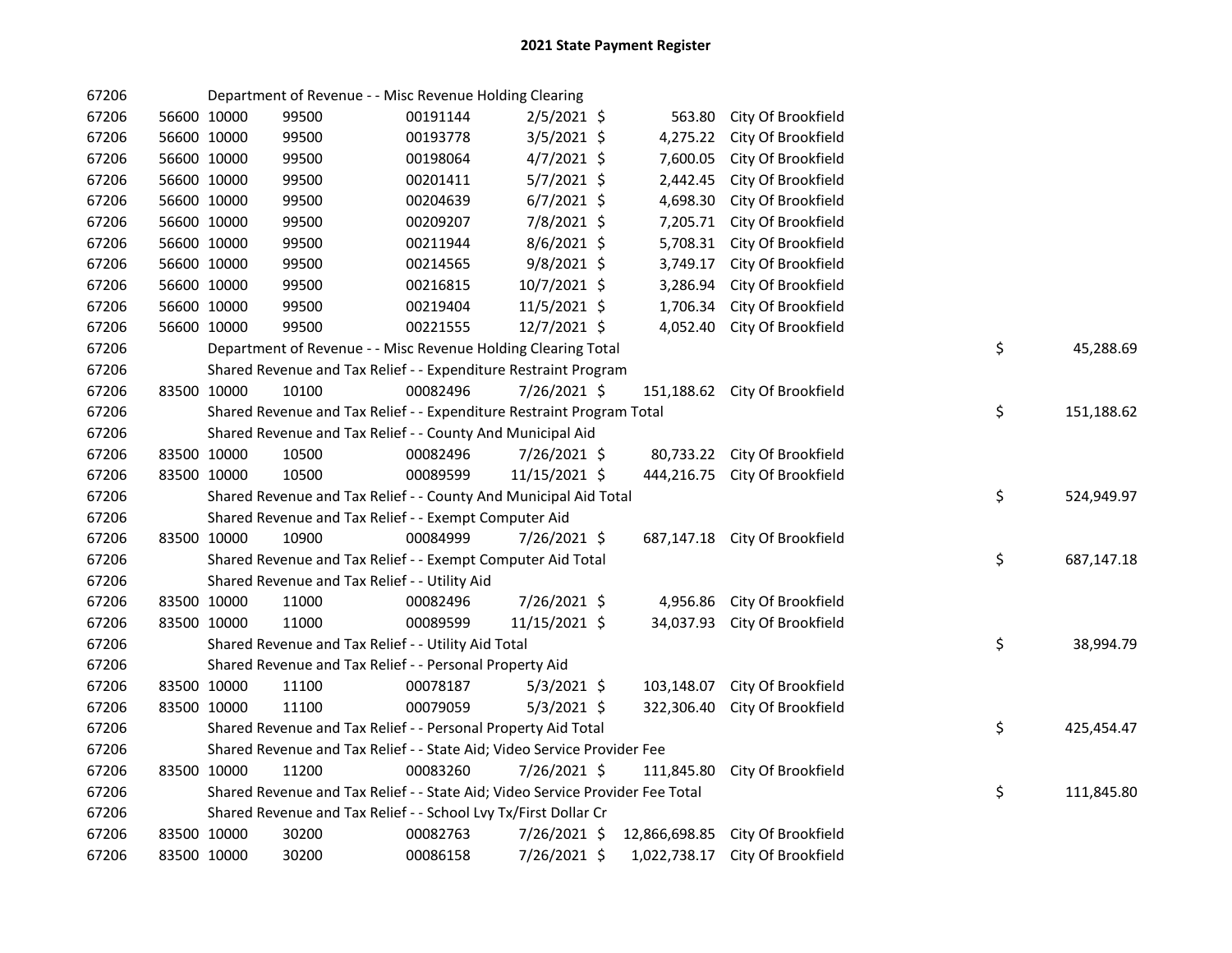# 2021 State Payment Register

| | | | | | | | | | |
|---|---|---|---|---|---|---|---|---|---|
| 67206 | | | Department of Revenue - - Misc Revenue Holding Clearing | | | | | | |
| 67206 | 56600 | 10000 | 99500 | 00191144 | 2/5/2021 | $ 563.80 | City Of Brookfield | | |
| 67206 | 56600 | 10000 | 99500 | 00193778 | 3/5/2021 | $ 4,275.22 | City Of Brookfield | | |
| 67206 | 56600 | 10000 | 99500 | 00198064 | 4/7/2021 | $ 7,600.05 | City Of Brookfield | | |
| 67206 | 56600 | 10000 | 99500 | 00201411 | 5/7/2021 | $ 2,442.45 | City Of Brookfield | | |
| 67206 | 56600 | 10000 | 99500 | 00204639 | 6/7/2021 | $ 4,698.30 | City Of Brookfield | | |
| 67206 | 56600 | 10000 | 99500 | 00209207 | 7/8/2021 | $ 7,205.71 | City Of Brookfield | | |
| 67206 | 56600 | 10000 | 99500 | 00211944 | 8/6/2021 | $ 5,708.31 | City Of Brookfield | | |
| 67206 | 56600 | 10000 | 99500 | 00214565 | 9/8/2021 | $ 3,749.17 | City Of Brookfield | | |
| 67206 | 56600 | 10000 | 99500 | 00216815 | 10/7/2021 | $ 3,286.94 | City Of Brookfield | | |
| 67206 | 56600 | 10000 | 99500 | 00219404 | 11/5/2021 | $ 1,706.34 | City Of Brookfield | | |
| 67206 | 56600 | 10000 | 99500 | 00221555 | 12/7/2021 | $ 4,052.40 | City Of Brookfield | | |
| 67206 | | | Department of Revenue - - Misc Revenue Holding Clearing Total | | | | | $ | 45,288.69 |
| 67206 | | | Shared Revenue and Tax Relief - - Expenditure Restraint Program | | | | | | |
| 67206 | 83500 | 10000 | 10100 | 00082496 | 7/26/2021 | $ 151,188.62 | City Of Brookfield | | |
| 67206 | | | Shared Revenue and Tax Relief - - Expenditure Restraint Program Total | | | | | $ | 151,188.62 |
| 67206 | | | Shared Revenue and Tax Relief - - County And Municipal Aid | | | | | | |
| 67206 | 83500 | 10000 | 10500 | 00082496 | 7/26/2021 | $ 80,733.22 | City Of Brookfield | | |
| 67206 | 83500 | 10000 | 10500 | 00089599 | 11/15/2021 | $ 444,216.75 | City Of Brookfield | | |
| 67206 | | | Shared Revenue and Tax Relief - - County And Municipal Aid Total | | | | | $ | 524,949.97 |
| 67206 | | | Shared Revenue and Tax Relief - - Exempt Computer Aid | | | | | | |
| 67206 | 83500 | 10000 | 10900 | 00084999 | 7/26/2021 | $ 687,147.18 | City Of Brookfield | | |
| 67206 | | | Shared Revenue and Tax Relief - - Exempt Computer Aid Total | | | | | $ | 687,147.18 |
| 67206 | | | Shared Revenue and Tax Relief - - Utility Aid | | | | | | |
| 67206 | 83500 | 10000 | 11000 | 00082496 | 7/26/2021 | $ 4,956.86 | City Of Brookfield | | |
| 67206 | 83500 | 10000 | 11000 | 00089599 | 11/15/2021 | $ 34,037.93 | City Of Brookfield | | |
| 67206 | | | Shared Revenue and Tax Relief - - Utility Aid Total | | | | | $ | 38,994.79 |
| 67206 | | | Shared Revenue and Tax Relief - - Personal Property Aid | | | | | | |
| 67206 | 83500 | 10000 | 11100 | 00078187 | 5/3/2021 | $ 103,148.07 | City Of Brookfield | | |
| 67206 | 83500 | 10000 | 11100 | 00079059 | 5/3/2021 | $ 322,306.40 | City Of Brookfield | | |
| 67206 | | | Shared Revenue and Tax Relief - - Personal Property Aid Total | | | | | $ | 425,454.47 |
| 67206 | | | Shared Revenue and Tax Relief - - State Aid; Video Service Provider Fee | | | | | | |
| 67206 | 83500 | 10000 | 11200 | 00083260 | 7/26/2021 | $ 111,845.80 | City Of Brookfield | | |
| 67206 | | | Shared Revenue and Tax Relief - - State Aid; Video Service Provider Fee Total | | | | | $ | 111,845.80 |
| 67206 | | | Shared Revenue and Tax Relief - - School Lvy Tx/First Dollar Cr | | | | | | |
| 67206 | 83500 | 10000 | 30200 | 00082763 | 7/26/2021 | $ 12,866,698.85 | City Of Brookfield | | |
| 67206 | 83500 | 10000 | 30200 | 00086158 | 7/26/2021 | $ 1,022,738.17 | City Of Brookfield | | |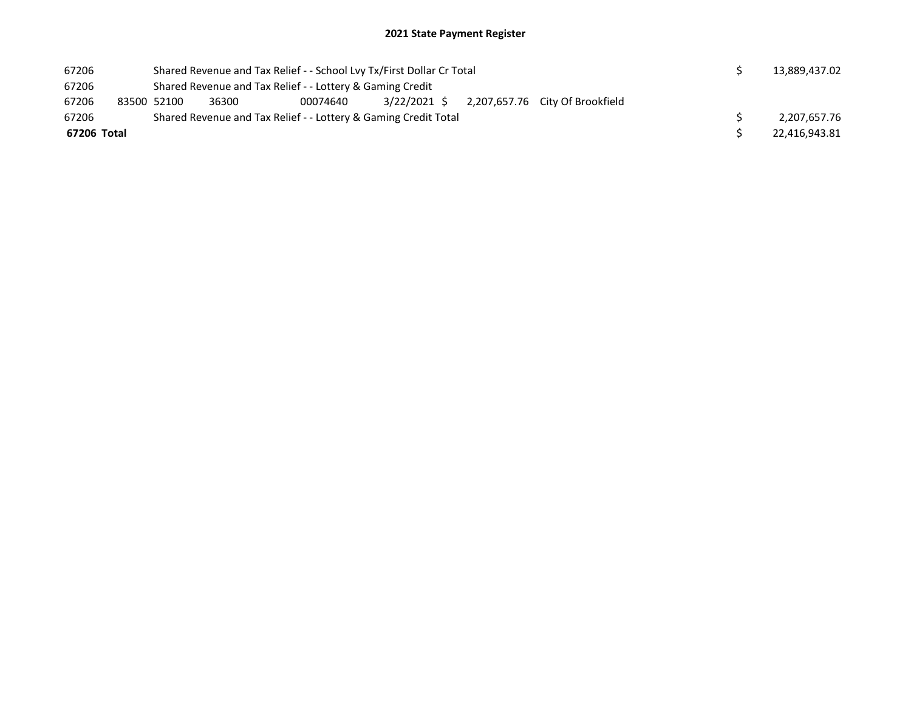# 2021 State Payment Register

| | | | | | | | | | |
|---|---|---|---|---|---|---|---|---|---|
| 67206 | | Shared Revenue and Tax Relief - - School Lvy Tx/First Dollar Cr Total | | | | | | $ | 13,889,437.02 |
| 67206 | | Shared Revenue and Tax Relief - - Lottery & Gaming Credit | | | | | | | |
| 67206 | 83500 | 52100 | 36300 | 00074640 | 3/22/2021 | $ 2,207,657.76 | City Of Brookfield | | |
| 67206 | | Shared Revenue and Tax Relief - - Lottery & Gaming Credit Total | | | | | | $ | 2,207,657.76 |
| **67206 Total** | | | | | | | | $ | 22,416,943.81 |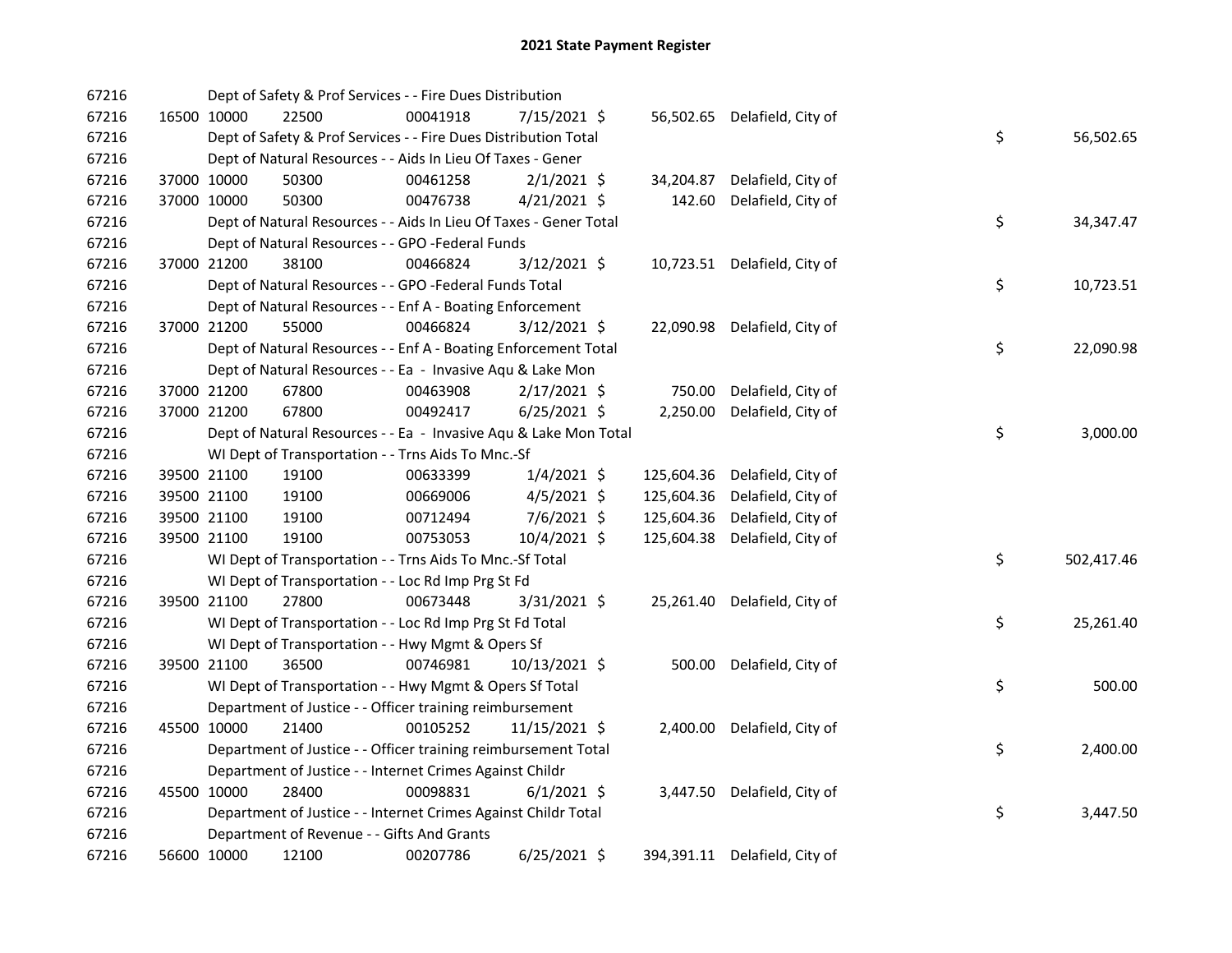# 2021 State Payment Register

| | | | | | | | | | |
|---|---|---|---|---|---|---|---|---|---|
| 67216 | | | Dept of Safety & Prof Services - - Fire Dues Distribution | | | | | | |
| 67216 | 16500 | 10000 | 22500 | 00041918 | 7/15/2021 | $ 56,502.65 | Delafield, City of | | |
| 67216 | | | Dept of Safety & Prof Services - - Fire Dues Distribution Total | | | | | $ | 56,502.65 |
| 67216 | | | Dept of Natural Resources - - Aids In Lieu Of Taxes - Gener | | | | | | |
| 67216 | 37000 | 10000 | 50300 | 00461258 | 2/1/2021 | $ 34,204.87 | Delafield, City of | | |
| 67216 | 37000 | 10000 | 50300 | 00476738 | 4/21/2021 | $ 142.60 | Delafield, City of | | |
| 67216 | | | Dept of Natural Resources - - Aids In Lieu Of Taxes - Gener Total | | | | | $ | 34,347.47 |
| 67216 | | | Dept of Natural Resources - - GPO -Federal Funds | | | | | | |
| 67216 | 37000 | 21200 | 38100 | 00466824 | 3/12/2021 | $ 10,723.51 | Delafield, City of | | |
| 67216 | | | Dept of Natural Resources - - GPO -Federal Funds Total | | | | | $ | 10,723.51 |
| 67216 | | | Dept of Natural Resources - - Enf A - Boating Enforcement | | | | | | |
| 67216 | 37000 | 21200 | 55000 | 00466824 | 3/12/2021 | $ 22,090.98 | Delafield, City of | | |
| 67216 | | | Dept of Natural Resources - - Enf A - Boating Enforcement Total | | | | | $ | 22,090.98 |
| 67216 | | | Dept of Natural Resources - - Ea - Invasive Aqu & Lake Mon | | | | | | |
| 67216 | 37000 | 21200 | 67800 | 00463908 | 2/17/2021 | $ 750.00 | Delafield, City of | | |
| 67216 | 37000 | 21200 | 67800 | 00492417 | 6/25/2021 | $ 2,250.00 | Delafield, City of | | |
| 67216 | | | Dept of Natural Resources - - Ea - Invasive Aqu & Lake Mon Total | | | | | $ | 3,000.00 |
| 67216 | | | WI Dept of Transportation - - Trns Aids To Mnc.-Sf | | | | | | |
| 67216 | 39500 | 21100 | 19100 | 00633399 | 1/4/2021 | $ 125,604.36 | Delafield, City of | | |
| 67216 | 39500 | 21100 | 19100 | 00669006 | 4/5/2021 | $ 125,604.36 | Delafield, City of | | |
| 67216 | 39500 | 21100 | 19100 | 00712494 | 7/6/2021 | $ 125,604.36 | Delafield, City of | | |
| 67216 | 39500 | 21100 | 19100 | 00753053 | 10/4/2021 | $ 125,604.38 | Delafield, City of | | |
| 67216 | | | WI Dept of Transportation - - Trns Aids To Mnc.-Sf Total | | | | | $ | 502,417.46 |
| 67216 | | | WI Dept of Transportation - - Loc Rd Imp Prg St Fd | | | | | | |
| 67216 | 39500 | 21100 | 27800 | 00673448 | 3/31/2021 | $ 25,261.40 | Delafield, City of | | |
| 67216 | | | WI Dept of Transportation - - Loc Rd Imp Prg St Fd Total | | | | | $ | 25,261.40 |
| 67216 | | | WI Dept of Transportation - - Hwy Mgmt & Opers Sf | | | | | | |
| 67216 | 39500 | 21100 | 36500 | 00746981 | 10/13/2021 | $ 500.00 | Delafield, City of | | |
| 67216 | | | WI Dept of Transportation - - Hwy Mgmt & Opers Sf Total | | | | | $ | 500.00 |
| 67216 | | | Department of Justice - - Officer training reimbursement | | | | | | |
| 67216 | 45500 | 10000 | 21400 | 00105252 | 11/15/2021 | $ 2,400.00 | Delafield, City of | | |
| 67216 | | | Department of Justice - - Officer training reimbursement Total | | | | | $ | 2,400.00 |
| 67216 | | | Department of Justice - - Internet Crimes Against Childr | | | | | | |
| 67216 | 45500 | 10000 | 28400 | 00098831 | 6/1/2021 | $ 3,447.50 | Delafield, City of | | |
| 67216 | | | Department of Justice - - Internet Crimes Against Childr Total | | | | | $ | 3,447.50 |
| 67216 | | | Department of Revenue - - Gifts And Grants | | | | | | |
| 67216 | 56600 | 10000 | 12100 | 00207786 | 6/25/2021 | $ 394,391.11 | Delafield, City of | | |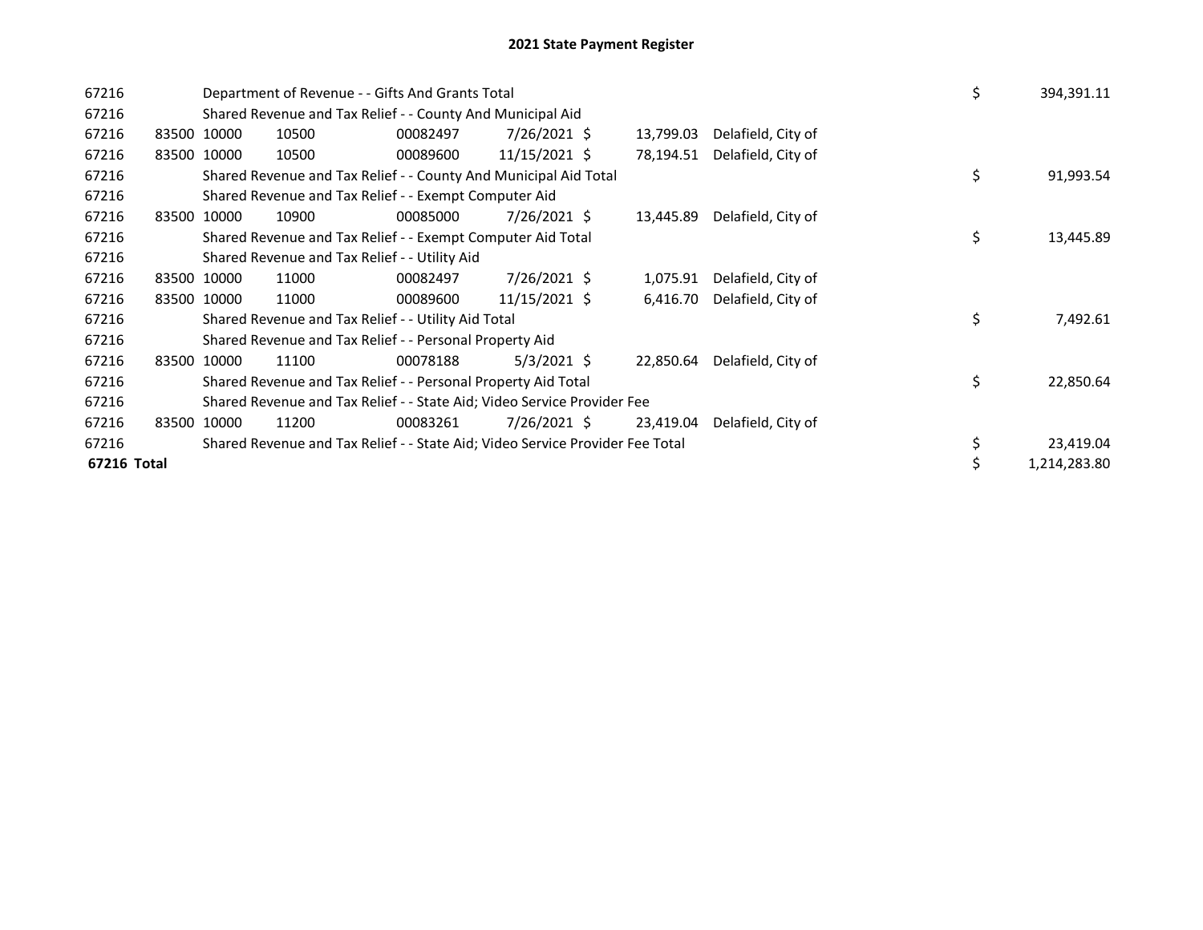# 2021 State Payment Register

| | | | | | | | | | |
|---|---|---|---|---|---|---|---|---|---|
| 67216 | | Department of Revenue - - Gifts And Grants Total | | | | | | $ | 394,391.11 |
| 67216 | | Shared Revenue and Tax Relief - - County And Municipal Aid | | | | | | | |
| 67216 | 83500 | 10000 | 10500 | 00082497 | 7/26/2021 | $ 13,799.03 | Delafield, City of | | |
| 67216 | 83500 | 10000 | 10500 | 00089600 | 11/15/2021 | $ 78,194.51 | Delafield, City of | | |
| 67216 | | Shared Revenue and Tax Relief - - County And Municipal Aid Total | | | | | | $ | 91,993.54 |
| 67216 | | Shared Revenue and Tax Relief - - Exempt Computer Aid | | | | | | | |
| 67216 | 83500 | 10000 | 10900 | 00085000 | 7/26/2021 | $ 13,445.89 | Delafield, City of | | |
| 67216 | | Shared Revenue and Tax Relief - - Exempt Computer Aid Total | | | | | | $ | 13,445.89 |
| 67216 | | Shared Revenue and Tax Relief - - Utility Aid | | | | | | | |
| 67216 | 83500 | 10000 | 11000 | 00082497 | 7/26/2021 | $ 1,075.91 | Delafield, City of | | |
| 67216 | 83500 | 10000 | 11000 | 00089600 | 11/15/2021 | $ 6,416.70 | Delafield, City of | | |
| 67216 | | Shared Revenue and Tax Relief - - Utility Aid Total | | | | | | $ | 7,492.61 |
| 67216 | | Shared Revenue and Tax Relief - - Personal Property Aid | | | | | | | |
| 67216 | 83500 | 10000 | 11100 | 00078188 | 5/3/2021 | $ 22,850.64 | Delafield, City of | | |
| 67216 | | Shared Revenue and Tax Relief - - Personal Property Aid Total | | | | | | $ | 22,850.64 |
| 67216 | | Shared Revenue and Tax Relief - - State Aid; Video Service Provider Fee | | | | | | | |
| 67216 | 83500 | 10000 | 11200 | 00083261 | 7/26/2021 | $ 23,419.04 | Delafield, City of | | |
| 67216 | | Shared Revenue and Tax Relief - - State Aid; Video Service Provider Fee Total | | | | | | $ | 23,419.04 |
| **67216 Total** | | | | | | | | $ | 1,214,283.80 |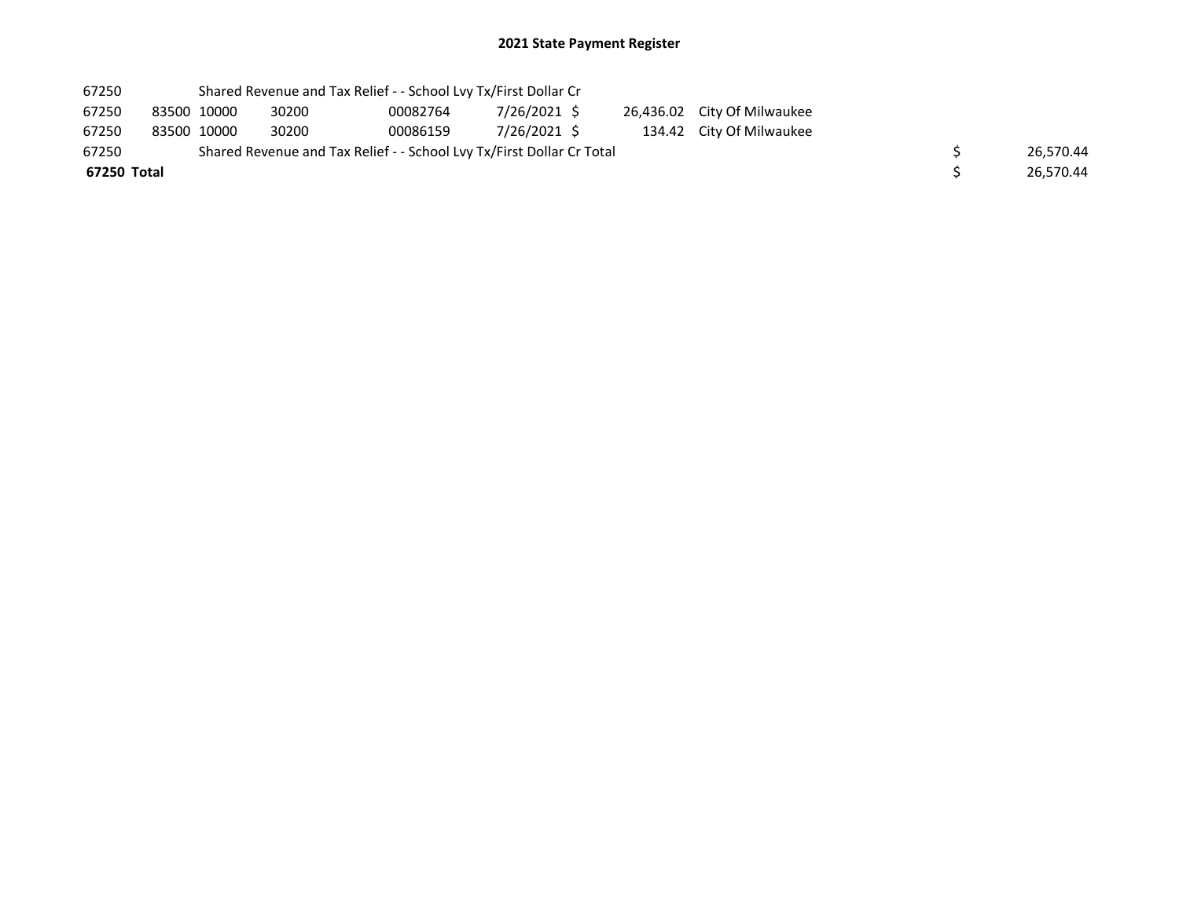## 2021 State Payment Register

| | | | | | | | | | |
|---|---|---|---|---|---|---|---|---|---|
| 67250 | | Shared Revenue and Tax Relief - - School Lvy Tx/First Dollar Cr | | | | | | | |
| 67250 | 83500 | 10000 | 30200 | 00082764 | 7/26/2021 | $ 26,436.02 | City Of Milwaukee | | |
| 67250 | 83500 | 10000 | 30200 | 00086159 | 7/26/2021 | $ 134.42 | City Of Milwaukee | | |
| 67250 | | Shared Revenue and Tax Relief - - School Lvy Tx/First Dollar Cr Total | | | | | | $ | 26,570.44 |
| **67250 Total** | | | | | | | | $ | 26,570.44 |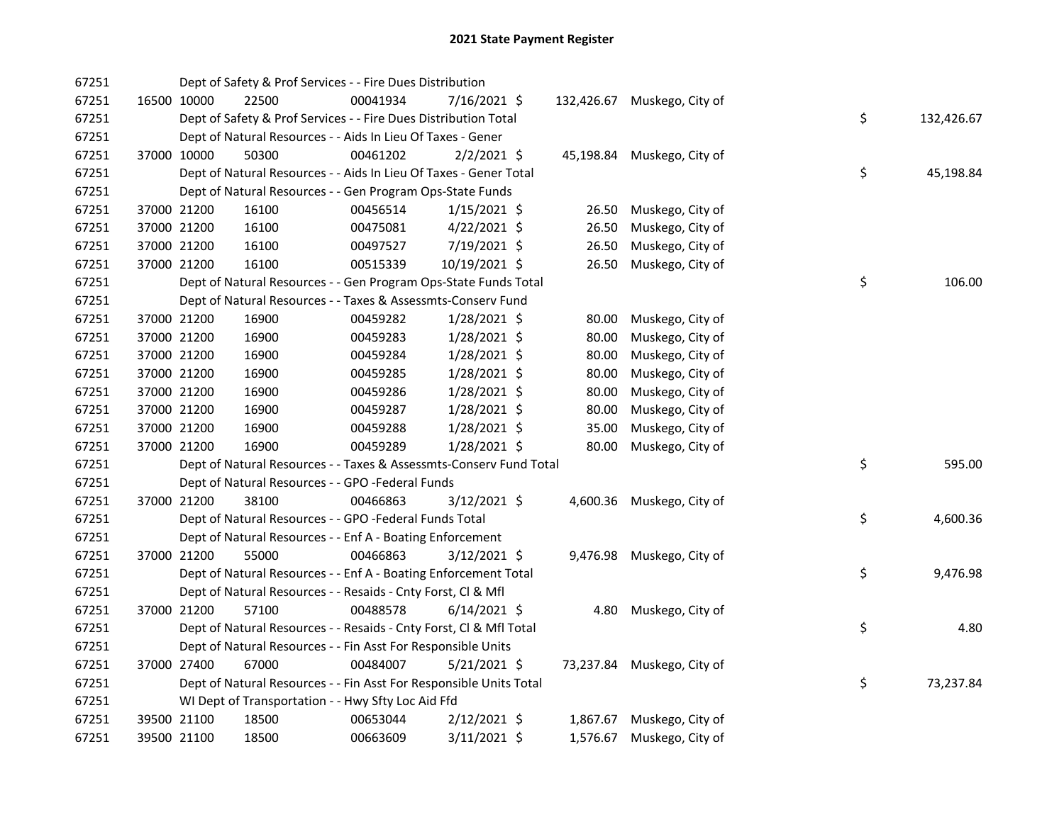# 2021 State Payment Register

| | | | | | | | | | |
|---|---|---|---|---|---|---|---|---|---|
| 67251 | | | Dept of Safety & Prof Services - - Fire Dues Distribution | | | | | | |
| 67251 | 16500 | 10000 | 22500 | 00041934 | 7/16/2021 | $ 132,426.67 | Muskego, City of | | |
| 67251 | | | Dept of Safety & Prof Services - - Fire Dues Distribution Total | | | | | $ | 132,426.67 |
| 67251 | | | Dept of Natural Resources - - Aids In Lieu Of Taxes - Gener | | | | | | |
| 67251 | 37000 | 10000 | 50300 | 00461202 | 2/2/2021 | $ 45,198.84 | Muskego, City of | | |
| 67251 | | | Dept of Natural Resources - - Aids In Lieu Of Taxes - Gener Total | | | | | $ | 45,198.84 |
| 67251 | | | Dept of Natural Resources - - Gen Program Ops-State Funds | | | | | | |
| 67251 | 37000 | 21200 | 16100 | 00456514 | 1/15/2021 | $ 26.50 | Muskego, City of | | |
| 67251 | 37000 | 21200 | 16100 | 00475081 | 4/22/2021 | $ 26.50 | Muskego, City of | | |
| 67251 | 37000 | 21200 | 16100 | 00497527 | 7/19/2021 | $ 26.50 | Muskego, City of | | |
| 67251 | 37000 | 21200 | 16100 | 00515339 | 10/19/2021 | $ 26.50 | Muskego, City of | | |
| 67251 | | | Dept of Natural Resources - - Gen Program Ops-State Funds Total | | | | | $ | 106.00 |
| 67251 | | | Dept of Natural Resources - - Taxes & Assessmts-Conserv Fund | | | | | | |
| 67251 | 37000 | 21200 | 16900 | 00459282 | 1/28/2021 | $ 80.00 | Muskego, City of | | |
| 67251 | 37000 | 21200 | 16900 | 00459283 | 1/28/2021 | $ 80.00 | Muskego, City of | | |
| 67251 | 37000 | 21200 | 16900 | 00459284 | 1/28/2021 | $ 80.00 | Muskego, City of | | |
| 67251 | 37000 | 21200 | 16900 | 00459285 | 1/28/2021 | $ 80.00 | Muskego, City of | | |
| 67251 | 37000 | 21200 | 16900 | 00459286 | 1/28/2021 | $ 80.00 | Muskego, City of | | |
| 67251 | 37000 | 21200 | 16900 | 00459287 | 1/28/2021 | $ 80.00 | Muskego, City of | | |
| 67251 | 37000 | 21200 | 16900 | 00459288 | 1/28/2021 | $ 35.00 | Muskego, City of | | |
| 67251 | 37000 | 21200 | 16900 | 00459289 | 1/28/2021 | $ 80.00 | Muskego, City of | | |
| 67251 | | | Dept of Natural Resources - - Taxes & Assessmts-Conserv Fund Total | | | | | $ | 595.00 |
| 67251 | | | Dept of Natural Resources - - GPO -Federal Funds | | | | | | |
| 67251 | 37000 | 21200 | 38100 | 00466863 | 3/12/2021 | $ 4,600.36 | Muskego, City of | | |
| 67251 | | | Dept of Natural Resources - - GPO -Federal Funds Total | | | | | $ | 4,600.36 |
| 67251 | | | Dept of Natural Resources - - Enf A - Boating Enforcement | | | | | | |
| 67251 | 37000 | 21200 | 55000 | 00466863 | 3/12/2021 | $ 9,476.98 | Muskego, City of | | |
| 67251 | | | Dept of Natural Resources - - Enf A - Boating Enforcement Total | | | | | $ | 9,476.98 |
| 67251 | | | Dept of Natural Resources - - Resaids - Cnty Forst, Cl & Mfl | | | | | | |
| 67251 | 37000 | 21200 | 57100 | 00488578 | 6/14/2021 | $ 4.80 | Muskego, City of | | |
| 67251 | | | Dept of Natural Resources - - Resaids - Cnty Forst, Cl & Mfl Total | | | | | $ | 4.80 |
| 67251 | | | Dept of Natural Resources - - Fin Asst For Responsible Units | | | | | | |
| 67251 | 37000 | 27400 | 67000 | 00484007 | 5/21/2021 | $ 73,237.84 | Muskego, City of | | |
| 67251 | | | Dept of Natural Resources - - Fin Asst For Responsible Units Total | | | | | $ | 73,237.84 |
| 67251 | | | WI Dept of Transportation - - Hwy Sfty Loc Aid Ffd | | | | | | |
| 67251 | 39500 | 21100 | 18500 | 00653044 | 2/12/2021 | $ 1,867.67 | Muskego, City of | | |
| 67251 | 39500 | 21100 | 18500 | 00663609 | 3/11/2021 | $ 1,576.67 | Muskego, City of | | |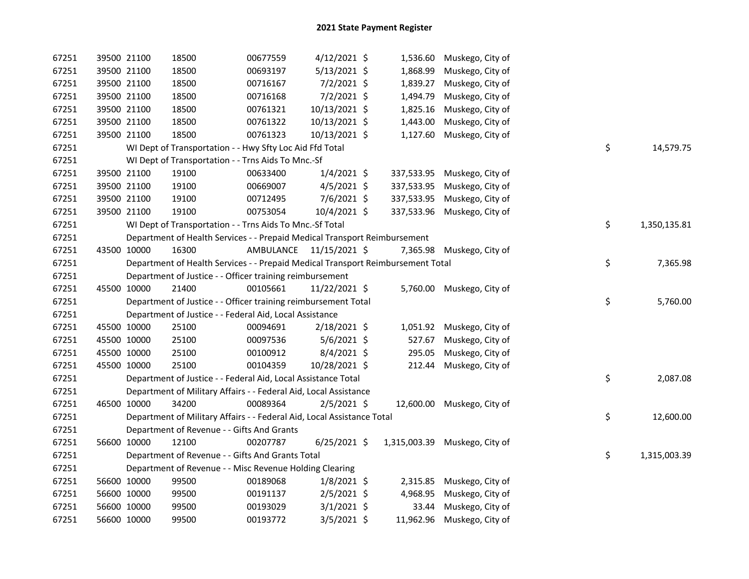## 2021 State Payment Register

| | | | | | | | | | |
|---|---|---|---|---|---|---|---|---|---|
| 67251 | 39500 | 21100 | 18500 | 00677559 | 4/12/2021 | $ | 1,536.60 | Muskego, City of | | |
| 67251 | 39500 | 21100 | 18500 | 00693197 | 5/13/2021 | $ | 1,868.99 | Muskego, City of | | |
| 67251 | 39500 | 21100 | 18500 | 00716167 | 7/2/2021 | $ | 1,839.27 | Muskego, City of | | |
| 67251 | 39500 | 21100 | 18500 | 00716168 | 7/2/2021 | $ | 1,494.79 | Muskego, City of | | |
| 67251 | 39500 | 21100 | 18500 | 00761321 | 10/13/2021 | $ | 1,825.16 | Muskego, City of | | |
| 67251 | 39500 | 21100 | 18500 | 00761322 | 10/13/2021 | $ | 1,443.00 | Muskego, City of | | |
| 67251 | 39500 | 21100 | 18500 | 00761323 | 10/13/2021 | $ | 1,127.60 | Muskego, City of | | |
| 67251 | | WI Dept of Transportation - - Hwy Sfty Loc Aid Ffd Total | | | | | | | $ | 14,579.75 |
| 67251 | | WI Dept of Transportation - - Trns Aids To Mnc.-Sf | | | | | | | | |
| 67251 | 39500 | 21100 | 19100 | 00633400 | 1/4/2021 | $ | 337,533.95 | Muskego, City of | | |
| 67251 | 39500 | 21100 | 19100 | 00669007 | 4/5/2021 | $ | 337,533.95 | Muskego, City of | | |
| 67251 | 39500 | 21100 | 19100 | 00712495 | 7/6/2021 | $ | 337,533.95 | Muskego, City of | | |
| 67251 | 39500 | 21100 | 19100 | 00753054 | 10/4/2021 | $ | 337,533.96 | Muskego, City of | | |
| 67251 | | WI Dept of Transportation - - Trns Aids To Mnc.-Sf Total | | | | | | | $ | 1,350,135.81 |
| 67251 | | Department of Health Services - - Prepaid Medical Transport Reimbursement | | | | | | | | |
| 67251 | 43500 | 10000 | 16300 | AMBULANCE | 11/15/2021 | $ | 7,365.98 | Muskego, City of | | |
| 67251 | | Department of Health Services - - Prepaid Medical Transport Reimbursement Total | | | | | | | $ | 7,365.98 |
| 67251 | | Department of Justice - - Officer training reimbursement | | | | | | | | |
| 67251 | 45500 | 10000 | 21400 | 00105661 | 11/22/2021 | $ | 5,760.00 | Muskego, City of | | |
| 67251 | | Department of Justice - - Officer training reimbursement Total | | | | | | | $ | 5,760.00 |
| 67251 | | Department of Justice - - Federal Aid, Local Assistance | | | | | | | | |
| 67251 | 45500 | 10000 | 25100 | 00094691 | 2/18/2021 | $ | 1,051.92 | Muskego, City of | | |
| 67251 | 45500 | 10000 | 25100 | 00097536 | 5/6/2021 | $ | 527.67 | Muskego, City of | | |
| 67251 | 45500 | 10000 | 25100 | 00100912 | 8/4/2021 | $ | 295.05 | Muskego, City of | | |
| 67251 | 45500 | 10000 | 25100 | 00104359 | 10/28/2021 | $ | 212.44 | Muskego, City of | | |
| 67251 | | Department of Justice - - Federal Aid, Local Assistance Total | | | | | | | $ | 2,087.08 |
| 67251 | | Department of Military Affairs - - Federal Aid, Local Assistance | | | | | | | | |
| 67251 | 46500 | 10000 | 34200 | 00089364 | 2/5/2021 | $ | 12,600.00 | Muskego, City of | | |
| 67251 | | Department of Military Affairs - - Federal Aid, Local Assistance Total | | | | | | | $ | 12,600.00 |
| 67251 | | Department of Revenue - - Gifts And Grants | | | | | | | | |
| 67251 | 56600 | 10000 | 12100 | 00207787 | 6/25/2021 | $ | 1,315,003.39 | Muskego, City of | | |
| 67251 | | Department of Revenue - - Gifts And Grants Total | | | | | | | $ | 1,315,003.39 |
| 67251 | | Department of Revenue - - Misc Revenue Holding Clearing | | | | | | | | |
| 67251 | 56600 | 10000 | 99500 | 00189068 | 1/8/2021 | $ | 2,315.85 | Muskego, City of | | |
| 67251 | 56600 | 10000 | 99500 | 00191137 | 2/5/2021 | $ | 4,968.95 | Muskego, City of | | |
| 67251 | 56600 | 10000 | 99500 | 00193029 | 3/1/2021 | $ | 33.44 | Muskego, City of | | |
| 67251 | 56600 | 10000 | 99500 | 00193772 | 3/5/2021 | $ | 11,962.96 | Muskego, City of | | |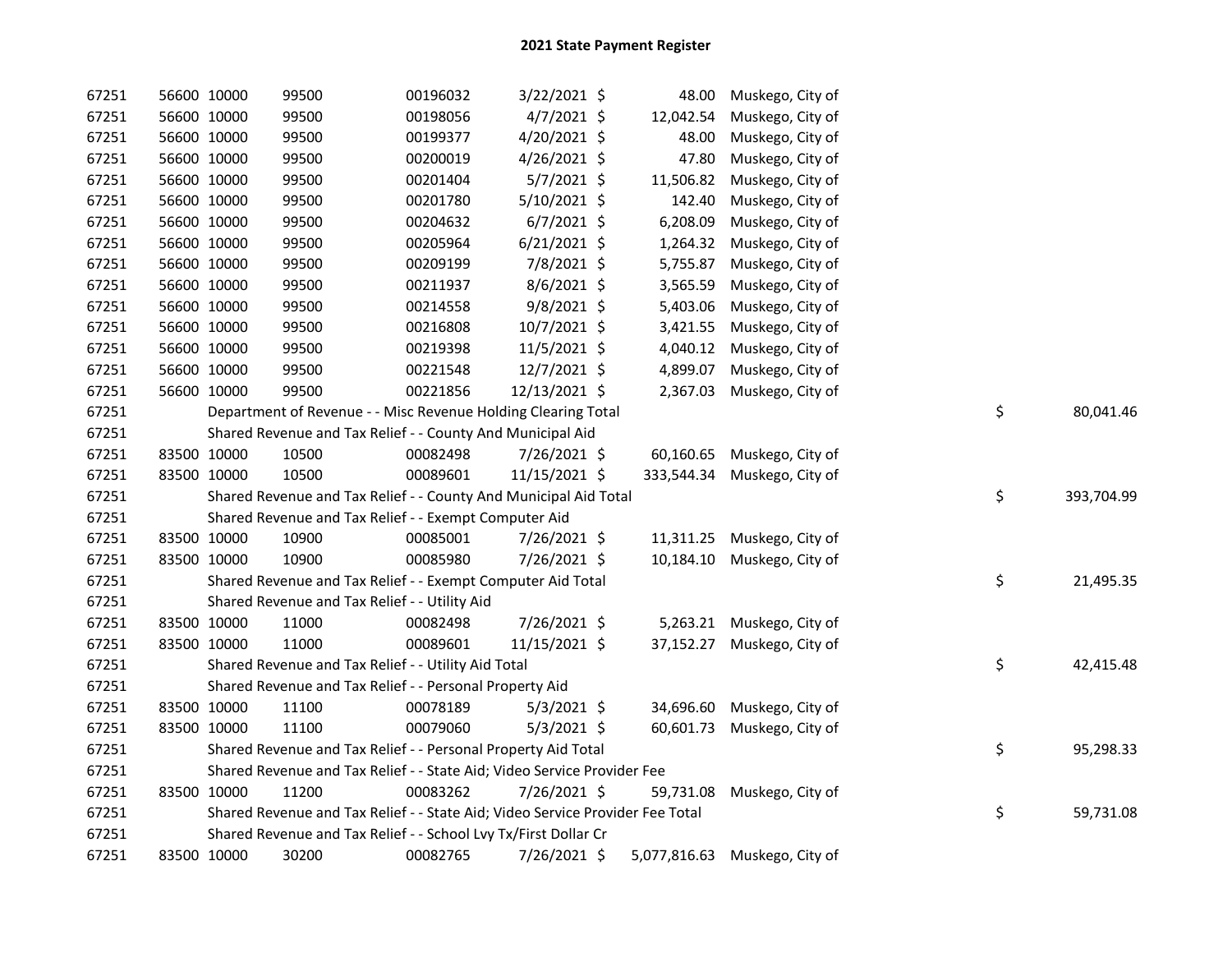# 2021 State Payment Register

| | | | | | | | | |
|---|---|---|---|---|---|---|---|---|
| 67251 | 56600 | 10000 | 99500 | 00196032 | 3/22/2021 | $ 48.00 | Muskego, City of | |
| 67251 | 56600 | 10000 | 99500 | 00198056 | 4/7/2021 | $ 12,042.54 | Muskego, City of | |
| 67251 | 56600 | 10000 | 99500 | 00199377 | 4/20/2021 | $ 48.00 | Muskego, City of | |
| 67251 | 56600 | 10000 | 99500 | 00200019 | 4/26/2021 | $ 47.80 | Muskego, City of | |
| 67251 | 56600 | 10000 | 99500 | 00201404 | 5/7/2021 | $ 11,506.82 | Muskego, City of | |
| 67251 | 56600 | 10000 | 99500 | 00201780 | 5/10/2021 | $ 142.40 | Muskego, City of | |
| 67251 | 56600 | 10000 | 99500 | 00204632 | 6/7/2021 | $ 6,208.09 | Muskego, City of | |
| 67251 | 56600 | 10000 | 99500 | 00205964 | 6/21/2021 | $ 1,264.32 | Muskego, City of | |
| 67251 | 56600 | 10000 | 99500 | 00209199 | 7/8/2021 | $ 5,755.87 | Muskego, City of | |
| 67251 | 56600 | 10000 | 99500 | 00211937 | 8/6/2021 | $ 3,565.59 | Muskego, City of | |
| 67251 | 56600 | 10000 | 99500 | 00214558 | 9/8/2021 | $ 5,403.06 | Muskego, City of | |
| 67251 | 56600 | 10000 | 99500 | 00216808 | 10/7/2021 | $ 3,421.55 | Muskego, City of | |
| 67251 | 56600 | 10000 | 99500 | 00219398 | 11/5/2021 | $ 4,040.12 | Muskego, City of | |
| 67251 | 56600 | 10000 | 99500 | 00221548 | 12/7/2021 | $ 4,899.07 | Muskego, City of | |
| 67251 | 56600 | 10000 | 99500 | 00221856 | 12/13/2021 | $ 2,367.03 | Muskego, City of | |
| 67251 | Department of Revenue - - Misc Revenue Holding Clearing Total | | | | | | | $ 80,041.46 |
| 67251 | Shared Revenue and Tax Relief - - County And Municipal Aid | | | | | | | |
| 67251 | 83500 | 10000 | 10500 | 00082498 | 7/26/2021 | $ 60,160.65 | Muskego, City of | |
| 67251 | 83500 | 10000 | 10500 | 00089601 | 11/15/2021 | $ 333,544.34 | Muskego, City of | |
| 67251 | Shared Revenue and Tax Relief - - County And Municipal Aid Total | | | | | | | $ 393,704.99 |
| 67251 | Shared Revenue and Tax Relief - - Exempt Computer Aid | | | | | | | |
| 67251 | 83500 | 10000 | 10900 | 00085001 | 7/26/2021 | $ 11,311.25 | Muskego, City of | |
| 67251 | 83500 | 10000 | 10900 | 00085980 | 7/26/2021 | $ 10,184.10 | Muskego, City of | |
| 67251 | Shared Revenue and Tax Relief - - Exempt Computer Aid Total | | | | | | | $ 21,495.35 |
| 67251 | Shared Revenue and Tax Relief - - Utility Aid | | | | | | | |
| 67251 | 83500 | 10000 | 11000 | 00082498 | 7/26/2021 | $ 5,263.21 | Muskego, City of | |
| 67251 | 83500 | 10000 | 11000 | 00089601 | 11/15/2021 | $ 37,152.27 | Muskego, City of | |
| 67251 | Shared Revenue and Tax Relief - - Utility Aid Total | | | | | | | $ 42,415.48 |
| 67251 | Shared Revenue and Tax Relief - - Personal Property Aid | | | | | | | |
| 67251 | 83500 | 10000 | 11100 | 00078189 | 5/3/2021 | $ 34,696.60 | Muskego, City of | |
| 67251 | 83500 | 10000 | 11100 | 00079060 | 5/3/2021 | $ 60,601.73 | Muskego, City of | |
| 67251 | Shared Revenue and Tax Relief - - Personal Property Aid Total | | | | | | | $ 95,298.33 |
| 67251 | Shared Revenue and Tax Relief - - State Aid; Video Service Provider Fee | | | | | | | |
| 67251 | 83500 | 10000 | 11200 | 00083262 | 7/26/2021 | $ 59,731.08 | Muskego, City of | |
| 67251 | Shared Revenue and Tax Relief - - State Aid; Video Service Provider Fee Total | | | | | | | $ 59,731.08 |
| 67251 | Shared Revenue and Tax Relief - - School Lvy Tx/First Dollar Cr | | | | | | | |
| 67251 | 83500 | 10000 | 30200 | 00082765 | 7/26/2021 | $ 5,077,816.63 | Muskego, City of | |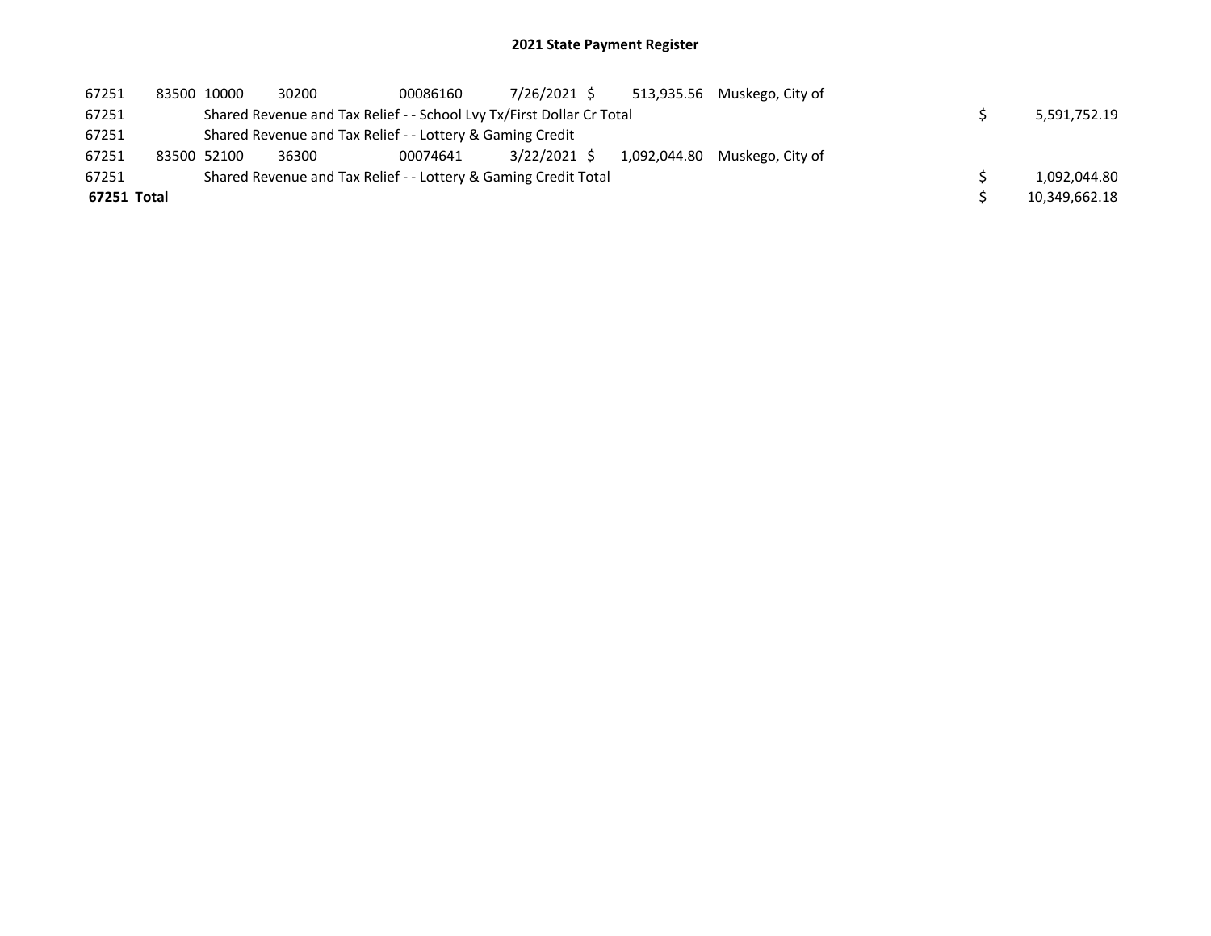# 2021 State Payment Register

| | | | | | | | | | |
|---|---|---|---|---|---|---|---|---|---|
| 67251 | 83500 | 10000 | 30200 | 00086160 | 7/26/2021 | $ 513,935.56 | Muskego, City of | | |
| 67251 | | Shared Revenue and Tax Relief - - School Lvy Tx/First Dollar Cr Total | | | | | | $ | 5,591,752.19 |
| 67251 | | Shared Revenue and Tax Relief - - Lottery & Gaming Credit | | | | | | | |
| 67251 | 83500 | 52100 | 36300 | 00074641 | 3/22/2021 | $ 1,092,044.80 | Muskego, City of | | |
| 67251 | | Shared Revenue and Tax Relief - - Lottery & Gaming Credit Total | | | | | | $ | 1,092,044.80 |
| **67251 Total** | | | | | | | | $ | 10,349,662.18 |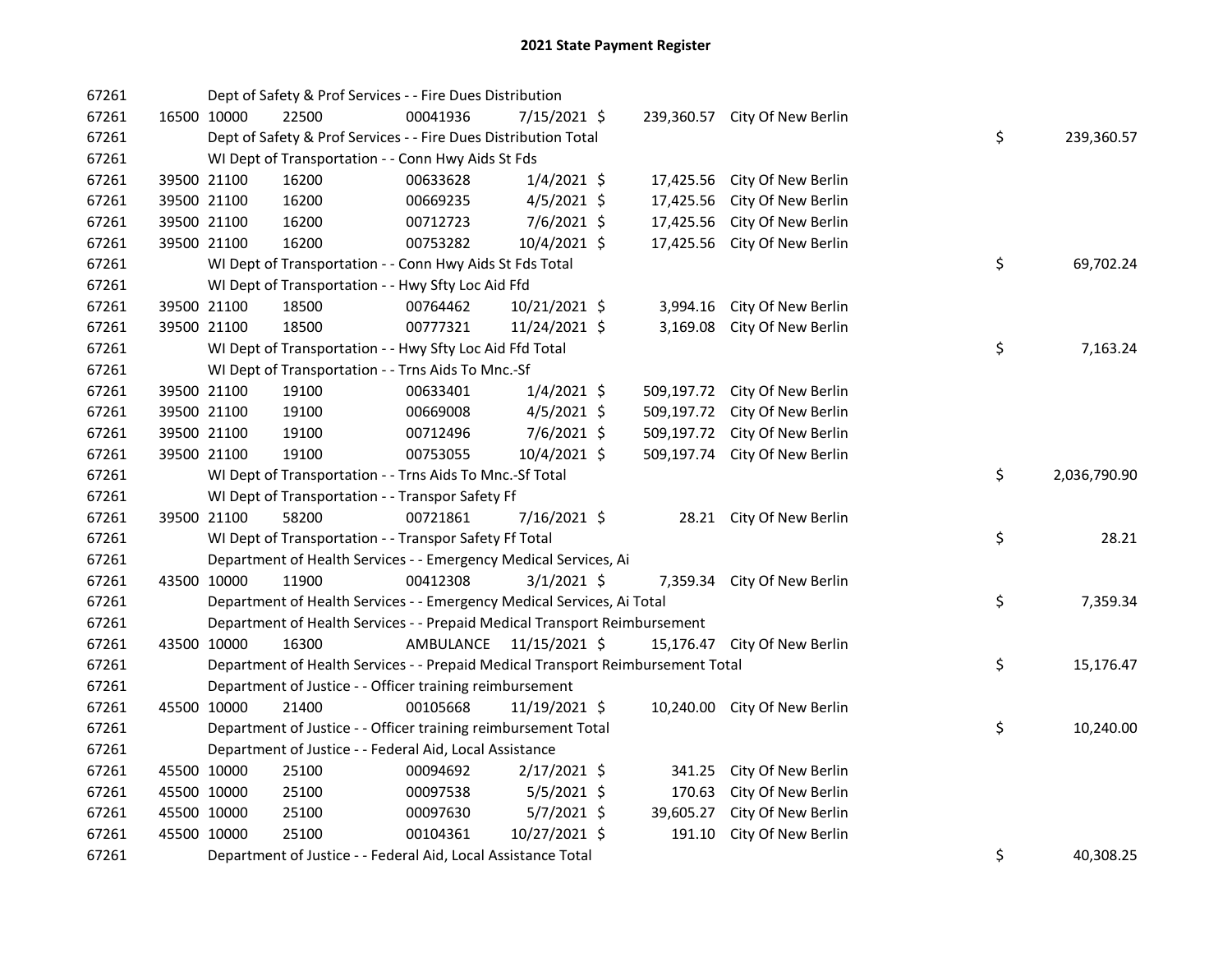# 2021 State Payment Register

| | | | | | | | | | |
|---|---|---|---|---|---|---|---|---|---|
| 67261 | | | Dept of Safety & Prof Services - - Fire Dues Distribution | | | | | | |
| 67261 | 16500 | 10000 | 22500 | 00041936 | 7/15/2021 | $ 239,360.57 | City Of New Berlin | | |
| 67261 | | | Dept of Safety & Prof Services - - Fire Dues Distribution Total | | | | | $ | 239,360.57 |
| 67261 | | | WI Dept of Transportation - - Conn Hwy Aids St Fds | | | | | | |
| 67261 | 39500 | 21100 | 16200 | 00633628 | 1/4/2021 | $ 17,425.56 | City Of New Berlin | | |
| 67261 | 39500 | 21100 | 16200 | 00669235 | 4/5/2021 | $ 17,425.56 | City Of New Berlin | | |
| 67261 | 39500 | 21100 | 16200 | 00712723 | 7/6/2021 | $ 17,425.56 | City Of New Berlin | | |
| 67261 | 39500 | 21100 | 16200 | 00753282 | 10/4/2021 | $ 17,425.56 | City Of New Berlin | | |
| 67261 | | | WI Dept of Transportation - - Conn Hwy Aids St Fds Total | | | | | $ | 69,702.24 |
| 67261 | | | WI Dept of Transportation - - Hwy Sfty Loc Aid Ffd | | | | | | |
| 67261 | 39500 | 21100 | 18500 | 00764462 | 10/21/2021 | $ 3,994.16 | City Of New Berlin | | |
| 67261 | 39500 | 21100 | 18500 | 00777321 | 11/24/2021 | $ 3,169.08 | City Of New Berlin | | |
| 67261 | | | WI Dept of Transportation - - Hwy Sfty Loc Aid Ffd Total | | | | | $ | 7,163.24 |
| 67261 | | | WI Dept of Transportation - - Trns Aids To Mnc.-Sf | | | | | | |
| 67261 | 39500 | 21100 | 19100 | 00633401 | 1/4/2021 | $ 509,197.72 | City Of New Berlin | | |
| 67261 | 39500 | 21100 | 19100 | 00669008 | 4/5/2021 | $ 509,197.72 | City Of New Berlin | | |
| 67261 | 39500 | 21100 | 19100 | 00712496 | 7/6/2021 | $ 509,197.72 | City Of New Berlin | | |
| 67261 | 39500 | 21100 | 19100 | 00753055 | 10/4/2021 | $ 509,197.74 | City Of New Berlin | | |
| 67261 | | | WI Dept of Transportation - - Trns Aids To Mnc.-Sf Total | | | | | $ | 2,036,790.90 |
| 67261 | | | WI Dept of Transportation - - Transpor Safety Ff | | | | | | |
| 67261 | 39500 | 21100 | 58200 | 00721861 | 7/16/2021 | $ 28.21 | City Of New Berlin | | |
| 67261 | | | WI Dept of Transportation - - Transpor Safety Ff Total | | | | | $ | 28.21 |
| 67261 | | | Department of Health Services - - Emergency Medical Services, Ai | | | | | | |
| 67261 | 43500 | 10000 | 11900 | 00412308 | 3/1/2021 | $ 7,359.34 | City Of New Berlin | | |
| 67261 | | | Department of Health Services - - Emergency Medical Services, Ai Total | | | | | $ | 7,359.34 |
| 67261 | | | Department of Health Services - - Prepaid Medical Transport Reimbursement | | | | | | |
| 67261 | 43500 | 10000 | 16300 | AMBULANCE | 11/15/2021 | $ 15,176.47 | City Of New Berlin | | |
| 67261 | | | Department of Health Services - - Prepaid Medical Transport Reimbursement Total | | | | | $ | 15,176.47 |
| 67261 | | | Department of Justice - - Officer training reimbursement | | | | | | |
| 67261 | 45500 | 10000 | 21400 | 00105668 | 11/19/2021 | $ 10,240.00 | City Of New Berlin | | |
| 67261 | | | Department of Justice - - Officer training reimbursement Total | | | | | $ | 10,240.00 |
| 67261 | | | Department of Justice - - Federal Aid, Local Assistance | | | | | | |
| 67261 | 45500 | 10000 | 25100 | 00094692 | 2/17/2021 | $ 341.25 | City Of New Berlin | | |
| 67261 | 45500 | 10000 | 25100 | 00097538 | 5/5/2021 | $ 170.63 | City Of New Berlin | | |
| 67261 | 45500 | 10000 | 25100 | 00097630 | 5/7/2021 | $ 39,605.27 | City Of New Berlin | | |
| 67261 | 45500 | 10000 | 25100 | 00104361 | 10/27/2021 | $ 191.10 | City Of New Berlin | | |
| 67261 | | | Department of Justice - - Federal Aid, Local Assistance Total | | | | | $ | 40,308.25 |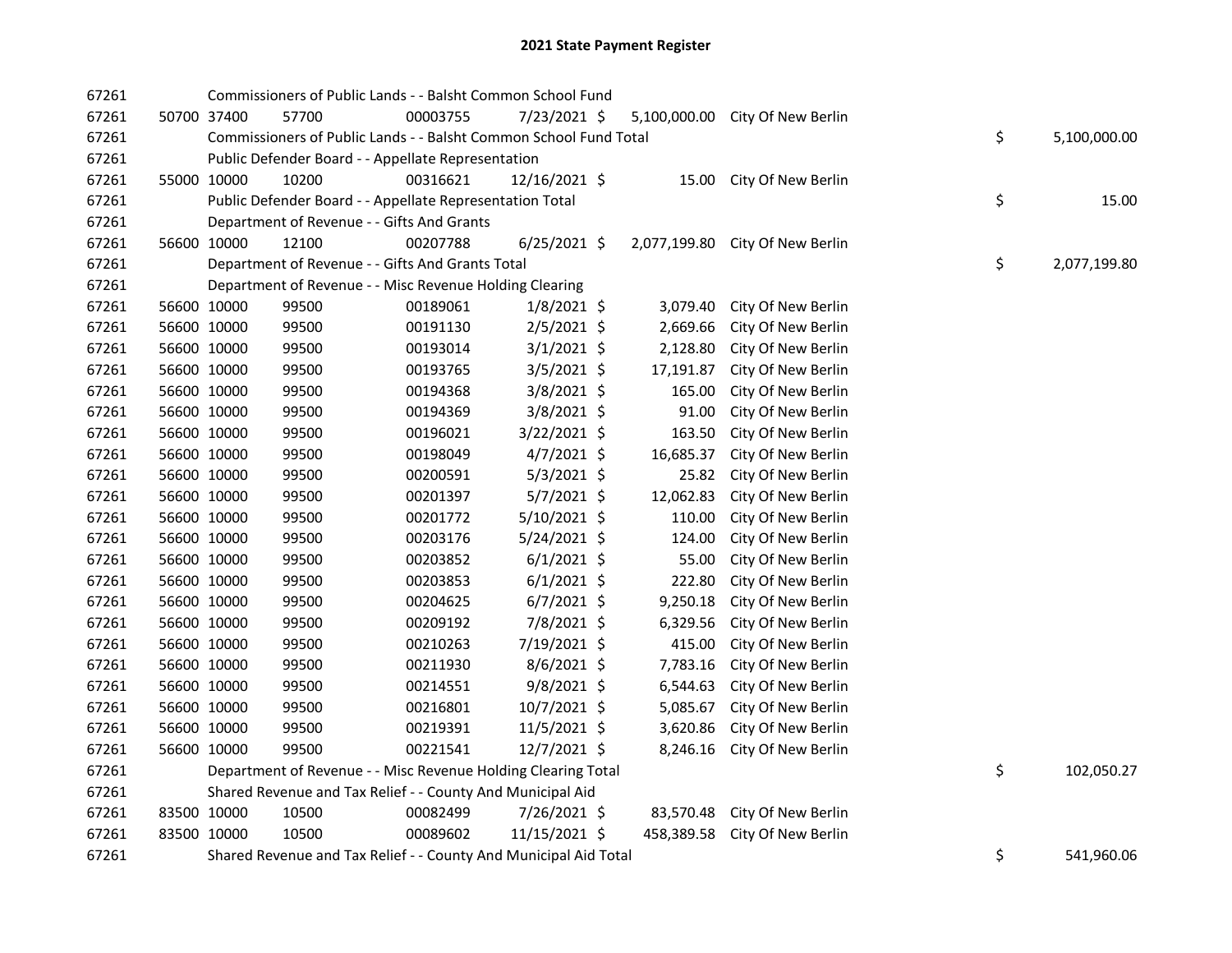# 2021 State Payment Register

| | | | | | | | | |
|---|---|---|---|---|---|---|---|---|
| 67261 | | Commissioners of Public Lands - - Balsht Common School Fund | | | | | | |
| 67261 | 50700 | 37400 | 57700 | 00003755 | 7/23/2021 | $ 5,100,000.00 | City Of New Berlin | |
| 67261 | | Commissioners of Public Lands - - Balsht Common School Fund Total | | | | | | $ 5,100,000.00 |
| 67261 | | Public Defender Board - - Appellate Representation | | | | | | |
| 67261 | 55000 | 10000 | 10200 | 00316621 | 12/16/2021 | $ 15.00 | City Of New Berlin | |
| 67261 | | Public Defender Board - - Appellate Representation Total | | | | | | $ 15.00 |
| 67261 | | Department of Revenue - - Gifts And Grants | | | | | | |
| 67261 | 56600 | 10000 | 12100 | 00207788 | 6/25/2021 | $ 2,077,199.80 | City Of New Berlin | |
| 67261 | | Department of Revenue - - Gifts And Grants Total | | | | | | $ 2,077,199.80 |
| 67261 | | Department of Revenue - - Misc Revenue Holding Clearing | | | | | | |
| 67261 | 56600 | 10000 | 99500 | 00189061 | 1/8/2021 | $ 3,079.40 | City Of New Berlin | |
| 67261 | 56600 | 10000 | 99500 | 00191130 | 2/5/2021 | $ 2,669.66 | City Of New Berlin | |
| 67261 | 56600 | 10000 | 99500 | 00193014 | 3/1/2021 | $ 2,128.80 | City Of New Berlin | |
| 67261 | 56600 | 10000 | 99500 | 00193765 | 3/5/2021 | $ 17,191.87 | City Of New Berlin | |
| 67261 | 56600 | 10000 | 99500 | 00194368 | 3/8/2021 | $ 165.00 | City Of New Berlin | |
| 67261 | 56600 | 10000 | 99500 | 00194369 | 3/8/2021 | $ 91.00 | City Of New Berlin | |
| 67261 | 56600 | 10000 | 99500 | 00196021 | 3/22/2021 | $ 163.50 | City Of New Berlin | |
| 67261 | 56600 | 10000 | 99500 | 00198049 | 4/7/2021 | $ 16,685.37 | City Of New Berlin | |
| 67261 | 56600 | 10000 | 99500 | 00200591 | 5/3/2021 | $ 25.82 | City Of New Berlin | |
| 67261 | 56600 | 10000 | 99500 | 00201397 | 5/7/2021 | $ 12,062.83 | City Of New Berlin | |
| 67261 | 56600 | 10000 | 99500 | 00201772 | 5/10/2021 | $ 110.00 | City Of New Berlin | |
| 67261 | 56600 | 10000 | 99500 | 00203176 | 5/24/2021 | $ 124.00 | City Of New Berlin | |
| 67261 | 56600 | 10000 | 99500 | 00203852 | 6/1/2021 | $ 55.00 | City Of New Berlin | |
| 67261 | 56600 | 10000 | 99500 | 00203853 | 6/1/2021 | $ 222.80 | City Of New Berlin | |
| 67261 | 56600 | 10000 | 99500 | 00204625 | 6/7/2021 | $ 9,250.18 | City Of New Berlin | |
| 67261 | 56600 | 10000 | 99500 | 00209192 | 7/8/2021 | $ 6,329.56 | City Of New Berlin | |
| 67261 | 56600 | 10000 | 99500 | 00210263 | 7/19/2021 | $ 415.00 | City Of New Berlin | |
| 67261 | 56600 | 10000 | 99500 | 00211930 | 8/6/2021 | $ 7,783.16 | City Of New Berlin | |
| 67261 | 56600 | 10000 | 99500 | 00214551 | 9/8/2021 | $ 6,544.63 | City Of New Berlin | |
| 67261 | 56600 | 10000 | 99500 | 00216801 | 10/7/2021 | $ 5,085.67 | City Of New Berlin | |
| 67261 | 56600 | 10000 | 99500 | 00219391 | 11/5/2021 | $ 3,620.86 | City Of New Berlin | |
| 67261 | 56600 | 10000 | 99500 | 00221541 | 12/7/2021 | $ 8,246.16 | City Of New Berlin | |
| 67261 | | Department of Revenue - - Misc Revenue Holding Clearing Total | | | | | | $ 102,050.27 |
| 67261 | | Shared Revenue and Tax Relief - - County And Municipal Aid | | | | | | |
| 67261 | 83500 | 10000 | 10500 | 00082499 | 7/26/2021 | $ 83,570.48 | City Of New Berlin | |
| 67261 | 83500 | 10000 | 10500 | 00089602 | 11/15/2021 | $ 458,389.58 | City Of New Berlin | |
| 67261 | | Shared Revenue and Tax Relief - - County And Municipal Aid Total | | | | | | $ 541,960.06 |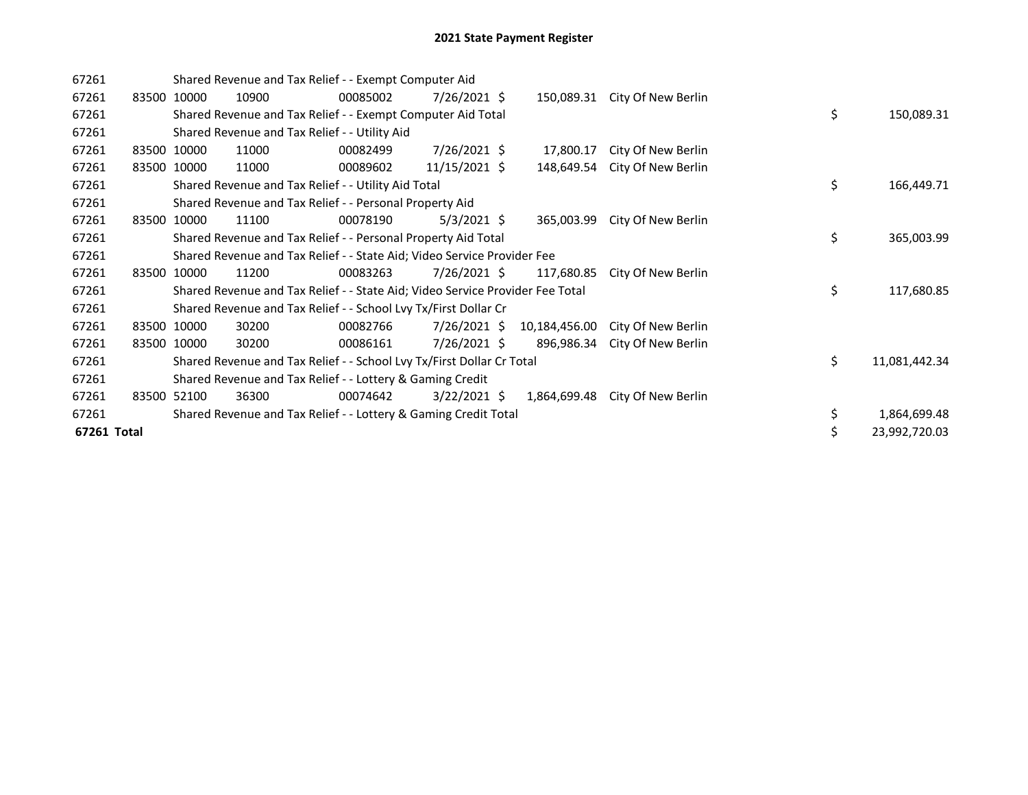# 2021 State Payment Register

| | | | | | | | | | |
|---|---|---|---|---|---|---|---|---|---|
| 67261 | | | Shared Revenue and Tax Relief - - Exempt Computer Aid | | | | | | |
| 67261 | 83500 | 10000 | 10900 | 00085002 | 7/26/2021 | $ 150,089.31 | City Of New Berlin | | |
| 67261 | | | Shared Revenue and Tax Relief - - Exempt Computer Aid Total | | | | | $ | 150,089.31 |
| 67261 | | | Shared Revenue and Tax Relief - - Utility Aid | | | | | | |
| 67261 | 83500 | 10000 | 11000 | 00082499 | 7/26/2021 | $ 17,800.17 | City Of New Berlin | | |
| 67261 | 83500 | 10000 | 11000 | 00089602 | 11/15/2021 | $ 148,649.54 | City Of New Berlin | | |
| 67261 | | | Shared Revenue and Tax Relief - - Utility Aid Total | | | | | $ | 166,449.71 |
| 67261 | | | Shared Revenue and Tax Relief - - Personal Property Aid | | | | | | |
| 67261 | 83500 | 10000 | 11100 | 00078190 | 5/3/2021 | $ 365,003.99 | City Of New Berlin | | |
| 67261 | | | Shared Revenue and Tax Relief - - Personal Property Aid Total | | | | | $ | 365,003.99 |
| 67261 | | | Shared Revenue and Tax Relief - - State Aid; Video Service Provider Fee | | | | | | |
| 67261 | 83500 | 10000 | 11200 | 00083263 | 7/26/2021 | $ 117,680.85 | City Of New Berlin | | |
| 67261 | | | Shared Revenue and Tax Relief - - State Aid; Video Service Provider Fee Total | | | | | $ | 117,680.85 |
| 67261 | | | Shared Revenue and Tax Relief - - School Lvy Tx/First Dollar Cr | | | | | | |
| 67261 | 83500 | 10000 | 30200 | 00082766 | 7/26/2021 | $ 10,184,456.00 | City Of New Berlin | | |
| 67261 | 83500 | 10000 | 30200 | 00086161 | 7/26/2021 | $ 896,986.34 | City Of New Berlin | | |
| 67261 | | | Shared Revenue and Tax Relief - - School Lvy Tx/First Dollar Cr Total | | | | | $ | 11,081,442.34 |
| 67261 | | | Shared Revenue and Tax Relief - - Lottery & Gaming Credit | | | | | | |
| 67261 | 83500 | 52100 | 36300 | 00074642 | 3/22/2021 | $ 1,864,699.48 | City Of New Berlin | | |
| 67261 | | | Shared Revenue and Tax Relief - - Lottery & Gaming Credit Total | | | | | $ | 1,864,699.48 |
| **67261 Total** | | | | | | | | $ | 23,992,720.03 |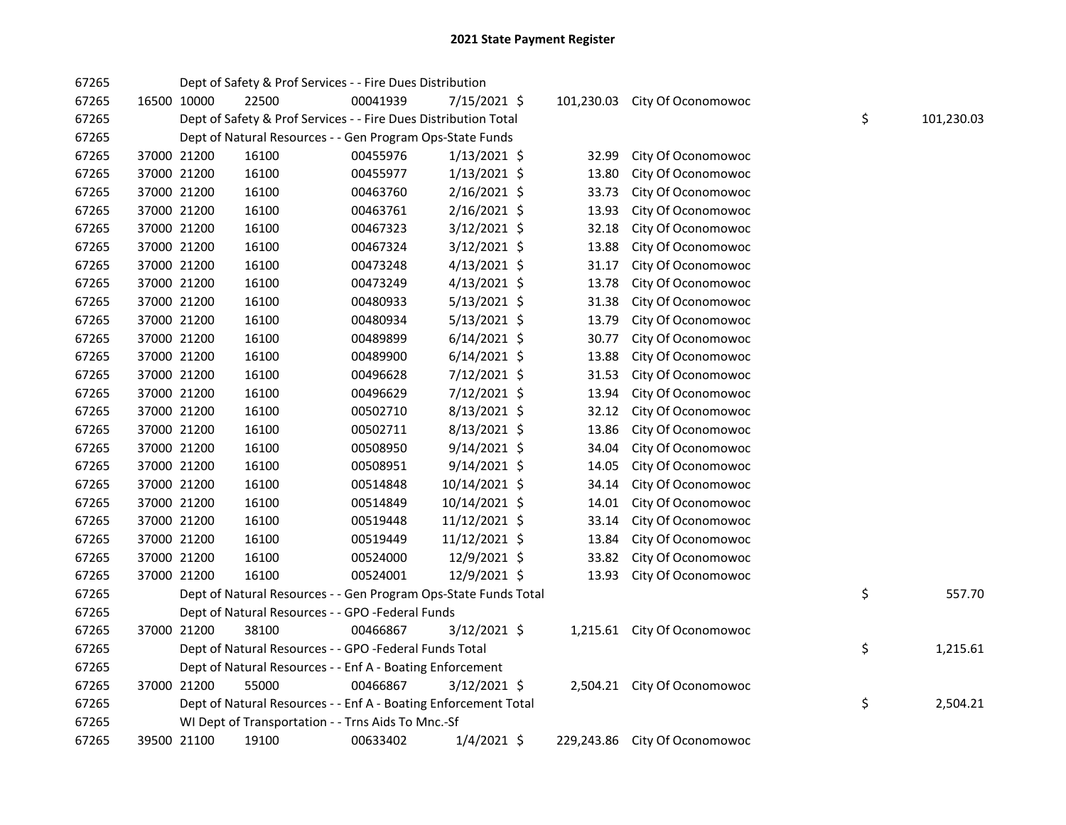# 2021 State Payment Register

| | | | | | | | | | |
|---|---|---|---|---|---|---|---|---|---|
| 67265 | | | Dept of Safety & Prof Services - - Fire Dues Distribution | | | | | | |
| 67265 | 16500 | 10000 | 22500 | 00041939 | 7/15/2021 | $ 101,230.03 | City Of Oconomowoc | | |
| 67265 | | | Dept of Safety & Prof Services - - Fire Dues Distribution Total | | | | | $ | 101,230.03 |
| 67265 | | | Dept of Natural Resources - - Gen Program Ops-State Funds | | | | | | |
| 67265 | 37000 | 21200 | 16100 | 00455976 | 1/13/2021 | $ 32.99 | City Of Oconomowoc | | |
| 67265 | 37000 | 21200 | 16100 | 00455977 | 1/13/2021 | $ 13.80 | City Of Oconomowoc | | |
| 67265 | 37000 | 21200 | 16100 | 00463760 | 2/16/2021 | $ 33.73 | City Of Oconomowoc | | |
| 67265 | 37000 | 21200 | 16100 | 00463761 | 2/16/2021 | $ 13.93 | City Of Oconomowoc | | |
| 67265 | 37000 | 21200 | 16100 | 00467323 | 3/12/2021 | $ 32.18 | City Of Oconomowoc | | |
| 67265 | 37000 | 21200 | 16100 | 00467324 | 3/12/2021 | $ 13.88 | City Of Oconomowoc | | |
| 67265 | 37000 | 21200 | 16100 | 00473248 | 4/13/2021 | $ 31.17 | City Of Oconomowoc | | |
| 67265 | 37000 | 21200 | 16100 | 00473249 | 4/13/2021 | $ 13.78 | City Of Oconomowoc | | |
| 67265 | 37000 | 21200 | 16100 | 00480933 | 5/13/2021 | $ 31.38 | City Of Oconomowoc | | |
| 67265 | 37000 | 21200 | 16100 | 00480934 | 5/13/2021 | $ 13.79 | City Of Oconomowoc | | |
| 67265 | 37000 | 21200 | 16100 | 00489899 | 6/14/2021 | $ 30.77 | City Of Oconomowoc | | |
| 67265 | 37000 | 21200 | 16100 | 00489900 | 6/14/2021 | $ 13.88 | City Of Oconomowoc | | |
| 67265 | 37000 | 21200 | 16100 | 00496628 | 7/12/2021 | $ 31.53 | City Of Oconomowoc | | |
| 67265 | 37000 | 21200 | 16100 | 00496629 | 7/12/2021 | $ 13.94 | City Of Oconomowoc | | |
| 67265 | 37000 | 21200 | 16100 | 00502710 | 8/13/2021 | $ 32.12 | City Of Oconomowoc | | |
| 67265 | 37000 | 21200 | 16100 | 00502711 | 8/13/2021 | $ 13.86 | City Of Oconomowoc | | |
| 67265 | 37000 | 21200 | 16100 | 00508950 | 9/14/2021 | $ 34.04 | City Of Oconomowoc | | |
| 67265 | 37000 | 21200 | 16100 | 00508951 | 9/14/2021 | $ 14.05 | City Of Oconomowoc | | |
| 67265 | 37000 | 21200 | 16100 | 00514848 | 10/14/2021 | $ 34.14 | City Of Oconomowoc | | |
| 67265 | 37000 | 21200 | 16100 | 00514849 | 10/14/2021 | $ 14.01 | City Of Oconomowoc | | |
| 67265 | 37000 | 21200 | 16100 | 00519448 | 11/12/2021 | $ 33.14 | City Of Oconomowoc | | |
| 67265 | 37000 | 21200 | 16100 | 00519449 | 11/12/2021 | $ 13.84 | City Of Oconomowoc | | |
| 67265 | 37000 | 21200 | 16100 | 00524000 | 12/9/2021 | $ 33.82 | City Of Oconomowoc | | |
| 67265 | 37000 | 21200 | 16100 | 00524001 | 12/9/2021 | $ 13.93 | City Of Oconomowoc | | |
| 67265 | | | Dept of Natural Resources - - Gen Program Ops-State Funds Total | | | | | $ | 557.70 |
| 67265 | | | Dept of Natural Resources - - GPO -Federal Funds | | | | | | |
| 67265 | 37000 | 21200 | 38100 | 00466867 | 3/12/2021 | $ 1,215.61 | City Of Oconomowoc | | |
| 67265 | | | Dept of Natural Resources - - GPO -Federal Funds Total | | | | | $ | 1,215.61 |
| 67265 | | | Dept of Natural Resources - - Enf A - Boating Enforcement | | | | | | |
| 67265 | 37000 | 21200 | 55000 | 00466867 | 3/12/2021 | $ 2,504.21 | City Of Oconomowoc | | |
| 67265 | | | Dept of Natural Resources - - Enf A - Boating Enforcement Total | | | | | $ | 2,504.21 |
| 67265 | | | WI Dept of Transportation - - Trns Aids To Mnc.-Sf | | | | | | |
| 67265 | 39500 | 21100 | 19100 | 00633402 | 1/4/2021 | $ 229,243.86 | City Of Oconomowoc | | |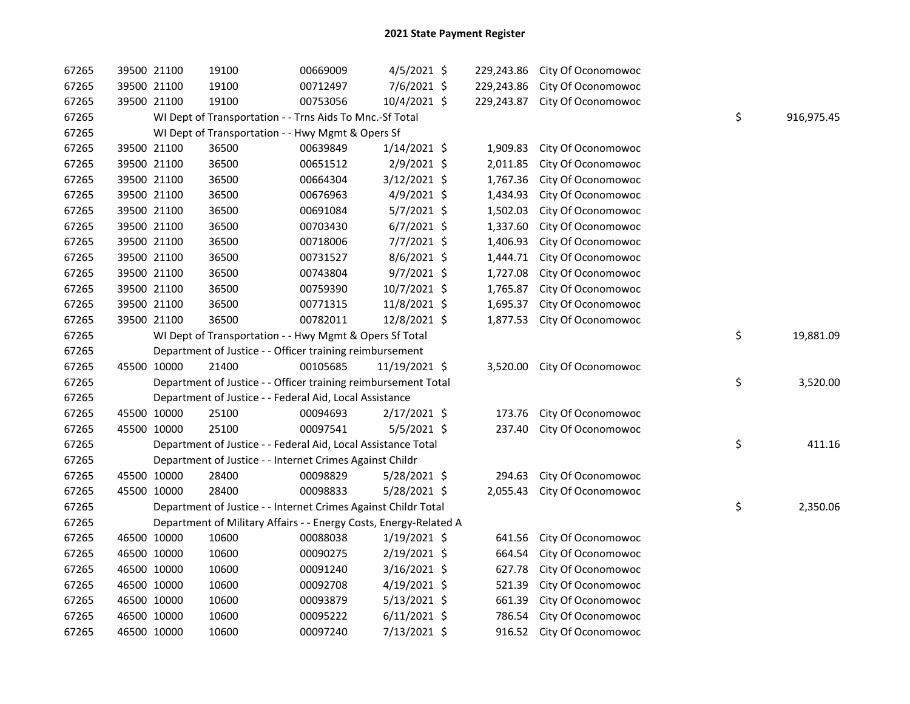# 2021 State Payment Register

| | | | | | | | | | |
|---|---|---|---|---|---|---|---|---|---|
| 67265 | 39500 | 21100 | 19100 | 00669009 | 4/5/2021 | $ 229,243.86 | City Of Oconomowoc | | |
| 67265 | 39500 | 21100 | 19100 | 00712497 | 7/6/2021 | $ 229,243.86 | City Of Oconomowoc | | |
| 67265 | 39500 | 21100 | 19100 | 00753056 | 10/4/2021 | $ 229,243.87 | City Of Oconomowoc | | |
| 67265 | | WI Dept of Transportation - - Trns Aids To Mnc.-Sf Total | | | | | | $ | 916,975.45 |
| 67265 | | WI Dept of Transportation - - Hwy Mgmt & Opers Sf | | | | | | | |
| 67265 | 39500 | 21100 | 36500 | 00639849 | 1/14/2021 | $ 1,909.83 | City Of Oconomowoc | | |
| 67265 | 39500 | 21100 | 36500 | 00651512 | 2/9/2021 | $ 2,011.85 | City Of Oconomowoc | | |
| 67265 | 39500 | 21100 | 36500 | 00664304 | 3/12/2021 | $ 1,767.36 | City Of Oconomowoc | | |
| 67265 | 39500 | 21100 | 36500 | 00676963 | 4/9/2021 | $ 1,434.93 | City Of Oconomowoc | | |
| 67265 | 39500 | 21100 | 36500 | 00691084 | 5/7/2021 | $ 1,502.03 | City Of Oconomowoc | | |
| 67265 | 39500 | 21100 | 36500 | 00703430 | 6/7/2021 | $ 1,337.60 | City Of Oconomowoc | | |
| 67265 | 39500 | 21100 | 36500 | 00718006 | 7/7/2021 | $ 1,406.93 | City Of Oconomowoc | | |
| 67265 | 39500 | 21100 | 36500 | 00731527 | 8/6/2021 | $ 1,444.71 | City Of Oconomowoc | | |
| 67265 | 39500 | 21100 | 36500 | 00743804 | 9/7/2021 | $ 1,727.08 | City Of Oconomowoc | | |
| 67265 | 39500 | 21100 | 36500 | 00759390 | 10/7/2021 | $ 1,765.87 | City Of Oconomowoc | | |
| 67265 | 39500 | 21100 | 36500 | 00771315 | 11/8/2021 | $ 1,695.37 | City Of Oconomowoc | | |
| 67265 | 39500 | 21100 | 36500 | 00782011 | 12/8/2021 | $ 1,877.53 | City Of Oconomowoc | | |
| 67265 | | WI Dept of Transportation - - Hwy Mgmt & Opers Sf Total | | | | | | $ | 19,881.09 |
| 67265 | | Department of Justice - - Officer training reimbursement | | | | | | | |
| 67265 | 45500 | 10000 | 21400 | 00105685 | 11/19/2021 | $ 3,520.00 | City Of Oconomowoc | | |
| 67265 | | Department of Justice - - Officer training reimbursement Total | | | | | | $ | 3,520.00 |
| 67265 | | Department of Justice - - Federal Aid, Local Assistance | | | | | | | |
| 67265 | 45500 | 10000 | 25100 | 00094693 | 2/17/2021 | $ 173.76 | City Of Oconomowoc | | |
| 67265 | 45500 | 10000 | 25100 | 00097541 | 5/5/2021 | $ 237.40 | City Of Oconomowoc | | |
| 67265 | | Department of Justice - - Federal Aid, Local Assistance Total | | | | | | $ | 411.16 |
| 67265 | | Department of Justice - - Internet Crimes Against Childr | | | | | | | |
| 67265 | 45500 | 10000 | 28400 | 00098829 | 5/28/2021 | $ 294.63 | City Of Oconomowoc | | |
| 67265 | 45500 | 10000 | 28400 | 00098833 | 5/28/2021 | $ 2,055.43 | City Of Oconomowoc | | |
| 67265 | | Department of Justice - - Internet Crimes Against Childr Total | | | | | | $ | 2,350.06 |
| 67265 | | Department of Military Affairs - - Energy Costs, Energy-Related A | | | | | | | |
| 67265 | 46500 | 10000 | 10600 | 00088038 | 1/19/2021 | $ 641.56 | City Of Oconomowoc | | |
| 67265 | 46500 | 10000 | 10600 | 00090275 | 2/19/2021 | $ 664.54 | City Of Oconomowoc | | |
| 67265 | 46500 | 10000 | 10600 | 00091240 | 3/16/2021 | $ 627.78 | City Of Oconomowoc | | |
| 67265 | 46500 | 10000 | 10600 | 00092708 | 4/19/2021 | $ 521.39 | City Of Oconomowoc | | |
| 67265 | 46500 | 10000 | 10600 | 00093879 | 5/13/2021 | $ 661.39 | City Of Oconomowoc | | |
| 67265 | 46500 | 10000 | 10600 | 00095222 | 6/11/2021 | $ 786.54 | City Of Oconomowoc | | |
| 67265 | 46500 | 10000 | 10600 | 00097240 | 7/13/2021 | $ 916.52 | City Of Oconomowoc | | |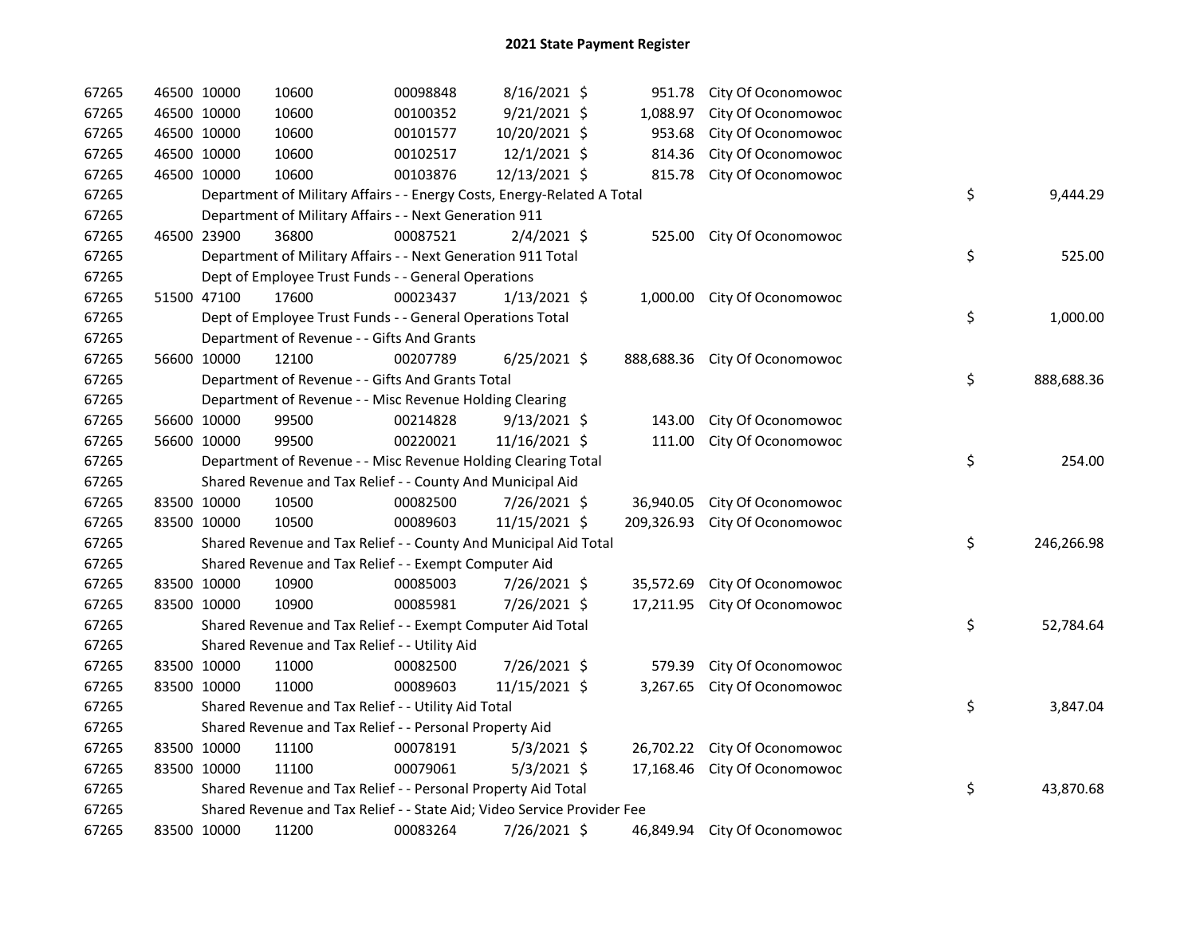## 2021 State Payment Register

| | | | | | | | | |
|---|---|---|---|---|---|---|---|---|
| 67265 | 46500 | 10000 | 10600 | 00098848 | 8/16/2021 | $ 951.78 | City Of Oconomowoc | |
| 67265 | 46500 | 10000 | 10600 | 00100352 | 9/21/2021 | $ 1,088.97 | City Of Oconomowoc | |
| 67265 | 46500 | 10000 | 10600 | 00101577 | 10/20/2021 | $ 953.68 | City Of Oconomowoc | |
| 67265 | 46500 | 10000 | 10600 | 00102517 | 12/1/2021 | $ 814.36 | City Of Oconomowoc | |
| 67265 | 46500 | 10000 | 10600 | 00103876 | 12/13/2021 | $ 815.78 | City Of Oconomowoc | |
| 67265 | Department of Military Affairs - - Energy Costs, Energy-Related A Total | | | | | | | $ 9,444.29 |
| 67265 | Department of Military Affairs - - Next Generation 911 | | | | | | | |
| 67265 | 46500 | 23900 | 36800 | 00087521 | 2/4/2021 | $ 525.00 | City Of Oconomowoc | |
| 67265 | Department of Military Affairs - - Next Generation 911 Total | | | | | | | $ 525.00 |
| 67265 | Dept of Employee Trust Funds - - General Operations | | | | | | | |
| 67265 | 51500 | 47100 | 17600 | 00023437 | 1/13/2021 | $ 1,000.00 | City Of Oconomowoc | |
| 67265 | Dept of Employee Trust Funds - - General Operations Total | | | | | | | $ 1,000.00 |
| 67265 | Department of Revenue - - Gifts And Grants | | | | | | | |
| 67265 | 56600 | 10000 | 12100 | 00207789 | 6/25/2021 | $ 888,688.36 | City Of Oconomowoc | |
| 67265 | Department of Revenue - - Gifts And Grants Total | | | | | | | $ 888,688.36 |
| 67265 | Department of Revenue - - Misc Revenue Holding Clearing | | | | | | | |
| 67265 | 56600 | 10000 | 99500 | 00214828 | 9/13/2021 | $ 143.00 | City Of Oconomowoc | |
| 67265 | 56600 | 10000 | 99500 | 00220021 | 11/16/2021 | $ 111.00 | City Of Oconomowoc | |
| 67265 | Department of Revenue - - Misc Revenue Holding Clearing Total | | | | | | | $ 254.00 |
| 67265 | Shared Revenue and Tax Relief - - County And Municipal Aid | | | | | | | |
| 67265 | 83500 | 10000 | 10500 | 00082500 | 7/26/2021 | $ 36,940.05 | City Of Oconomowoc | |
| 67265 | 83500 | 10000 | 10500 | 00089603 | 11/15/2021 | $ 209,326.93 | City Of Oconomowoc | |
| 67265 | Shared Revenue and Tax Relief - - County And Municipal Aid Total | | | | | | | $ 246,266.98 |
| 67265 | Shared Revenue and Tax Relief - - Exempt Computer Aid | | | | | | | |
| 67265 | 83500 | 10000 | 10900 | 00085003 | 7/26/2021 | $ 35,572.69 | City Of Oconomowoc | |
| 67265 | 83500 | 10000 | 10900 | 00085981 | 7/26/2021 | $ 17,211.95 | City Of Oconomowoc | |
| 67265 | Shared Revenue and Tax Relief - - Exempt Computer Aid Total | | | | | | | $ 52,784.64 |
| 67265 | Shared Revenue and Tax Relief - - Utility Aid | | | | | | | |
| 67265 | 83500 | 10000 | 11000 | 00082500 | 7/26/2021 | $ 579.39 | City Of Oconomowoc | |
| 67265 | 83500 | 10000 | 11000 | 00089603 | 11/15/2021 | $ 3,267.65 | City Of Oconomowoc | |
| 67265 | Shared Revenue and Tax Relief - - Utility Aid Total | | | | | | | $ 3,847.04 |
| 67265 | Shared Revenue and Tax Relief - - Personal Property Aid | | | | | | | |
| 67265 | 83500 | 10000 | 11100 | 00078191 | 5/3/2021 | $ 26,702.22 | City Of Oconomowoc | |
| 67265 | 83500 | 10000 | 11100 | 00079061 | 5/3/2021 | $ 17,168.46 | City Of Oconomowoc | |
| 67265 | Shared Revenue and Tax Relief - - Personal Property Aid Total | | | | | | | $ 43,870.68 |
| 67265 | Shared Revenue and Tax Relief - - State Aid; Video Service Provider Fee | | | | | | | |
| 67265 | 83500 | 10000 | 11200 | 00083264 | 7/26/2021 | $ 46,849.94 | City Of Oconomowoc | |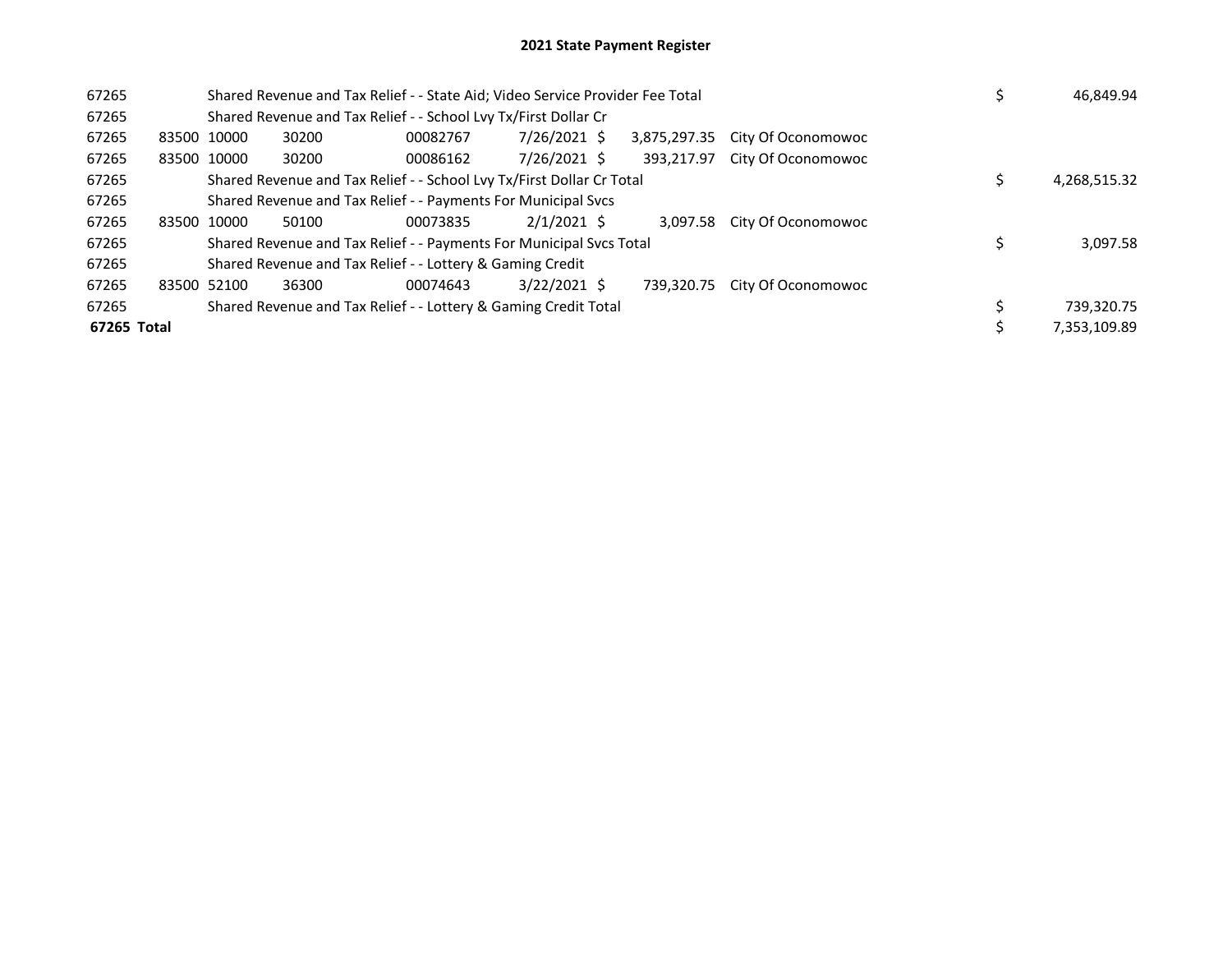# 2021 State Payment Register

| | | | | | | | | | |
|---|---|---|---|---|---|---|---|---|---|
| 67265 | | Shared Revenue and Tax Relief - - State Aid; Video Service Provider Fee Total | | | | | | $ | 46,849.94 |
| 67265 | | Shared Revenue and Tax Relief - - School Lvy Tx/First Dollar Cr | | | | | | | |
| 67265 | 83500 | 10000 | 30200 | 00082767 | 7/26/2021 | $ 3,875,297.35 | City Of Oconomowoc | | |
| 67265 | 83500 | 10000 | 30200 | 00086162 | 7/26/2021 | $ 393,217.97 | City Of Oconomowoc | | |
| 67265 | | Shared Revenue and Tax Relief - - School Lvy Tx/First Dollar Cr Total | | | | | | $ | 4,268,515.32 |
| 67265 | | Shared Revenue and Tax Relief - - Payments For Municipal Svcs | | | | | | | |
| 67265 | 83500 | 10000 | 50100 | 00073835 | 2/1/2021 | $ 3,097.58 | City Of Oconomowoc | | |
| 67265 | | Shared Revenue and Tax Relief - - Payments For Municipal Svcs Total | | | | | | $ | 3,097.58 |
| 67265 | | Shared Revenue and Tax Relief - - Lottery & Gaming Credit | | | | | | | |
| 67265 | 83500 | 52100 | 36300 | 00074643 | 3/22/2021 | $ 739,320.75 | City Of Oconomowoc | | |
| 67265 | | Shared Revenue and Tax Relief - - Lottery & Gaming Credit Total | | | | | | $ | 739,320.75 |
| **67265 Total** | | | | | | | | $ | 7,353,109.89 |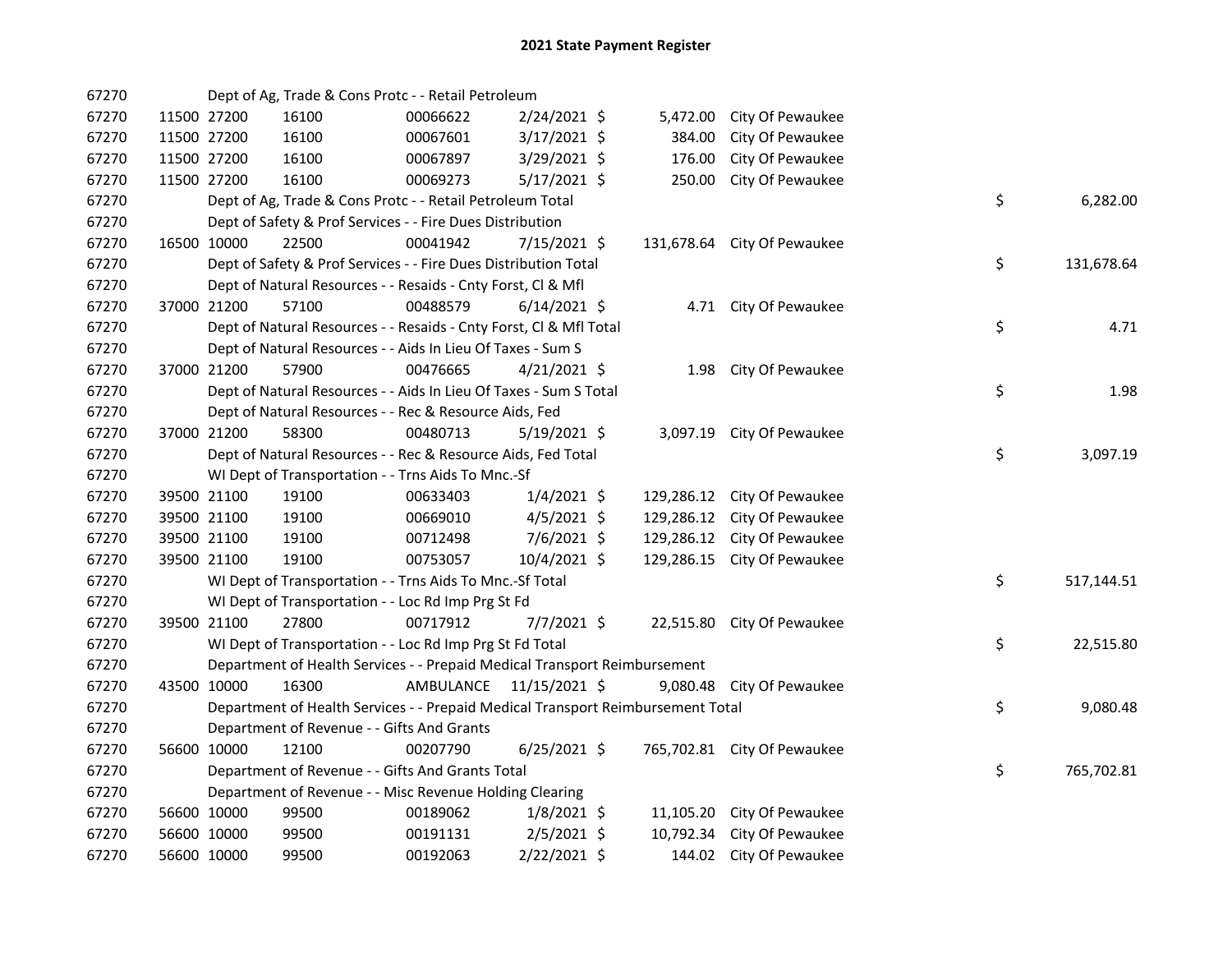# 2021 State Payment Register

| | | | | | | | | | |
|---|---|---|---|---|---|---|---|---|---|
| 67270 | | Dept of Ag, Trade & Cons Protc - - Retail Petroleum | | | | | | | |
| 67270 | 11500 | 27200 | 16100 | 00066622 | 2/24/2021 | $ 5,472.00 | City Of Pewaukee | | |
| 67270 | 11500 | 27200 | 16100 | 00067601 | 3/17/2021 | $ 384.00 | City Of Pewaukee | | |
| 67270 | 11500 | 27200 | 16100 | 00067897 | 3/29/2021 | $ 176.00 | City Of Pewaukee | | |
| 67270 | 11500 | 27200 | 16100 | 00069273 | 5/17/2021 | $ 250.00 | City Of Pewaukee | | |
| 67270 | | Dept of Ag, Trade & Cons Protc - - Retail Petroleum Total | | | | | | $ | 6,282.00 |
| 67270 | | Dept of Safety & Prof Services - - Fire Dues Distribution | | | | | | | |
| 67270 | 16500 | 10000 | 22500 | 00041942 | 7/15/2021 | $ 131,678.64 | City Of Pewaukee | | |
| 67270 | | Dept of Safety & Prof Services - - Fire Dues Distribution Total | | | | | | $ | 131,678.64 |
| 67270 | | Dept of Natural Resources - - Resaids - Cnty Forst, Cl & Mfl | | | | | | | |
| 67270 | 37000 | 21200 | 57100 | 00488579 | 6/14/2021 | $ 4.71 | City Of Pewaukee | | |
| 67270 | | Dept of Natural Resources - - Resaids - Cnty Forst, Cl & Mfl Total | | | | | | $ | 4.71 |
| 67270 | | Dept of Natural Resources - - Aids In Lieu Of Taxes - Sum S | | | | | | | |
| 67270 | 37000 | 21200 | 57900 | 00476665 | 4/21/2021 | $ 1.98 | City Of Pewaukee | | |
| 67270 | | Dept of Natural Resources - - Aids In Lieu Of Taxes - Sum S Total | | | | | | $ | 1.98 |
| 67270 | | Dept of Natural Resources - - Rec & Resource Aids, Fed | | | | | | | |
| 67270 | 37000 | 21200 | 58300 | 00480713 | 5/19/2021 | $ 3,097.19 | City Of Pewaukee | | |
| 67270 | | Dept of Natural Resources - - Rec & Resource Aids, Fed Total | | | | | | $ | 3,097.19 |
| 67270 | | WI Dept of Transportation - - Trns Aids To Mnc.-Sf | | | | | | | |
| 67270 | 39500 | 21100 | 19100 | 00633403 | 1/4/2021 | $ 129,286.12 | City Of Pewaukee | | |
| 67270 | 39500 | 21100 | 19100 | 00669010 | 4/5/2021 | $ 129,286.12 | City Of Pewaukee | | |
| 67270 | 39500 | 21100 | 19100 | 00712498 | 7/6/2021 | $ 129,286.12 | City Of Pewaukee | | |
| 67270 | 39500 | 21100 | 19100 | 00753057 | 10/4/2021 | $ 129,286.15 | City Of Pewaukee | | |
| 67270 | | WI Dept of Transportation - - Trns Aids To Mnc.-Sf Total | | | | | | $ | 517,144.51 |
| 67270 | | WI Dept of Transportation - - Loc Rd Imp Prg St Fd | | | | | | | |
| 67270 | 39500 | 21100 | 27800 | 00717912 | 7/7/2021 | $ 22,515.80 | City Of Pewaukee | | |
| 67270 | | WI Dept of Transportation - - Loc Rd Imp Prg St Fd Total | | | | | | $ | 22,515.80 |
| 67270 | | Department of Health Services - - Prepaid Medical Transport Reimbursement | | | | | | | |
| 67270 | 43500 | 10000 | 16300 | AMBULANCE | 11/15/2021 | $ 9,080.48 | City Of Pewaukee | | |
| 67270 | | Department of Health Services - - Prepaid Medical Transport Reimbursement Total | | | | | | $ | 9,080.48 |
| 67270 | | Department of Revenue - - Gifts And Grants | | | | | | | |
| 67270 | 56600 | 10000 | 12100 | 00207790 | 6/25/2021 | $ 765,702.81 | City Of Pewaukee | | |
| 67270 | | Department of Revenue - - Gifts And Grants Total | | | | | | $ | 765,702.81 |
| 67270 | | Department of Revenue - - Misc Revenue Holding Clearing | | | | | | | |
| 67270 | 56600 | 10000 | 99500 | 00189062 | 1/8/2021 | $ 11,105.20 | City Of Pewaukee | | |
| 67270 | 56600 | 10000 | 99500 | 00191131 | 2/5/2021 | $ 10,792.34 | City Of Pewaukee | | |
| 67270 | 56600 | 10000 | 99500 | 00192063 | 2/22/2021 | $ 144.02 | City Of Pewaukee | | |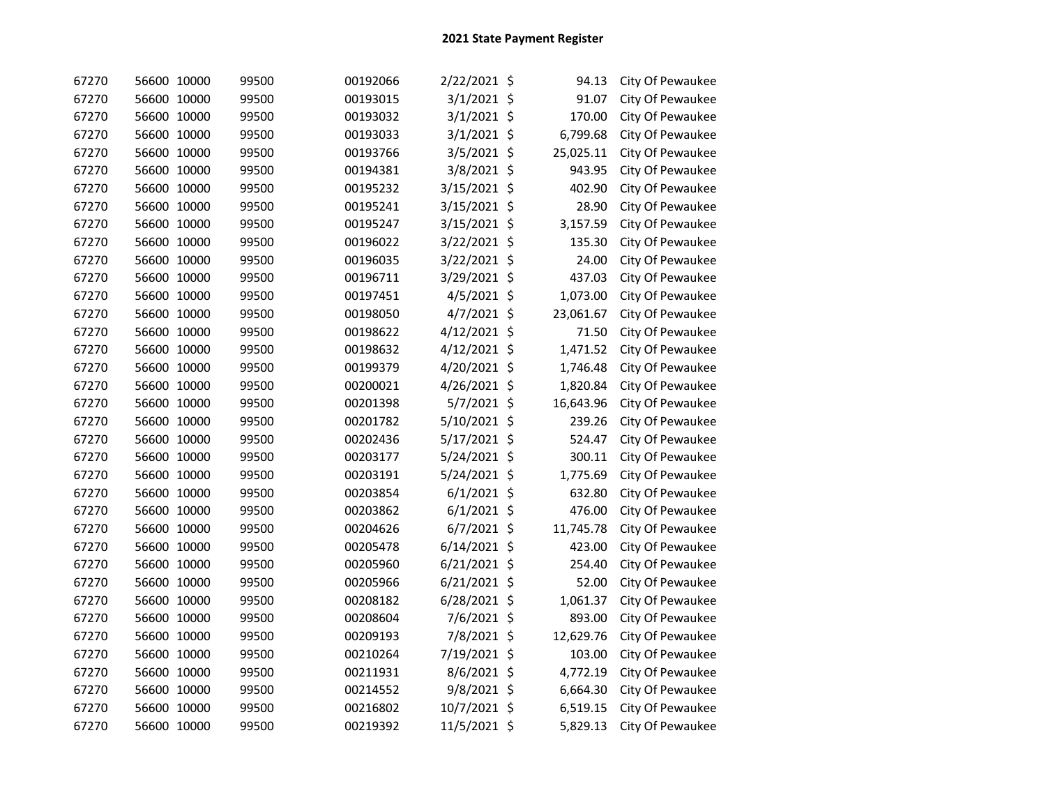# 2021 State Payment Register

| | | | | | | | | |
|---|---|---|---|---|---|---|---|---|
| 67270 | 56600 | 10000 | 99500 | 00192066 | 2/22/2021 | $ | 94.13 | City Of Pewaukee |
| 67270 | 56600 | 10000 | 99500 | 00193015 | 3/1/2021 | $ | 91.07 | City Of Pewaukee |
| 67270 | 56600 | 10000 | 99500 | 00193032 | 3/1/2021 | $ | 170.00 | City Of Pewaukee |
| 67270 | 56600 | 10000 | 99500 | 00193033 | 3/1/2021 | $ | 6,799.68 | City Of Pewaukee |
| 67270 | 56600 | 10000 | 99500 | 00193766 | 3/5/2021 | $ | 25,025.11 | City Of Pewaukee |
| 67270 | 56600 | 10000 | 99500 | 00194381 | 3/8/2021 | $ | 943.95 | City Of Pewaukee |
| 67270 | 56600 | 10000 | 99500 | 00195232 | 3/15/2021 | $ | 402.90 | City Of Pewaukee |
| 67270 | 56600 | 10000 | 99500 | 00195241 | 3/15/2021 | $ | 28.90 | City Of Pewaukee |
| 67270 | 56600 | 10000 | 99500 | 00195247 | 3/15/2021 | $ | 3,157.59 | City Of Pewaukee |
| 67270 | 56600 | 10000 | 99500 | 00196022 | 3/22/2021 | $ | 135.30 | City Of Pewaukee |
| 67270 | 56600 | 10000 | 99500 | 00196035 | 3/22/2021 | $ | 24.00 | City Of Pewaukee |
| 67270 | 56600 | 10000 | 99500 | 00196711 | 3/29/2021 | $ | 437.03 | City Of Pewaukee |
| 67270 | 56600 | 10000 | 99500 | 00197451 | 4/5/2021 | $ | 1,073.00 | City Of Pewaukee |
| 67270 | 56600 | 10000 | 99500 | 00198050 | 4/7/2021 | $ | 23,061.67 | City Of Pewaukee |
| 67270 | 56600 | 10000 | 99500 | 00198622 | 4/12/2021 | $ | 71.50 | City Of Pewaukee |
| 67270 | 56600 | 10000 | 99500 | 00198632 | 4/12/2021 | $ | 1,471.52 | City Of Pewaukee |
| 67270 | 56600 | 10000 | 99500 | 00199379 | 4/20/2021 | $ | 1,746.48 | City Of Pewaukee |
| 67270 | 56600 | 10000 | 99500 | 00200021 | 4/26/2021 | $ | 1,820.84 | City Of Pewaukee |
| 67270 | 56600 | 10000 | 99500 | 00201398 | 5/7/2021 | $ | 16,643.96 | City Of Pewaukee |
| 67270 | 56600 | 10000 | 99500 | 00201782 | 5/10/2021 | $ | 239.26 | City Of Pewaukee |
| 67270 | 56600 | 10000 | 99500 | 00202436 | 5/17/2021 | $ | 524.47 | City Of Pewaukee |
| 67270 | 56600 | 10000 | 99500 | 00203177 | 5/24/2021 | $ | 300.11 | City Of Pewaukee |
| 67270 | 56600 | 10000 | 99500 | 00203191 | 5/24/2021 | $ | 1,775.69 | City Of Pewaukee |
| 67270 | 56600 | 10000 | 99500 | 00203854 | 6/1/2021 | $ | 632.80 | City Of Pewaukee |
| 67270 | 56600 | 10000 | 99500 | 00203862 | 6/1/2021 | $ | 476.00 | City Of Pewaukee |
| 67270 | 56600 | 10000 | 99500 | 00204626 | 6/7/2021 | $ | 11,745.78 | City Of Pewaukee |
| 67270 | 56600 | 10000 | 99500 | 00205478 | 6/14/2021 | $ | 423.00 | City Of Pewaukee |
| 67270 | 56600 | 10000 | 99500 | 00205960 | 6/21/2021 | $ | 254.40 | City Of Pewaukee |
| 67270 | 56600 | 10000 | 99500 | 00205966 | 6/21/2021 | $ | 52.00 | City Of Pewaukee |
| 67270 | 56600 | 10000 | 99500 | 00208182 | 6/28/2021 | $ | 1,061.37 | City Of Pewaukee |
| 67270 | 56600 | 10000 | 99500 | 00208604 | 7/6/2021 | $ | 893.00 | City Of Pewaukee |
| 67270 | 56600 | 10000 | 99500 | 00209193 | 7/8/2021 | $ | 12,629.76 | City Of Pewaukee |
| 67270 | 56600 | 10000 | 99500 | 00210264 | 7/19/2021 | $ | 103.00 | City Of Pewaukee |
| 67270 | 56600 | 10000 | 99500 | 00211931 | 8/6/2021 | $ | 4,772.19 | City Of Pewaukee |
| 67270 | 56600 | 10000 | 99500 | 00214552 | 9/8/2021 | $ | 6,664.30 | City Of Pewaukee |
| 67270 | 56600 | 10000 | 99500 | 00216802 | 10/7/2021 | $ | 6,519.15 | City Of Pewaukee |
| 67270 | 56600 | 10000 | 99500 | 00219392 | 11/5/2021 | $ | 5,829.13 | City Of Pewaukee |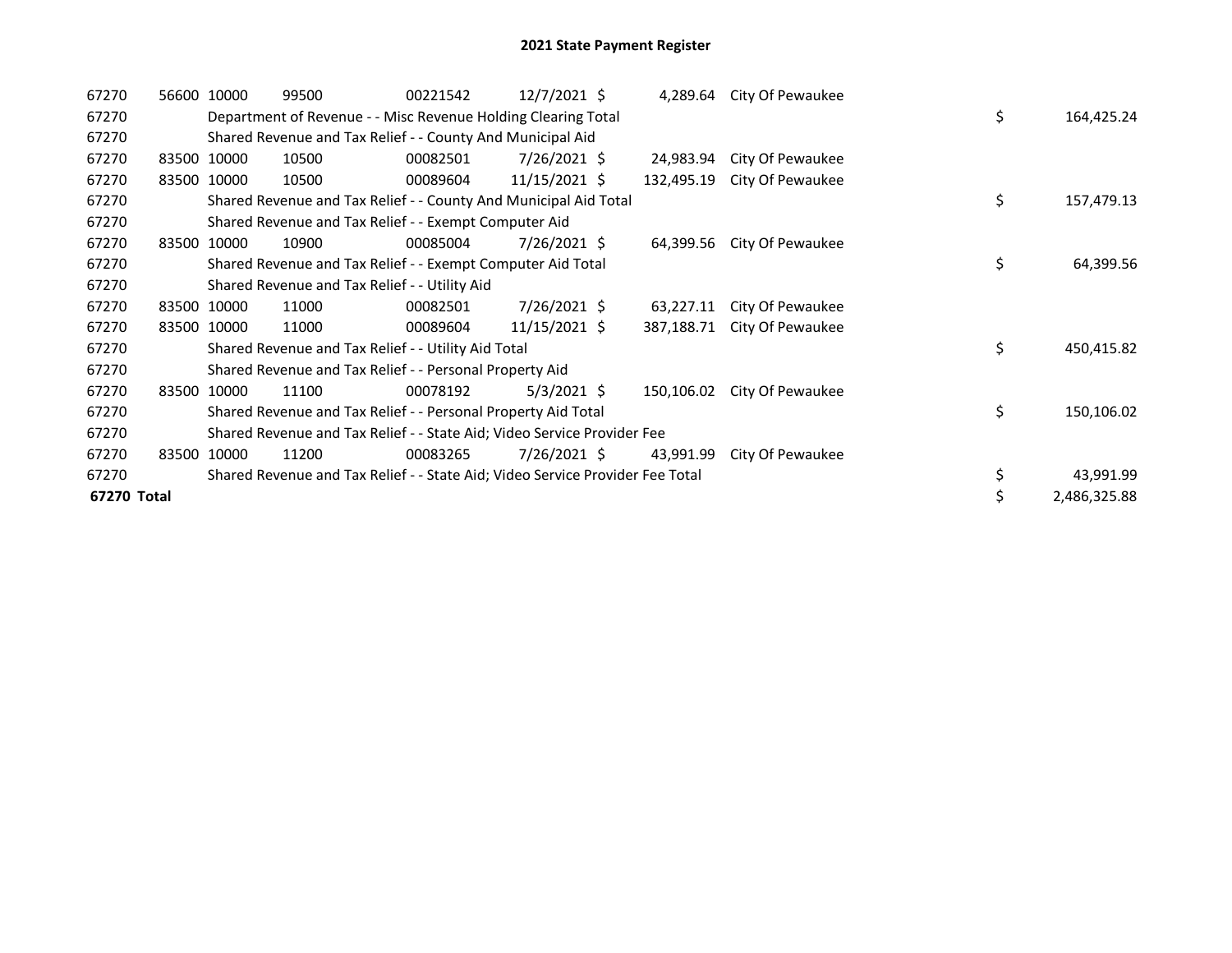# 2021 State Payment Register

| | | | | | | | | | |
|---|---|---|---|---|---|---|---|---|---|
| 67270 | 56600 | 10000 | 99500 | 00221542 | 12/7/2021 | $ 4,289.64 | City Of Pewaukee | | |
| 67270 | | Department of Revenue - - Misc Revenue Holding Clearing Total | | | | | | $ | 164,425.24 |
| 67270 | | Shared Revenue and Tax Relief - - County And Municipal Aid | | | | | | | |
| 67270 | 83500 | 10000 | 10500 | 00082501 | 7/26/2021 | $ 24,983.94 | City Of Pewaukee | | |
| 67270 | 83500 | 10000 | 10500 | 00089604 | 11/15/2021 | $ 132,495.19 | City Of Pewaukee | | |
| 67270 | | Shared Revenue and Tax Relief - - County And Municipal Aid Total | | | | | | $ | 157,479.13 |
| 67270 | | Shared Revenue and Tax Relief - - Exempt Computer Aid | | | | | | | |
| 67270 | 83500 | 10000 | 10900 | 00085004 | 7/26/2021 | $ 64,399.56 | City Of Pewaukee | | |
| 67270 | | Shared Revenue and Tax Relief - - Exempt Computer Aid Total | | | | | | $ | 64,399.56 |
| 67270 | | Shared Revenue and Tax Relief - - Utility Aid | | | | | | | |
| 67270 | 83500 | 10000 | 11000 | 00082501 | 7/26/2021 | $ 63,227.11 | City Of Pewaukee | | |
| 67270 | 83500 | 10000 | 11000 | 00089604 | 11/15/2021 | $ 387,188.71 | City Of Pewaukee | | |
| 67270 | | Shared Revenue and Tax Relief - - Utility Aid Total | | | | | | $ | 450,415.82 |
| 67270 | | Shared Revenue and Tax Relief - - Personal Property Aid | | | | | | | |
| 67270 | 83500 | 10000 | 11100 | 00078192 | 5/3/2021 | $ 150,106.02 | City Of Pewaukee | | |
| 67270 | | Shared Revenue and Tax Relief - - Personal Property Aid Total | | | | | | $ | 150,106.02 |
| 67270 | | Shared Revenue and Tax Relief - - State Aid; Video Service Provider Fee | | | | | | | |
| 67270 | 83500 | 10000 | 11200 | 00083265 | 7/26/2021 | $ 43,991.99 | City Of Pewaukee | | |
| 67270 | | Shared Revenue and Tax Relief - - State Aid; Video Service Provider Fee Total | | | | | | $ | 43,991.99 |
| **67270 Total** | | | | | | | | $ | 2,486,325.88 |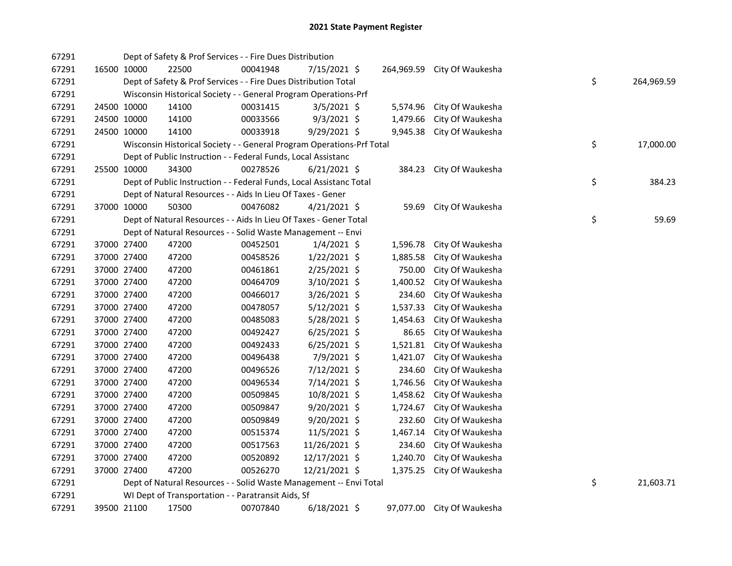# 2021 State Payment Register

| | | | | | | | | | |
|---|---|---|---|---|---|---|---|---|---|
| 67291 | | | Dept of Safety & Prof Services - - Fire Dues Distribution | | | | | | |
| 67291 | 16500 | 10000 | 22500 | 00041948 | 7/15/2021 | $ 264,969.59 | City Of Waukesha | | |
| 67291 | | | Dept of Safety & Prof Services - - Fire Dues Distribution Total | | | | | $ | 264,969.59 |
| 67291 | | | Wisconsin Historical Society - - General Program Operations-Prf | | | | | | |
| 67291 | 24500 | 10000 | 14100 | 00031415 | 3/5/2021 | $ 5,574.96 | City Of Waukesha | | |
| 67291 | 24500 | 10000 | 14100 | 00033566 | 9/3/2021 | $ 1,479.66 | City Of Waukesha | | |
| 67291 | 24500 | 10000 | 14100 | 00033918 | 9/29/2021 | $ 9,945.38 | City Of Waukesha | | |
| 67291 | | | Wisconsin Historical Society - - General Program Operations-Prf Total | | | | | $ | 17,000.00 |
| 67291 | | | Dept of Public Instruction - - Federal Funds, Local Assistanc | | | | | | |
| 67291 | 25500 | 10000 | 34300 | 00278526 | 6/21/2021 | $ 384.23 | City Of Waukesha | | |
| 67291 | | | Dept of Public Instruction - - Federal Funds, Local Assistanc Total | | | | | $ | 384.23 |
| 67291 | | | Dept of Natural Resources - - Aids In Lieu Of Taxes - Gener | | | | | | |
| 67291 | 37000 | 10000 | 50300 | 00476082 | 4/21/2021 | $ 59.69 | City Of Waukesha | | |
| 67291 | | | Dept of Natural Resources - - Aids In Lieu Of Taxes - Gener Total | | | | | $ | 59.69 |
| 67291 | | | Dept of Natural Resources - - Solid Waste Management -- Envi | | | | | | |
| 67291 | 37000 | 27400 | 47200 | 00452501 | 1/4/2021 | $ 1,596.78 | City Of Waukesha | | |
| 67291 | 37000 | 27400 | 47200 | 00458526 | 1/22/2021 | $ 1,885.58 | City Of Waukesha | | |
| 67291 | 37000 | 27400 | 47200 | 00461861 | 2/25/2021 | $ 750.00 | City Of Waukesha | | |
| 67291 | 37000 | 27400 | 47200 | 00464709 | 3/10/2021 | $ 1,400.52 | City Of Waukesha | | |
| 67291 | 37000 | 27400 | 47200 | 00466017 | 3/26/2021 | $ 234.60 | City Of Waukesha | | |
| 67291 | 37000 | 27400 | 47200 | 00478057 | 5/12/2021 | $ 1,537.33 | City Of Waukesha | | |
| 67291 | 37000 | 27400 | 47200 | 00485083 | 5/28/2021 | $ 1,454.63 | City Of Waukesha | | |
| 67291 | 37000 | 27400 | 47200 | 00492427 | 6/25/2021 | $ 86.65 | City Of Waukesha | | |
| 67291 | 37000 | 27400 | 47200 | 00492433 | 6/25/2021 | $ 1,521.81 | City Of Waukesha | | |
| 67291 | 37000 | 27400 | 47200 | 00496438 | 7/9/2021 | $ 1,421.07 | City Of Waukesha | | |
| 67291 | 37000 | 27400 | 47200 | 00496526 | 7/12/2021 | $ 234.60 | City Of Waukesha | | |
| 67291 | 37000 | 27400 | 47200 | 00496534 | 7/14/2021 | $ 1,746.56 | City Of Waukesha | | |
| 67291 | 37000 | 27400 | 47200 | 00509845 | 10/8/2021 | $ 1,458.62 | City Of Waukesha | | |
| 67291 | 37000 | 27400 | 47200 | 00509847 | 9/20/2021 | $ 1,724.67 | City Of Waukesha | | |
| 67291 | 37000 | 27400 | 47200 | 00509849 | 9/20/2021 | $ 232.60 | City Of Waukesha | | |
| 67291 | 37000 | 27400 | 47200 | 00515374 | 11/5/2021 | $ 1,467.14 | City Of Waukesha | | |
| 67291 | 37000 | 27400 | 47200 | 00517563 | 11/26/2021 | $ 234.60 | City Of Waukesha | | |
| 67291 | 37000 | 27400 | 47200 | 00520892 | 12/17/2021 | $ 1,240.70 | City Of Waukesha | | |
| 67291 | 37000 | 27400 | 47200 | 00526270 | 12/21/2021 | $ 1,375.25 | City Of Waukesha | | |
| 67291 | | | Dept of Natural Resources - - Solid Waste Management -- Envi Total | | | | | $ | 21,603.71 |
| 67291 | | | WI Dept of Transportation - - Paratransit Aids, Sf | | | | | | |
| 67291 | 39500 | 21100 | 17500 | 00707840 | 6/18/2021 | $ 97,077.00 | City Of Waukesha | | |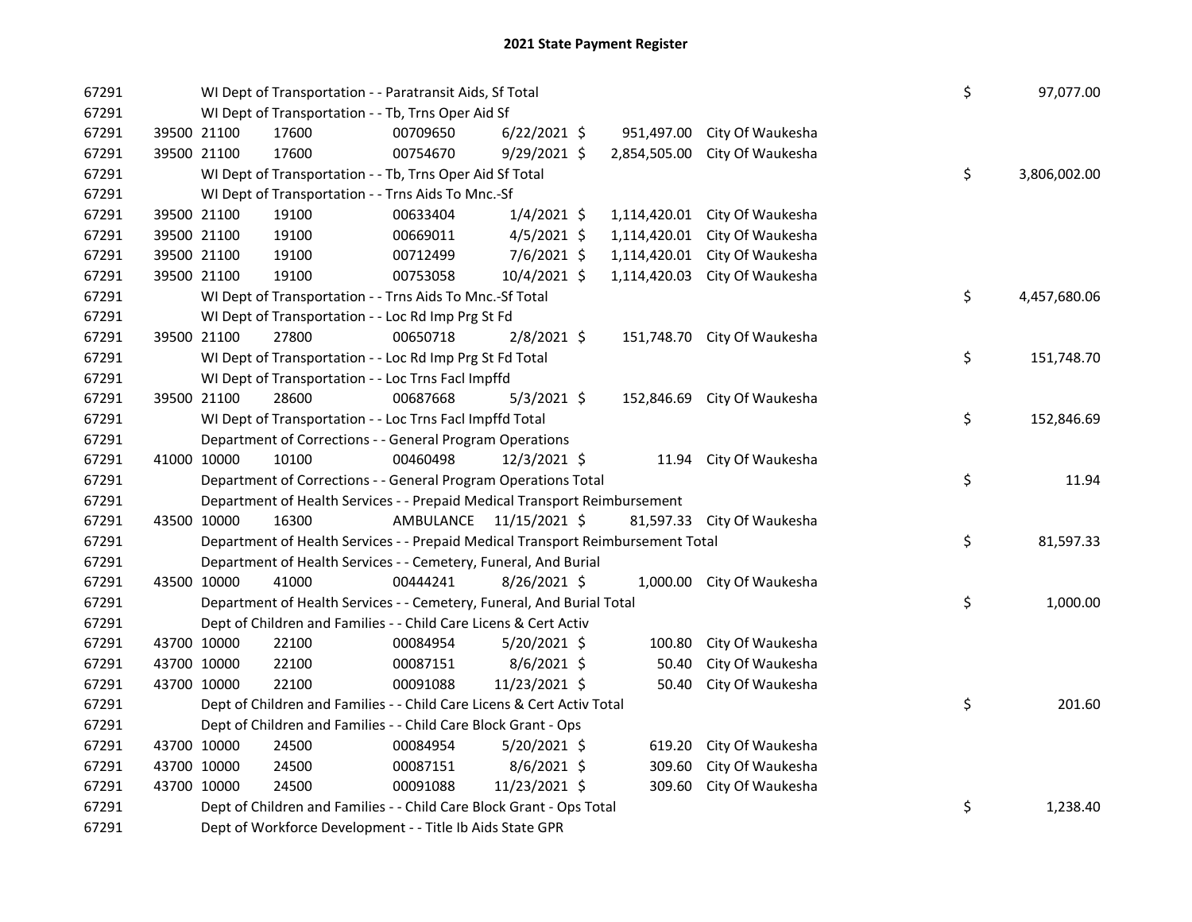# 2021 State Payment Register

| | | | | | | | | | |
|---|---|---|---|---|---|---|---|---|---|
| 67291 | | | WI Dept of Transportation - - Paratransit Aids, Sf Total | | | | | $ | 97,077.00 |
| 67291 | | | WI Dept of Transportation - - Tb, Trns Oper Aid Sf | | | | | | |
| 67291 | 39500 | 21100 | 17600 | 00709650 | 6/22/2021 | $ 951,497.00 | City Of Waukesha | | |
| 67291 | 39500 | 21100 | 17600 | 00754670 | 9/29/2021 | $ 2,854,505.00 | City Of Waukesha | | |
| 67291 | | | WI Dept of Transportation - - Tb, Trns Oper Aid Sf Total | | | | | $ | 3,806,002.00 |
| 67291 | | | WI Dept of Transportation - - Trns Aids To Mnc.-Sf | | | | | | |
| 67291 | 39500 | 21100 | 19100 | 00633404 | 1/4/2021 | $ 1,114,420.01 | City Of Waukesha | | |
| 67291 | 39500 | 21100 | 19100 | 00669011 | 4/5/2021 | $ 1,114,420.01 | City Of Waukesha | | |
| 67291 | 39500 | 21100 | 19100 | 00712499 | 7/6/2021 | $ 1,114,420.01 | City Of Waukesha | | |
| 67291 | 39500 | 21100 | 19100 | 00753058 | 10/4/2021 | $ 1,114,420.03 | City Of Waukesha | | |
| 67291 | | | WI Dept of Transportation - - Trns Aids To Mnc.-Sf Total | | | | | $ | 4,457,680.06 |
| 67291 | | | WI Dept of Transportation - - Loc Rd Imp Prg St Fd | | | | | | |
| 67291 | 39500 | 21100 | 27800 | 00650718 | 2/8/2021 | $ 151,748.70 | City Of Waukesha | | |
| 67291 | | | WI Dept of Transportation - - Loc Rd Imp Prg St Fd Total | | | | | $ | 151,748.70 |
| 67291 | | | WI Dept of Transportation - - Loc Trns Facl Impffd | | | | | | |
| 67291 | 39500 | 21100 | 28600 | 00687668 | 5/3/2021 | $ 152,846.69 | City Of Waukesha | | |
| 67291 | | | WI Dept of Transportation - - Loc Trns Facl Impffd Total | | | | | $ | 152,846.69 |
| 67291 | | | Department of Corrections - - General Program Operations | | | | | | |
| 67291 | 41000 | 10000 | 10100 | 00460498 | 12/3/2021 | $ 11.94 | City Of Waukesha | | |
| 67291 | | | Department of Corrections - - General Program Operations Total | | | | | $ | 11.94 |
| 67291 | | | Department of Health Services - - Prepaid Medical Transport Reimbursement | | | | | | |
| 67291 | 43500 | 10000 | 16300 | AMBULANCE | 11/15/2021 | $ 81,597.33 | City Of Waukesha | | |
| 67291 | | | Department of Health Services - - Prepaid Medical Transport Reimbursement Total | | | | | $ | 81,597.33 |
| 67291 | | | Department of Health Services - - Cemetery, Funeral, And Burial | | | | | | |
| 67291 | 43500 | 10000 | 41000 | 00444241 | 8/26/2021 | $ 1,000.00 | City Of Waukesha | | |
| 67291 | | | Department of Health Services - - Cemetery, Funeral, And Burial Total | | | | | $ | 1,000.00 |
| 67291 | | | Dept of Children and Families - - Child Care Licens & Cert Activ | | | | | | |
| 67291 | 43700 | 10000 | 22100 | 00084954 | 5/20/2021 | $ 100.80 | City Of Waukesha | | |
| 67291 | 43700 | 10000 | 22100 | 00087151 | 8/6/2021 | $ 50.40 | City Of Waukesha | | |
| 67291 | 43700 | 10000 | 22100 | 00091088 | 11/23/2021 | $ 50.40 | City Of Waukesha | | |
| 67291 | | | Dept of Children and Families - - Child Care Licens & Cert Activ Total | | | | | $ | 201.60 |
| 67291 | | | Dept of Children and Families - - Child Care Block Grant - Ops | | | | | | |
| 67291 | 43700 | 10000 | 24500 | 00084954 | 5/20/2021 | $ 619.20 | City Of Waukesha | | |
| 67291 | 43700 | 10000 | 24500 | 00087151 | 8/6/2021 | $ 309.60 | City Of Waukesha | | |
| 67291 | 43700 | 10000 | 24500 | 00091088 | 11/23/2021 | $ 309.60 | City Of Waukesha | | |
| 67291 | | | Dept of Children and Families - - Child Care Block Grant - Ops Total | | | | | $ | 1,238.40 |
| 67291 | | | Dept of Workforce Development - - Title Ib Aids State GPR | | | | | | |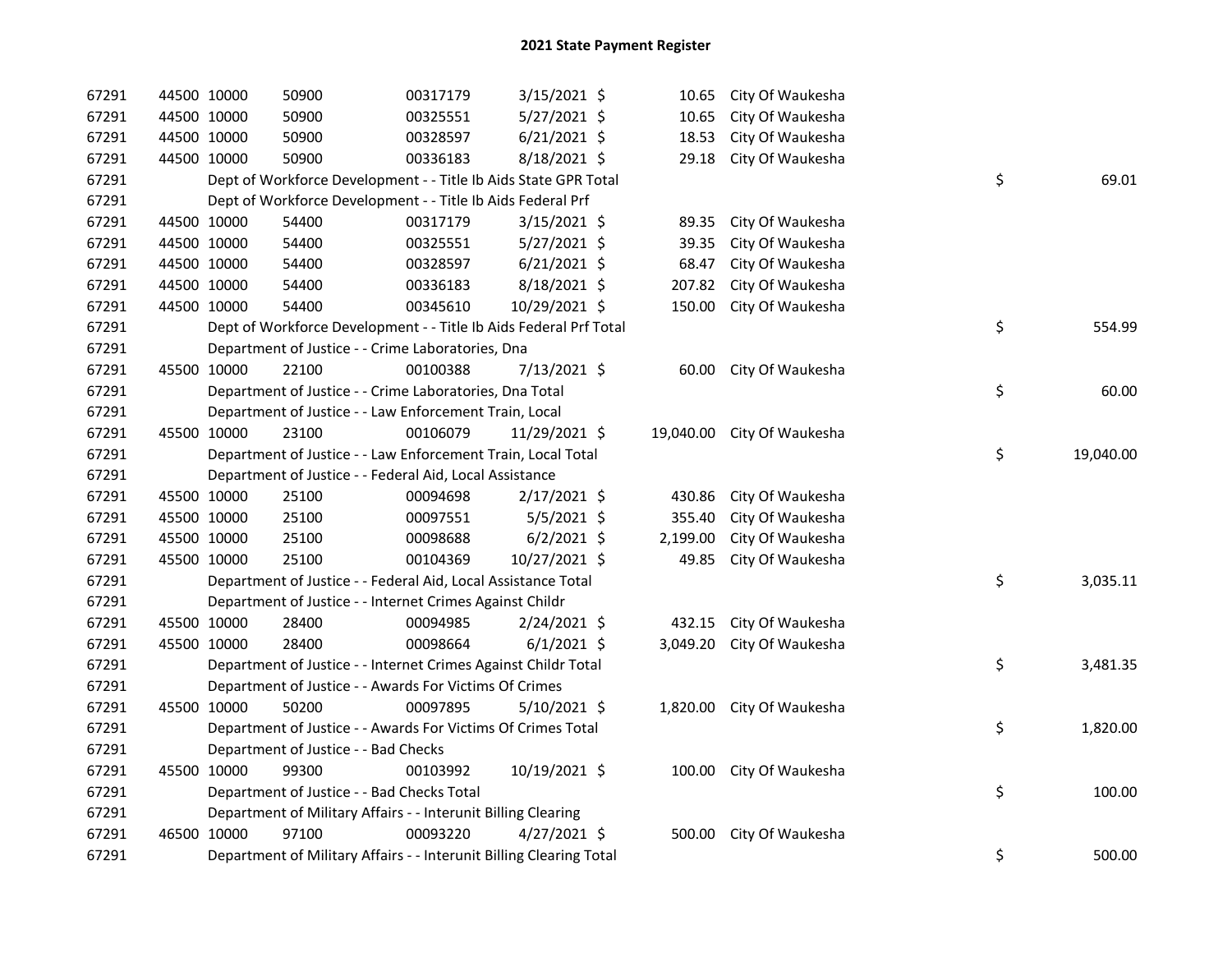# 2021 State Payment Register

| | | | | | | | | | |
|---|---|---|---|---|---|---|---|---|---|
| 67291 | 44500 | 10000 | 50900 | 00317179 | 3/15/2021 | $ 10.65 | City Of Waukesha | | |
| 67291 | 44500 | 10000 | 50900 | 00325551 | 5/27/2021 | $ 10.65 | City Of Waukesha | | |
| 67291 | 44500 | 10000 | 50900 | 00328597 | 6/21/2021 | $ 18.53 | City Of Waukesha | | |
| 67291 | 44500 | 10000 | 50900 | 00336183 | 8/18/2021 | $ 29.18 | City Of Waukesha | | |
| 67291 | | Dept of Workforce Development - - Title Ib Aids State GPR Total | | | | | | $ | 69.01 |
| 67291 | | Dept of Workforce Development - - Title Ib Aids Federal Prf | | | | | | | |
| 67291 | 44500 | 10000 | 54400 | 00317179 | 3/15/2021 | $ 89.35 | City Of Waukesha | | |
| 67291 | 44500 | 10000 | 54400 | 00325551 | 5/27/2021 | $ 39.35 | City Of Waukesha | | |
| 67291 | 44500 | 10000 | 54400 | 00328597 | 6/21/2021 | $ 68.47 | City Of Waukesha | | |
| 67291 | 44500 | 10000 | 54400 | 00336183 | 8/18/2021 | $ 207.82 | City Of Waukesha | | |
| 67291 | 44500 | 10000 | 54400 | 00345610 | 10/29/2021 | $ 150.00 | City Of Waukesha | | |
| 67291 | | Dept of Workforce Development - - Title Ib Aids Federal Prf Total | | | | | | $ | 554.99 |
| 67291 | | Department of Justice - - Crime Laboratories, Dna | | | | | | | |
| 67291 | 45500 | 10000 | 22100 | 00100388 | 7/13/2021 | $ 60.00 | City Of Waukesha | | |
| 67291 | | Department of Justice - - Crime Laboratories, Dna Total | | | | | | $ | 60.00 |
| 67291 | | Department of Justice - - Law Enforcement Train, Local | | | | | | | |
| 67291 | 45500 | 10000 | 23100 | 00106079 | 11/29/2021 | $ 19,040.00 | City Of Waukesha | | |
| 67291 | | Department of Justice - - Law Enforcement Train, Local Total | | | | | | $ | 19,040.00 |
| 67291 | | Department of Justice - - Federal Aid, Local Assistance | | | | | | | |
| 67291 | 45500 | 10000 | 25100 | 00094698 | 2/17/2021 | $ 430.86 | City Of Waukesha | | |
| 67291 | 45500 | 10000 | 25100 | 00097551 | 5/5/2021 | $ 355.40 | City Of Waukesha | | |
| 67291 | 45500 | 10000 | 25100 | 00098688 | 6/2/2021 | $ 2,199.00 | City Of Waukesha | | |
| 67291 | 45500 | 10000 | 25100 | 00104369 | 10/27/2021 | $ 49.85 | City Of Waukesha | | |
| 67291 | | Department of Justice - - Federal Aid, Local Assistance Total | | | | | | $ | 3,035.11 |
| 67291 | | Department of Justice - - Internet Crimes Against Childr | | | | | | | |
| 67291 | 45500 | 10000 | 28400 | 00094985 | 2/24/2021 | $ 432.15 | City Of Waukesha | | |
| 67291 | 45500 | 10000 | 28400 | 00098664 | 6/1/2021 | $ 3,049.20 | City Of Waukesha | | |
| 67291 | | Department of Justice - - Internet Crimes Against Childr Total | | | | | | $ | 3,481.35 |
| 67291 | | Department of Justice - - Awards For Victims Of Crimes | | | | | | | |
| 67291 | 45500 | 10000 | 50200 | 00097895 | 5/10/2021 | $ 1,820.00 | City Of Waukesha | | |
| 67291 | | Department of Justice - - Awards For Victims Of Crimes Total | | | | | | $ | 1,820.00 |
| 67291 | | Department of Justice - - Bad Checks | | | | | | | |
| 67291 | 45500 | 10000 | 99300 | 00103992 | 10/19/2021 | $ 100.00 | City Of Waukesha | | |
| 67291 | | Department of Justice - - Bad Checks Total | | | | | | $ | 100.00 |
| 67291 | | Department of Military Affairs - - Interunit Billing Clearing | | | | | | | |
| 67291 | 46500 | 10000 | 97100 | 00093220 | 4/27/2021 | $ 500.00 | City Of Waukesha | | |
| 67291 | | Department of Military Affairs - - Interunit Billing Clearing Total | | | | | | $ | 500.00 |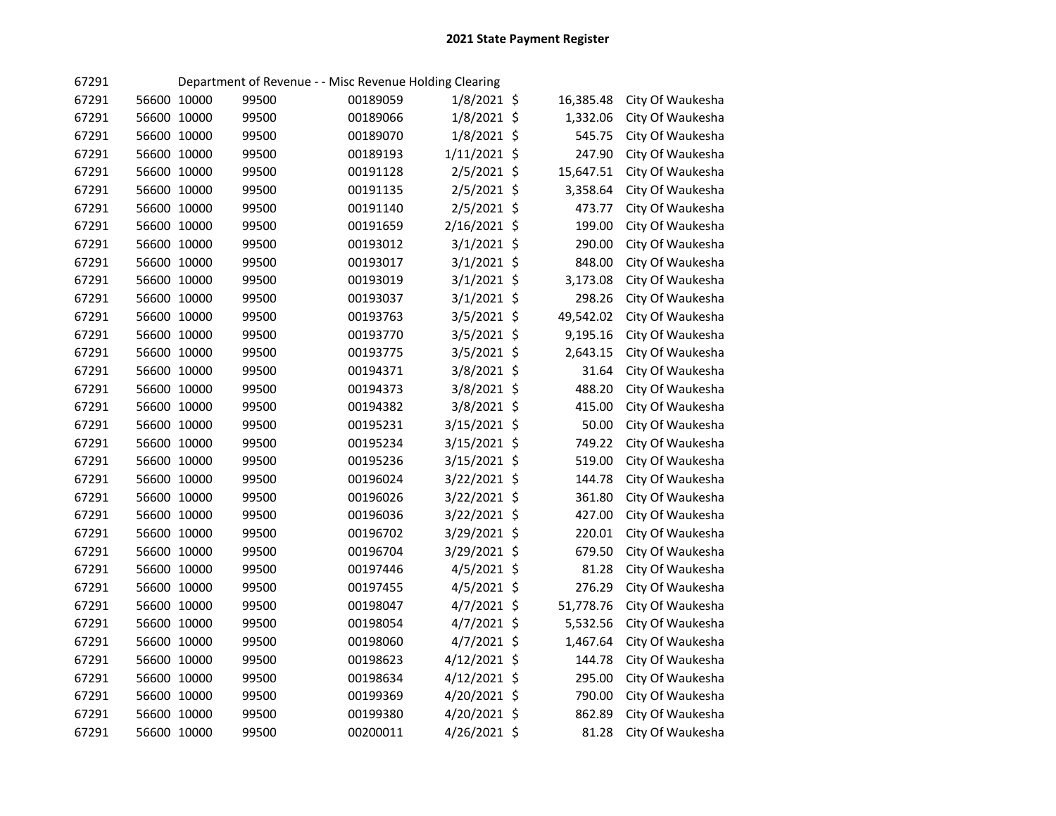# 2021 State Payment Register

| | | | | | | | |
|---|---|---|---|---|---|---|---|
| 67291 | Department of Revenue - - Misc Revenue Holding Clearing | | | | | | |
| 67291 | 56600 | 10000 | 99500 | 00189059 | 1/8/2021 | $ 16,385.48 | City Of Waukesha |
| 67291 | 56600 | 10000 | 99500 | 00189066 | 1/8/2021 | $ 1,332.06 | City Of Waukesha |
| 67291 | 56600 | 10000 | 99500 | 00189070 | 1/8/2021 | $ 545.75 | City Of Waukesha |
| 67291 | 56600 | 10000 | 99500 | 00189193 | 1/11/2021 | $ 247.90 | City Of Waukesha |
| 67291 | 56600 | 10000 | 99500 | 00191128 | 2/5/2021 | $ 15,647.51 | City Of Waukesha |
| 67291 | 56600 | 10000 | 99500 | 00191135 | 2/5/2021 | $ 3,358.64 | City Of Waukesha |
| 67291 | 56600 | 10000 | 99500 | 00191140 | 2/5/2021 | $ 473.77 | City Of Waukesha |
| 67291 | 56600 | 10000 | 99500 | 00191659 | 2/16/2021 | $ 199.00 | City Of Waukesha |
| 67291 | 56600 | 10000 | 99500 | 00193012 | 3/1/2021 | $ 290.00 | City Of Waukesha |
| 67291 | 56600 | 10000 | 99500 | 00193017 | 3/1/2021 | $ 848.00 | City Of Waukesha |
| 67291 | 56600 | 10000 | 99500 | 00193019 | 3/1/2021 | $ 3,173.08 | City Of Waukesha |
| 67291 | 56600 | 10000 | 99500 | 00193037 | 3/1/2021 | $ 298.26 | City Of Waukesha |
| 67291 | 56600 | 10000 | 99500 | 00193763 | 3/5/2021 | $ 49,542.02 | City Of Waukesha |
| 67291 | 56600 | 10000 | 99500 | 00193770 | 3/5/2021 | $ 9,195.16 | City Of Waukesha |
| 67291 | 56600 | 10000 | 99500 | 00193775 | 3/5/2021 | $ 2,643.15 | City Of Waukesha |
| 67291 | 56600 | 10000 | 99500 | 00194371 | 3/8/2021 | $ 31.64 | City Of Waukesha |
| 67291 | 56600 | 10000 | 99500 | 00194373 | 3/8/2021 | $ 488.20 | City Of Waukesha |
| 67291 | 56600 | 10000 | 99500 | 00194382 | 3/8/2021 | $ 415.00 | City Of Waukesha |
| 67291 | 56600 | 10000 | 99500 | 00195231 | 3/15/2021 | $ 50.00 | City Of Waukesha |
| 67291 | 56600 | 10000 | 99500 | 00195234 | 3/15/2021 | $ 749.22 | City Of Waukesha |
| 67291 | 56600 | 10000 | 99500 | 00195236 | 3/15/2021 | $ 519.00 | City Of Waukesha |
| 67291 | 56600 | 10000 | 99500 | 00196024 | 3/22/2021 | $ 144.78 | City Of Waukesha |
| 67291 | 56600 | 10000 | 99500 | 00196026 | 3/22/2021 | $ 361.80 | City Of Waukesha |
| 67291 | 56600 | 10000 | 99500 | 00196036 | 3/22/2021 | $ 427.00 | City Of Waukesha |
| 67291 | 56600 | 10000 | 99500 | 00196702 | 3/29/2021 | $ 220.01 | City Of Waukesha |
| 67291 | 56600 | 10000 | 99500 | 00196704 | 3/29/2021 | $ 679.50 | City Of Waukesha |
| 67291 | 56600 | 10000 | 99500 | 00197446 | 4/5/2021 | $ 81.28 | City Of Waukesha |
| 67291 | 56600 | 10000 | 99500 | 00197455 | 4/5/2021 | $ 276.29 | City Of Waukesha |
| 67291 | 56600 | 10000 | 99500 | 00198047 | 4/7/2021 | $ 51,778.76 | City Of Waukesha |
| 67291 | 56600 | 10000 | 99500 | 00198054 | 4/7/2021 | $ 5,532.56 | City Of Waukesha |
| 67291 | 56600 | 10000 | 99500 | 00198060 | 4/7/2021 | $ 1,467.64 | City Of Waukesha |
| 67291 | 56600 | 10000 | 99500 | 00198623 | 4/12/2021 | $ 144.78 | City Of Waukesha |
| 67291 | 56600 | 10000 | 99500 | 00198634 | 4/12/2021 | $ 295.00 | City Of Waukesha |
| 67291 | 56600 | 10000 | 99500 | 00199369 | 4/20/2021 | $ 790.00 | City Of Waukesha |
| 67291 | 56600 | 10000 | 99500 | 00199380 | 4/20/2021 | $ 862.89 | City Of Waukesha |
| 67291 | 56600 | 10000 | 99500 | 00200011 | 4/26/2021 | $ 81.28 | City Of Waukesha |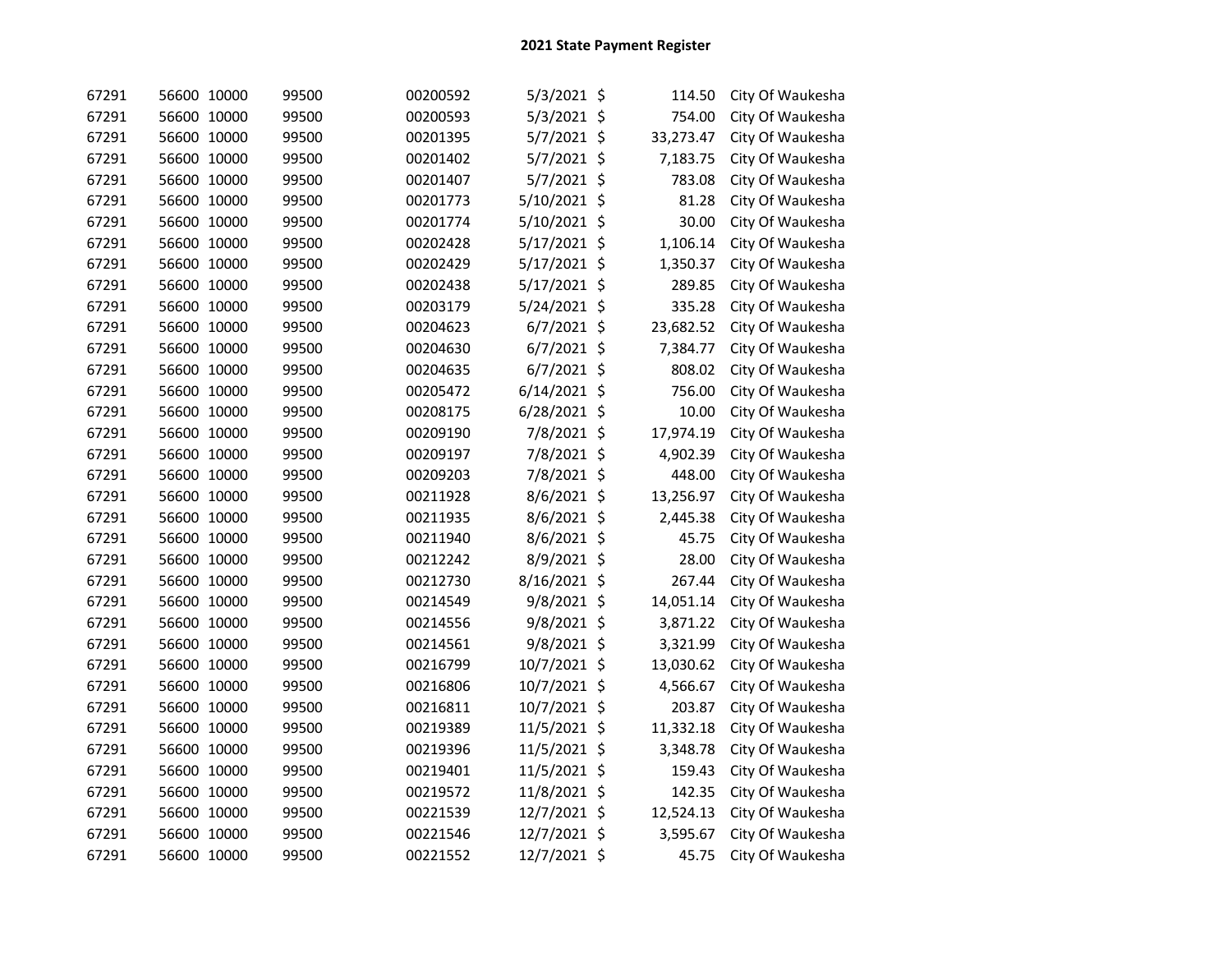# 2021 State Payment Register

| | | | | | | | | |
|---|---|---|---|---|---|---|---|---|
| 67291 | 56600 | 10000 | 99500 | 00200592 | 5/3/2021 | $ | 114.50 | City Of Waukesha |
| 67291 | 56600 | 10000 | 99500 | 00200593 | 5/3/2021 | $ | 754.00 | City Of Waukesha |
| 67291 | 56600 | 10000 | 99500 | 00201395 | 5/7/2021 | $ | 33,273.47 | City Of Waukesha |
| 67291 | 56600 | 10000 | 99500 | 00201402 | 5/7/2021 | $ | 7,183.75 | City Of Waukesha |
| 67291 | 56600 | 10000 | 99500 | 00201407 | 5/7/2021 | $ | 783.08 | City Of Waukesha |
| 67291 | 56600 | 10000 | 99500 | 00201773 | 5/10/2021 | $ | 81.28 | City Of Waukesha |
| 67291 | 56600 | 10000 | 99500 | 00201774 | 5/10/2021 | $ | 30.00 | City Of Waukesha |
| 67291 | 56600 | 10000 | 99500 | 00202428 | 5/17/2021 | $ | 1,106.14 | City Of Waukesha |
| 67291 | 56600 | 10000 | 99500 | 00202429 | 5/17/2021 | $ | 1,350.37 | City Of Waukesha |
| 67291 | 56600 | 10000 | 99500 | 00202438 | 5/17/2021 | $ | 289.85 | City Of Waukesha |
| 67291 | 56600 | 10000 | 99500 | 00203179 | 5/24/2021 | $ | 335.28 | City Of Waukesha |
| 67291 | 56600 | 10000 | 99500 | 00204623 | 6/7/2021 | $ | 23,682.52 | City Of Waukesha |
| 67291 | 56600 | 10000 | 99500 | 00204630 | 6/7/2021 | $ | 7,384.77 | City Of Waukesha |
| 67291 | 56600 | 10000 | 99500 | 00204635 | 6/7/2021 | $ | 808.02 | City Of Waukesha |
| 67291 | 56600 | 10000 | 99500 | 00205472 | 6/14/2021 | $ | 756.00 | City Of Waukesha |
| 67291 | 56600 | 10000 | 99500 | 00208175 | 6/28/2021 | $ | 10.00 | City Of Waukesha |
| 67291 | 56600 | 10000 | 99500 | 00209190 | 7/8/2021 | $ | 17,974.19 | City Of Waukesha |
| 67291 | 56600 | 10000 | 99500 | 00209197 | 7/8/2021 | $ | 4,902.39 | City Of Waukesha |
| 67291 | 56600 | 10000 | 99500 | 00209203 | 7/8/2021 | $ | 448.00 | City Of Waukesha |
| 67291 | 56600 | 10000 | 99500 | 00211928 | 8/6/2021 | $ | 13,256.97 | City Of Waukesha |
| 67291 | 56600 | 10000 | 99500 | 00211935 | 8/6/2021 | $ | 2,445.38 | City Of Waukesha |
| 67291 | 56600 | 10000 | 99500 | 00211940 | 8/6/2021 | $ | 45.75 | City Of Waukesha |
| 67291 | 56600 | 10000 | 99500 | 00212242 | 8/9/2021 | $ | 28.00 | City Of Waukesha |
| 67291 | 56600 | 10000 | 99500 | 00212730 | 8/16/2021 | $ | 267.44 | City Of Waukesha |
| 67291 | 56600 | 10000 | 99500 | 00214549 | 9/8/2021 | $ | 14,051.14 | City Of Waukesha |
| 67291 | 56600 | 10000 | 99500 | 00214556 | 9/8/2021 | $ | 3,871.22 | City Of Waukesha |
| 67291 | 56600 | 10000 | 99500 | 00214561 | 9/8/2021 | $ | 3,321.99 | City Of Waukesha |
| 67291 | 56600 | 10000 | 99500 | 00216799 | 10/7/2021 | $ | 13,030.62 | City Of Waukesha |
| 67291 | 56600 | 10000 | 99500 | 00216806 | 10/7/2021 | $ | 4,566.67 | City Of Waukesha |
| 67291 | 56600 | 10000 | 99500 | 00216811 | 10/7/2021 | $ | 203.87 | City Of Waukesha |
| 67291 | 56600 | 10000 | 99500 | 00219389 | 11/5/2021 | $ | 11,332.18 | City Of Waukesha |
| 67291 | 56600 | 10000 | 99500 | 00219396 | 11/5/2021 | $ | 3,348.78 | City Of Waukesha |
| 67291 | 56600 | 10000 | 99500 | 00219401 | 11/5/2021 | $ | 159.43 | City Of Waukesha |
| 67291 | 56600 | 10000 | 99500 | 00219572 | 11/8/2021 | $ | 142.35 | City Of Waukesha |
| 67291 | 56600 | 10000 | 99500 | 00221539 | 12/7/2021 | $ | 12,524.13 | City Of Waukesha |
| 67291 | 56600 | 10000 | 99500 | 00221546 | 12/7/2021 | $ | 3,595.67 | City Of Waukesha |
| 67291 | 56600 | 10000 | 99500 | 00221552 | 12/7/2021 | $ | 45.75 | City Of Waukesha |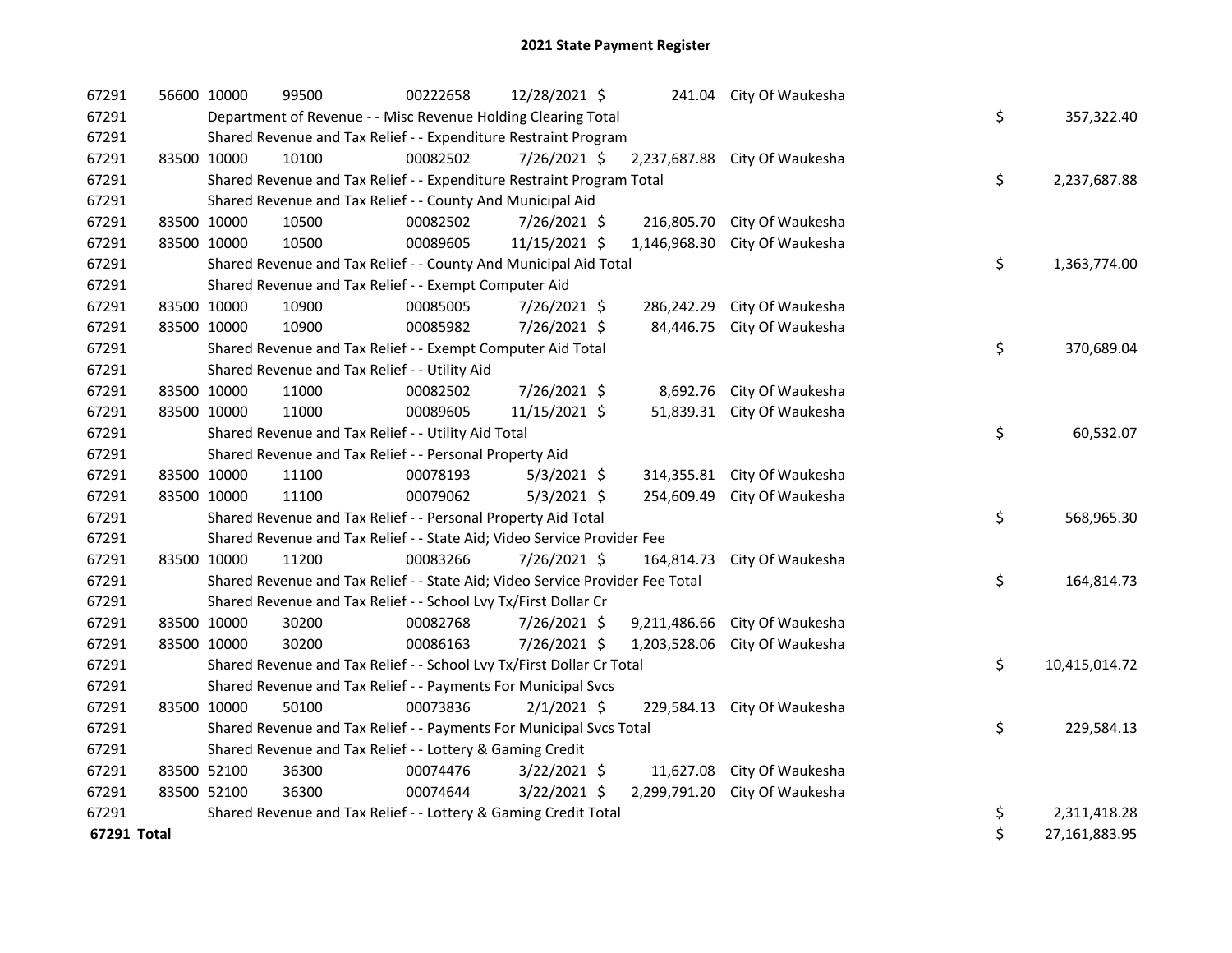## 2021 State Payment Register

| | | | | | | | | | |
|---|---|---|---|---|---|---|---|---|---|
| 67291 | 56600 | 10000 | 99500 | 00222658 | 12/28/2021 | $ 241.04 | City Of Waukesha | | |
| 67291 | | Department of Revenue - - Misc Revenue Holding Clearing Total | | | | | | $ | 357,322.40 |
| 67291 | | Shared Revenue and Tax Relief - - Expenditure Restraint Program | | | | | | | |
| 67291 | 83500 | 10000 | 10100 | 00082502 | 7/26/2021 | $ 2,237,687.88 | City Of Waukesha | | |
| 67291 | | Shared Revenue and Tax Relief - - Expenditure Restraint Program Total | | | | | | $ | 2,237,687.88 |
| 67291 | | Shared Revenue and Tax Relief - - County And Municipal Aid | | | | | | | |
| 67291 | 83500 | 10000 | 10500 | 00082502 | 7/26/2021 | $ 216,805.70 | City Of Waukesha | | |
| 67291 | 83500 | 10000 | 10500 | 00089605 | 11/15/2021 | $ 1,146,968.30 | City Of Waukesha | | |
| 67291 | | Shared Revenue and Tax Relief - - County And Municipal Aid Total | | | | | | $ | 1,363,774.00 |
| 67291 | | Shared Revenue and Tax Relief - - Exempt Computer Aid | | | | | | | |
| 67291 | 83500 | 10000 | 10900 | 00085005 | 7/26/2021 | $ 286,242.29 | City Of Waukesha | | |
| 67291 | 83500 | 10000 | 10900 | 00085982 | 7/26/2021 | $ 84,446.75 | City Of Waukesha | | |
| 67291 | | Shared Revenue and Tax Relief - - Exempt Computer Aid Total | | | | | | $ | 370,689.04 |
| 67291 | | Shared Revenue and Tax Relief - - Utility Aid | | | | | | | |
| 67291 | 83500 | 10000 | 11000 | 00082502 | 7/26/2021 | $ 8,692.76 | City Of Waukesha | | |
| 67291 | 83500 | 10000 | 11000 | 00089605 | 11/15/2021 | $ 51,839.31 | City Of Waukesha | | |
| 67291 | | Shared Revenue and Tax Relief - - Utility Aid Total | | | | | | $ | 60,532.07 |
| 67291 | | Shared Revenue and Tax Relief - - Personal Property Aid | | | | | | | |
| 67291 | 83500 | 10000 | 11100 | 00078193 | 5/3/2021 | $ 314,355.81 | City Of Waukesha | | |
| 67291 | 83500 | 10000 | 11100 | 00079062 | 5/3/2021 | $ 254,609.49 | City Of Waukesha | | |
| 67291 | | Shared Revenue and Tax Relief - - Personal Property Aid Total | | | | | | $ | 568,965.30 |
| 67291 | | Shared Revenue and Tax Relief - - State Aid; Video Service Provider Fee | | | | | | | |
| 67291 | 83500 | 10000 | 11200 | 00083266 | 7/26/2021 | $ 164,814.73 | City Of Waukesha | | |
| 67291 | | Shared Revenue and Tax Relief - - State Aid; Video Service Provider Fee Total | | | | | | $ | 164,814.73 |
| 67291 | | Shared Revenue and Tax Relief - - School Lvy Tx/First Dollar Cr | | | | | | | |
| 67291 | 83500 | 10000 | 30200 | 00082768 | 7/26/2021 | $ 9,211,486.66 | City Of Waukesha | | |
| 67291 | 83500 | 10000 | 30200 | 00086163 | 7/26/2021 | $ 1,203,528.06 | City Of Waukesha | | |
| 67291 | | Shared Revenue and Tax Relief - - School Lvy Tx/First Dollar Cr Total | | | | | | $ | 10,415,014.72 |
| 67291 | | Shared Revenue and Tax Relief - - Payments For Municipal Svcs | | | | | | | |
| 67291 | 83500 | 10000 | 50100 | 00073836 | 2/1/2021 | $ 229,584.13 | City Of Waukesha | | |
| 67291 | | Shared Revenue and Tax Relief - - Payments For Municipal Svcs Total | | | | | | $ | 229,584.13 |
| 67291 | | Shared Revenue and Tax Relief - - Lottery & Gaming Credit | | | | | | | |
| 67291 | 83500 | 52100 | 36300 | 00074476 | 3/22/2021 | $ 11,627.08 | City Of Waukesha | | |
| 67291 | 83500 | 52100 | 36300 | 00074644 | 3/22/2021 | $ 2,299,791.20 | City Of Waukesha | | |
| 67291 | | Shared Revenue and Tax Relief - - Lottery & Gaming Credit Total | | | | | | $ | 2,311,418.28 |
| **67291 Total** | | | | | | | | $ | 27,161,883.95 |